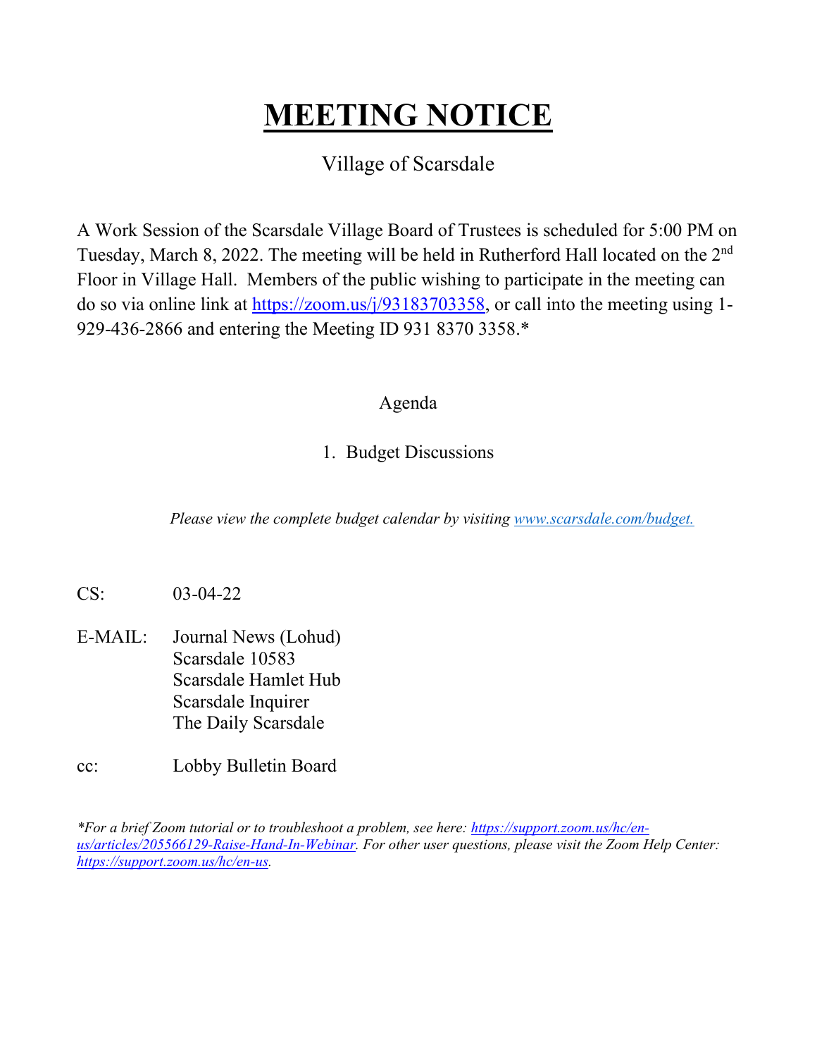# **MEETING NOTICE**

Village of Scarsdale

A Work Session of the Scarsdale Village Board of Trustees is scheduled for 5:00 PM on Tuesday, March 8, 2022. The meeting will be held in Rutherford Hall located on the 2nd Floor in Village Hall. Members of the public wishing to participate in the meeting can do so via online link at https://zoom.us/j/93183703358, or call into the meeting using 1-929-436-2866 and entering the Meeting ID 931 8370 3358.*

Agenda

1. Budget Discussions

*Please view the complete budget calendar by visiting www.scarsdale.com/budget.*

CS: 03-04-22

E-MAIL: Journal News (Lohud)
Scarsdale 10583
Scarsdale Hamlet Hub
Scarsdale Inquirer
The Daily Scarsdale

cc: Lobby Bulletin Board

**For a brief Zoom tutorial or to troubleshoot a problem, see here: https://support.zoom.us/hc/en-us/articles/205566129-Raise-Hand-In-Webinar. For other user questions, please visit the Zoom Help Center: https://support.zoom.us/hc/en-us.*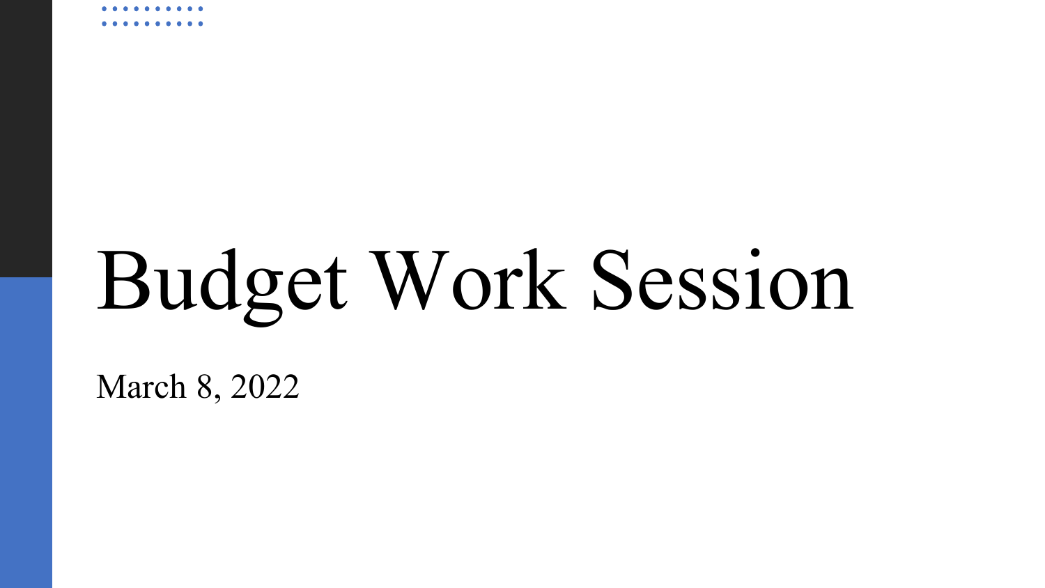# Budget Work Session

March 8, 2022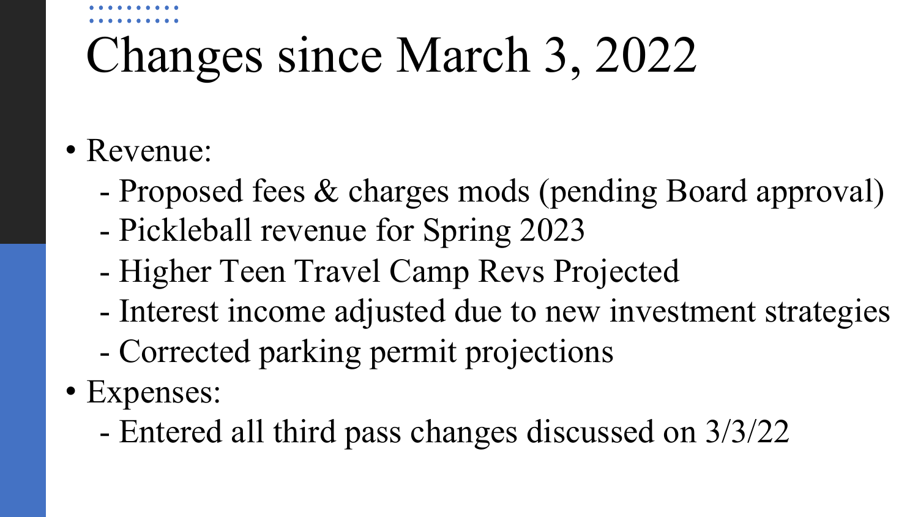# Changes since March 3, 2022

- Revenue:
  - Proposed fees & charges mods (pending Board approval)
  - Pickleball revenue for Spring 2023
  - Higher Teen Travel Camp Revs Projected
  - Interest income adjusted due to new investment strategies
  - Corrected parking permit projections
- Expenses:
  - Entered all third pass changes discussed on 3/3/22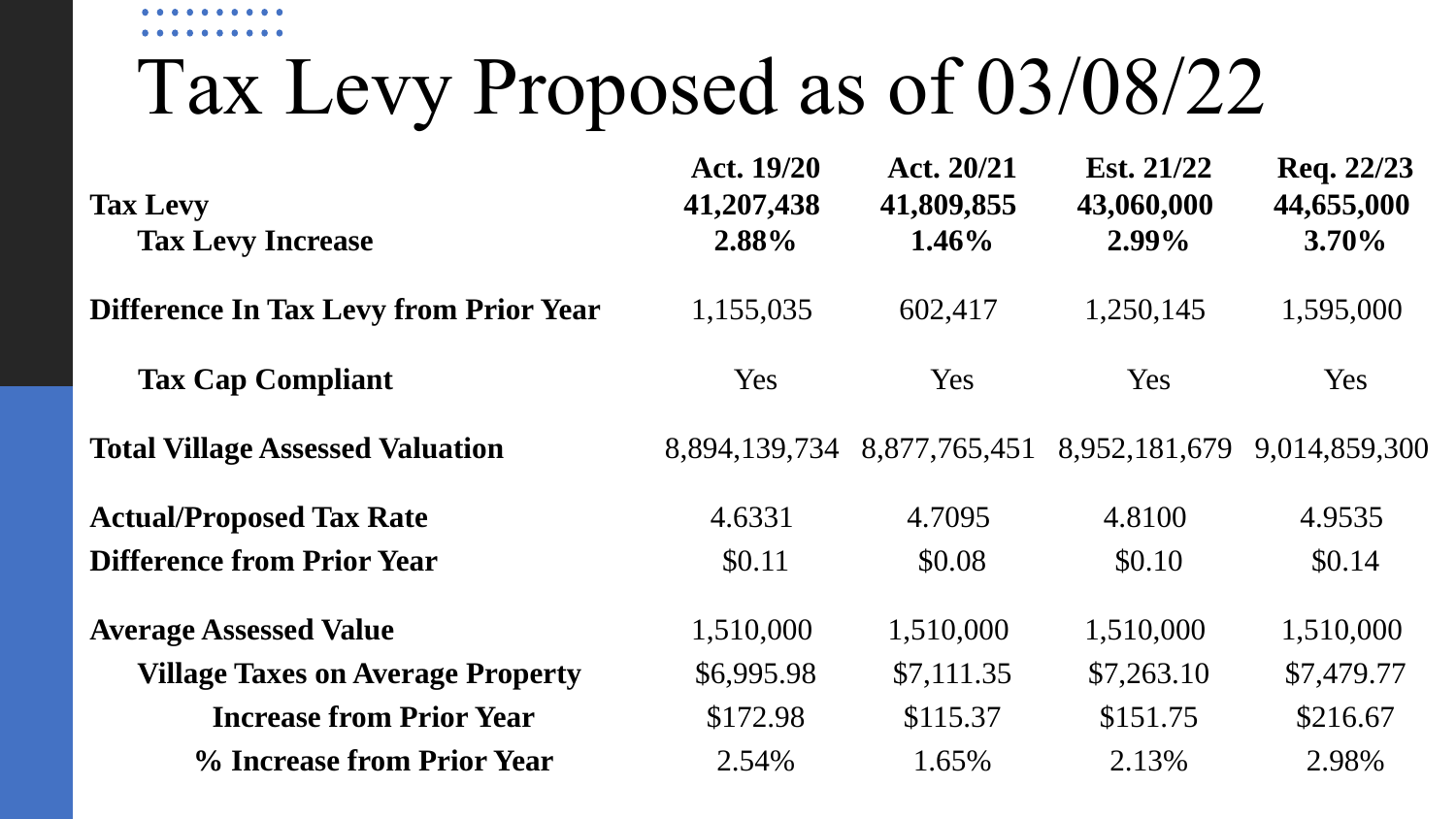# Tax Levy Proposed as of 03/08/22

| | Act. 19/20 | Act. 20/21 | Est. 21/22 | Req. 22/23 |
|---|---|---|---|---|
| **Tax Levy** | **41,207,438** | **41,809,855** | **43,060,000** | **44,655,000** |
| **Tax Levy Increase** | **2.88%** | **1.46%** | **2.99%** | **3.70%** |
| **Difference In Tax Levy from Prior Year** | 1,155,035 | 602,417 | 1,250,145 | 1,595,000 |
| **Tax Cap Compliant** | Yes | Yes | Yes | Yes |
| **Total Village Assessed Valuation** | 8,894,139,734 | 8,877,765,451 | 8,952,181,679 | 9,014,859,300 |
| **Actual/Proposed Tax Rate** | 4.6331 | 4.7095 | 4.8100 | 4.9535 |
| **Difference from Prior Year** | $0.11 | $0.08 | $0.10 | $0.14 |
| **Average Assessed Value** | 1,510,000 | 1,510,000 | 1,510,000 | 1,510,000 |
| **Village Taxes on Average Property** | $6,995.98 | $7,111.35 | $7,263.10 | $7,479.77 |
| **Increase from Prior Year** | $172.98 | $115.37 | $151.75 | $216.67 |
| **% Increase from Prior Year** | 2.54% | 1.65% | 2.13% | 2.98% |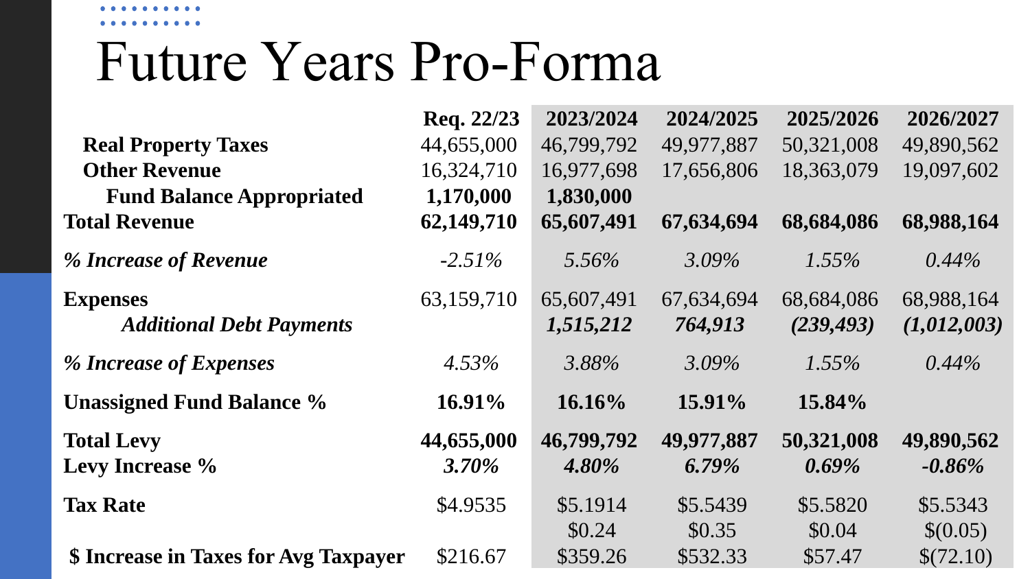# Future Years Pro-Forma

| | Req. 22/23 | 2023/2024 | 2024/2025 | 2025/2026 | 2026/2027 |
|---|---|---|---|---|---|
| **Real Property Taxes** | 44,655,000 | 46,799,792 | 49,977,887 | 50,321,008 | 49,890,562 |
| **Other Revenue** | 16,324,710 | 16,977,698 | 17,656,806 | 18,363,079 | 19,097,602 |
| **Fund Balance Appropriated** | **1,170,000** | **1,830,000** | | | |
| **Total Revenue** | **62,149,710** | **65,607,491** | **67,634,694** | **68,684,086** | **68,988,164** |
| ***% Increase of Revenue*** | *-2.51%* | *5.56%* | *3.09%* | *1.55%* | *0.44%* |
| **Expenses** | 63,159,710 | 65,607,491 | 67,634,694 | 68,684,086 | 68,988,164 |
| ***Additional Debt Payments*** | | ***1,515,212*** | ***764,913*** | ***(239,493)*** | ***(1,012,003)*** |
| ***% Increase of Expenses*** | *4.53%* | *3.88%* | *3.09%* | *1.55%* | *0.44%* |
| **Unassigned Fund Balance %** | **16.91%** | **16.16%** | **15.91%** | **15.84%** | |
| **Total Levy** | **44,655,000** | **46,799,792** | **49,977,887** | **50,321,008** | **49,890,562** |
| **Levy Increase %** | ***3.70%*** | ***4.80%*** | ***6.79%*** | ***0.69%*** | ***-0.86%*** |
| **Tax Rate** | $4.9535 | $5.1914 | $5.5439 | $5.5820 | $5.5343 |
| | | $0.24 | $0.35 | $0.04 | $(0.05) |
| **$ Increase in Taxes for Avg Taxpayer** | $216.67 | $359.26 | $532.33 | $57.47 | $(72.10) |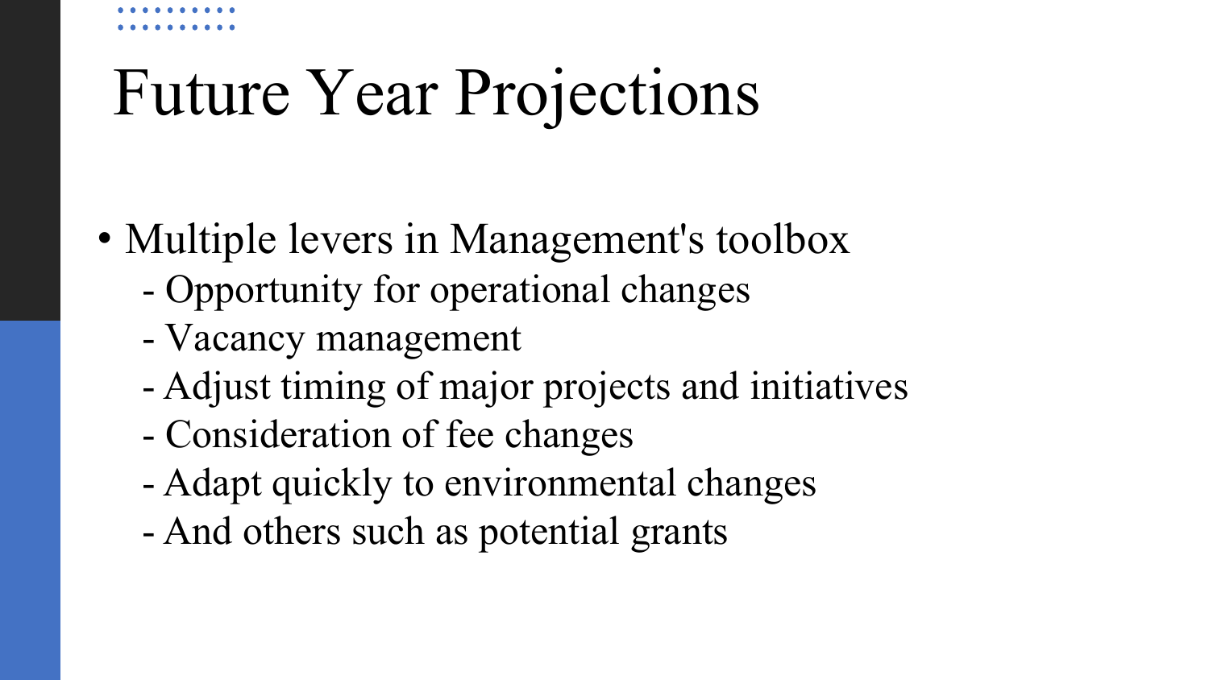# Future Year Projections

- Multiple levers in Management's toolbox
  - Opportunity for operational changes
  - Vacancy management
  - Adjust timing of major projects and initiatives
  - Consideration of fee changes
  - Adapt quickly to environmental changes
  - And others such as potential grants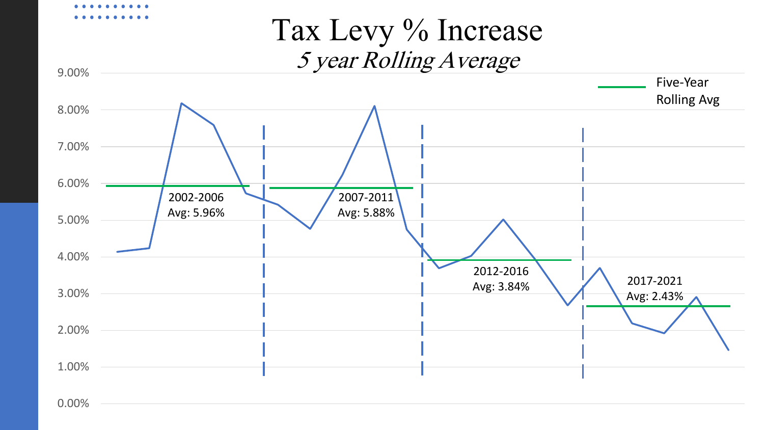# Tax Levy % Increase

*5 year Rolling Average*

Five-Year Rolling Avg

2002-2006
Avg: 5.96%

2007-2011
Avg: 5.88%

2012-2016
Avg: 3.84%

2017-2021
Avg: 2.43%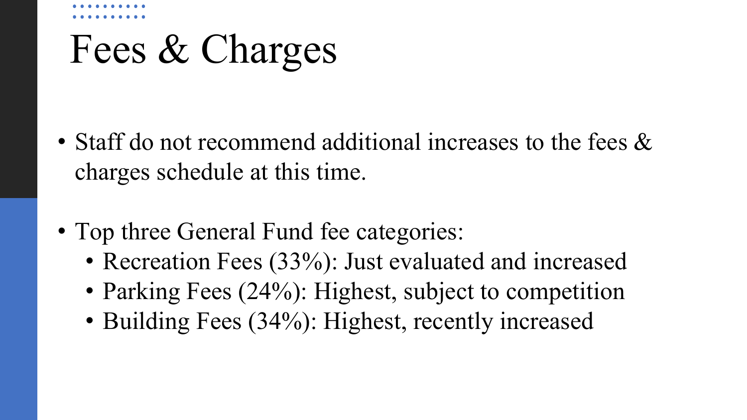# Fees & Charges

- Staff do not recommend additional increases to the fees & charges schedule at this time.

- Top three General Fund fee categories:
  - Recreation Fees (33%): Just evaluated and increased
  - Parking Fees (24%): Highest, subject to competition
  - Building Fees (34%): Highest, recently increased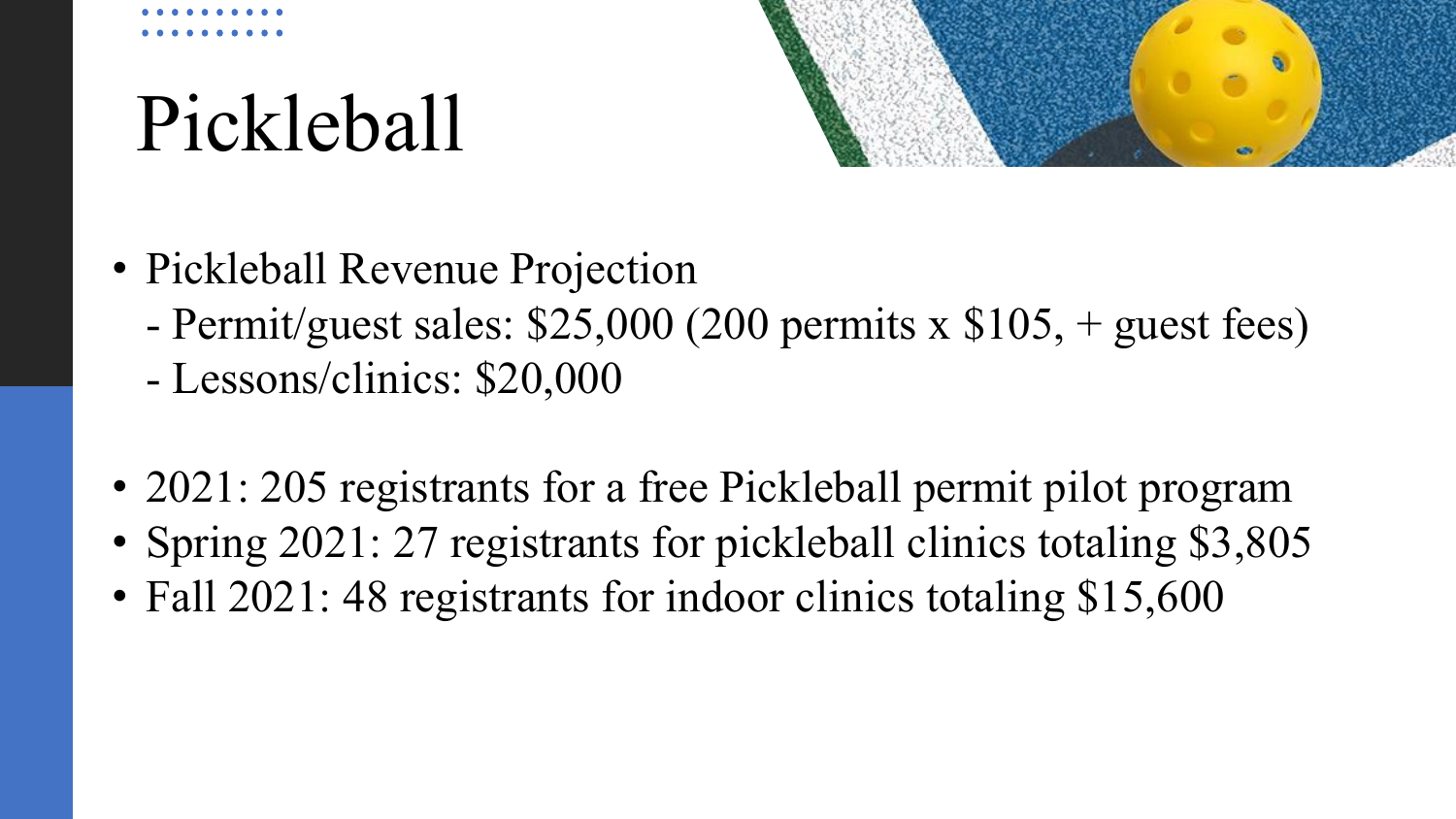# Pickleball

- Pickleball Revenue Projection
  - Permit/guest sales: $25,000 (200 permits x $105, + guest fees)
  - Lessons/clinics: $20,000

- 2021: 205 registrants for a free Pickleball permit pilot program
- Spring 2021: 27 registrants for pickleball clinics totaling $3,805
- Fall 2021: 48 registrants for indoor clinics totaling $15,600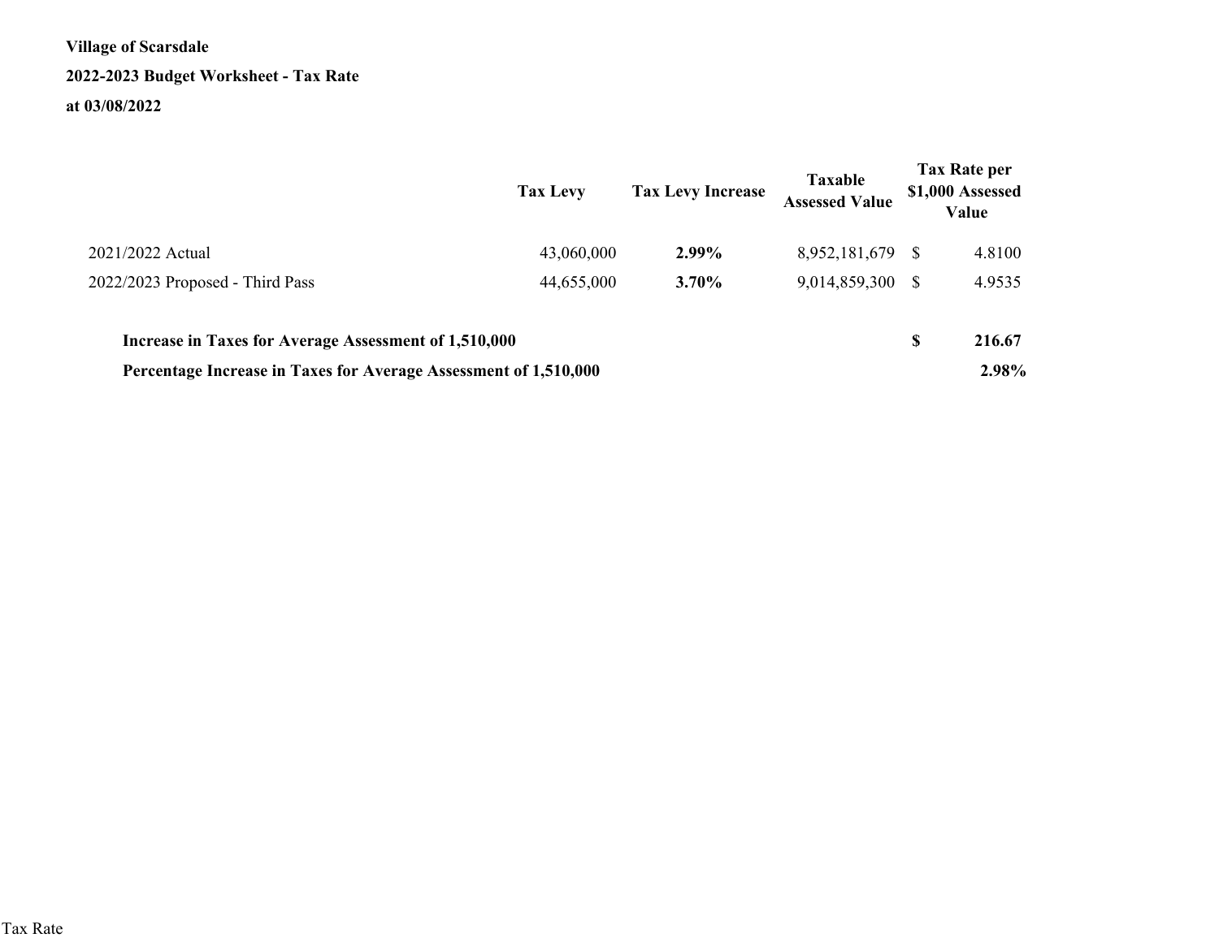**Village of Scarsdale**

**2022-2023 Budget Worksheet - Tax Rate**

**at 03/08/2022**

| | Tax Levy | Tax Levy Increase | Taxable Assessed Value | Tax Rate per $1,000 Assessed Value |
|---|---|---|---|---|
| 2021/2022 Actual | 43,060,000 | **2.99%** | 8,952,181,679 | $ 4.8100 |
| 2022/2023 Proposed - Third Pass | 44,655,000 | **3.70%** | 9,014,859,300 | $ 4.9535 |
| | | | | |
| **Increase in Taxes for Average Assessment of 1,510,000** | | | | **$ 216.67** |
| **Percentage Increase in Taxes for Average Assessment of 1,510,000** | | | | **2.98%** |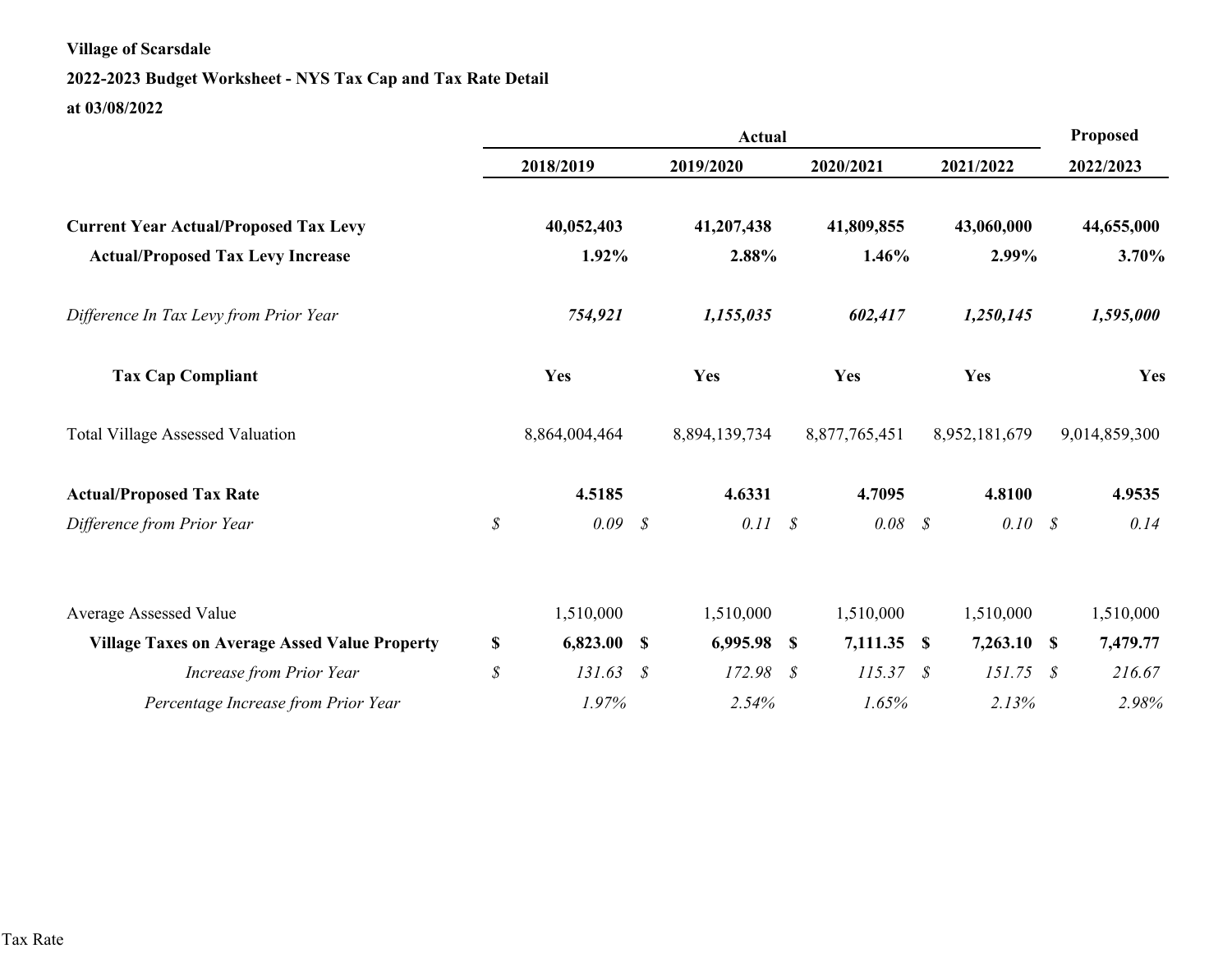**Village of Scarsdale**

**2022-2023 Budget Worksheet - NYS Tax Cap and Tax Rate Detail**

**at 03/08/2022**

| | **Actual** | | | | **Proposed** |
|---|---|---|---|---|---|
| | **2018/2019** | **2019/2020** | **2020/2021** | **2021/2022** | **2022/2023** |
| **Current Year Actual/Proposed Tax Levy** | **40,052,403** | **41,207,438** | **41,809,855** | **43,060,000** | **44,655,000** |
| **Actual/Proposed Tax Levy Increase** | **1.92%** | **2.88%** | **1.46%** | **2.99%** | **3.70%** |
| *Difference In Tax Levy from Prior Year* | ***754,921*** | ***1,155,035*** | ***602,417*** | ***1,250,145*** | ***1,595,000*** |
| **Tax Cap Compliant** | **Yes** | **Yes** | **Yes** | **Yes** | **Yes** |
| Total Village Assessed Valuation | 8,864,004,464 | 8,894,139,734 | 8,877,765,451 | 8,952,181,679 | 9,014,859,300 |
| **Actual/Proposed Tax Rate** | **4.5185** | **4.6331** | **4.7095** | **4.8100** | **4.9535** |
| *Difference from Prior Year* | *$ 0.09* | *$ 0.11* | *$ 0.08* | *$ 0.10* | *$ 0.14* |
| Average Assessed Value | 1,510,000 | 1,510,000 | 1,510,000 | 1,510,000 | 1,510,000 |
| **Village Taxes on Average Assed Value Property** | **$ 6,823.00** | **$ 6,995.98** | **$ 7,111.35** | **$ 7,263.10** | **$ 7,479.77** |
| *Increase from Prior Year* | *$ 131.63* | *$ 172.98* | *$ 115.37* | *$ 151.75* | *$ 216.67* |
| *Percentage Increase from Prior Year* | *1.97%* | *2.54%* | *1.65%* | *2.13%* | *2.98%* |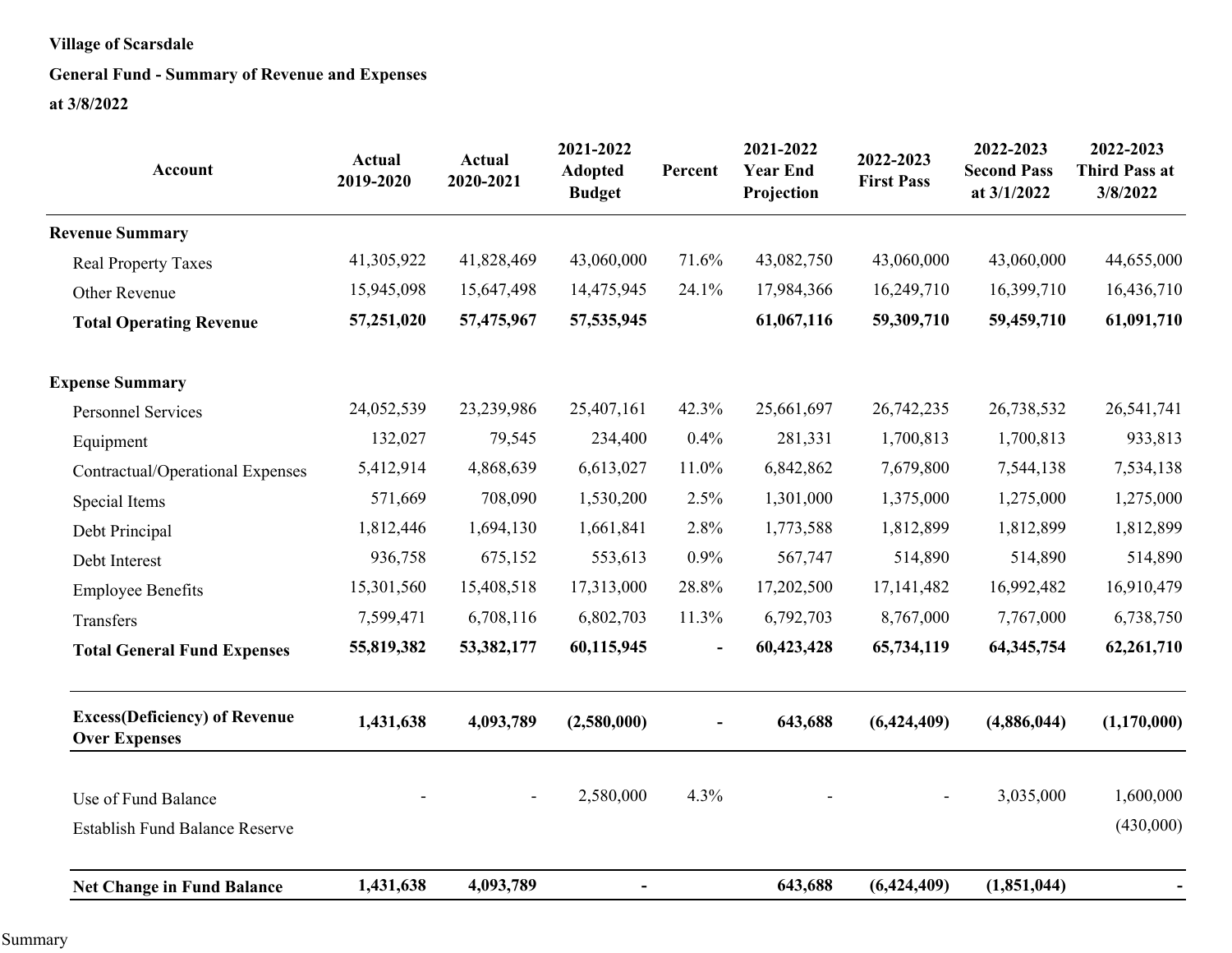**Village of Scarsdale**

**General Fund - Summary of Revenue and Expenses**

**at 3/8/2022**

| Account | Actual 2019-2020 | Actual 2020-2021 | 2021-2022 Adopted Budget | Percent | 2021-2022 Year End Projection | 2022-2023 First Pass | 2022-2023 Second Pass at 3/1/2022 | 2022-2023 Third Pass at 3/8/2022 |
|---|---|---|---|---|---|---|---|---|
| **Revenue Summary** | | | | | | | | |
| Real Property Taxes | 41,305,922 | 41,828,469 | 43,060,000 | 71.6% | 43,082,750 | 43,060,000 | 43,060,000 | 44,655,000 |
| Other Revenue | 15,945,098 | 15,647,498 | 14,475,945 | 24.1% | 17,984,366 | 16,249,710 | 16,399,710 | 16,436,710 |
| **Total Operating Revenue** | **57,251,020** | **57,475,967** | **57,535,945** | | **61,067,116** | **59,309,710** | **59,459,710** | **61,091,710** |
| **Expense Summary** | | | | | | | | |
| Personnel Services | 24,052,539 | 23,239,986 | 25,407,161 | 42.3% | 25,661,697 | 26,742,235 | 26,738,532 | 26,541,741 |
| Equipment | 132,027 | 79,545 | 234,400 | 0.4% | 281,331 | 1,700,813 | 1,700,813 | 933,813 |
| Contractual/Operational Expenses | 5,412,914 | 4,868,639 | 6,613,027 | 11.0% | 6,842,862 | 7,679,800 | 7,544,138 | 7,534,138 |
| Special Items | 571,669 | 708,090 | 1,530,200 | 2.5% | 1,301,000 | 1,375,000 | 1,275,000 | 1,275,000 |
| Debt Principal | 1,812,446 | 1,694,130 | 1,661,841 | 2.8% | 1,773,588 | 1,812,899 | 1,812,899 | 1,812,899 |
| Debt Interest | 936,758 | 675,152 | 553,613 | 0.9% | 567,747 | 514,890 | 514,890 | 514,890 |
| Employee Benefits | 15,301,560 | 15,408,518 | 17,313,000 | 28.8% | 17,202,500 | 17,141,482 | 16,992,482 | 16,910,479 |
| Transfers | 7,599,471 | 6,708,116 | 6,802,703 | 11.3% | 6,792,703 | 8,767,000 | 7,767,000 | 6,738,750 |
| **Total General Fund Expenses** | **55,819,382** | **53,382,177** | **60,115,945** | **-** | **60,423,428** | **65,734,119** | **64,345,754** | **62,261,710** |
| **Excess(Deficiency) of Revenue Over Expenses** | **1,431,638** | **4,093,789** | **(2,580,000)** | **-** | **643,688** | **(6,424,409)** | **(4,886,044)** | **(1,170,000)** |
| Use of Fund Balance | - | - | 2,580,000 | 4.3% | - | - | 3,035,000 | 1,600,000 |
| Establish Fund Balance Reserve | | | | | | | | (430,000) |
| **Net Change in Fund Balance** | **1,431,638** | **4,093,789** | **-** | | **643,688** | **(6,424,409)** | **(1,851,044)** | **-** |

Summary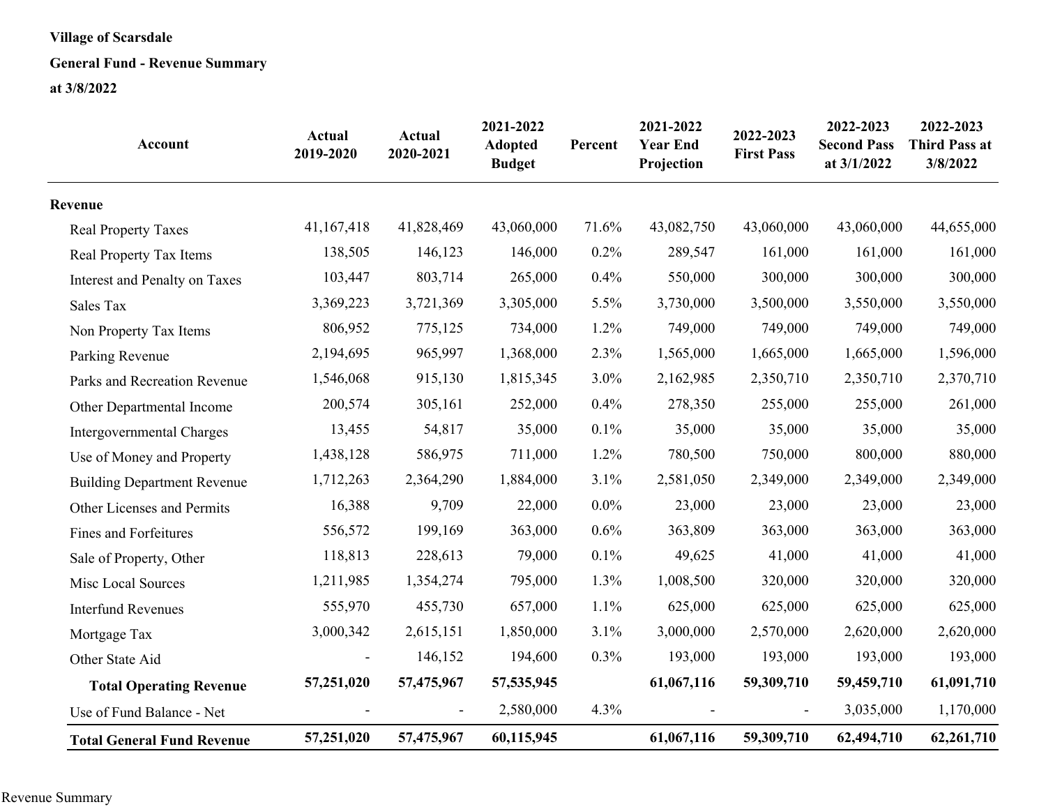**Village of Scarsdale**

**General Fund - Revenue Summary**

**at 3/8/2022**

| Account | Actual 2019-2020 | Actual 2020-2021 | 2021-2022 Adopted Budget | Percent | 2021-2022 Year End Projection | 2022-2023 First Pass | 2022-2023 Second Pass at 3/1/2022 | 2022-2023 Third Pass at 3/8/2022 |
|---|---|---|---|---|---|---|---|---|
| **Revenue** | | | | | | | | |
| Real Property Taxes | 41,167,418 | 41,828,469 | 43,060,000 | 71.6% | 43,082,750 | 43,060,000 | 43,060,000 | 44,655,000 |
| Real Property Tax Items | 138,505 | 146,123 | 146,000 | 0.2% | 289,547 | 161,000 | 161,000 | 161,000 |
| Interest and Penalty on Taxes | 103,447 | 803,714 | 265,000 | 0.4% | 550,000 | 300,000 | 300,000 | 300,000 |
| Sales Tax | 3,369,223 | 3,721,369 | 3,305,000 | 5.5% | 3,730,000 | 3,500,000 | 3,550,000 | 3,550,000 |
| Non Property Tax Items | 806,952 | 775,125 | 734,000 | 1.2% | 749,000 | 749,000 | 749,000 | 749,000 |
| Parking Revenue | 2,194,695 | 965,997 | 1,368,000 | 2.3% | 1,565,000 | 1,665,000 | 1,665,000 | 1,596,000 |
| Parks and Recreation Revenue | 1,546,068 | 915,130 | 1,815,345 | 3.0% | 2,162,985 | 2,350,710 | 2,350,710 | 2,370,710 |
| Other Departmental Income | 200,574 | 305,161 | 252,000 | 0.4% | 278,350 | 255,000 | 255,000 | 261,000 |
| Intergovernmental Charges | 13,455 | 54,817 | 35,000 | 0.1% | 35,000 | 35,000 | 35,000 | 35,000 |
| Use of Money and Property | 1,438,128 | 586,975 | 711,000 | 1.2% | 780,500 | 750,000 | 800,000 | 880,000 |
| Building Department Revenue | 1,712,263 | 2,364,290 | 1,884,000 | 3.1% | 2,581,050 | 2,349,000 | 2,349,000 | 2,349,000 |
| Other Licenses and Permits | 16,388 | 9,709 | 22,000 | 0.0% | 23,000 | 23,000 | 23,000 | 23,000 |
| Fines and Forfeitures | 556,572 | 199,169 | 363,000 | 0.6% | 363,809 | 363,000 | 363,000 | 363,000 |
| Sale of Property, Other | 118,813 | 228,613 | 79,000 | 0.1% | 49,625 | 41,000 | 41,000 | 41,000 |
| Misc Local Sources | 1,211,985 | 1,354,274 | 795,000 | 1.3% | 1,008,500 | 320,000 | 320,000 | 320,000 |
| Interfund Revenues | 555,970 | 455,730 | 657,000 | 1.1% | 625,000 | 625,000 | 625,000 | 625,000 |
| Mortgage Tax | 3,000,342 | 2,615,151 | 1,850,000 | 3.1% | 3,000,000 | 2,570,000 | 2,620,000 | 2,620,000 |
| Other State Aid | - | 146,152 | 194,600 | 0.3% | 193,000 | 193,000 | 193,000 | 193,000 |
| **Total Operating Revenue** | **57,251,020** | **57,475,967** | **57,535,945** | | **61,067,116** | **59,309,710** | **59,459,710** | **61,091,710** |
| Use of Fund Balance - Net | - | - | 2,580,000 | 4.3% | - | - | 3,035,000 | 1,170,000 |
| **Total General Fund Revenue** | **57,251,020** | **57,475,967** | **60,115,945** | | **61,067,116** | **59,309,710** | **62,494,710** | **62,261,710** |

Revenue Summary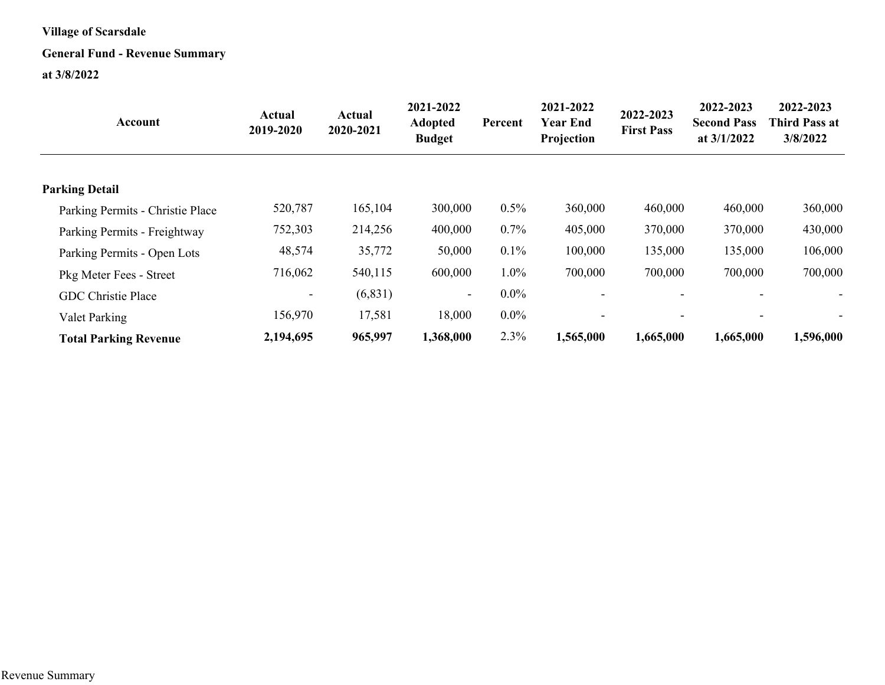**Village of Scarsdale**

**General Fund - Revenue Summary**

**at 3/8/2022**

| Account | Actual 2019-2020 | Actual 2020-2021 | 2021-2022 Adopted Budget | Percent | 2021-2022 Year End Projection | 2022-2023 First Pass | 2022-2023 Second Pass at 3/1/2022 | 2022-2023 Third Pass at 3/8/2022 |
|---|---|---|---|---|---|---|---|---|
| **Parking Detail** | | | | | | | | |
| Parking Permits - Christie Place | 520,787 | 165,104 | 300,000 | 0.5% | 360,000 | 460,000 | 460,000 | 360,000 |
| Parking Permits - Freightway | 752,303 | 214,256 | 400,000 | 0.7% | 405,000 | 370,000 | 370,000 | 430,000 |
| Parking Permits - Open Lots | 48,574 | 35,772 | 50,000 | 0.1% | 100,000 | 135,000 | 135,000 | 106,000 |
| Pkg Meter Fees - Street | 716,062 | 540,115 | 600,000 | 1.0% | 700,000 | 700,000 | 700,000 | 700,000 |
| GDC Christie Place | - | (6,831) | - | 0.0% | - | - | - | - |
| Valet Parking | 156,970 | 17,581 | 18,000 | 0.0% | - | - | - | - |
| **Total Parking Revenue** | **2,194,695** | **965,997** | **1,368,000** | 2.3% | **1,565,000** | **1,665,000** | **1,665,000** | **1,596,000** |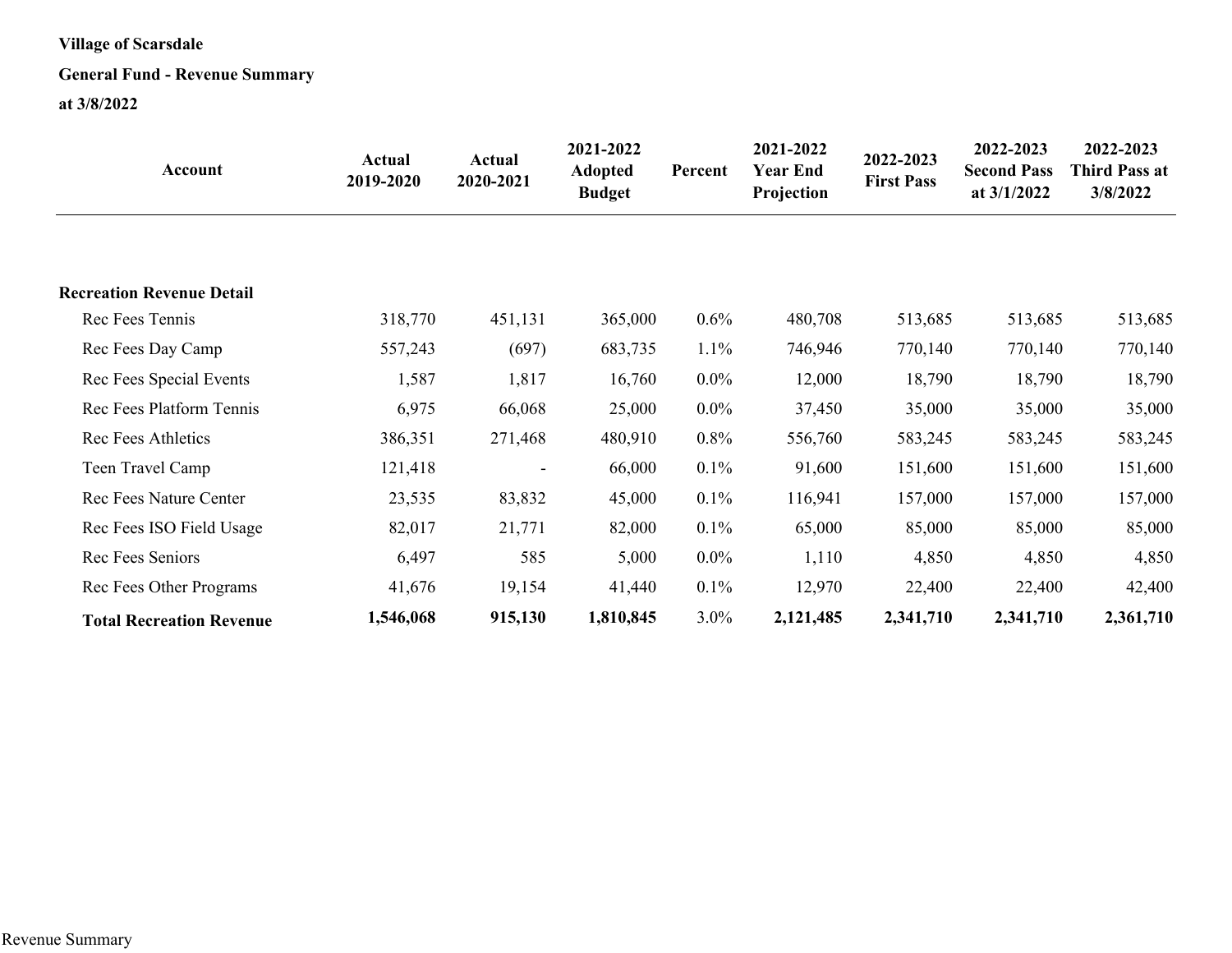**Village of Scarsdale**

**General Fund - Revenue Summary**

**at 3/8/2022**

| Account | Actual 2019-2020 | Actual 2020-2021 | 2021-2022 Adopted Budget | Percent | 2021-2022 Year End Projection | 2022-2023 First Pass | 2022-2023 Second Pass at 3/1/2022 | 2022-2023 Third Pass at 3/8/2022 |
|---|---|---|---|---|---|---|---|---|
| **Recreation Revenue Detail** | | | | | | | | |
| Rec Fees Tennis | 318,770 | 451,131 | 365,000 | 0.6% | 480,708 | 513,685 | 513,685 | 513,685 |
| Rec Fees Day Camp | 557,243 | (697) | 683,735 | 1.1% | 746,946 | 770,140 | 770,140 | 770,140 |
| Rec Fees Special Events | 1,587 | 1,817 | 16,760 | 0.0% | 12,000 | 18,790 | 18,790 | 18,790 |
| Rec Fees Platform Tennis | 6,975 | 66,068 | 25,000 | 0.0% | 37,450 | 35,000 | 35,000 | 35,000 |
| Rec Fees Athletics | 386,351 | 271,468 | 480,910 | 0.8% | 556,760 | 583,245 | 583,245 | 583,245 |
| Teen Travel Camp | 121,418 | - | 66,000 | 0.1% | 91,600 | 151,600 | 151,600 | 151,600 |
| Rec Fees Nature Center | 23,535 | 83,832 | 45,000 | 0.1% | 116,941 | 157,000 | 157,000 | 157,000 |
| Rec Fees ISO Field Usage | 82,017 | 21,771 | 82,000 | 0.1% | 65,000 | 85,000 | 85,000 | 85,000 |
| Rec Fees Seniors | 6,497 | 585 | 5,000 | 0.0% | 1,110 | 4,850 | 4,850 | 4,850 |
| Rec Fees Other Programs | 41,676 | 19,154 | 41,440 | 0.1% | 12,970 | 22,400 | 22,400 | 42,400 |
| **Total Recreation Revenue** | **1,546,068** | **915,130** | **1,810,845** | 3.0% | **2,121,485** | **2,341,710** | **2,341,710** | **2,361,710** |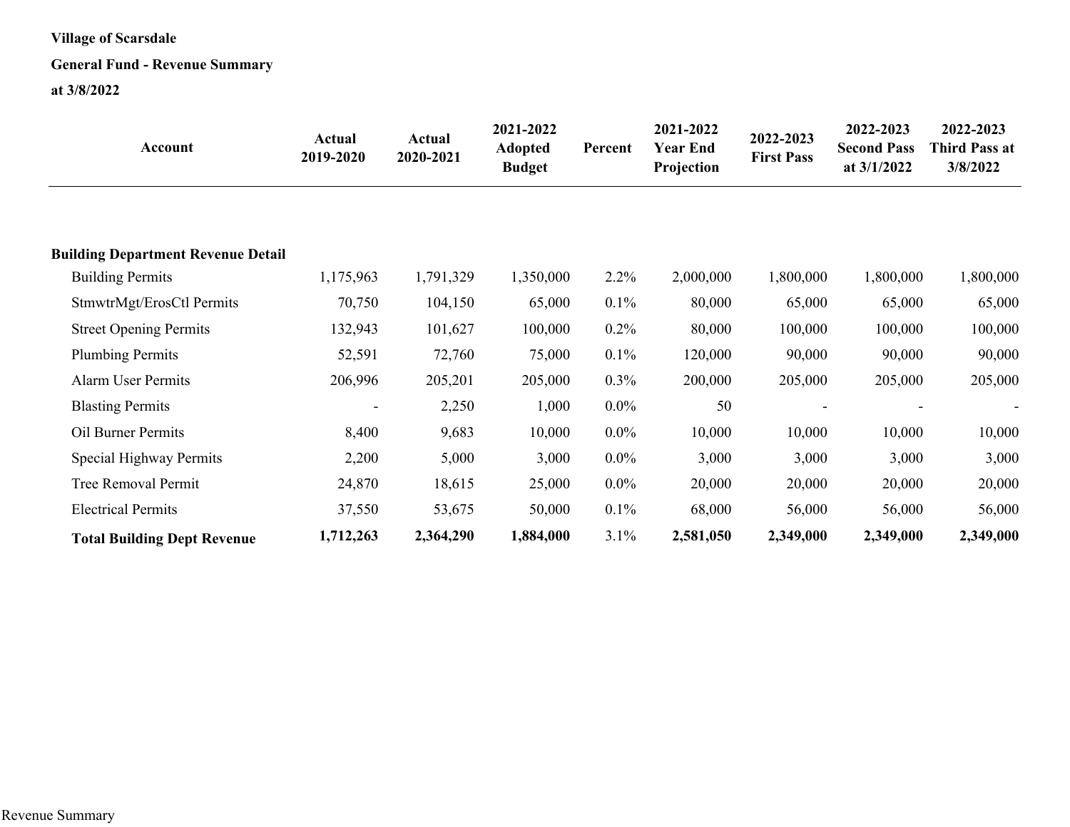**Village of Scarsdale**

**General Fund - Revenue Summary**

**at 3/8/2022**

| Account | Actual 2019-2020 | Actual 2020-2021 | 2021-2022 Adopted Budget | Percent | 2021-2022 Year End Projection | 2022-2023 First Pass | 2022-2023 Second Pass at 3/1/2022 | 2022-2023 Third Pass at 3/8/2022 |
|---|---|---|---|---|---|---|---|---|
| **Building Department Revenue Detail** | | | | | | | | |
| Building Permits | 1,175,963 | 1,791,329 | 1,350,000 | 2.2% | 2,000,000 | 1,800,000 | 1,800,000 | 1,800,000 |
| StmwtrMgt/ErosCtl Permits | 70,750 | 104,150 | 65,000 | 0.1% | 80,000 | 65,000 | 65,000 | 65,000 |
| Street Opening Permits | 132,943 | 101,627 | 100,000 | 0.2% | 80,000 | 100,000 | 100,000 | 100,000 |
| Plumbing Permits | 52,591 | 72,760 | 75,000 | 0.1% | 120,000 | 90,000 | 90,000 | 90,000 |
| Alarm User Permits | 206,996 | 205,201 | 205,000 | 0.3% | 200,000 | 205,000 | 205,000 | 205,000 |
| Blasting Permits | - | 2,250 | 1,000 | 0.0% | 50 | - | - | - |
| Oil Burner Permits | 8,400 | 9,683 | 10,000 | 0.0% | 10,000 | 10,000 | 10,000 | 10,000 |
| Special Highway Permits | 2,200 | 5,000 | 3,000 | 0.0% | 3,000 | 3,000 | 3,000 | 3,000 |
| Tree Removal Permit | 24,870 | 18,615 | 25,000 | 0.0% | 20,000 | 20,000 | 20,000 | 20,000 |
| Electrical Permits | 37,550 | 53,675 | 50,000 | 0.1% | 68,000 | 56,000 | 56,000 | 56,000 |
| **Total Building Dept Revenue** | **1,712,263** | **2,364,290** | **1,884,000** | 3.1% | **2,581,050** | **2,349,000** | **2,349,000** | **2,349,000** |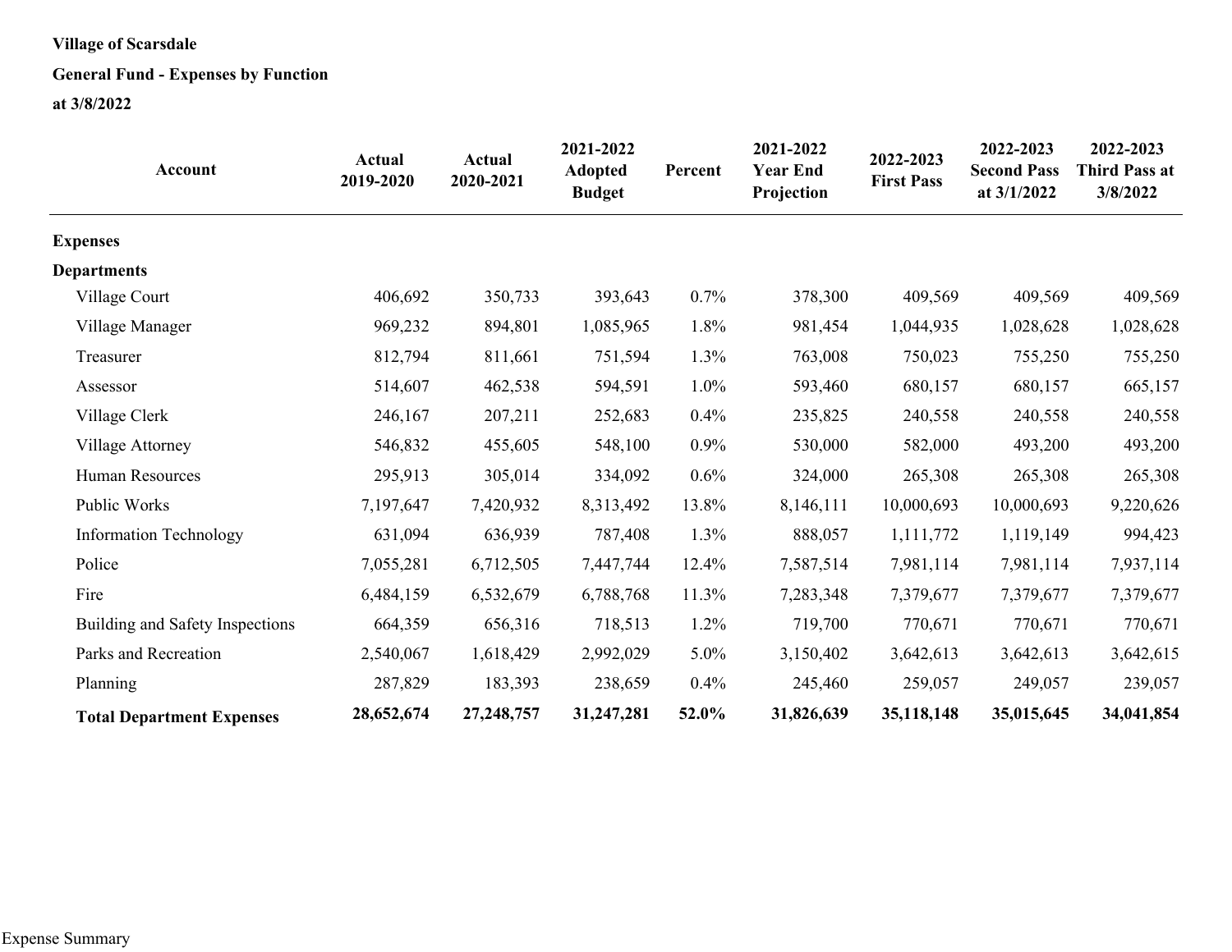**Village of Scarsdale**

**General Fund - Expenses by Function**

**at 3/8/2022**

| Account | Actual 2019-2020 | Actual 2020-2021 | 2021-2022 Adopted Budget | Percent | 2021-2022 Year End Projection | 2022-2023 First Pass | 2022-2023 Second Pass at 3/1/2022 | 2022-2023 Third Pass at 3/8/2022 |
|---|---|---|---|---|---|---|---|---|
| **Expenses** | | | | | | | | |
| **Departments** | | | | | | | | |
| Village Court | 406,692 | 350,733 | 393,643 | 0.7% | 378,300 | 409,569 | 409,569 | 409,569 |
| Village Manager | 969,232 | 894,801 | 1,085,965 | 1.8% | 981,454 | 1,044,935 | 1,028,628 | 1,028,628 |
| Treasurer | 812,794 | 811,661 | 751,594 | 1.3% | 763,008 | 750,023 | 755,250 | 755,250 |
| Assessor | 514,607 | 462,538 | 594,591 | 1.0% | 593,460 | 680,157 | 680,157 | 665,157 |
| Village Clerk | 246,167 | 207,211 | 252,683 | 0.4% | 235,825 | 240,558 | 240,558 | 240,558 |
| Village Attorney | 546,832 | 455,605 | 548,100 | 0.9% | 530,000 | 582,000 | 493,200 | 493,200 |
| Human Resources | 295,913 | 305,014 | 334,092 | 0.6% | 324,000 | 265,308 | 265,308 | 265,308 |
| Public Works | 7,197,647 | 7,420,932 | 8,313,492 | 13.8% | 8,146,111 | 10,000,693 | 10,000,693 | 9,220,626 |
| Information Technology | 631,094 | 636,939 | 787,408 | 1.3% | 888,057 | 1,111,772 | 1,119,149 | 994,423 |
| Police | 7,055,281 | 6,712,505 | 7,447,744 | 12.4% | 7,587,514 | 7,981,114 | 7,981,114 | 7,937,114 |
| Fire | 6,484,159 | 6,532,679 | 6,788,768 | 11.3% | 7,283,348 | 7,379,677 | 7,379,677 | 7,379,677 |
| Building and Safety Inspections | 664,359 | 656,316 | 718,513 | 1.2% | 719,700 | 770,671 | 770,671 | 770,671 |
| Parks and Recreation | 2,540,067 | 1,618,429 | 2,992,029 | 5.0% | 3,150,402 | 3,642,613 | 3,642,613 | 3,642,615 |
| Planning | 287,829 | 183,393 | 238,659 | 0.4% | 245,460 | 259,057 | 249,057 | 239,057 |
| **Total Department Expenses** | **28,652,674** | **27,248,757** | **31,247,281** | **52.0%** | **31,826,639** | **35,118,148** | **35,015,645** | **34,041,854** |

Expense Summary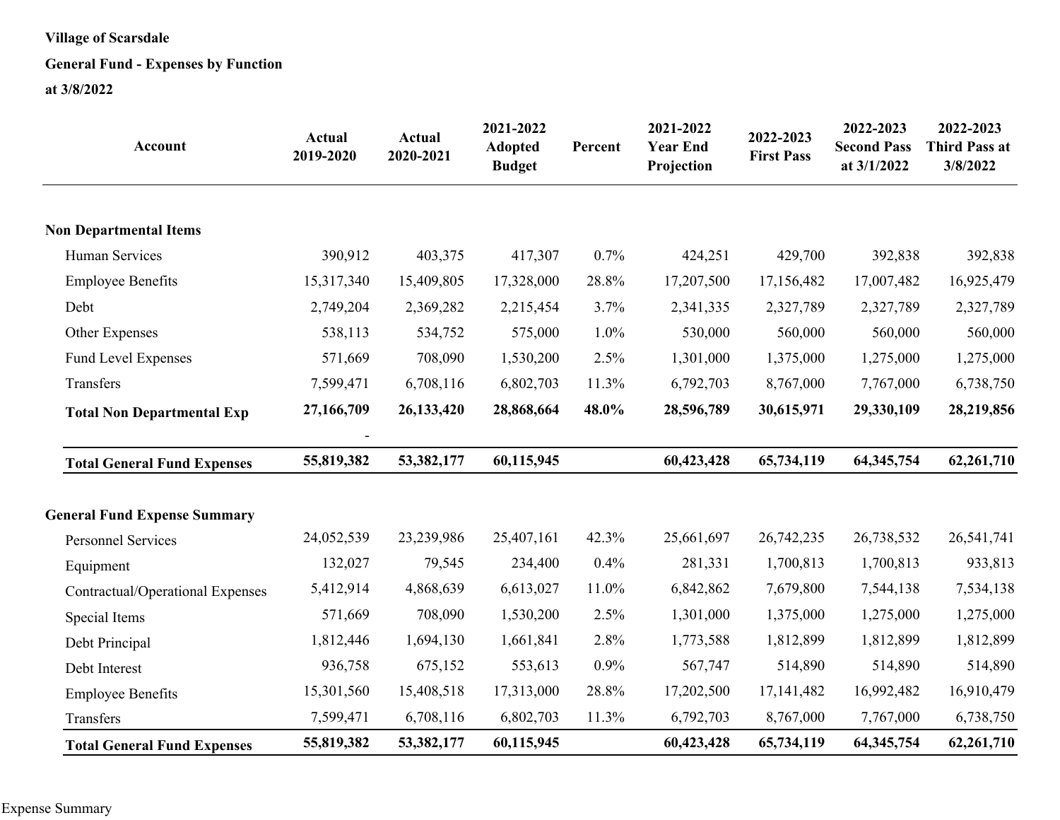**Village of Scarsdale**

**General Fund - Expenses by Function**

**at 3/8/2022**

| Account | Actual 2019-2020 | Actual 2020-2021 | 2021-2022 Adopted Budget | Percent | 2021-2022 Year End Projection | 2022-2023 First Pass | 2022-2023 Second Pass at 3/1/2022 | 2022-2023 Third Pass at 3/8/2022 |
|---|---|---|---|---|---|---|---|---|
| **Non Departmental Items** | | | | | | | | |
| Human Services | 390,912 | 403,375 | 417,307 | 0.7% | 424,251 | 429,700 | 392,838 | 392,838 |
| Employee Benefits | 15,317,340 | 15,409,805 | 17,328,000 | 28.8% | 17,207,500 | 17,156,482 | 17,007,482 | 16,925,479 |
| Debt | 2,749,204 | 2,369,282 | 2,215,454 | 3.7% | 2,341,335 | 2,327,789 | 2,327,789 | 2,327,789 |
| Other Expenses | 538,113 | 534,752 | 575,000 | 1.0% | 530,000 | 560,000 | 560,000 | 560,000 |
| Fund Level Expenses | 571,669 | 708,090 | 1,530,200 | 2.5% | 1,301,000 | 1,375,000 | 1,275,000 | 1,275,000 |
| Transfers | 7,599,471 | 6,708,116 | 6,802,703 | 11.3% | 6,792,703 | 8,767,000 | 7,767,000 | 6,738,750 |
| **Total Non Departmental Exp** | **27,166,709** | **26,133,420** | **28,868,664** | **48.0%** | **28,596,789** | **30,615,971** | **29,330,109** | **28,219,856** |
| | - | | | | | | | |
| **Total General Fund Expenses** | **55,819,382** | **53,382,177** | **60,115,945** | | **60,423,428** | **65,734,119** | **64,345,754** | **62,261,710** |
| **General Fund Expense Summary** | | | | | | | | |
| Personnel Services | 24,052,539 | 23,239,986 | 25,407,161 | 42.3% | 25,661,697 | 26,742,235 | 26,738,532 | 26,541,741 |
| Equipment | 132,027 | 79,545 | 234,400 | 0.4% | 281,331 | 1,700,813 | 1,700,813 | 933,813 |
| Contractual/Operational Expenses | 5,412,914 | 4,868,639 | 6,613,027 | 11.0% | 6,842,862 | 7,679,800 | 7,544,138 | 7,534,138 |
| Special Items | 571,669 | 708,090 | 1,530,200 | 2.5% | 1,301,000 | 1,375,000 | 1,275,000 | 1,275,000 |
| Debt Principal | 1,812,446 | 1,694,130 | 1,661,841 | 2.8% | 1,773,588 | 1,812,899 | 1,812,899 | 1,812,899 |
| Debt Interest | 936,758 | 675,152 | 553,613 | 0.9% | 567,747 | 514,890 | 514,890 | 514,890 |
| Employee Benefits | 15,301,560 | 15,408,518 | 17,313,000 | 28.8% | 17,202,500 | 17,141,482 | 16,992,482 | 16,910,479 |
| Transfers | 7,599,471 | 6,708,116 | 6,802,703 | 11.3% | 6,792,703 | 8,767,000 | 7,767,000 | 6,738,750 |
| **Total General Fund Expenses** | **55,819,382** | **53,382,177** | **60,115,945** | | **60,423,428** | **65,734,119** | **64,345,754** | **62,261,710** |

Expense Summary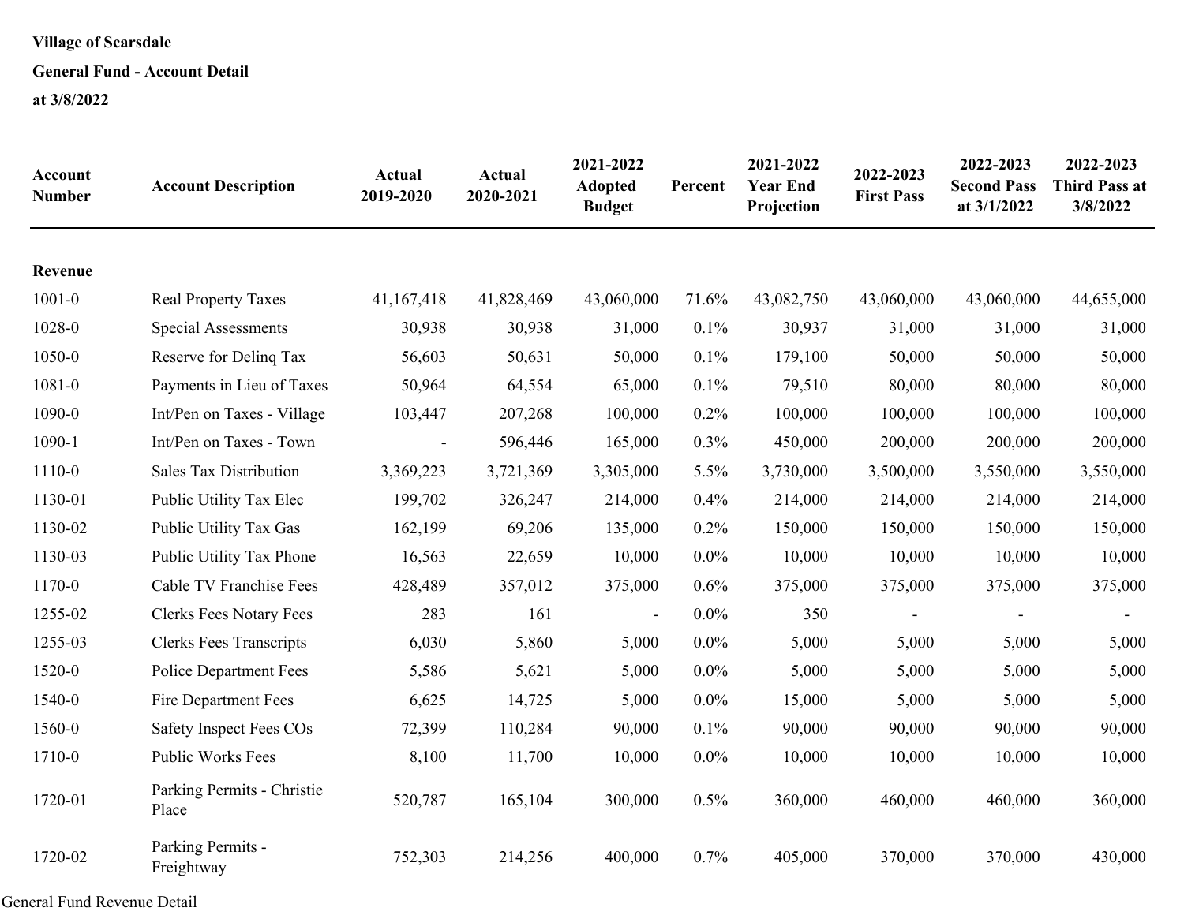**Village of Scarsdale**

**General Fund - Account Detail**

**at 3/8/2022**

| Account Number | Account Description | Actual 2019-2020 | Actual 2020-2021 | 2021-2022 Adopted Budget | Percent | 2021-2022 Year End Projection | 2022-2023 First Pass | 2022-2023 Second Pass at 3/1/2022 | 2022-2023 Third Pass at 3/8/2022 |
|---|---|---|---|---|---|---|---|---|---|
| **Revenue** | | | | | | | | | |
| 1001-0 | Real Property Taxes | 41,167,418 | 41,828,469 | 43,060,000 | 71.6% | 43,082,750 | 43,060,000 | 43,060,000 | 44,655,000 |
| 1028-0 | Special Assessments | 30,938 | 30,938 | 31,000 | 0.1% | 30,937 | 31,000 | 31,000 | 31,000 |
| 1050-0 | Reserve for Delinq Tax | 56,603 | 50,631 | 50,000 | 0.1% | 179,100 | 50,000 | 50,000 | 50,000 |
| 1081-0 | Payments in Lieu of Taxes | 50,964 | 64,554 | 65,000 | 0.1% | 79,510 | 80,000 | 80,000 | 80,000 |
| 1090-0 | Int/Pen on Taxes - Village | 103,447 | 207,268 | 100,000 | 0.2% | 100,000 | 100,000 | 100,000 | 100,000 |
| 1090-1 | Int/Pen on Taxes - Town | - | 596,446 | 165,000 | 0.3% | 450,000 | 200,000 | 200,000 | 200,000 |
| 1110-0 | Sales Tax Distribution | 3,369,223 | 3,721,369 | 3,305,000 | 5.5% | 3,730,000 | 3,500,000 | 3,550,000 | 3,550,000 |
| 1130-01 | Public Utility Tax Elec | 199,702 | 326,247 | 214,000 | 0.4% | 214,000 | 214,000 | 214,000 | 214,000 |
| 1130-02 | Public Utility Tax Gas | 162,199 | 69,206 | 135,000 | 0.2% | 150,000 | 150,000 | 150,000 | 150,000 |
| 1130-03 | Public Utility Tax Phone | 16,563 | 22,659 | 10,000 | 0.0% | 10,000 | 10,000 | 10,000 | 10,000 |
| 1170-0 | Cable TV Franchise Fees | 428,489 | 357,012 | 375,000 | 0.6% | 375,000 | 375,000 | 375,000 | 375,000 |
| 1255-02 | Clerks Fees Notary Fees | 283 | 161 | - | 0.0% | 350 | - | - | - |
| 1255-03 | Clerks Fees Transcripts | 6,030 | 5,860 | 5,000 | 0.0% | 5,000 | 5,000 | 5,000 | 5,000 |
| 1520-0 | Police Department Fees | 5,586 | 5,621 | 5,000 | 0.0% | 5,000 | 5,000 | 5,000 | 5,000 |
| 1540-0 | Fire Department Fees | 6,625 | 14,725 | 5,000 | 0.0% | 15,000 | 5,000 | 5,000 | 5,000 |
| 1560-0 | Safety Inspect Fees COs | 72,399 | 110,284 | 90,000 | 0.1% | 90,000 | 90,000 | 90,000 | 90,000 |
| 1710-0 | Public Works Fees | 8,100 | 11,700 | 10,000 | 0.0% | 10,000 | 10,000 | 10,000 | 10,000 |
| 1720-01 | Parking Permits - Christie Place | 520,787 | 165,104 | 300,000 | 0.5% | 360,000 | 460,000 | 460,000 | 360,000 |
| 1720-02 | Parking Permits - Freightway | 752,303 | 214,256 | 400,000 | 0.7% | 405,000 | 370,000 | 370,000 | 430,000 |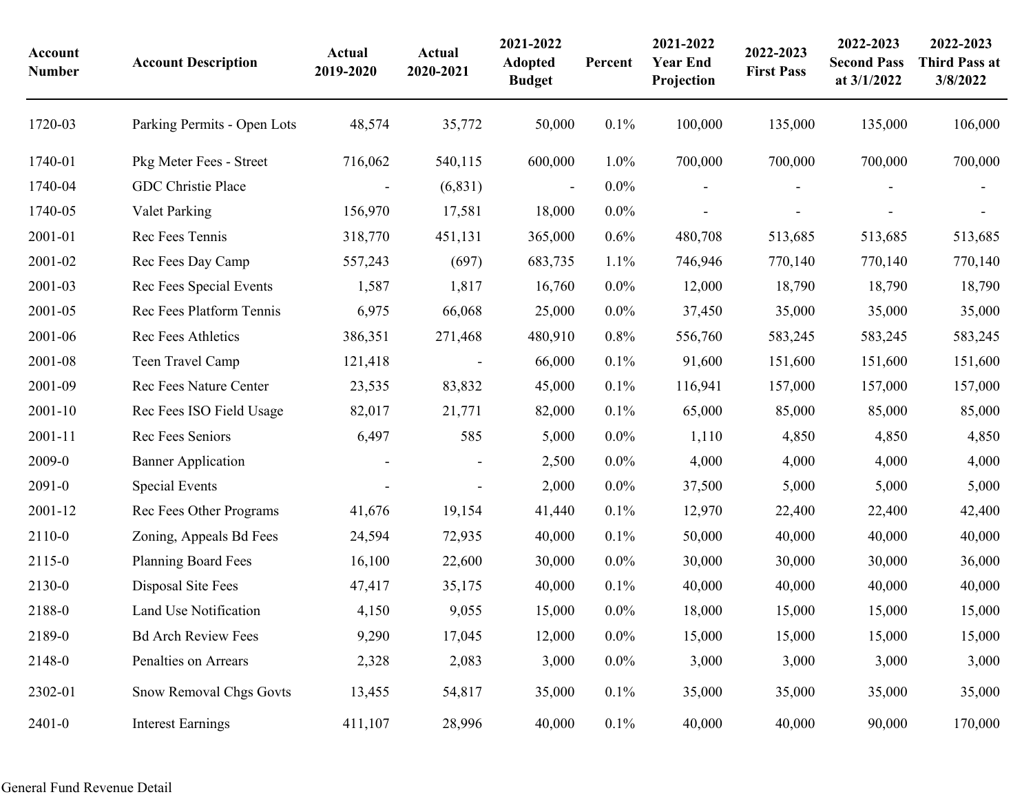| Account Number | Account Description | Actual 2019-2020 | Actual 2020-2021 | 2021-2022 Adopted Budget | Percent | 2021-2022 Year End Projection | 2022-2023 First Pass | 2022-2023 Second Pass at 3/1/2022 | 2022-2023 Third Pass at 3/8/2022 |
|---|---|---|---|---|---|---|---|---|---|
| 1720-03 | Parking Permits - Open Lots | 48,574 | 35,772 | 50,000 | 0.1% | 100,000 | 135,000 | 135,000 | 106,000 |
| 1740-01 | Pkg Meter Fees - Street | 716,062 | 540,115 | 600,000 | 1.0% | 700,000 | 700,000 | 700,000 | 700,000 |
| 1740-04 | GDC Christie Place | - | (6,831) | - | 0.0% | - | - | - | - |
| 1740-05 | Valet Parking | 156,970 | 17,581 | 18,000 | 0.0% | - | - | - | - |
| 2001-01 | Rec Fees Tennis | 318,770 | 451,131 | 365,000 | 0.6% | 480,708 | 513,685 | 513,685 | 513,685 |
| 2001-02 | Rec Fees Day Camp | 557,243 | (697) | 683,735 | 1.1% | 746,946 | 770,140 | 770,140 | 770,140 |
| 2001-03 | Rec Fees Special Events | 1,587 | 1,817 | 16,760 | 0.0% | 12,000 | 18,790 | 18,790 | 18,790 |
| 2001-05 | Rec Fees Platform Tennis | 6,975 | 66,068 | 25,000 | 0.0% | 37,450 | 35,000 | 35,000 | 35,000 |
| 2001-06 | Rec Fees Athletics | 386,351 | 271,468 | 480,910 | 0.8% | 556,760 | 583,245 | 583,245 | 583,245 |
| 2001-08 | Teen Travel Camp | 121,418 | - | 66,000 | 0.1% | 91,600 | 151,600 | 151,600 | 151,600 |
| 2001-09 | Rec Fees Nature Center | 23,535 | 83,832 | 45,000 | 0.1% | 116,941 | 157,000 | 157,000 | 157,000 |
| 2001-10 | Rec Fees ISO Field Usage | 82,017 | 21,771 | 82,000 | 0.1% | 65,000 | 85,000 | 85,000 | 85,000 |
| 2001-11 | Rec Fees Seniors | 6,497 | 585 | 5,000 | 0.0% | 1,110 | 4,850 | 4,850 | 4,850 |
| 2009-0 | Banner Application | - | - | 2,500 | 0.0% | 4,000 | 4,000 | 4,000 | 4,000 |
| 2091-0 | Special Events | - | - | 2,000 | 0.0% | 37,500 | 5,000 | 5,000 | 5,000 |
| 2001-12 | Rec Fees Other Programs | 41,676 | 19,154 | 41,440 | 0.1% | 12,970 | 22,400 | 22,400 | 42,400 |
| 2110-0 | Zoning, Appeals Bd Fees | 24,594 | 72,935 | 40,000 | 0.1% | 50,000 | 40,000 | 40,000 | 40,000 |
| 2115-0 | Planning Board Fees | 16,100 | 22,600 | 30,000 | 0.0% | 30,000 | 30,000 | 30,000 | 36,000 |
| 2130-0 | Disposal Site Fees | 47,417 | 35,175 | 40,000 | 0.1% | 40,000 | 40,000 | 40,000 | 40,000 |
| 2188-0 | Land Use Notification | 4,150 | 9,055 | 15,000 | 0.0% | 18,000 | 15,000 | 15,000 | 15,000 |
| 2189-0 | Bd Arch Review Fees | 9,290 | 17,045 | 12,000 | 0.0% | 15,000 | 15,000 | 15,000 | 15,000 |
| 2148-0 | Penalties on Arrears | 2,328 | 2,083 | 3,000 | 0.0% | 3,000 | 3,000 | 3,000 | 3,000 |
| 2302-01 | Snow Removal Chgs Govts | 13,455 | 54,817 | 35,000 | 0.1% | 35,000 | 35,000 | 35,000 | 35,000 |
| 2401-0 | Interest Earnings | 411,107 | 28,996 | 40,000 | 0.1% | 40,000 | 40,000 | 90,000 | 170,000 |

General Fund Revenue Detail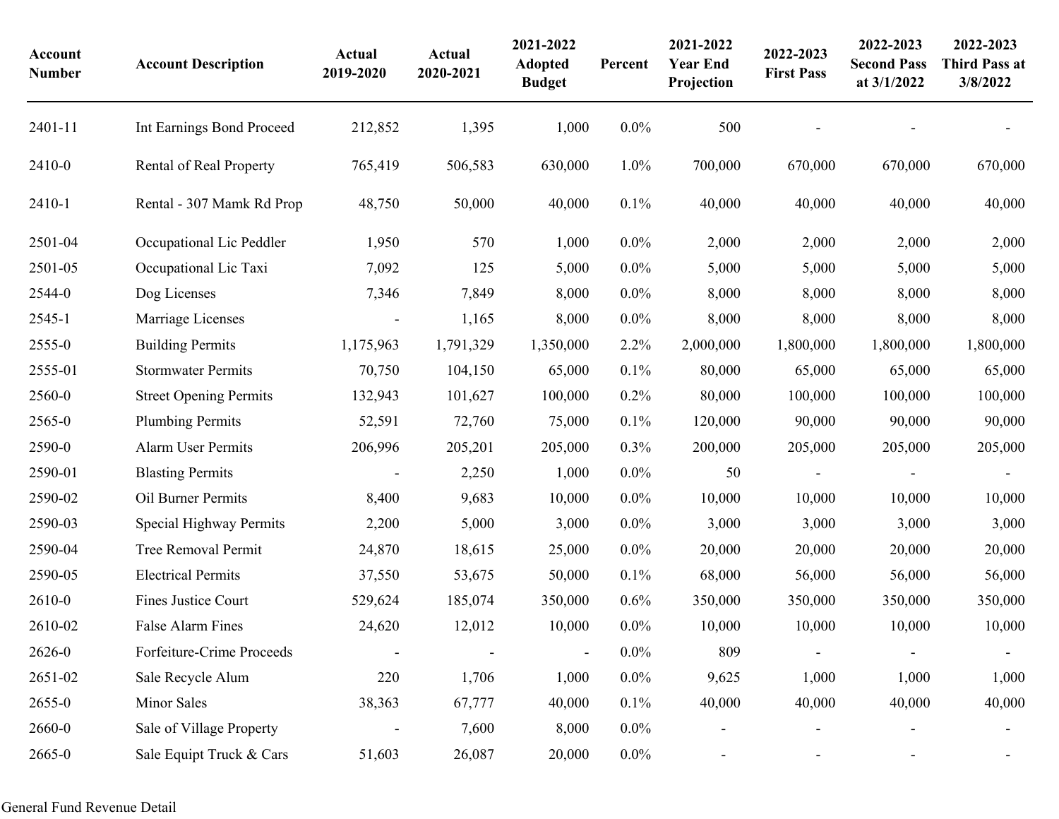| Account Number | Account Description | Actual 2019-2020 | Actual 2020-2021 | 2021-2022 Adopted Budget | Percent | 2021-2022 Year End Projection | 2022-2023 First Pass | 2022-2023 Second Pass at 3/1/2022 | 2022-2023 Third Pass at 3/8/2022 |
|---|---|---|---|---|---|---|---|---|---|
| 2401-11 | Int Earnings Bond Proceed | 212,852 | 1,395 | 1,000 | 0.0% | 500 | - | - | - |
| 2410-0 | Rental of Real Property | 765,419 | 506,583 | 630,000 | 1.0% | 700,000 | 670,000 | 670,000 | 670,000 |
| 2410-1 | Rental - 307 Mamk Rd Prop | 48,750 | 50,000 | 40,000 | 0.1% | 40,000 | 40,000 | 40,000 | 40,000 |
| 2501-04 | Occupational Lic Peddler | 1,950 | 570 | 1,000 | 0.0% | 2,000 | 2,000 | 2,000 | 2,000 |
| 2501-05 | Occupational Lic Taxi | 7,092 | 125 | 5,000 | 0.0% | 5,000 | 5,000 | 5,000 | 5,000 |
| 2544-0 | Dog Licenses | 7,346 | 7,849 | 8,000 | 0.0% | 8,000 | 8,000 | 8,000 | 8,000 |
| 2545-1 | Marriage Licenses | - | 1,165 | 8,000 | 0.0% | 8,000 | 8,000 | 8,000 | 8,000 |
| 2555-0 | Building Permits | 1,175,963 | 1,791,329 | 1,350,000 | 2.2% | 2,000,000 | 1,800,000 | 1,800,000 | 1,800,000 |
| 2555-01 | Stormwater Permits | 70,750 | 104,150 | 65,000 | 0.1% | 80,000 | 65,000 | 65,000 | 65,000 |
| 2560-0 | Street Opening Permits | 132,943 | 101,627 | 100,000 | 0.2% | 80,000 | 100,000 | 100,000 | 100,000 |
| 2565-0 | Plumbing Permits | 52,591 | 72,760 | 75,000 | 0.1% | 120,000 | 90,000 | 90,000 | 90,000 |
| 2590-0 | Alarm User Permits | 206,996 | 205,201 | 205,000 | 0.3% | 200,000 | 205,000 | 205,000 | 205,000 |
| 2590-01 | Blasting Permits | - | 2,250 | 1,000 | 0.0% | 50 | - | - | - |
| 2590-02 | Oil Burner Permits | 8,400 | 9,683 | 10,000 | 0.0% | 10,000 | 10,000 | 10,000 | 10,000 |
| 2590-03 | Special Highway Permits | 2,200 | 5,000 | 3,000 | 0.0% | 3,000 | 3,000 | 3,000 | 3,000 |
| 2590-04 | Tree Removal Permit | 24,870 | 18,615 | 25,000 | 0.0% | 20,000 | 20,000 | 20,000 | 20,000 |
| 2590-05 | Electrical Permits | 37,550 | 53,675 | 50,000 | 0.1% | 68,000 | 56,000 | 56,000 | 56,000 |
| 2610-0 | Fines Justice Court | 529,624 | 185,074 | 350,000 | 0.6% | 350,000 | 350,000 | 350,000 | 350,000 |
| 2610-02 | False Alarm Fines | 24,620 | 12,012 | 10,000 | 0.0% | 10,000 | 10,000 | 10,000 | 10,000 |
| 2626-0 | Forfeiture-Crime Proceeds | - | - | - | 0.0% | 809 | - | - | - |
| 2651-02 | Sale Recycle Alum | 220 | 1,706 | 1,000 | 0.0% | 9,625 | 1,000 | 1,000 | 1,000 |
| 2655-0 | Minor Sales | 38,363 | 67,777 | 40,000 | 0.1% | 40,000 | 40,000 | 40,000 | 40,000 |
| 2660-0 | Sale of Village Property | - | 7,600 | 8,000 | 0.0% | - | - | - | - |
| 2665-0 | Sale Equipt Truck & Cars | 51,603 | 26,087 | 20,000 | 0.0% | - | - | - | - |

General Fund Revenue Detail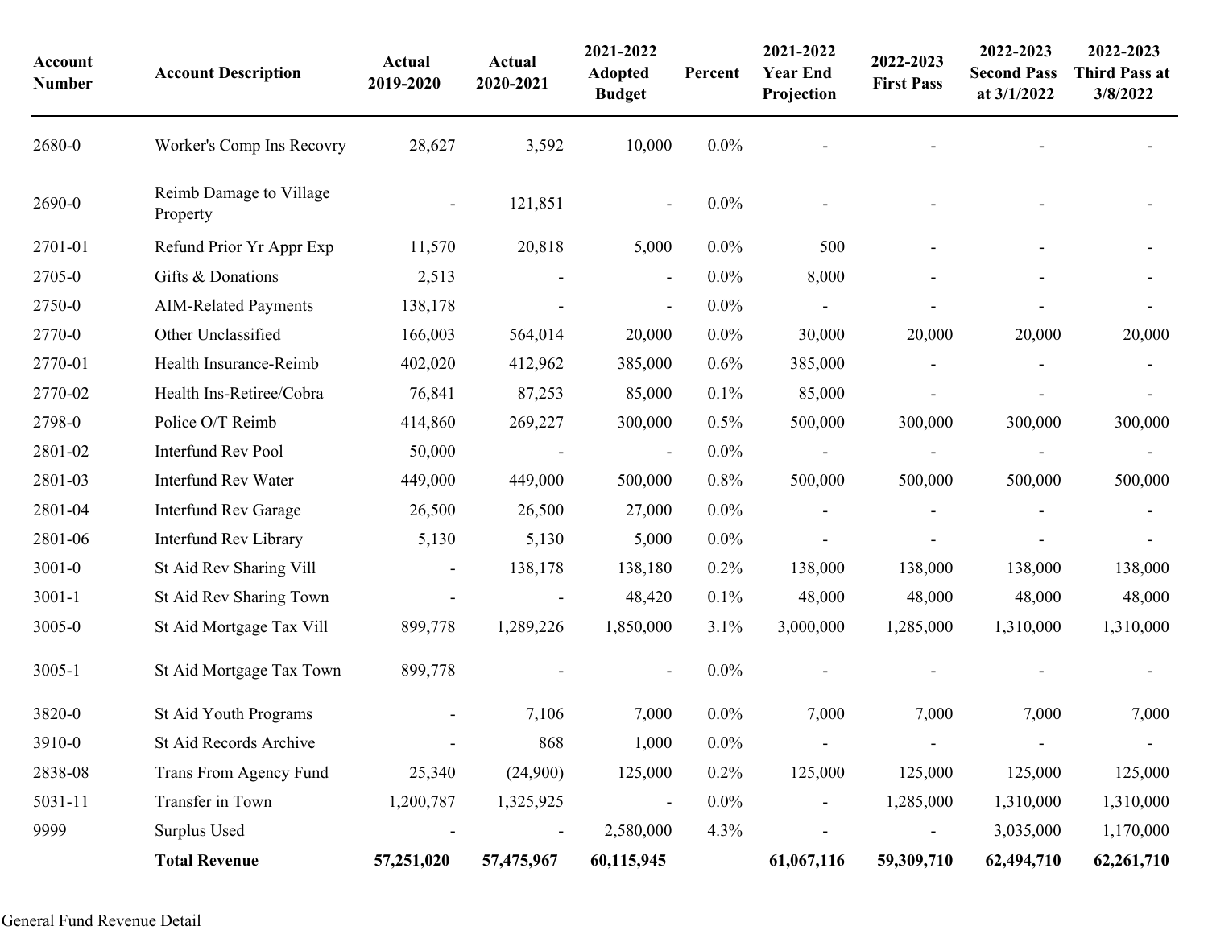| Account Number | Account Description | Actual 2019-2020 | Actual 2020-2021 | 2021-2022 Adopted Budget | Percent | 2021-2022 Year End Projection | 2022-2023 First Pass | 2022-2023 Second Pass at 3/1/2022 | 2022-2023 Third Pass at 3/8/2022 |
|---|---|---|---|---|---|---|---|---|---|
| 2680-0 | Worker's Comp Ins Recovry | 28,627 | 3,592 | 10,000 | 0.0% | - | - | - | - |
| 2690-0 | Reimb Damage to Village Property | - | 121,851 | - | 0.0% | - | - | - | - |
| 2701-01 | Refund Prior Yr Appr Exp | 11,570 | 20,818 | 5,000 | 0.0% | 500 | - | - | - |
| 2705-0 | Gifts & Donations | 2,513 | - | - | 0.0% | 8,000 | - | - | - |
| 2750-0 | AIM-Related Payments | 138,178 | - | - | 0.0% | - | - | - | - |
| 2770-0 | Other Unclassified | 166,003 | 564,014 | 20,000 | 0.0% | 30,000 | 20,000 | 20,000 | 20,000 |
| 2770-01 | Health Insurance-Reimb | 402,020 | 412,962 | 385,000 | 0.6% | 385,000 | - | - | - |
| 2770-02 | Health Ins-Retiree/Cobra | 76,841 | 87,253 | 85,000 | 0.1% | 85,000 | - | - | - |
| 2798-0 | Police O/T Reimb | 414,860 | 269,227 | 300,000 | 0.5% | 500,000 | 300,000 | 300,000 | 300,000 |
| 2801-02 | Interfund Rev Pool | 50,000 | - | - | 0.0% | - | - | - | - |
| 2801-03 | Interfund Rev Water | 449,000 | 449,000 | 500,000 | 0.8% | 500,000 | 500,000 | 500,000 | 500,000 |
| 2801-04 | Interfund Rev Garage | 26,500 | 26,500 | 27,000 | 0.0% | - | - | - | - |
| 2801-06 | Interfund Rev Library | 5,130 | 5,130 | 5,000 | 0.0% | - | - | - | - |
| 3001-0 | St Aid Rev Sharing Vill | - | 138,178 | 138,180 | 0.2% | 138,000 | 138,000 | 138,000 | 138,000 |
| 3001-1 | St Aid Rev Sharing Town | - | - | 48,420 | 0.1% | 48,000 | 48,000 | 48,000 | 48,000 |
| 3005-0 | St Aid Mortgage Tax Vill | 899,778 | 1,289,226 | 1,850,000 | 3.1% | 3,000,000 | 1,285,000 | 1,310,000 | 1,310,000 |
| 3005-1 | St Aid Mortgage Tax Town | 899,778 | - | - | 0.0% | - | - | - | - |
| 3820-0 | St Aid Youth Programs | - | 7,106 | 7,000 | 0.0% | 7,000 | 7,000 | 7,000 | 7,000 |
| 3910-0 | St Aid Records Archive | - | 868 | 1,000 | 0.0% | - | - | - | - |
| 2838-08 | Trans From Agency Fund | 25,340 | (24,900) | 125,000 | 0.2% | 125,000 | 125,000 | 125,000 | 125,000 |
| 5031-11 | Transfer in Town | 1,200,787 | 1,325,925 | - | 0.0% | - | 1,285,000 | 1,310,000 | 1,310,000 |
| 9999 | Surplus Used | - | - | 2,580,000 | 4.3% | - | - | 3,035,000 | 1,170,000 |
| | **Total Revenue** | **57,251,020** | **57,475,967** | **60,115,945** | | **61,067,116** | **59,309,710** | **62,494,710** | **62,261,710** |

General Fund Revenue Detail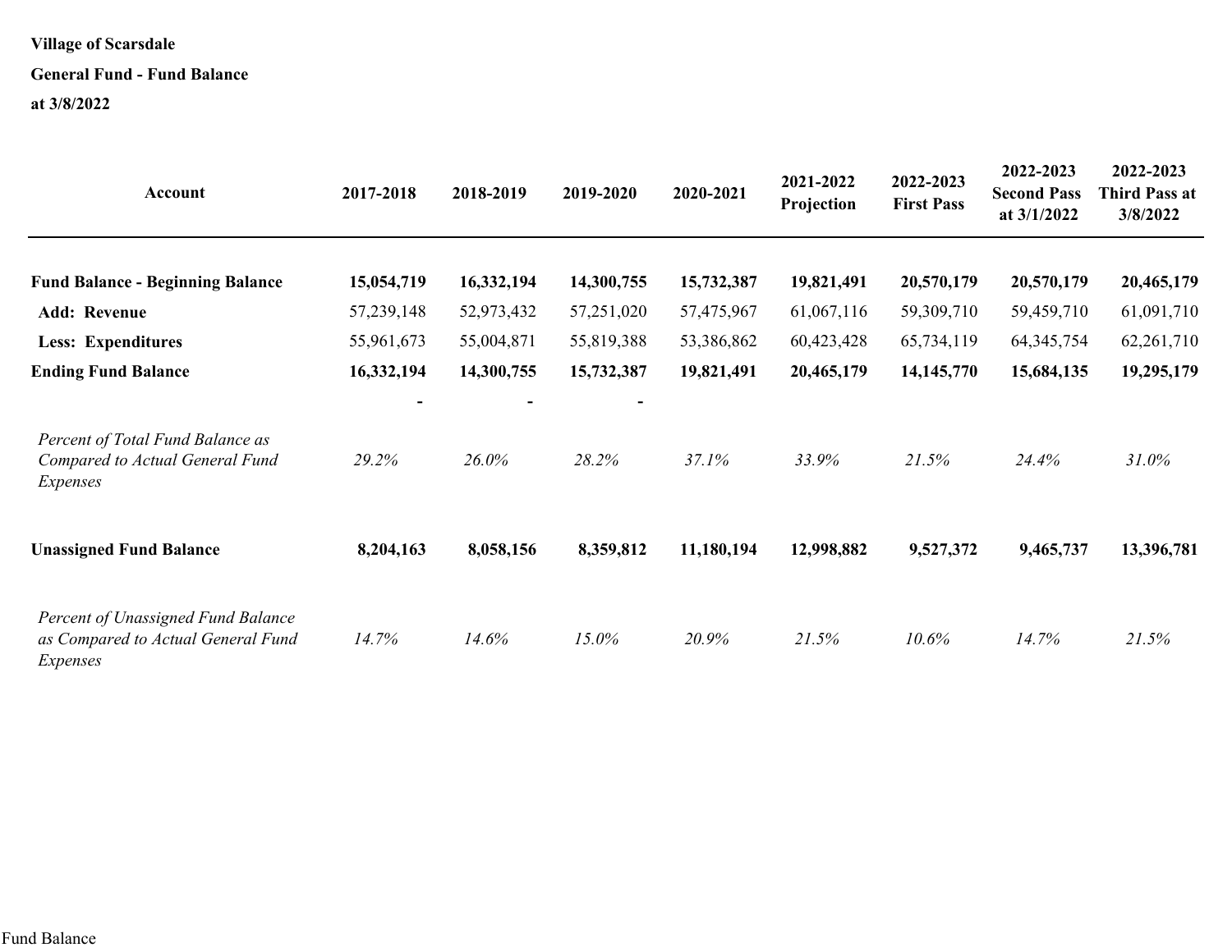**Village of Scarsdale**

**General Fund - Fund Balance**

**at 3/8/2022**

| Account | 2017-2018 | 2018-2019 | 2019-2020 | 2020-2021 | 2021-2022 Projection | 2022-2023 First Pass | 2022-2023 Second Pass at 3/1/2022 | 2022-2023 Third Pass at 3/8/2022 |
|---|---|---|---|---|---|---|---|---|
| **Fund Balance - Beginning Balance** | **15,054,719** | **16,332,194** | **14,300,755** | **15,732,387** | **19,821,491** | **20,570,179** | **20,570,179** | **20,465,179** |
| **Add: Revenue** | 57,239,148 | 52,973,432 | 57,251,020 | 57,475,967 | 61,067,116 | 59,309,710 | 59,459,710 | 61,091,710 |
| **Less: Expenditures** | 55,961,673 | 55,004,871 | 55,819,388 | 53,386,862 | 60,423,428 | 65,734,119 | 64,345,754 | 62,261,710 |
| **Ending Fund Balance** | **16,332,194** | **14,300,755** | **15,732,387** | **19,821,491** | **20,465,179** | **14,145,770** | **15,684,135** | **19,295,179** |
| | - | - | - | | | | | |
| *Percent of Total Fund Balance as Compared to Actual General Fund Expenses* | *29.2%* | *26.0%* | *28.2%* | *37.1%* | *33.9%* | *21.5%* | *24.4%* | *31.0%* |
| **Unassigned Fund Balance** | **8,204,163** | **8,058,156** | **8,359,812** | **11,180,194** | **12,998,882** | **9,527,372** | **9,465,737** | **13,396,781** |
| *Percent of Unassigned Fund Balance as Compared to Actual General Fund Expenses* | *14.7%* | *14.6%* | *15.0%* | *20.9%* | *21.5%* | *10.6%* | *14.7%* | *21.5%* |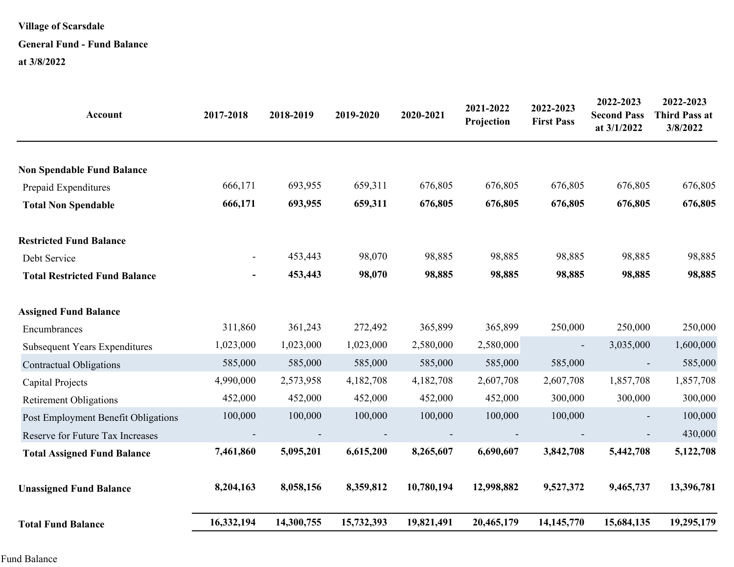**Village of Scarsdale**

**General Fund - Fund Balance**

**at 3/8/2022**

| Account | 2017-2018 | 2018-2019 | 2019-2020 | 2020-2021 | 2021-2022 Projection | 2022-2023 First Pass | 2022-2023 Second Pass at 3/1/2022 | 2022-2023 Third Pass at 3/8/2022 |
|---|---|---|---|---|---|---|---|---|
| **Non Spendable Fund Balance** | | | | | | | | |
| Prepaid Expenditures | 666,171 | 693,955 | 659,311 | 676,805 | 676,805 | 676,805 | 676,805 | 676,805 |
| **Total Non Spendable** | **666,171** | **693,955** | **659,311** | **676,805** | **676,805** | **676,805** | **676,805** | **676,805** |
| **Restricted Fund Balance** | | | | | | | | |
| Debt Service | - | 453,443 | 98,070 | 98,885 | 98,885 | 98,885 | 98,885 | 98,885 |
| **Total Restricted Fund Balance** | **-** | **453,443** | **98,070** | **98,885** | **98,885** | **98,885** | **98,885** | **98,885** |
| **Assigned Fund Balance** | | | | | | | | |
| Encumbrances | 311,860 | 361,243 | 272,492 | 365,899 | 365,899 | 250,000 | 250,000 | 250,000 |
| Subsequent Years Expenditures | 1,023,000 | 1,023,000 | 1,023,000 | 2,580,000 | 2,580,000 | - | 3,035,000 | 1,600,000 |
| Contractual Obligations | 585,000 | 585,000 | 585,000 | 585,000 | 585,000 | 585,000 | - | 585,000 |
| Capital Projects | 4,990,000 | 2,573,958 | 4,182,708 | 4,182,708 | 2,607,708 | 2,607,708 | 1,857,708 | 1,857,708 |
| Retirement Obligations | 452,000 | 452,000 | 452,000 | 452,000 | 452,000 | 300,000 | 300,000 | 300,000 |
| Post Employment Benefit Obligations | 100,000 | 100,000 | 100,000 | 100,000 | 100,000 | 100,000 | - | 100,000 |
| Reserve for Future Tax Increases | - | - | - | - | - | - | - | 430,000 |
| **Total Assigned Fund Balance** | **7,461,860** | **5,095,201** | **6,615,200** | **8,265,607** | **6,690,607** | **3,842,708** | **5,442,708** | **5,122,708** |
| **Unassigned Fund Balance** | **8,204,163** | **8,058,156** | **8,359,812** | **10,780,194** | **12,998,882** | **9,527,372** | **9,465,737** | **13,396,781** |
| **Total Fund Balance** | **16,332,194** | **14,300,755** | **15,732,393** | **19,821,491** | **20,465,179** | **14,145,770** | **15,684,135** | **19,295,179** |

Fund Balance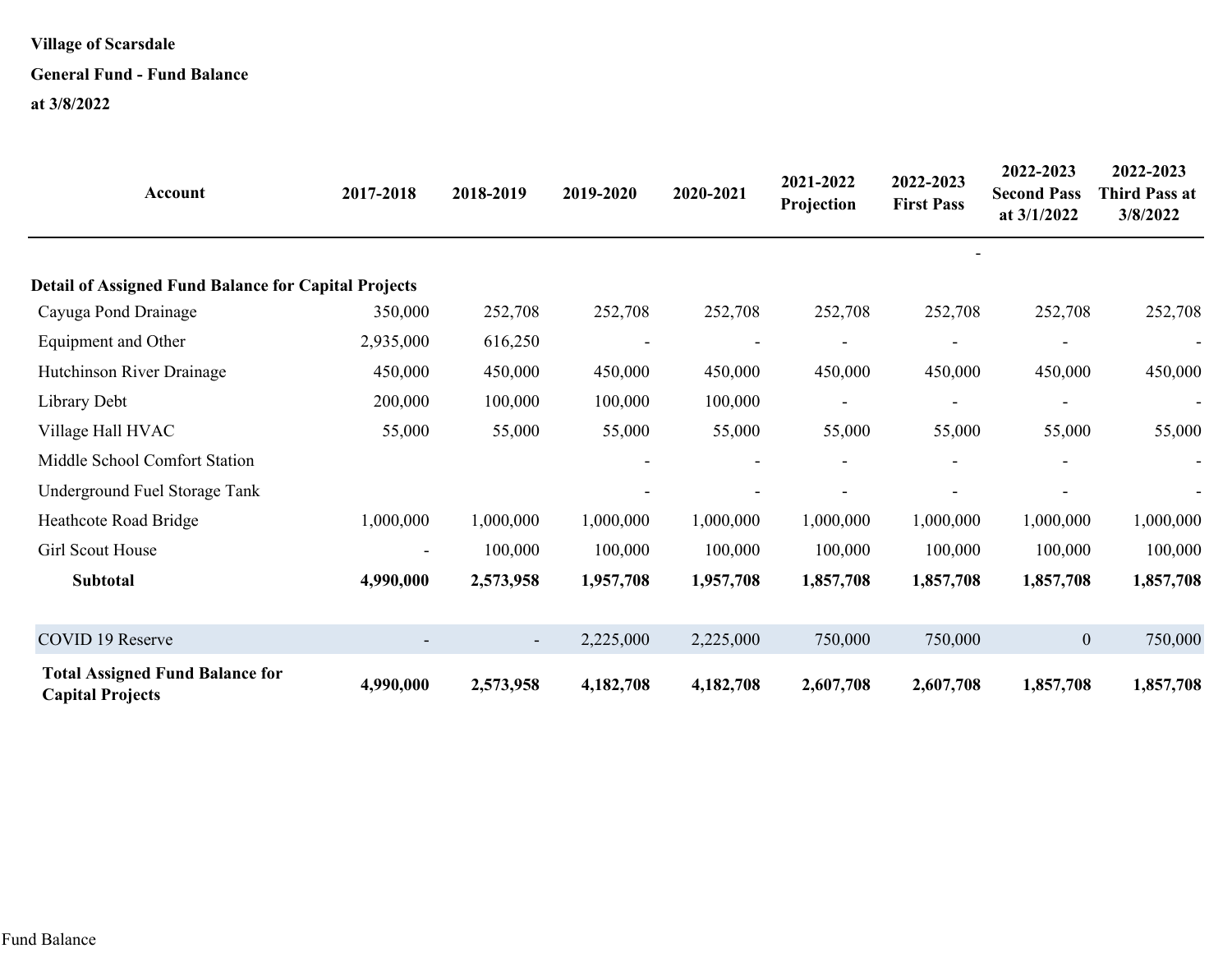**Village of Scarsdale**

**General Fund - Fund Balance**

**at 3/8/2022**

| Account | 2017-2018 | 2018-2019 | 2019-2020 | 2020-2021 | 2021-2022 Projection | 2022-2023 First Pass | 2022-2023 Second Pass at 3/1/2022 | 2022-2023 Third Pass at 3/8/2022 |
|---|---|---|---|---|---|---|---|---|
| | | | | | | - | | |
| **Detail of Assigned Fund Balance for Capital Projects** | | | | | | | | |
| Cayuga Pond Drainage | 350,000 | 252,708 | 252,708 | 252,708 | 252,708 | 252,708 | 252,708 | 252,708 |
| Equipment and Other | 2,935,000 | 616,250 | - | - | - | - | - | - |
| Hutchinson River Drainage | 450,000 | 450,000 | 450,000 | 450,000 | 450,000 | 450,000 | 450,000 | 450,000 |
| Library Debt | 200,000 | 100,000 | 100,000 | 100,000 | - | - | - | - |
| Village Hall HVAC | 55,000 | 55,000 | 55,000 | 55,000 | 55,000 | 55,000 | 55,000 | 55,000 |
| Middle School Comfort Station | | | - | - | - | - | - | - |
| Underground Fuel Storage Tank | | | - | - | - | - | - | - |
| Heathcote Road Bridge | 1,000,000 | 1,000,000 | 1,000,000 | 1,000,000 | 1,000,000 | 1,000,000 | 1,000,000 | 1,000,000 |
| Girl Scout House | - | 100,000 | 100,000 | 100,000 | 100,000 | 100,000 | 100,000 | 100,000 |
| **Subtotal** | **4,990,000** | **2,573,958** | **1,957,708** | **1,957,708** | **1,857,708** | **1,857,708** | **1,857,708** | **1,857,708** |
| | | | | | | | | |
| COVID 19 Reserve | - | - | 2,225,000 | 2,225,000 | 750,000 | 750,000 | 0 | 750,000 |
| **Total Assigned Fund Balance for Capital Projects** | **4,990,000** | **2,573,958** | **4,182,708** | **4,182,708** | **2,607,708** | **2,607,708** | **1,857,708** | **1,857,708** |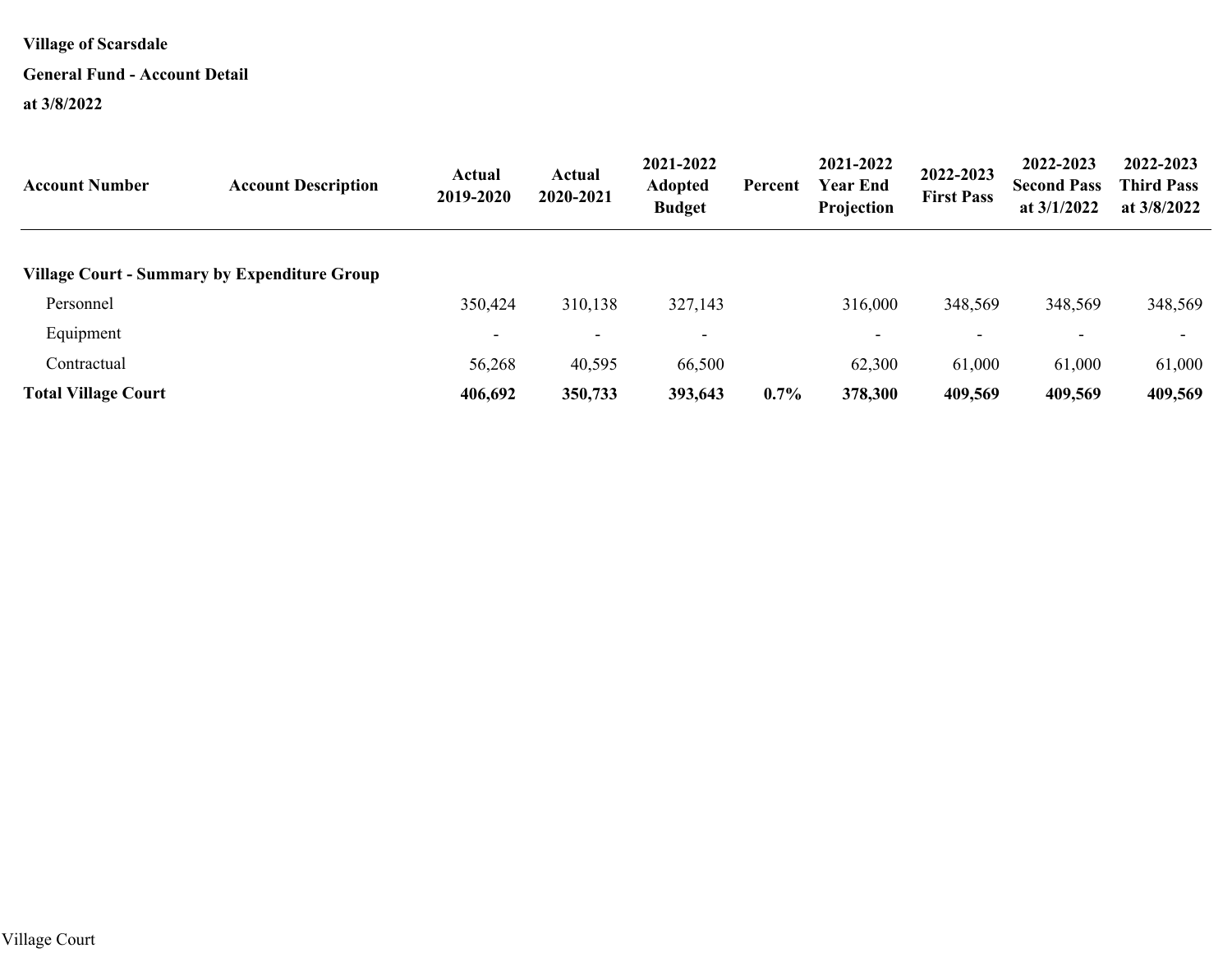**Village of Scarsdale**

**General Fund - Account Detail**

**at 3/8/2022**

| Account Number | Account Description | Actual 2019-2020 | Actual 2020-2021 | 2021-2022 Adopted Budget | Percent | 2021-2022 Year End Projection | 2022-2023 First Pass | 2022-2023 Second Pass at 3/1/2022 | 2022-2023 Third Pass at 3/8/2022 |
|---|---|---|---|---|---|---|---|---|---|
| **Village Court - Summary by Expenditure Group** | | | | | | | | | |
| Personnel | | 350,424 | 310,138 | 327,143 | | 316,000 | 348,569 | 348,569 | 348,569 |
| Equipment | | - | - | - | | - | - | - | - |
| Contractual | | 56,268 | 40,595 | 66,500 | | 62,300 | 61,000 | 61,000 | 61,000 |
| **Total Village Court** | | **406,692** | **350,733** | **393,643** | **0.7%** | **378,300** | **409,569** | **409,569** | **409,569** |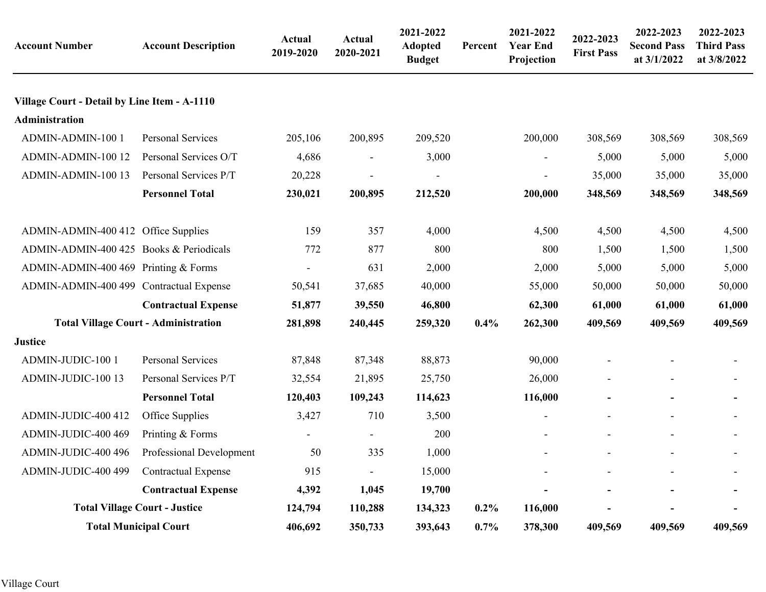| Account Number | Account Description | Actual 2019-2020 | Actual 2020-2021 | 2021-2022 Adopted Budget | Percent | 2021-2022 Year End Projection | 2022-2023 First Pass | 2022-2023 Second Pass at 3/1/2022 | 2022-2023 Third Pass at 3/8/2022 |
|---|---|---|---|---|---|---|---|---|---|
| **Village Court - Detail by Line Item - A-1110** | | | | | | | | | |
| **Administration** | | | | | | | | | |
| ADMIN-ADMIN-100 1 | Personal Services | 205,106 | 200,895 | 209,520 | | 200,000 | 308,569 | 308,569 | 308,569 |
| ADMIN-ADMIN-100 12 | Personal Services O/T | 4,686 | - | 3,000 | | - | 5,000 | 5,000 | 5,000 |
| ADMIN-ADMIN-100 13 | Personal Services P/T | 20,228 | - | - | | - | 35,000 | 35,000 | 35,000 |
| | **Personnel Total** | **230,021** | **200,895** | **212,520** | | **200,000** | **348,569** | **348,569** | **348,569** |
| ADMIN-ADMIN-400 412 | Office Supplies | 159 | 357 | 4,000 | | 4,500 | 4,500 | 4,500 | 4,500 |
| ADMIN-ADMIN-400 425 | Books & Periodicals | 772 | 877 | 800 | | 800 | 1,500 | 1,500 | 1,500 |
| ADMIN-ADMIN-400 469 | Printing & Forms | - | 631 | 2,000 | | 2,000 | 5,000 | 5,000 | 5,000 |
| ADMIN-ADMIN-400 499 | Contractual Expense | 50,541 | 37,685 | 40,000 | | 55,000 | 50,000 | 50,000 | 50,000 |
| | **Contractual Expense** | **51,877** | **39,550** | **46,800** | | **62,300** | **61,000** | **61,000** | **61,000** |
| **Total Village Court - Administration** | | **281,898** | **240,445** | **259,320** | **0.4%** | **262,300** | **409,569** | **409,569** | **409,569** |
| **Justice** | | | | | | | | | |
| ADMIN-JUDIC-100 1 | Personal Services | 87,848 | 87,348 | 88,873 | | 90,000 | - | - | - |
| ADMIN-JUDIC-100 13 | Personal Services P/T | 32,554 | 21,895 | 25,750 | | 26,000 | - | - | - |
| | **Personnel Total** | **120,403** | **109,243** | **114,623** | | **116,000** | **-** | **-** | **-** |
| ADMIN-JUDIC-400 412 | Office Supplies | 3,427 | 710 | 3,500 | | - | - | - | - |
| ADMIN-JUDIC-400 469 | Printing & Forms | - | - | 200 | | - | - | - | - |
| ADMIN-JUDIC-400 496 | Professional Development | 50 | 335 | 1,000 | | - | - | - | - |
| ADMIN-JUDIC-400 499 | Contractual Expense | 915 | - | 15,000 | | - | - | - | - |
| | **Contractual Expense** | **4,392** | **1,045** | **19,700** | | **-** | **-** | **-** | **-** |
| **Total Village Court - Justice** | | **124,794** | **110,288** | **134,323** | **0.2%** | **116,000** | **-** | **-** | **-** |
| **Total Municipal Court** | | **406,692** | **350,733** | **393,643** | **0.7%** | **378,300** | **409,569** | **409,569** | **409,569** |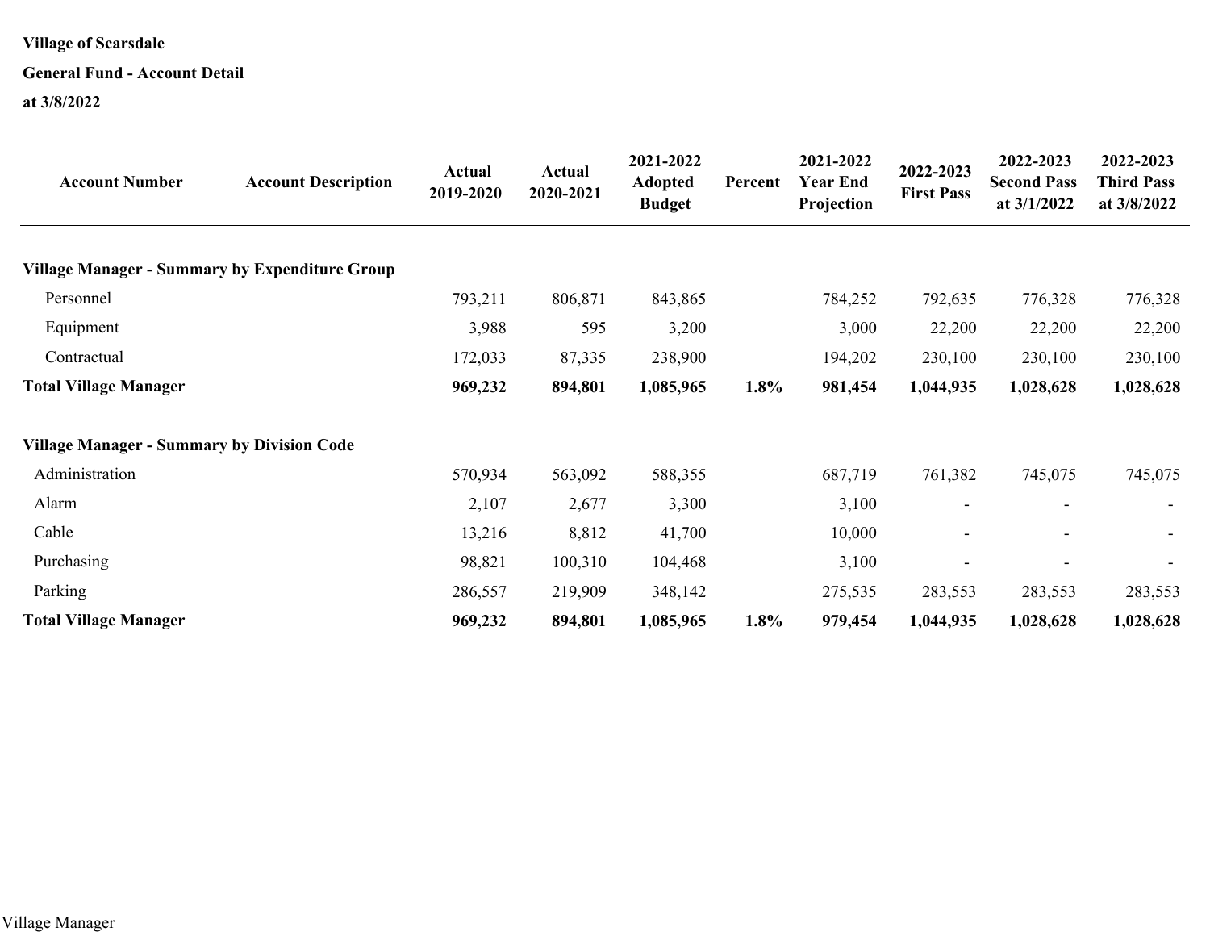**Village of Scarsdale**

**General Fund - Account Detail**

**at 3/8/2022**

| Account Number | Account Description | Actual 2019-2020 | Actual 2020-2021 | 2021-2022 Adopted Budget | Percent | 2021-2022 Year End Projection | 2022-2023 First Pass | 2022-2023 Second Pass at 3/1/2022 | 2022-2023 Third Pass at 3/8/2022 |
|---|---|---|---|---|---|---|---|---|---|
| **Village Manager - Summary by Expenditure Group** | | | | | | | | | |
| Personnel | | 793,211 | 806,871 | 843,865 | | 784,252 | 792,635 | 776,328 | 776,328 |
| Equipment | | 3,988 | 595 | 3,200 | | 3,000 | 22,200 | 22,200 | 22,200 |
| Contractual | | 172,033 | 87,335 | 238,900 | | 194,202 | 230,100 | 230,100 | 230,100 |
| **Total Village Manager** | | **969,232** | **894,801** | **1,085,965** | **1.8%** | **981,454** | **1,044,935** | **1,028,628** | **1,028,628** |
| | | | | | | | | | |
| **Village Manager - Summary by Division Code** | | | | | | | | | |
| Administration | | 570,934 | 563,092 | 588,355 | | 687,719 | 761,382 | 745,075 | 745,075 |
| Alarm | | 2,107 | 2,677 | 3,300 | | 3,100 | - | - | - |
| Cable | | 13,216 | 8,812 | 41,700 | | 10,000 | - | - | - |
| Purchasing | | 98,821 | 100,310 | 104,468 | | 3,100 | - | - | - |
| Parking | | 286,557 | 219,909 | 348,142 | | 275,535 | 283,553 | 283,553 | 283,553 |
| **Total Village Manager** | | **969,232** | **894,801** | **1,085,965** | **1.8%** | **979,454** | **1,044,935** | **1,028,628** | **1,028,628** |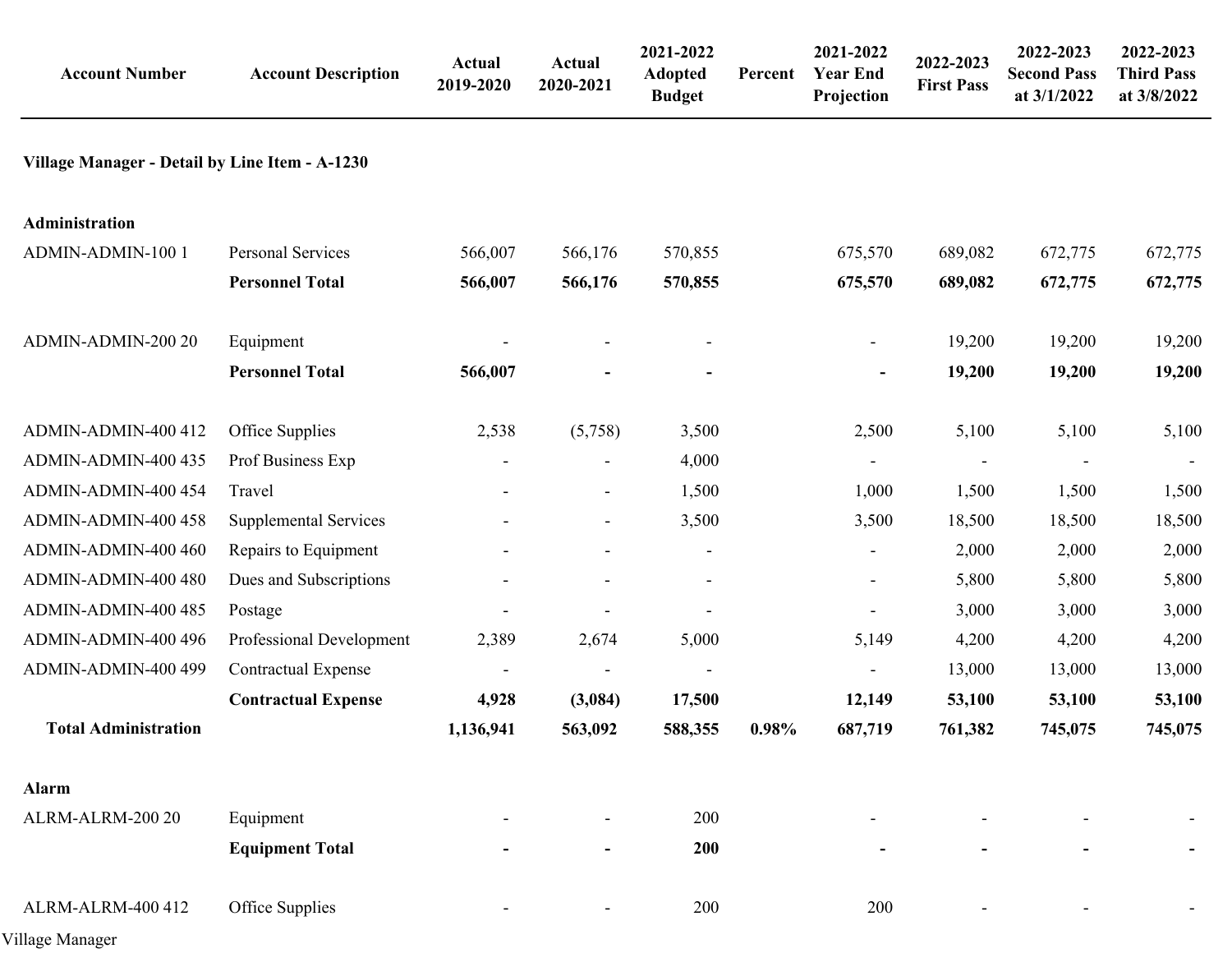| Account Number | Account Description | Actual 2019-2020 | Actual 2020-2021 | 2021-2022 Adopted Budget | Percent | 2021-2022 Year End Projection | 2022-2023 First Pass | 2022-2023 Second Pass at 3/1/2022 | 2022-2023 Third Pass at 3/8/2022 |
|---|---|---|---|---|---|---|---|---|---|
| **Village Manager - Detail by Line Item - A-1230** | | | | | | | | | |
| **Administration** | | | | | | | | | |
| ADMIN-ADMIN-100 1 | Personal Services | 566,007 | 566,176 | 570,855 | | 675,570 | 689,082 | 672,775 | 672,775 |
| | **Personnel Total** | **566,007** | **566,176** | **570,855** | | **675,570** | **689,082** | **672,775** | **672,775** |
| ADMIN-ADMIN-200 20 | Equipment | - | - | - | | - | 19,200 | 19,200 | 19,200 |
| | **Personnel Total** | **566,007** | **-** | **-** | | **-** | **19,200** | **19,200** | **19,200** |
| ADMIN-ADMIN-400 412 | Office Supplies | 2,538 | (5,758) | 3,500 | | 2,500 | 5,100 | 5,100 | 5,100 |
| ADMIN-ADMIN-400 435 | Prof Business Exp | - | - | 4,000 | | - | - | - | - |
| ADMIN-ADMIN-400 454 | Travel | - | - | 1,500 | | 1,000 | 1,500 | 1,500 | 1,500 |
| ADMIN-ADMIN-400 458 | Supplemental Services | - | - | 3,500 | | 3,500 | 18,500 | 18,500 | 18,500 |
| ADMIN-ADMIN-400 460 | Repairs to Equipment | - | - | - | | - | 2,000 | 2,000 | 2,000 |
| ADMIN-ADMIN-400 480 | Dues and Subscriptions | - | - | - | | - | 5,800 | 5,800 | 5,800 |
| ADMIN-ADMIN-400 485 | Postage | - | - | - | | - | 3,000 | 3,000 | 3,000 |
| ADMIN-ADMIN-400 496 | Professional Development | 2,389 | 2,674 | 5,000 | | 5,149 | 4,200 | 4,200 | 4,200 |
| ADMIN-ADMIN-400 499 | Contractual Expense | - | - | - | | - | 13,000 | 13,000 | 13,000 |
| | **Contractual Expense** | **4,928** | **(3,084)** | **17,500** | | **12,149** | **53,100** | **53,100** | **53,100** |
| **Total Administration** | | **1,136,941** | **563,092** | **588,355** | **0.98%** | **687,719** | **761,382** | **745,075** | **745,075** |
| **Alarm** | | | | | | | | | |
| ALRM-ALRM-200 20 | Equipment | - | - | 200 | | - | - | - | - |
| | **Equipment Total** | **-** | **-** | **200** | | **-** | **-** | **-** | **-** |
| ALRM-ALRM-400 412 | Office Supplies | - | - | 200 | | 200 | - | - | - |

Village Manager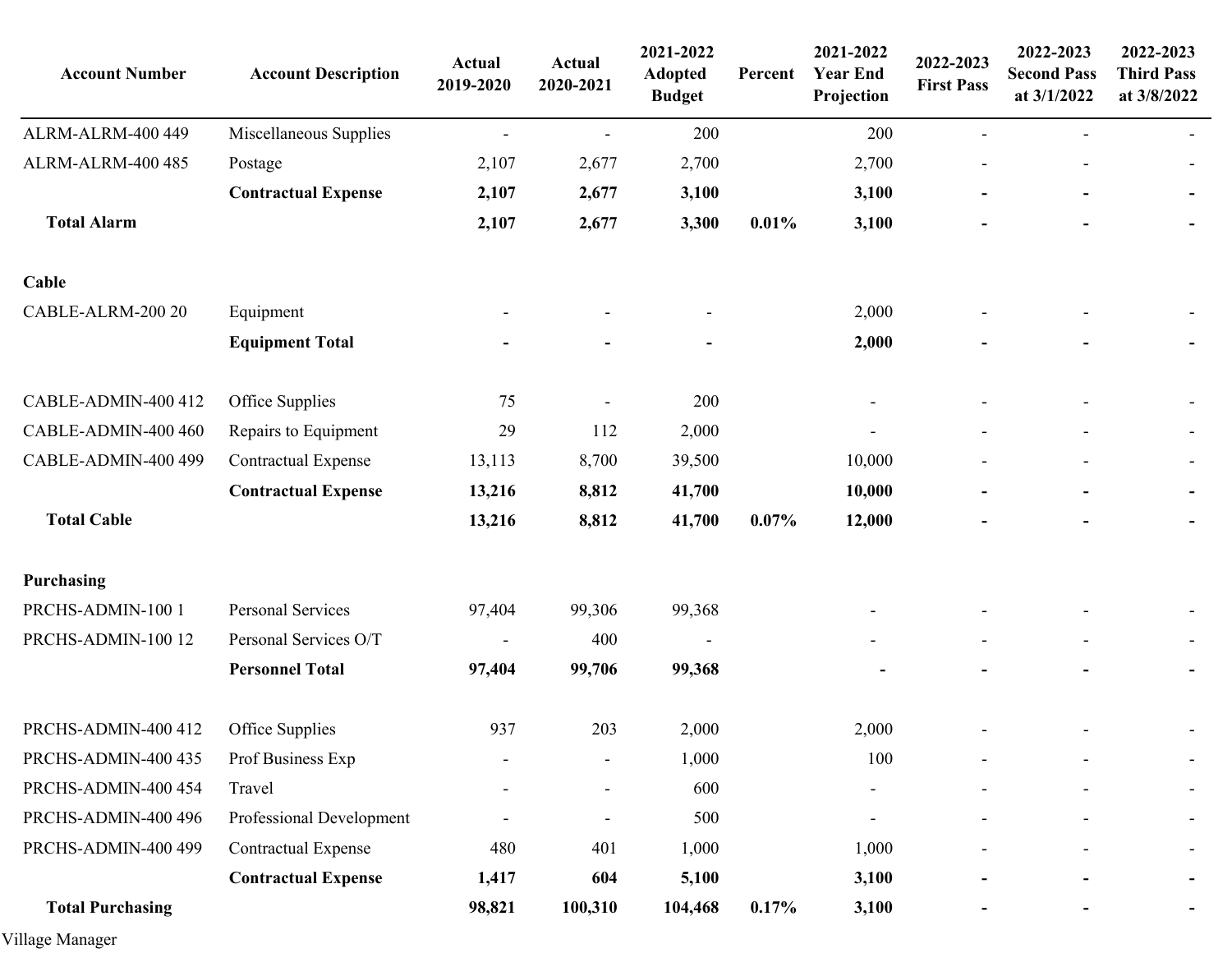| Account Number | Account Description | Actual 2019-2020 | Actual 2020-2021 | 2021-2022 Adopted Budget | Percent | 2021-2022 Year End Projection | 2022-2023 First Pass | 2022-2023 Second Pass at 3/1/2022 | 2022-2023 Third Pass at 3/8/2022 |
|---|---|---|---|---|---|---|---|---|---|
| ALRM-ALRM-400 449 | Miscellaneous Supplies | - | - | 200 | | 200 | - | - | - |
| ALRM-ALRM-400 485 | Postage | 2,107 | 2,677 | 2,700 | | 2,700 | - | - | - |
| | **Contractual Expense** | **2,107** | **2,677** | **3,100** | | **3,100** | **-** | **-** | **-** |
| **Total Alarm** | | **2,107** | **2,677** | **3,300** | **0.01%** | **3,100** | **-** | **-** | **-** |
| | | | | | | | | | |
| **Cable** | | | | | | | | | |
| CABLE-ALRM-200 20 | Equipment | - | - | - | | 2,000 | - | - | - |
| | **Equipment Total** | **-** | **-** | **-** | | **2,000** | **-** | **-** | **-** |
| | | | | | | | | | |
| CABLE-ADMIN-400 412 | Office Supplies | 75 | - | 200 | | - | - | - | - |
| CABLE-ADMIN-400 460 | Repairs to Equipment | 29 | 112 | 2,000 | | - | - | - | - |
| CABLE-ADMIN-400 499 | Contractual Expense | 13,113 | 8,700 | 39,500 | | 10,000 | - | - | - |
| | **Contractual Expense** | **13,216** | **8,812** | **41,700** | | **10,000** | **-** | **-** | **-** |
| **Total Cable** | | **13,216** | **8,812** | **41,700** | **0.07%** | **12,000** | **-** | **-** | **-** |
| | | | | | | | | | |
| **Purchasing** | | | | | | | | | |
| PRCHS-ADMIN-100 1 | Personal Services | 97,404 | 99,306 | 99,368 | | - | - | - | - |
| PRCHS-ADMIN-100 12 | Personal Services O/T | - | 400 | - | | - | - | - | - |
| | **Personnel Total** | **97,404** | **99,706** | **99,368** | | **-** | **-** | **-** | **-** |
| | | | | | | | | | |
| PRCHS-ADMIN-400 412 | Office Supplies | 937 | 203 | 2,000 | | 2,000 | - | - | - |
| PRCHS-ADMIN-400 435 | Prof Business Exp | - | - | 1,000 | | 100 | - | - | - |
| PRCHS-ADMIN-400 454 | Travel | - | - | 600 | | - | - | - | - |
| PRCHS-ADMIN-400 496 | Professional Development | - | - | 500 | | - | - | - | - |
| PRCHS-ADMIN-400 499 | Contractual Expense | 480 | 401 | 1,000 | | 1,000 | - | - | - |
| | **Contractual Expense** | **1,417** | **604** | **5,100** | | **3,100** | **-** | **-** | **-** |
| **Total Purchasing** | | **98,821** | **100,310** | **104,468** | **0.17%** | **3,100** | **-** | **-** | **-** |

Village Manager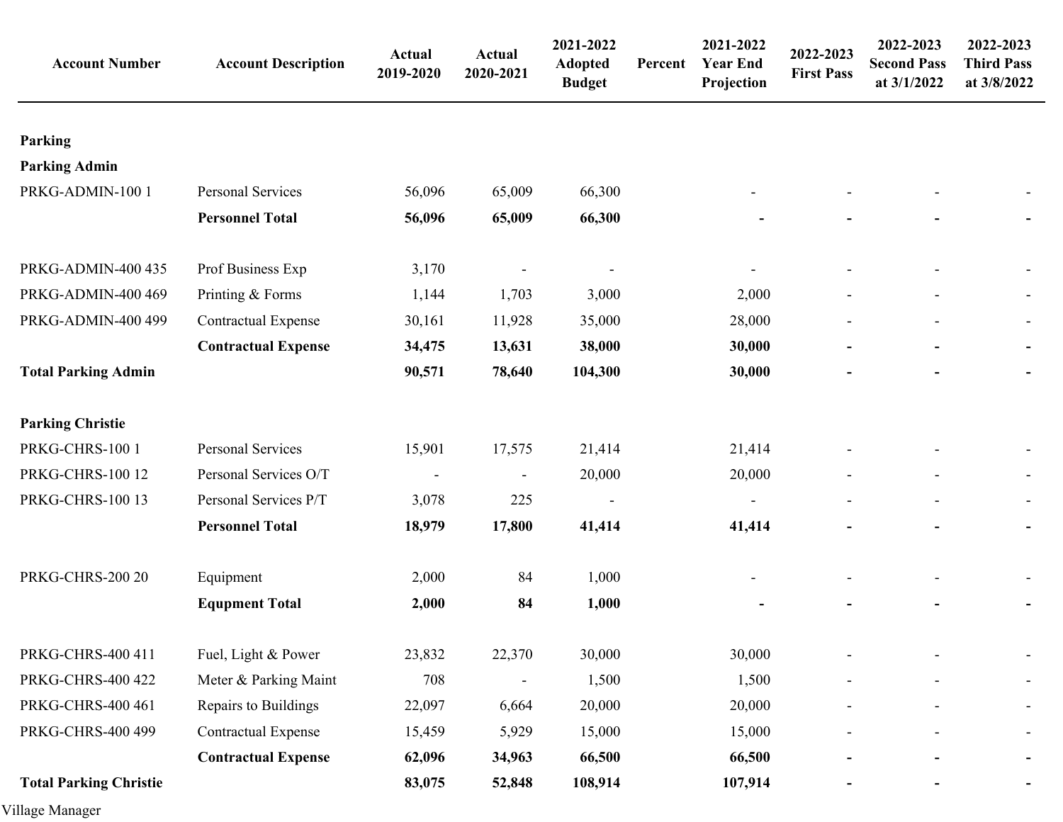| Account Number | Account Description | Actual 2019-2020 | Actual 2020-2021 | 2021-2022 Adopted Budget | Percent | 2021-2022 Year End Projection | 2022-2023 First Pass | 2022-2023 Second Pass at 3/1/2022 | 2022-2023 Third Pass at 3/8/2022 |
|---|---|---|---|---|---|---|---|---|---|
| **Parking** | | | | | | | | | |
| **Parking Admin** | | | | | | | | | |
| PRKG-ADMIN-100 1 | Personal Services | 56,096 | 65,009 | 66,300 | | - | - | - | - |
| | **Personnel Total** | **56,096** | **65,009** | **66,300** | | **-** | **-** | **-** | **-** |
| PRKG-ADMIN-400 435 | Prof Business Exp | 3,170 | - | - | | - | - | - | - |
| PRKG-ADMIN-400 469 | Printing & Forms | 1,144 | 1,703 | 3,000 | | 2,000 | - | - | - |
| PRKG-ADMIN-400 499 | Contractual Expense | 30,161 | 11,928 | 35,000 | | 28,000 | - | - | - |
| | **Contractual Expense** | **34,475** | **13,631** | **38,000** | | **30,000** | **-** | **-** | **-** |
| **Total Parking Admin** | | **90,571** | **78,640** | **104,300** | | **30,000** | **-** | **-** | **-** |
| **Parking Christie** | | | | | | | | | |
| PRKG-CHRS-100 1 | Personal Services | 15,901 | 17,575 | 21,414 | | 21,414 | - | - | - |
| PRKG-CHRS-100 12 | Personal Services O/T | - | - | 20,000 | | 20,000 | - | - | - |
| PRKG-CHRS-100 13 | Personal Services P/T | 3,078 | 225 | - | | - | - | - | - |
| | **Personnel Total** | **18,979** | **17,800** | **41,414** | | **41,414** | **-** | **-** | **-** |
| PRKG-CHRS-200 20 | Equipment | 2,000 | 84 | 1,000 | | - | - | - | - |
| | **Equpment Total** | **2,000** | **84** | **1,000** | | **-** | **-** | **-** | **-** |
| PRKG-CHRS-400 411 | Fuel, Light & Power | 23,832 | 22,370 | 30,000 | | 30,000 | - | - | - |
| PRKG-CHRS-400 422 | Meter & Parking Maint | 708 | - | 1,500 | | 1,500 | - | - | - |
| PRKG-CHRS-400 461 | Repairs to Buildings | 22,097 | 6,664 | 20,000 | | 20,000 | - | - | - |
| PRKG-CHRS-400 499 | Contractual Expense | 15,459 | 5,929 | 15,000 | | 15,000 | - | - | - |
| | **Contractual Expense** | **62,096** | **34,963** | **66,500** | | **66,500** | **-** | **-** | **-** |
| **Total Parking Christie** | | **83,075** | **52,848** | **108,914** | | **107,914** | **-** | **-** | **-** |

Village Manager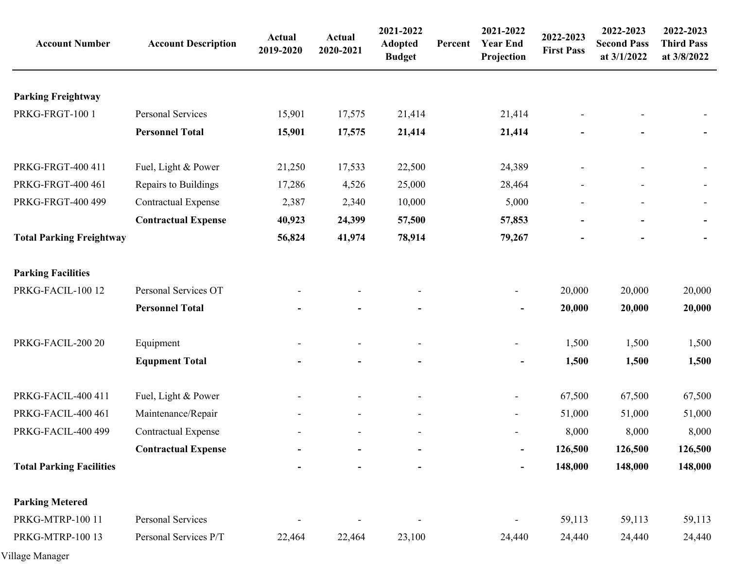| Account Number | Account Description | Actual 2019-2020 | Actual 2020-2021 | 2021-2022 Adopted Budget | Percent | 2021-2022 Year End Projection | 2022-2023 First Pass | 2022-2023 Second Pass at 3/1/2022 | 2022-2023 Third Pass at 3/8/2022 |
|---|---|---|---|---|---|---|---|---|---|
| **Parking Freightway** | | | | | | | | | |
| PRKG-FRGT-100 1 | Personal Services | 15,901 | 17,575 | 21,414 | | 21,414 | - | - | - |
| | **Personnel Total** | **15,901** | **17,575** | **21,414** | | **21,414** | **-** | **-** | **-** |
| PRKG-FRGT-400 411 | Fuel, Light & Power | 21,250 | 17,533 | 22,500 | | 24,389 | - | - | - |
| PRKG-FRGT-400 461 | Repairs to Buildings | 17,286 | 4,526 | 25,000 | | 28,464 | - | - | - |
| PRKG-FRGT-400 499 | Contractual Expense | 2,387 | 2,340 | 10,000 | | 5,000 | - | - | - |
| | **Contractual Expense** | **40,923** | **24,399** | **57,500** | | **57,853** | **-** | **-** | **-** |
| **Total Parking Freightway** | | **56,824** | **41,974** | **78,914** | | **79,267** | **-** | **-** | **-** |
| **Parking Facilities** | | | | | | | | | |
| PRKG-FACIL-100 12 | Personal Services OT | - | - | - | | - | 20,000 | 20,000 | 20,000 |
| | **Personnel Total** | **-** | **-** | **-** | | **-** | **20,000** | **20,000** | **20,000** |
| PRKG-FACIL-200 20 | Equipment | - | - | - | | - | 1,500 | 1,500 | 1,500 |
| | **Equpment Total** | **-** | **-** | **-** | | **-** | **1,500** | **1,500** | **1,500** |
| PRKG-FACIL-400 411 | Fuel, Light & Power | - | - | - | | - | 67,500 | 67,500 | 67,500 |
| PRKG-FACIL-400 461 | Maintenance/Repair | - | - | - | | - | 51,000 | 51,000 | 51,000 |
| PRKG-FACIL-400 499 | Contractual Expense | - | - | - | | - | 8,000 | 8,000 | 8,000 |
| | **Contractual Expense** | **-** | **-** | **-** | | **-** | **126,500** | **126,500** | **126,500** |
| **Total Parking Facilities** | | **-** | **-** | **-** | | **-** | **148,000** | **148,000** | **148,000** |
| **Parking Metered** | | | | | | | | | |
| PRKG-MTRP-100 11 | Personal Services | - | - | - | | - | 59,113 | 59,113 | 59,113 |
| PRKG-MTRP-100 13 | Personal Services P/T | 22,464 | 22,464 | 23,100 | | 24,440 | 24,440 | 24,440 | 24,440 |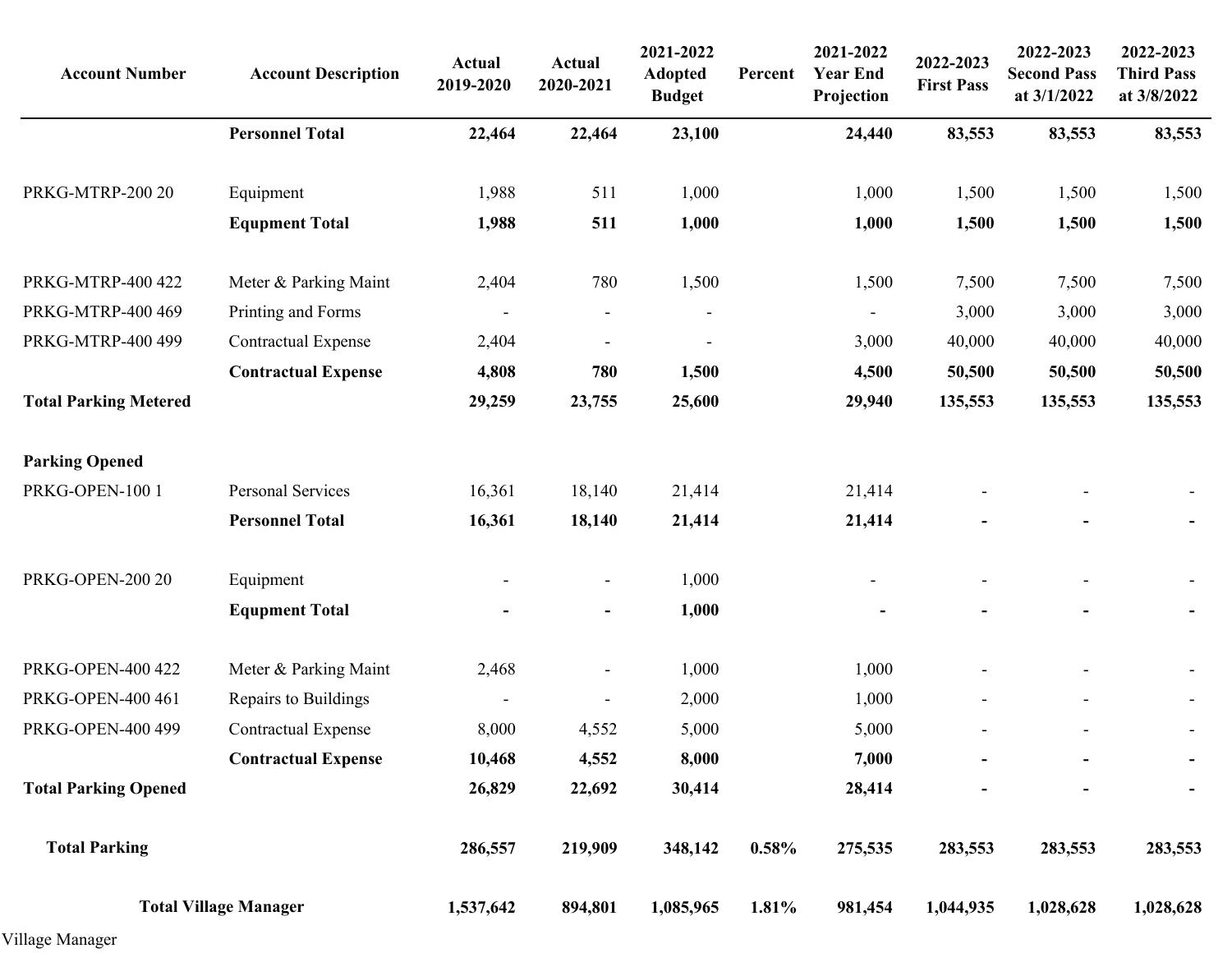| Account Number | Account Description | Actual 2019-2020 | Actual 2020-2021 | 2021-2022 Adopted Budget | Percent | 2021-2022 Year End Projection | 2022-2023 First Pass | 2022-2023 Second Pass at 3/1/2022 | 2022-2023 Third Pass at 3/8/2022 |
|---|---|---|---|---|---|---|---|---|---|
| | **Personnel Total** | **22,464** | **22,464** | **23,100** | | **24,440** | **83,553** | **83,553** | **83,553** |
| | | | | | | | | | |
| PRKG-MTRP-200 20 | Equipment | 1,988 | 511 | 1,000 | | 1,000 | 1,500 | 1,500 | 1,500 |
| | **Equpment Total** | **1,988** | **511** | **1,000** | | **1,000** | **1,500** | **1,500** | **1,500** |
| | | | | | | | | | |
| PRKG-MTRP-400 422 | Meter & Parking Maint | 2,404 | 780 | 1,500 | | 1,500 | 7,500 | 7,500 | 7,500 |
| PRKG-MTRP-400 469 | Printing and Forms | - | - | - | | - | 3,000 | 3,000 | 3,000 |
| PRKG-MTRP-400 499 | Contractual Expense | 2,404 | - | - | | 3,000 | 40,000 | 40,000 | 40,000 |
| | **Contractual Expense** | **4,808** | **780** | **1,500** | | **4,500** | **50,500** | **50,500** | **50,500** |
| **Total Parking Metered** | | **29,259** | **23,755** | **25,600** | | **29,940** | **135,553** | **135,553** | **135,553** |
| | | | | | | | | | |
| **Parking Opened** | | | | | | | | | |
| PRKG-OPEN-100 1 | Personal Services | 16,361 | 18,140 | 21,414 | | 21,414 | - | - | - |
| | **Personnel Total** | **16,361** | **18,140** | **21,414** | | **21,414** | **-** | **-** | **-** |
| | | | | | | | | | |
| PRKG-OPEN-200 20 | Equipment | - | - | 1,000 | | - | - | - | - |
| | **Equpment Total** | **-** | **-** | **1,000** | | **-** | **-** | **-** | **-** |
| | | | | | | | | | |
| PRKG-OPEN-400 422 | Meter & Parking Maint | 2,468 | - | 1,000 | | 1,000 | - | - | - |
| PRKG-OPEN-400 461 | Repairs to Buildings | - | - | 2,000 | | 1,000 | - | - | - |
| PRKG-OPEN-400 499 | Contractual Expense | 8,000 | 4,552 | 5,000 | | 5,000 | - | - | - |
| | **Contractual Expense** | **10,468** | **4,552** | **8,000** | | **7,000** | **-** | **-** | **-** |
| **Total Parking Opened** | | **26,829** | **22,692** | **30,414** | | **28,414** | **-** | **-** | **-** |
| | | | | | | | | | |
| **Total Parking** | | **286,557** | **219,909** | **348,142** | **0.58%** | **275,535** | **283,553** | **283,553** | **283,553** |
| | | | | | | | | | |
| **Total Village Manager** | | **1,537,642** | **894,801** | **1,085,965** | **1.81%** | **981,454** | **1,044,935** | **1,028,628** | **1,028,628** |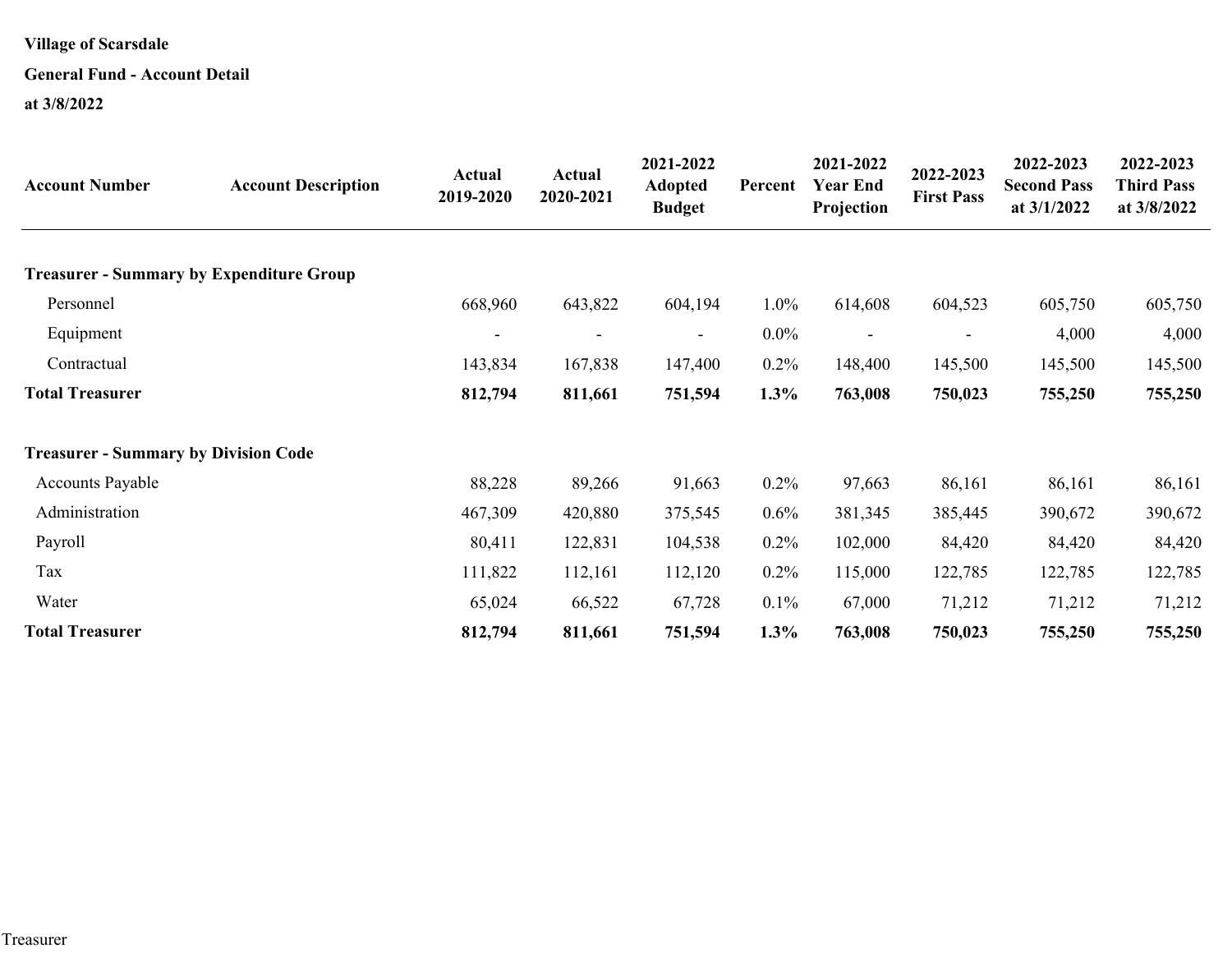**Village of Scarsdale**

**General Fund - Account Detail**

**at 3/8/2022**

| Account Number | Account Description | Actual 2019-2020 | Actual 2020-2021 | 2021-2022 Adopted Budget | Percent | 2021-2022 Year End Projection | 2022-2023 First Pass | 2022-2023 Second Pass at 3/1/2022 | 2022-2023 Third Pass at 3/8/2022 |
|---|---|---|---|---|---|---|---|---|---|
| **Treasurer - Summary by Expenditure Group** | | | | | | | | | |
| Personnel | | 668,960 | 643,822 | 604,194 | 1.0% | 614,608 | 604,523 | 605,750 | 605,750 |
| Equipment | | - | - | - | 0.0% | - | - | 4,000 | 4,000 |
| Contractual | | 143,834 | 167,838 | 147,400 | 0.2% | 148,400 | 145,500 | 145,500 | 145,500 |
| **Total Treasurer** | | **812,794** | **811,661** | **751,594** | **1.3%** | **763,008** | **750,023** | **755,250** | **755,250** |
| **Treasurer - Summary by Division Code** | | | | | | | | | |
| Accounts Payable | | 88,228 | 89,266 | 91,663 | 0.2% | 97,663 | 86,161 | 86,161 | 86,161 |
| Administration | | 467,309 | 420,880 | 375,545 | 0.6% | 381,345 | 385,445 | 390,672 | 390,672 |
| Payroll | | 80,411 | 122,831 | 104,538 | 0.2% | 102,000 | 84,420 | 84,420 | 84,420 |
| Tax | | 111,822 | 112,161 | 112,120 | 0.2% | 115,000 | 122,785 | 122,785 | 122,785 |
| Water | | 65,024 | 66,522 | 67,728 | 0.1% | 67,000 | 71,212 | 71,212 | 71,212 |
| **Total Treasurer** | | **812,794** | **811,661** | **751,594** | **1.3%** | **763,008** | **750,023** | **755,250** | **755,250** |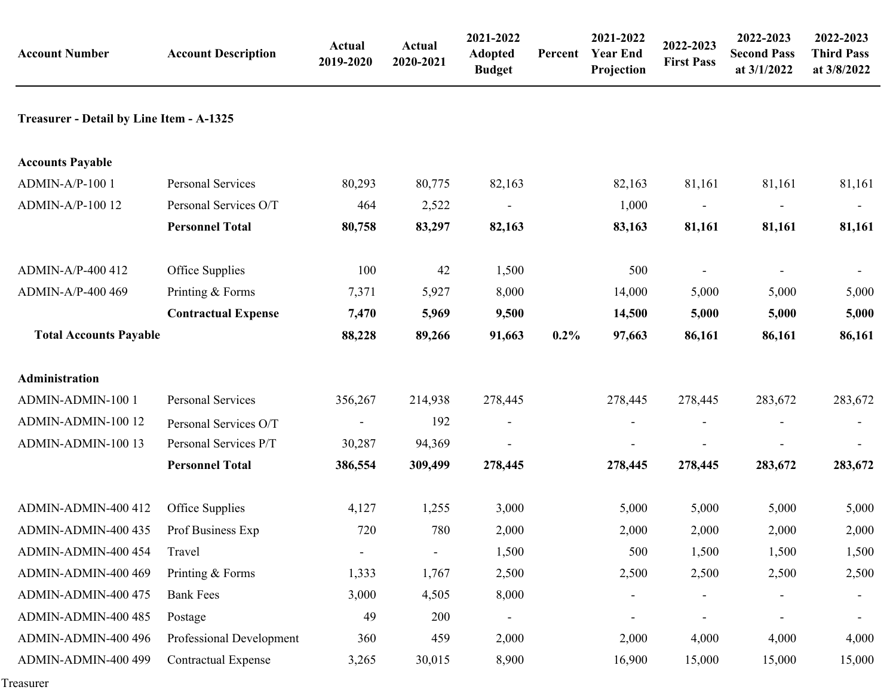| Account Number | Account Description | Actual 2019-2020 | Actual 2020-2021 | 2021-2022 Adopted Budget | Percent | 2021-2022 Year End Projection | 2022-2023 First Pass | 2022-2023 Second Pass at 3/1/2022 | 2022-2023 Third Pass at 3/8/2022 |
|---|---|---|---|---|---|---|---|---|---|
| **Treasurer - Detail by Line Item - A-1325** | | | | | | | | | |
| **Accounts Payable** | | | | | | | | | |
| ADMIN-A/P-100 1 | Personal Services | 80,293 | 80,775 | 82,163 | | 82,163 | 81,161 | 81,161 | 81,161 |
| ADMIN-A/P-100 12 | Personal Services O/T | 464 | 2,522 | - | | 1,000 | - | - | - |
| | **Personnel Total** | **80,758** | **83,297** | **82,163** | | **83,163** | **81,161** | **81,161** | **81,161** |
| ADMIN-A/P-400 412 | Office Supplies | 100 | 42 | 1,500 | | 500 | - | - | - |
| ADMIN-A/P-400 469 | Printing & Forms | 7,371 | 5,927 | 8,000 | | 14,000 | 5,000 | 5,000 | 5,000 |
| | **Contractual Expense** | **7,470** | **5,969** | **9,500** | | **14,500** | **5,000** | **5,000** | **5,000** |
| **Total Accounts Payable** | | **88,228** | **89,266** | **91,663** | **0.2%** | **97,663** | **86,161** | **86,161** | **86,161** |
| **Administration** | | | | | | | | | |
| ADMIN-ADMIN-100 1 | Personal Services | 356,267 | 214,938 | 278,445 | | 278,445 | 278,445 | 283,672 | 283,672 |
| ADMIN-ADMIN-100 12 | Personal Services O/T | - | 192 | - | | - | - | - | - |
| ADMIN-ADMIN-100 13 | Personal Services P/T | 30,287 | 94,369 | - | | - | - | - | - |
| | **Personnel Total** | **386,554** | **309,499** | **278,445** | | **278,445** | **278,445** | **283,672** | **283,672** |
| ADMIN-ADMIN-400 412 | Office Supplies | 4,127 | 1,255 | 3,000 | | 5,000 | 5,000 | 5,000 | 5,000 |
| ADMIN-ADMIN-400 435 | Prof Business Exp | 720 | 780 | 2,000 | | 2,000 | 2,000 | 2,000 | 2,000 |
| ADMIN-ADMIN-400 454 | Travel | - | - | 1,500 | | 500 | 1,500 | 1,500 | 1,500 |
| ADMIN-ADMIN-400 469 | Printing & Forms | 1,333 | 1,767 | 2,500 | | 2,500 | 2,500 | 2,500 | 2,500 |
| ADMIN-ADMIN-400 475 | Bank Fees | 3,000 | 4,505 | 8,000 | | - | - | - | - |
| ADMIN-ADMIN-400 485 | Postage | 49 | 200 | - | | - | - | - | - |
| ADMIN-ADMIN-400 496 | Professional Development | 360 | 459 | 2,000 | | 2,000 | 4,000 | 4,000 | 4,000 |
| ADMIN-ADMIN-400 499 | Contractual Expense | 3,265 | 30,015 | 8,900 | | 16,900 | 15,000 | 15,000 | 15,000 |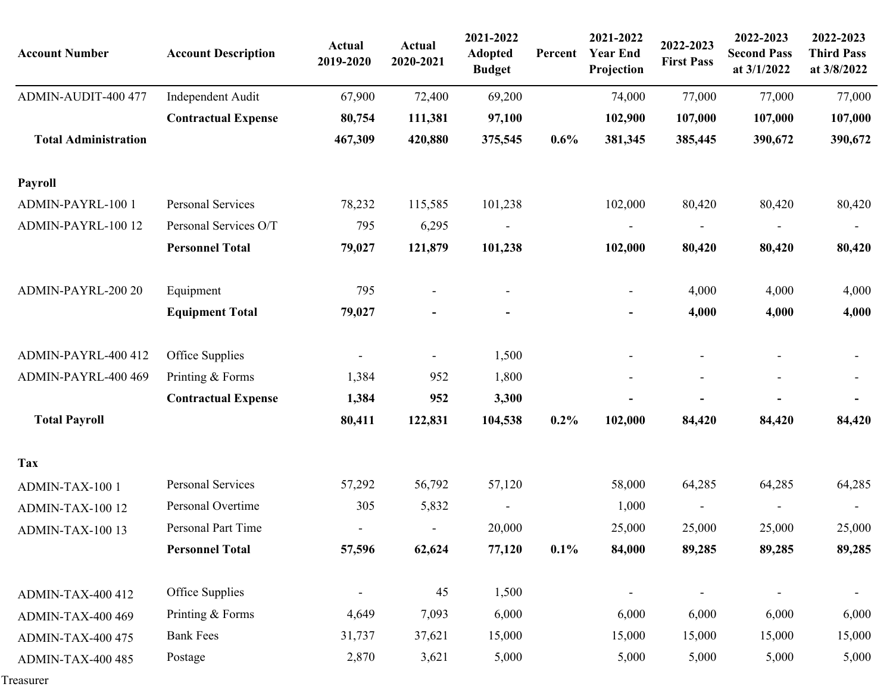| Account Number | Account Description | Actual 2019-2020 | Actual 2020-2021 | 2021-2022 Adopted Budget | Percent | 2021-2022 Year End Projection | 2022-2023 First Pass | 2022-2023 Second Pass at 3/1/2022 | 2022-2023 Third Pass at 3/8/2022 |
|---|---|---|---|---|---|---|---|---|---|
| ADMIN-AUDIT-400 477 | Independent Audit | 67,900 | 72,400 | 69,200 | | 74,000 | 77,000 | 77,000 | 77,000 |
| | **Contractual Expense** | **80,754** | **111,381** | **97,100** | | **102,900** | **107,000** | **107,000** | **107,000** |
| **Total Administration** | | **467,309** | **420,880** | **375,545** | **0.6%** | **381,345** | **385,445** | **390,672** | **390,672** |
| | | | | | | | | | |
| **Payroll** | | | | | | | | | |
| ADMIN-PAYRL-100 1 | Personal Services | 78,232 | 115,585 | 101,238 | | 102,000 | 80,420 | 80,420 | 80,420 |
| ADMIN-PAYRL-100 12 | Personal Services O/T | 795 | 6,295 | - | | - | - | - | - |
| | **Personnel Total** | **79,027** | **121,879** | **101,238** | | **102,000** | **80,420** | **80,420** | **80,420** |
| | | | | | | | | | |
| ADMIN-PAYRL-200 20 | Equipment | 795 | - | - | | - | 4,000 | 4,000 | 4,000 |
| | **Equipment Total** | **79,027** | **-** | **-** | | **-** | **4,000** | **4,000** | **4,000** |
| | | | | | | | | | |
| ADMIN-PAYRL-400 412 | Office Supplies | - | - | 1,500 | | - | - | - | - |
| ADMIN-PAYRL-400 469 | Printing & Forms | 1,384 | 952 | 1,800 | | - | - | - | - |
| | **Contractual Expense** | **1,384** | **952** | **3,300** | | **-** | **-** | **-** | **-** |
| **Total Payroll** | | **80,411** | **122,831** | **104,538** | **0.2%** | **102,000** | **84,420** | **84,420** | **84,420** |
| | | | | | | | | | |
| **Tax** | | | | | | | | | |
| ADMIN-TAX-100 1 | Personal Services | 57,292 | 56,792 | 57,120 | | 58,000 | 64,285 | 64,285 | 64,285 |
| ADMIN-TAX-100 12 | Personal Overtime | 305 | 5,832 | - | | 1,000 | - | - | - |
| ADMIN-TAX-100 13 | Personal Part Time | - | - | 20,000 | | 25,000 | 25,000 | 25,000 | 25,000 |
| | **Personnel Total** | **57,596** | **62,624** | **77,120** | **0.1%** | **84,000** | **89,285** | **89,285** | **89,285** |
| | | | | | | | | | |
| ADMIN-TAX-400 412 | Office Supplies | - | 45 | 1,500 | | - | - | - | - |
| ADMIN-TAX-400 469 | Printing & Forms | 4,649 | 7,093 | 6,000 | | 6,000 | 6,000 | 6,000 | 6,000 |
| ADMIN-TAX-400 475 | Bank Fees | 31,737 | 37,621 | 15,000 | | 15,000 | 15,000 | 15,000 | 15,000 |
| ADMIN-TAX-400 485 | Postage | 2,870 | 3,621 | 5,000 | | 5,000 | 5,000 | 5,000 | 5,000 |

Treasurer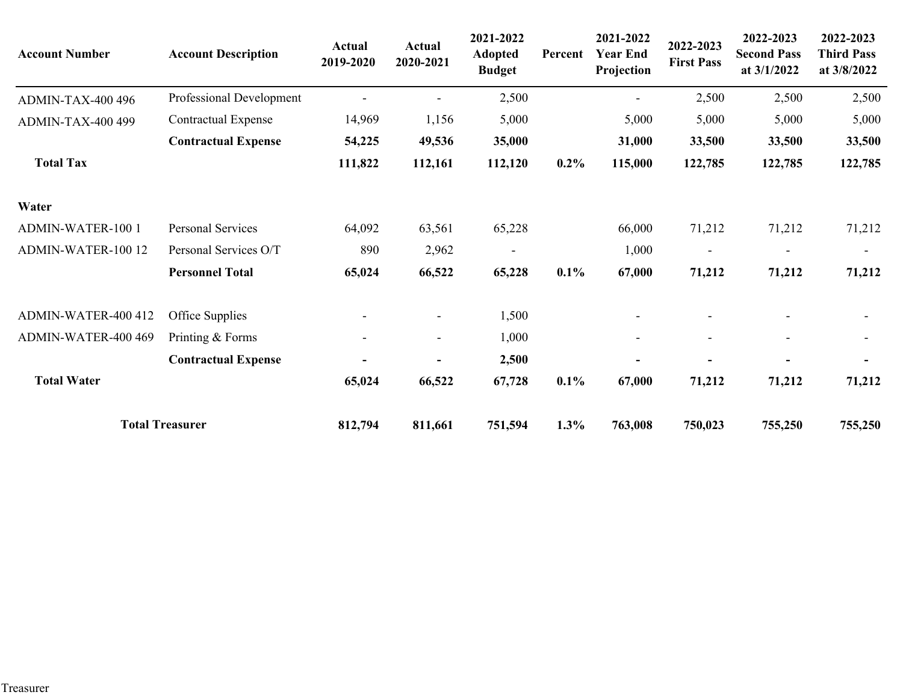| Account Number | Account Description | Actual 2019-2020 | Actual 2020-2021 | 2021-2022 Adopted Budget | Percent | 2021-2022 Year End Projection | 2022-2023 First Pass | 2022-2023 Second Pass at 3/1/2022 | 2022-2023 Third Pass at 3/8/2022 |
|---|---|---|---|---|---|---|---|---|---|
| ADMIN-TAX-400 496 | Professional Development | - | - | 2,500 | | - | 2,500 | 2,500 | 2,500 |
| ADMIN-TAX-400 499 | Contractual Expense | 14,969 | 1,156 | 5,000 | | 5,000 | 5,000 | 5,000 | 5,000 |
| | **Contractual Expense** | **54,225** | **49,536** | **35,000** | | **31,000** | **33,500** | **33,500** | **33,500** |
| **Total Tax** | | **111,822** | **112,161** | **112,120** | **0.2%** | **115,000** | **122,785** | **122,785** | **122,785** |
| | | | | | | | | | |
| **Water** | | | | | | | | | |
| ADMIN-WATER-100 1 | Personal Services | 64,092 | 63,561 | 65,228 | | 66,000 | 71,212 | 71,212 | 71,212 |
| ADMIN-WATER-100 12 | Personal Services O/T | 890 | 2,962 | - | | 1,000 | - | - | - |
| | **Personnel Total** | **65,024** | **66,522** | **65,228** | **0.1%** | **67,000** | **71,212** | **71,212** | **71,212** |
| | | | | | | | | | |
| ADMIN-WATER-400 412 | Office Supplies | - | - | 1,500 | | - | - | - | - |
| ADMIN-WATER-400 469 | Printing & Forms | - | - | 1,000 | | - | - | - | - |
| | **Contractual Expense** | **-** | **-** | **2,500** | | **-** | **-** | **-** | **-** |
| **Total Water** | | **65,024** | **66,522** | **67,728** | **0.1%** | **67,000** | **71,212** | **71,212** | **71,212** |
| | | | | | | | | | |
| **Total Treasurer** | | **812,794** | **811,661** | **751,594** | **1.3%** | **763,008** | **750,023** | **755,250** | **755,250** |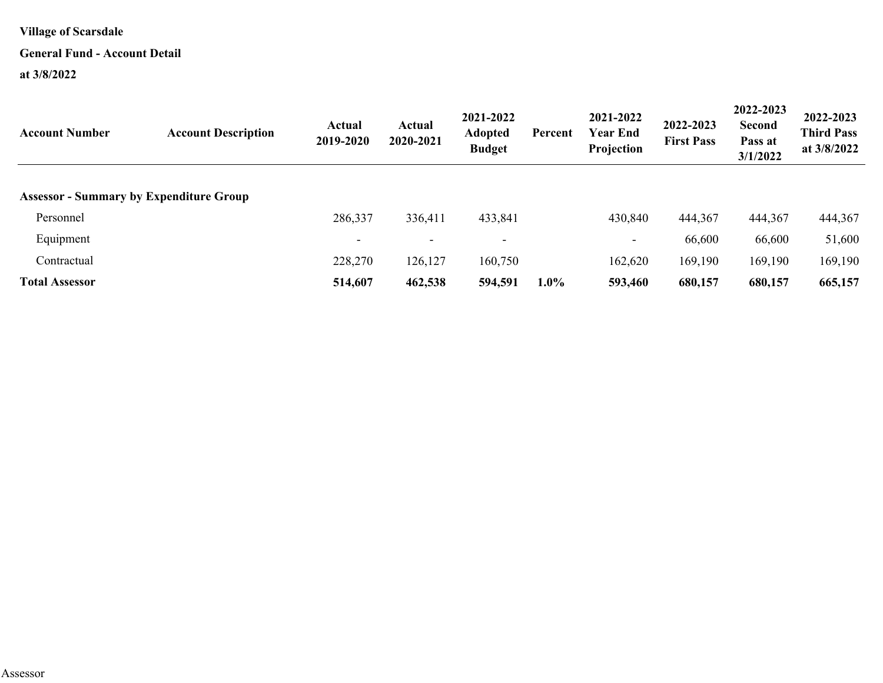**Village of Scarsdale**

**General Fund - Account Detail**

**at 3/8/2022**

| Account Number | Account Description | Actual 2019-2020 | Actual 2020-2021 | 2021-2022 Adopted Budget | Percent | 2021-2022 Year End Projection | 2022-2023 First Pass | 2022-2023 Second Pass at 3/1/2022 | 2022-2023 Third Pass at 3/8/2022 |
|---|---|---|---|---|---|---|---|---|---|
| **Assessor - Summary by Expenditure Group** | | | | | | | | | |
| Personnel | | 286,337 | 336,411 | 433,841 | | 430,840 | 444,367 | 444,367 | 444,367 |
| Equipment | | - | - | - | | - | 66,600 | 66,600 | 51,600 |
| Contractual | | 228,270 | 126,127 | 160,750 | | 162,620 | 169,190 | 169,190 | 169,190 |
| **Total Assessor** | | **514,607** | **462,538** | **594,591** | **1.0%** | **593,460** | **680,157** | **680,157** | **665,157** |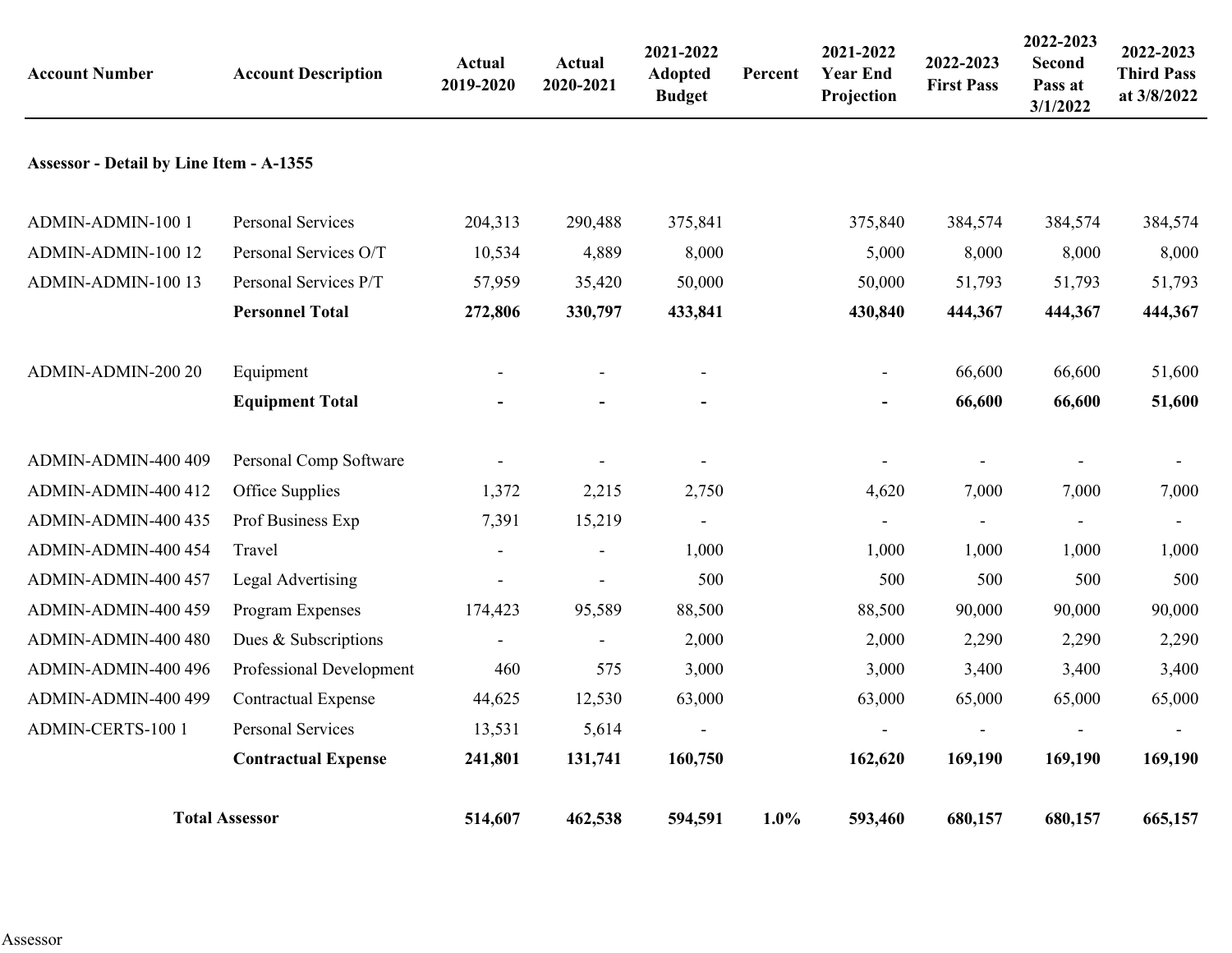| Account Number | Account Description | Actual 2019-2020 | Actual 2020-2021 | 2021-2022 Adopted Budget | Percent | 2021-2022 Year End Projection | 2022-2023 First Pass | 2022-2023 Second Pass at 3/1/2022 | 2022-2023 Third Pass at 3/8/2022 |
|---|---|---|---|---|---|---|---|---|---|
| **Assessor - Detail by Line Item - A-1355** | | | | | | | | | |
| ADMIN-ADMIN-100 1 | Personal Services | 204,313 | 290,488 | 375,841 | | 375,840 | 384,574 | 384,574 | 384,574 |
| ADMIN-ADMIN-100 12 | Personal Services O/T | 10,534 | 4,889 | 8,000 | | 5,000 | 8,000 | 8,000 | 8,000 |
| ADMIN-ADMIN-100 13 | Personal Services P/T | 57,959 | 35,420 | 50,000 | | 50,000 | 51,793 | 51,793 | 51,793 |
| | **Personnel Total** | **272,806** | **330,797** | **433,841** | | **430,840** | **444,367** | **444,367** | **444,367** |
| ADMIN-ADMIN-200 20 | Equipment | - | - | - | | - | 66,600 | 66,600 | 51,600 |
| | **Equipment Total** | **-** | **-** | **-** | | **-** | **66,600** | **66,600** | **51,600** |
| ADMIN-ADMIN-400 409 | Personal Comp Software | - | - | - | | - | - | - | - |
| ADMIN-ADMIN-400 412 | Office Supplies | 1,372 | 2,215 | 2,750 | | 4,620 | 7,000 | 7,000 | 7,000 |
| ADMIN-ADMIN-400 435 | Prof Business Exp | 7,391 | 15,219 | - | | - | - | - | - |
| ADMIN-ADMIN-400 454 | Travel | - | - | 1,000 | | 1,000 | 1,000 | 1,000 | 1,000 |
| ADMIN-ADMIN-400 457 | Legal Advertising | - | - | 500 | | 500 | 500 | 500 | 500 |
| ADMIN-ADMIN-400 459 | Program Expenses | 174,423 | 95,589 | 88,500 | | 88,500 | 90,000 | 90,000 | 90,000 |
| ADMIN-ADMIN-400 480 | Dues & Subscriptions | - | - | 2,000 | | 2,000 | 2,290 | 2,290 | 2,290 |
| ADMIN-ADMIN-400 496 | Professional Development | 460 | 575 | 3,000 | | 3,000 | 3,400 | 3,400 | 3,400 |
| ADMIN-ADMIN-400 499 | Contractual Expense | 44,625 | 12,530 | 63,000 | | 63,000 | 65,000 | 65,000 | 65,000 |
| ADMIN-CERTS-100 1 | Personal Services | 13,531 | 5,614 | - | | - | - | - | - |
| | **Contractual Expense** | **241,801** | **131,741** | **160,750** | | **162,620** | **169,190** | **169,190** | **169,190** |
| **Total Assessor** | | **514,607** | **462,538** | **594,591** | **1.0%** | **593,460** | **680,157** | **680,157** | **665,157** |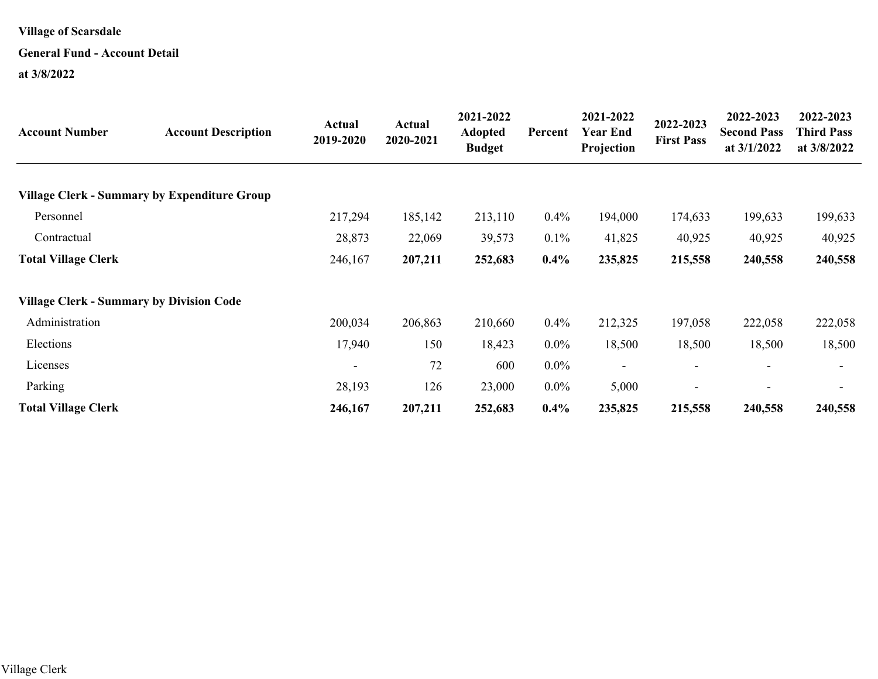**Village of Scarsdale**

**General Fund - Account Detail**

**at 3/8/2022**

| Account Number | Account Description | Actual 2019-2020 | Actual 2020-2021 | 2021-2022 Adopted Budget | Percent | 2021-2022 Year End Projection | 2022-2023 First Pass | 2022-2023 Second Pass at 3/1/2022 | 2022-2023 Third Pass at 3/8/2022 |
|---|---|---|---|---|---|---|---|---|---|
| **Village Clerk - Summary by Expenditure Group** | | | | | | | | | |
| Personnel | | 217,294 | 185,142 | 213,110 | 0.4% | 194,000 | 174,633 | 199,633 | 199,633 |
| Contractual | | 28,873 | 22,069 | 39,573 | 0.1% | 41,825 | 40,925 | 40,925 | 40,925 |
| **Total Village Clerk** | | 246,167 | **207,211** | **252,683** | **0.4%** | **235,825** | **215,558** | **240,558** | **240,558** |
| **Village Clerk - Summary by Division Code** | | | | | | | | | |
| Administration | | 200,034 | 206,863 | 210,660 | 0.4% | 212,325 | 197,058 | 222,058 | 222,058 |
| Elections | | 17,940 | 150 | 18,423 | 0.0% | 18,500 | 18,500 | 18,500 | 18,500 |
| Licenses | | - | 72 | 600 | 0.0% | - | - | - | - |
| Parking | | 28,193 | 126 | 23,000 | 0.0% | 5,000 | - | - | - |
| **Total Village Clerk** | | **246,167** | **207,211** | **252,683** | **0.4%** | **235,825** | **215,558** | **240,558** | **240,558** |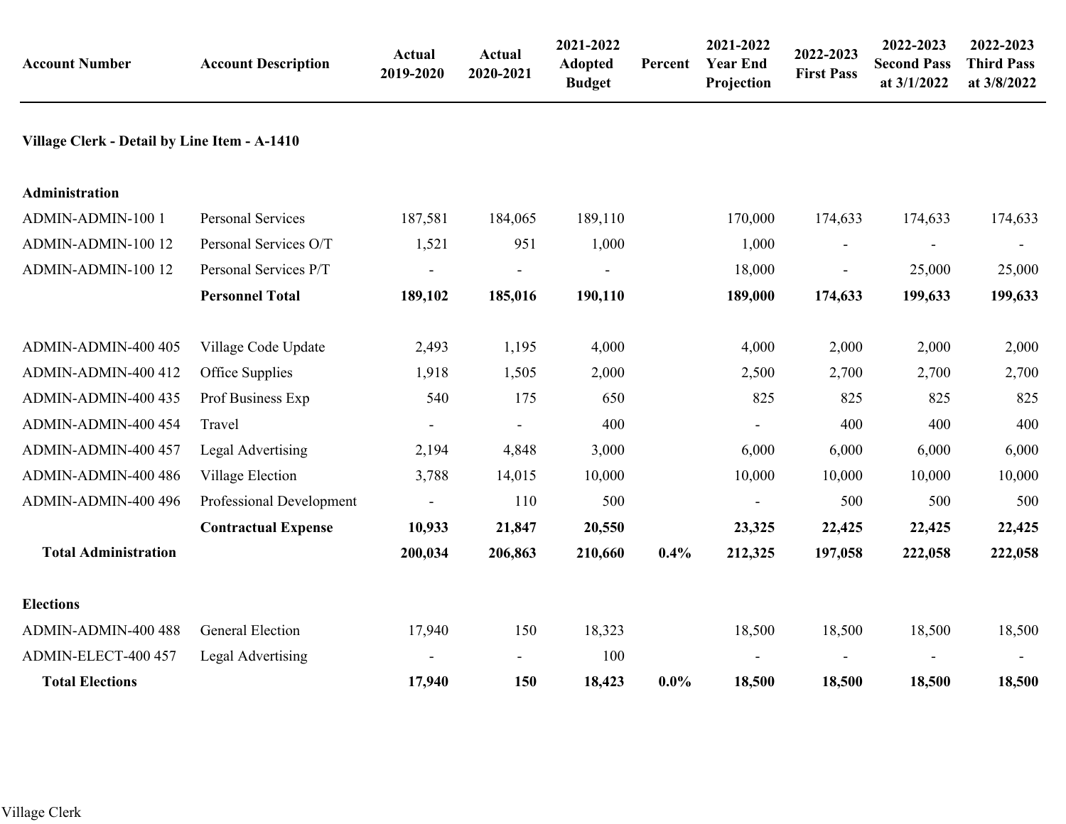| Account Number | Account Description | Actual 2019-2020 | Actual 2020-2021 | 2021-2022 Adopted Budget | Percent | 2021-2022 Year End Projection | 2022-2023 First Pass | 2022-2023 Second Pass at 3/1/2022 | 2022-2023 Third Pass at 3/8/2022 |
|---|---|---|---|---|---|---|---|---|---|
| **Village Clerk - Detail by Line Item - A-1410** | | | | | | | | | |
| **Administration** | | | | | | | | | |
| ADMIN-ADMIN-100 1 | Personal Services | 187,581 | 184,065 | 189,110 | | 170,000 | 174,633 | 174,633 | 174,633 |
| ADMIN-ADMIN-100 12 | Personal Services O/T | 1,521 | 951 | 1,000 | | 1,000 | - | - | - |
| ADMIN-ADMIN-100 12 | Personal Services P/T | - | - | - | | 18,000 | - | 25,000 | 25,000 |
| | **Personnel Total** | **189,102** | **185,016** | **190,110** | | **189,000** | **174,633** | **199,633** | **199,633** |
| ADMIN-ADMIN-400 405 | Village Code Update | 2,493 | 1,195 | 4,000 | | 4,000 | 2,000 | 2,000 | 2,000 |
| ADMIN-ADMIN-400 412 | Office Supplies | 1,918 | 1,505 | 2,000 | | 2,500 | 2,700 | 2,700 | 2,700 |
| ADMIN-ADMIN-400 435 | Prof Business Exp | 540 | 175 | 650 | | 825 | 825 | 825 | 825 |
| ADMIN-ADMIN-400 454 | Travel | - | - | 400 | | - | 400 | 400 | 400 |
| ADMIN-ADMIN-400 457 | Legal Advertising | 2,194 | 4,848 | 3,000 | | 6,000 | 6,000 | 6,000 | 6,000 |
| ADMIN-ADMIN-400 486 | Village Election | 3,788 | 14,015 | 10,000 | | 10,000 | 10,000 | 10,000 | 10,000 |
| ADMIN-ADMIN-400 496 | Professional Development | - | 110 | 500 | | - | 500 | 500 | 500 |
| | **Contractual Expense** | **10,933** | **21,847** | **20,550** | | **23,325** | **22,425** | **22,425** | **22,425** |
| **Total Administration** | | **200,034** | **206,863** | **210,660** | **0.4%** | **212,325** | **197,058** | **222,058** | **222,058** |
| **Elections** | | | | | | | | | |
| ADMIN-ADMIN-400 488 | General Election | 17,940 | 150 | 18,323 | | 18,500 | 18,500 | 18,500 | 18,500 |
| ADMIN-ELECT-400 457 | Legal Advertising | - | - | 100 | | - | - | - | - |
| **Total Elections** | | **17,940** | **150** | **18,423** | **0.0%** | **18,500** | **18,500** | **18,500** | **18,500** |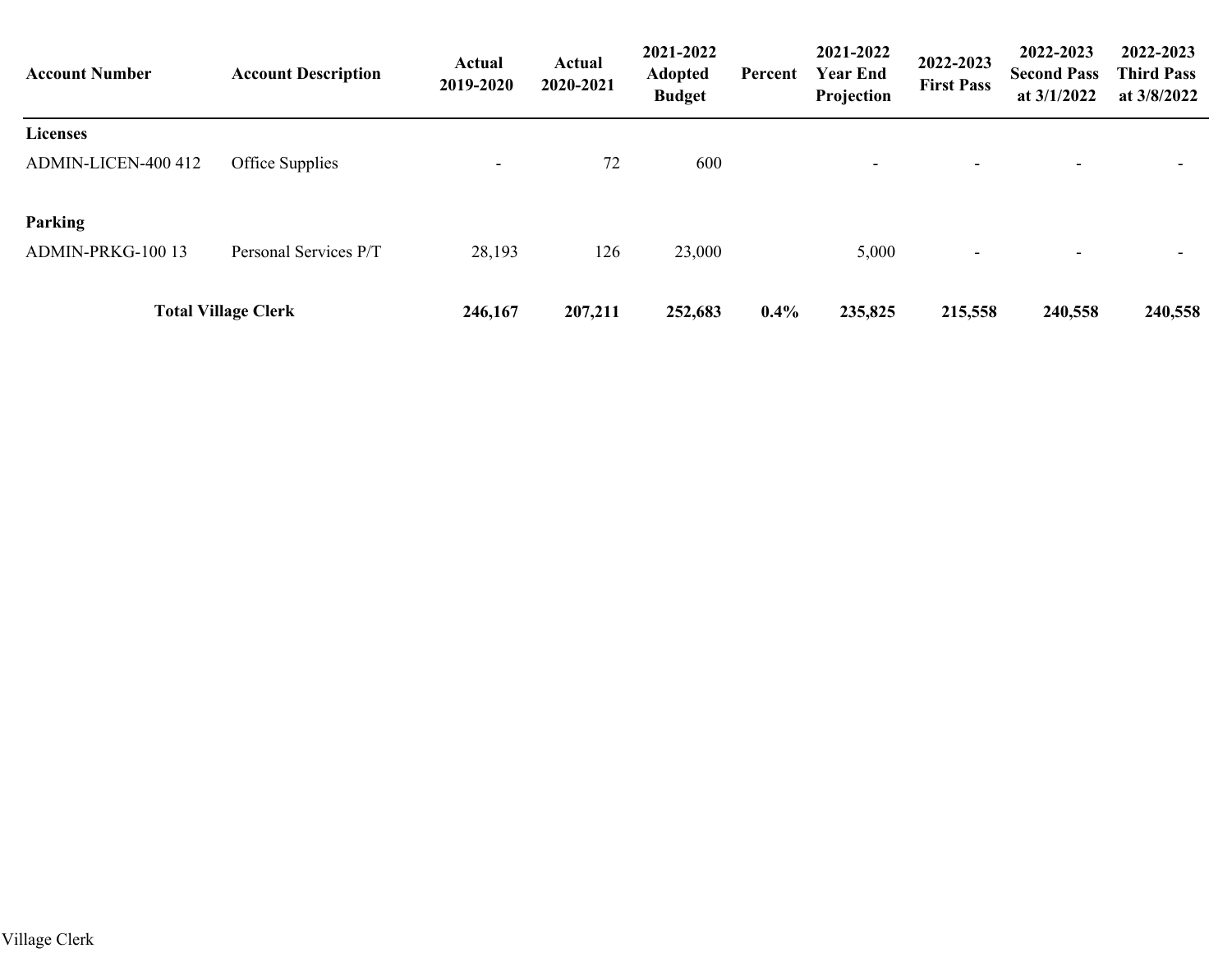| Account Number | Account Description | Actual 2019-2020 | Actual 2020-2021 | 2021-2022 Adopted Budget | Percent | 2021-2022 Year End Projection | 2022-2023 First Pass | 2022-2023 Second Pass at 3/1/2022 | 2022-2023 Third Pass at 3/8/2022 |
|---|---|---|---|---|---|---|---|---|---|
| **Licenses** | | | | | | | | | |
| ADMIN-LICEN-400 412 | Office Supplies | - | 72 | 600 | | - | - | - | - |
| **Parking** | | | | | | | | | |
| ADMIN-PRKG-100 13 | Personal Services P/T | 28,193 | 126 | 23,000 | | 5,000 | - | - | - |
| **Total Village Clerk** | | **246,167** | **207,211** | **252,683** | **0.4%** | **235,825** | **215,558** | **240,558** | **240,558** |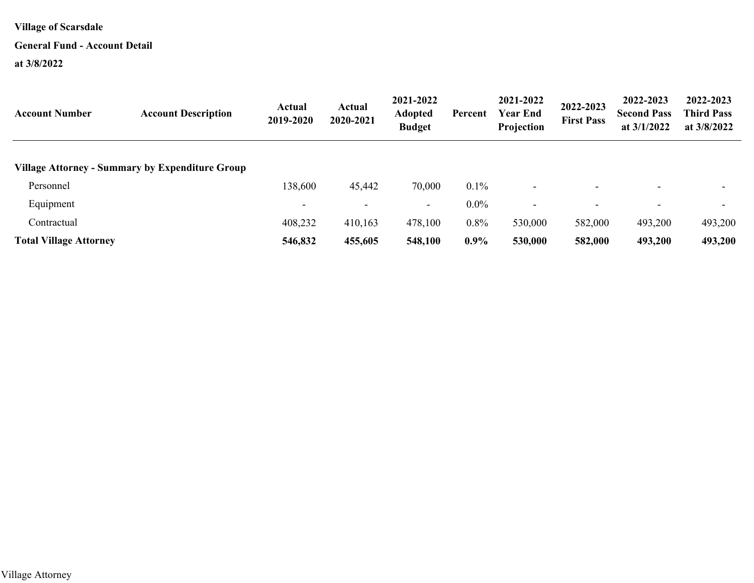**Village of Scarsdale**

**General Fund - Account Detail**

**at 3/8/2022**

| Account Number | Account Description | Actual 2019-2020 | Actual 2020-2021 | 2021-2022 Adopted Budget | Percent | 2021-2022 Year End Projection | 2022-2023 First Pass | 2022-2023 Second Pass at 3/1/2022 | 2022-2023 Third Pass at 3/8/2022 |
|---|---|---|---|---|---|---|---|---|---|
| **Village Attorney - Summary by Expenditure Group** | | | | | | | | | |
| Personnel | | 138,600 | 45,442 | 70,000 | 0.1% | - | - | - | - |
| Equipment | | - | - | - | 0.0% | - | - | - | - |
| Contractual | | 408,232 | 410,163 | 478,100 | 0.8% | 530,000 | 582,000 | 493,200 | 493,200 |
| **Total Village Attorney** | | **546,832** | **455,605** | **548,100** | **0.9%** | **530,000** | **582,000** | **493,200** | **493,200** |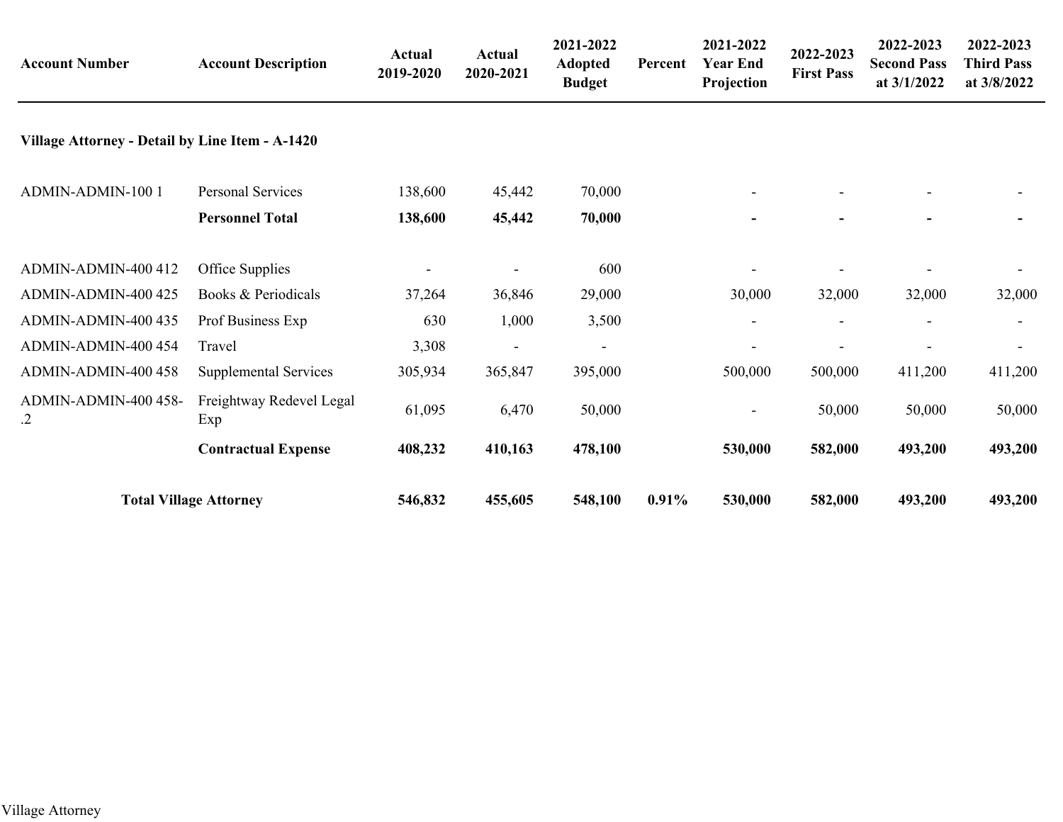| Account Number | Account Description | Actual 2019-2020 | Actual 2020-2021 | 2021-2022 Adopted Budget | Percent | 2021-2022 Year End Projection | 2022-2023 First Pass | 2022-2023 Second Pass at 3/1/2022 | 2022-2023 Third Pass at 3/8/2022 |
|---|---|---|---|---|---|---|---|---|---|
| **Village Attorney - Detail by Line Item - A-1420** | | | | | | | | | |
| ADMIN-ADMIN-100 1 | Personal Services | 138,600 | 45,442 | 70,000 | | - | - | - | - |
| | **Personnel Total** | **138,600** | **45,442** | **70,000** | | **-** | **-** | **-** | **-** |
| ADMIN-ADMIN-400 412 | Office Supplies | - | - | 600 | | - | - | - | - |
| ADMIN-ADMIN-400 425 | Books & Periodicals | 37,264 | 36,846 | 29,000 | | 30,000 | 32,000 | 32,000 | 32,000 |
| ADMIN-ADMIN-400 435 | Prof Business Exp | 630 | 1,000 | 3,500 | | - | - | - | - |
| ADMIN-ADMIN-400 454 | Travel | 3,308 | - | - | | - | - | - | - |
| ADMIN-ADMIN-400 458 | Supplemental Services | 305,934 | 365,847 | 395,000 | | 500,000 | 500,000 | 411,200 | 411,200 |
| ADMIN-ADMIN-400 458-.2 | Freightway Redevel Legal Exp | 61,095 | 6,470 | 50,000 | | - | 50,000 | 50,000 | 50,000 |
| | **Contractual Expense** | **408,232** | **410,163** | **478,100** | | **530,000** | **582,000** | **493,200** | **493,200** |
| **Total Village Attorney** | | **546,832** | **455,605** | **548,100** | **0.91%** | **530,000** | **582,000** | **493,200** | **493,200** |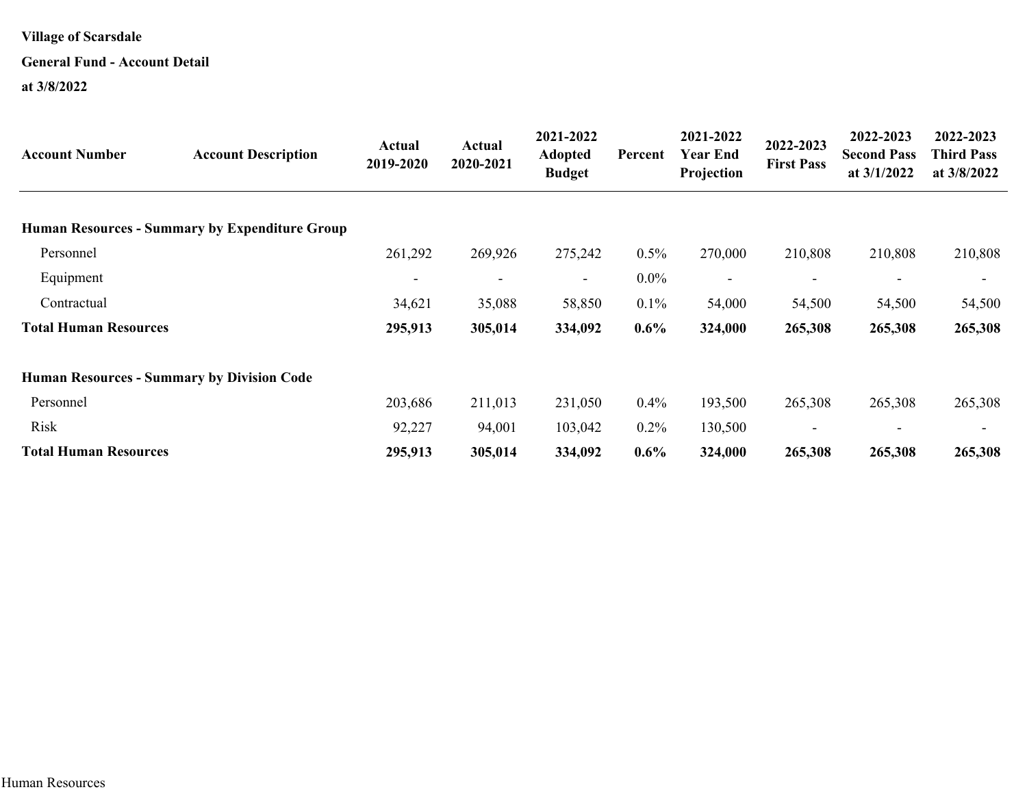**Village of Scarsdale**

**General Fund - Account Detail**

**at 3/8/2022**

| Account Number | Account Description | Actual 2019-2020 | Actual 2020-2021 | 2021-2022 Adopted Budget | Percent | 2021-2022 Year End Projection | 2022-2023 First Pass | 2022-2023 Second Pass at 3/1/2022 | 2022-2023 Third Pass at 3/8/2022 |
|---|---|---|---|---|---|---|---|---|---|
| **Human Resources - Summary by Expenditure Group** | | | | | | | | | |
| Personnel | | 261,292 | 269,926 | 275,242 | 0.5% | 270,000 | 210,808 | 210,808 | 210,808 |
| Equipment | | - | - | - | 0.0% | - | - | - | - |
| Contractual | | 34,621 | 35,088 | 58,850 | 0.1% | 54,000 | 54,500 | 54,500 | 54,500 |
| **Total Human Resources** | | **295,913** | **305,014** | **334,092** | **0.6%** | **324,000** | **265,308** | **265,308** | **265,308** |
| **Human Resources - Summary by Division Code** | | | | | | | | | |
| Personnel | | 203,686 | 211,013 | 231,050 | 0.4% | 193,500 | 265,308 | 265,308 | 265,308 |
| Risk | | 92,227 | 94,001 | 103,042 | 0.2% | 130,500 | - | - | - |
| **Total Human Resources** | | **295,913** | **305,014** | **334,092** | **0.6%** | **324,000** | **265,308** | **265,308** | **265,308** |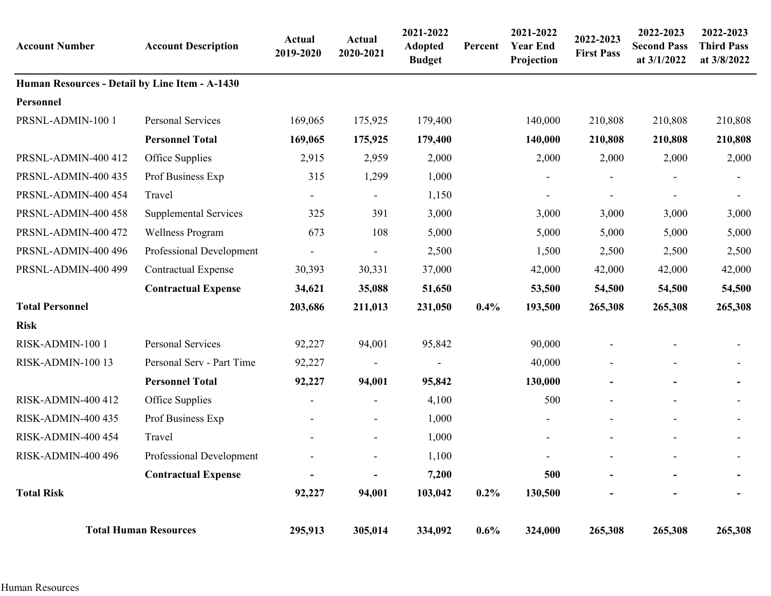| Account Number | Account Description | Actual 2019-2020 | Actual 2020-2021 | 2021-2022 Adopted Budget | Percent | 2021-2022 Year End Projection | 2022-2023 First Pass | 2022-2023 Second Pass at 3/1/2022 | 2022-2023 Third Pass at 3/8/2022 |
|---|---|---|---|---|---|---|---|---|---|
| **Human Resources - Detail by Line Item - A-1430** | | | | | | | | | |
| **Personnel** | | | | | | | | | |
| PRSNL-ADMIN-100 1 | Personal Services | 169,065 | 175,925 | 179,400 | | 140,000 | 210,808 | 210,808 | 210,808 |
| | **Personnel Total** | **169,065** | **175,925** | **179,400** | | **140,000** | **210,808** | **210,808** | **210,808** |
| PRSNL-ADMIN-400 412 | Office Supplies | 2,915 | 2,959 | 2,000 | | 2,000 | 2,000 | 2,000 | 2,000 |
| PRSNL-ADMIN-400 435 | Prof Business Exp | 315 | 1,299 | 1,000 | | - | - | - | - |
| PRSNL-ADMIN-400 454 | Travel | - | - | 1,150 | | - | - | - | - |
| PRSNL-ADMIN-400 458 | Supplemental Services | 325 | 391 | 3,000 | | 3,000 | 3,000 | 3,000 | 3,000 |
| PRSNL-ADMIN-400 472 | Wellness Program | 673 | 108 | 5,000 | | 5,000 | 5,000 | 5,000 | 5,000 |
| PRSNL-ADMIN-400 496 | Professional Development | - | - | 2,500 | | 1,500 | 2,500 | 2,500 | 2,500 |
| PRSNL-ADMIN-400 499 | Contractual Expense | 30,393 | 30,331 | 37,000 | | 42,000 | 42,000 | 42,000 | 42,000 |
| | **Contractual Expense** | **34,621** | **35,088** | **51,650** | | **53,500** | **54,500** | **54,500** | **54,500** |
| **Total Personnel** | | **203,686** | **211,013** | **231,050** | **0.4%** | **193,500** | **265,308** | **265,308** | **265,308** |
| **Risk** | | | | | | | | | |
| RISK-ADMIN-100 1 | Personal Services | 92,227 | 94,001 | 95,842 | | 90,000 | - | - | - |
| RISK-ADMIN-100 13 | Personal Serv - Part Time | 92,227 | - | - | | 40,000 | - | - | - |
| | **Personnel Total** | **92,227** | **94,001** | **95,842** | | **130,000** | **-** | **-** | **-** |
| RISK-ADMIN-400 412 | Office Supplies | - | - | 4,100 | | 500 | - | - | - |
| RISK-ADMIN-400 435 | Prof Business Exp | - | - | 1,000 | | - | - | - | - |
| RISK-ADMIN-400 454 | Travel | - | - | 1,000 | | - | - | - | - |
| RISK-ADMIN-400 496 | Professional Development | - | - | 1,100 | | - | - | - | - |
| | **Contractual Expense** | **-** | **-** | **7,200** | | **500** | **-** | **-** | **-** |
| **Total Risk** | | **92,227** | **94,001** | **103,042** | **0.2%** | **130,500** | **-** | **-** | **-** |
| **Total Human Resources** | | **295,913** | **305,014** | **334,092** | **0.6%** | **324,000** | **265,308** | **265,308** | **265,308** |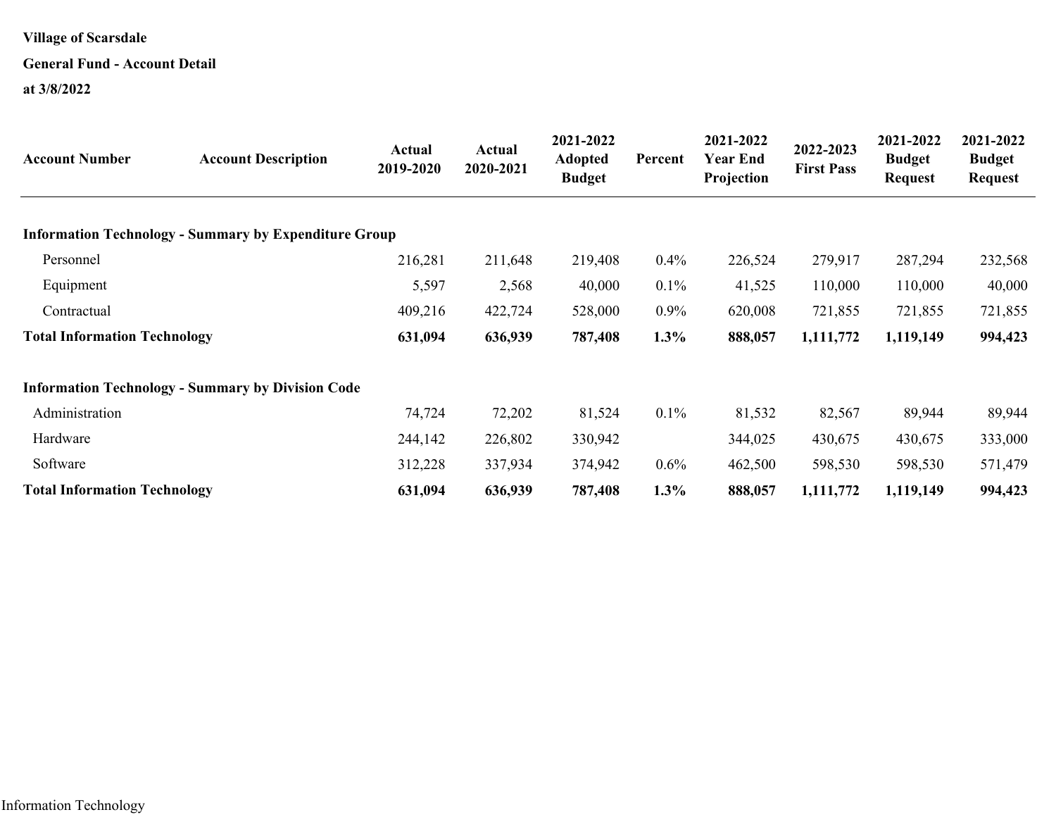**Village of Scarsdale**

**General Fund - Account Detail**

**at 3/8/2022**

| Account Number | Account Description | Actual 2019-2020 | Actual 2020-2021 | 2021-2022 Adopted Budget | Percent | 2021-2022 Year End Projection | 2022-2023 First Pass | 2021-2022 Budget Request | 2021-2022 Budget Request |
|---|---|---|---|---|---|---|---|---|---|
| **Information Technology - Summary by Expenditure Group** | | | | | | | | | |
| Personnel | | 216,281 | 211,648 | 219,408 | 0.4% | 226,524 | 279,917 | 287,294 | 232,568 |
| Equipment | | 5,597 | 2,568 | 40,000 | 0.1% | 41,525 | 110,000 | 110,000 | 40,000 |
| Contractual | | 409,216 | 422,724 | 528,000 | 0.9% | 620,008 | 721,855 | 721,855 | 721,855 |
| **Total Information Technology** | | **631,094** | **636,939** | **787,408** | **1.3%** | **888,057** | **1,111,772** | **1,119,149** | **994,423** |
| | | | | | | | | | |
| **Information Technology - Summary by Division Code** | | | | | | | | | |
| Administration | | 74,724 | 72,202 | 81,524 | 0.1% | 81,532 | 82,567 | 89,944 | 89,944 |
| Hardware | | 244,142 | 226,802 | 330,942 | | 344,025 | 430,675 | 430,675 | 333,000 |
| Software | | 312,228 | 337,934 | 374,942 | 0.6% | 462,500 | 598,530 | 598,530 | 571,479 |
| **Total Information Technology** | | **631,094** | **636,939** | **787,408** | **1.3%** | **888,057** | **1,111,772** | **1,119,149** | **994,423** |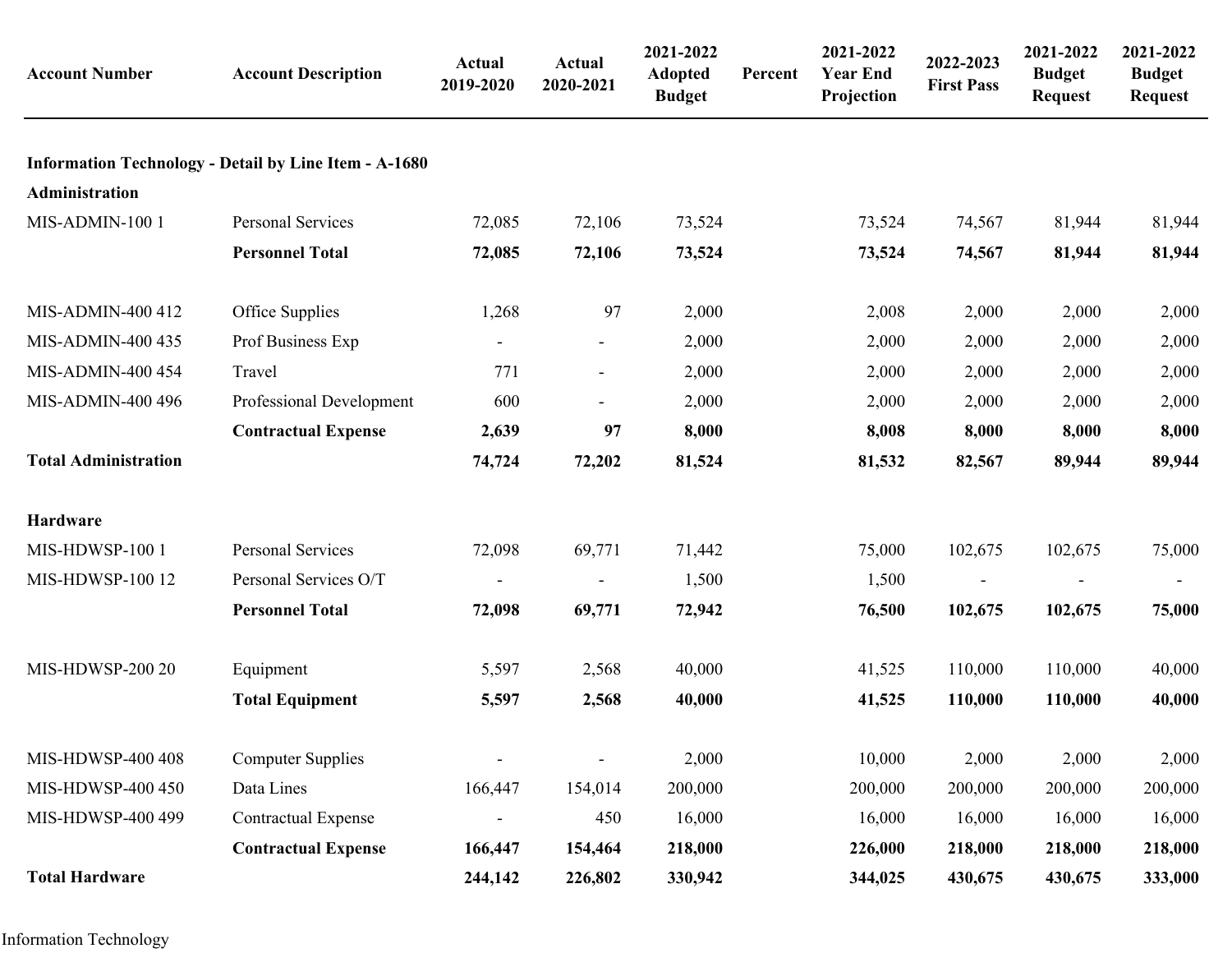| Account Number | Account Description | Actual 2019-2020 | Actual 2020-2021 | 2021-2022 Adopted Budget | Percent | 2021-2022 Year End Projection | 2022-2023 First Pass | 2021-2022 Budget Request | 2021-2022 Budget Request |
|---|---|---|---|---|---|---|---|---|---|
| **Information Technology - Detail by Line Item - A-1680** | | | | | | | | | |
| **Administration** | | | | | | | | | |
| MIS-ADMIN-100 1 | Personal Services | 72,085 | 72,106 | 73,524 | | 73,524 | 74,567 | 81,944 | 81,944 |
| | **Personnel Total** | **72,085** | **72,106** | **73,524** | | **73,524** | **74,567** | **81,944** | **81,944** |
| MIS-ADMIN-400 412 | Office Supplies | 1,268 | 97 | 2,000 | | 2,008 | 2,000 | 2,000 | 2,000 |
| MIS-ADMIN-400 435 | Prof Business Exp | - | - | 2,000 | | 2,000 | 2,000 | 2,000 | 2,000 |
| MIS-ADMIN-400 454 | Travel | 771 | - | 2,000 | | 2,000 | 2,000 | 2,000 | 2,000 |
| MIS-ADMIN-400 496 | Professional Development | 600 | - | 2,000 | | 2,000 | 2,000 | 2,000 | 2,000 |
| | **Contractual Expense** | **2,639** | **97** | **8,000** | | **8,008** | **8,000** | **8,000** | **8,000** |
| **Total Administration** | | **74,724** | **72,202** | **81,524** | | **81,532** | **82,567** | **89,944** | **89,944** |
| **Hardware** | | | | | | | | | |
| MIS-HDWSP-100 1 | Personal Services | 72,098 | 69,771 | 71,442 | | 75,000 | 102,675 | 102,675 | 75,000 |
| MIS-HDWSP-100 12 | Personal Services O/T | - | - | 1,500 | | 1,500 | - | - | - |
| | **Personnel Total** | **72,098** | **69,771** | **72,942** | | **76,500** | **102,675** | **102,675** | **75,000** |
| MIS-HDWSP-200 20 | Equipment | 5,597 | 2,568 | 40,000 | | 41,525 | 110,000 | 110,000 | 40,000 |
| | **Total Equipment** | **5,597** | **2,568** | **40,000** | | **41,525** | **110,000** | **110,000** | **40,000** |
| MIS-HDWSP-400 408 | Computer Supplies | - | - | 2,000 | | 10,000 | 2,000 | 2,000 | 2,000 |
| MIS-HDWSP-400 450 | Data Lines | 166,447 | 154,014 | 200,000 | | 200,000 | 200,000 | 200,000 | 200,000 |
| MIS-HDWSP-400 499 | Contractual Expense | - | 450 | 16,000 | | 16,000 | 16,000 | 16,000 | 16,000 |
| | **Contractual Expense** | **166,447** | **154,464** | **218,000** | | **226,000** | **218,000** | **218,000** | **218,000** |
| **Total Hardware** | | **244,142** | **226,802** | **330,942** | | **344,025** | **430,675** | **430,675** | **333,000** |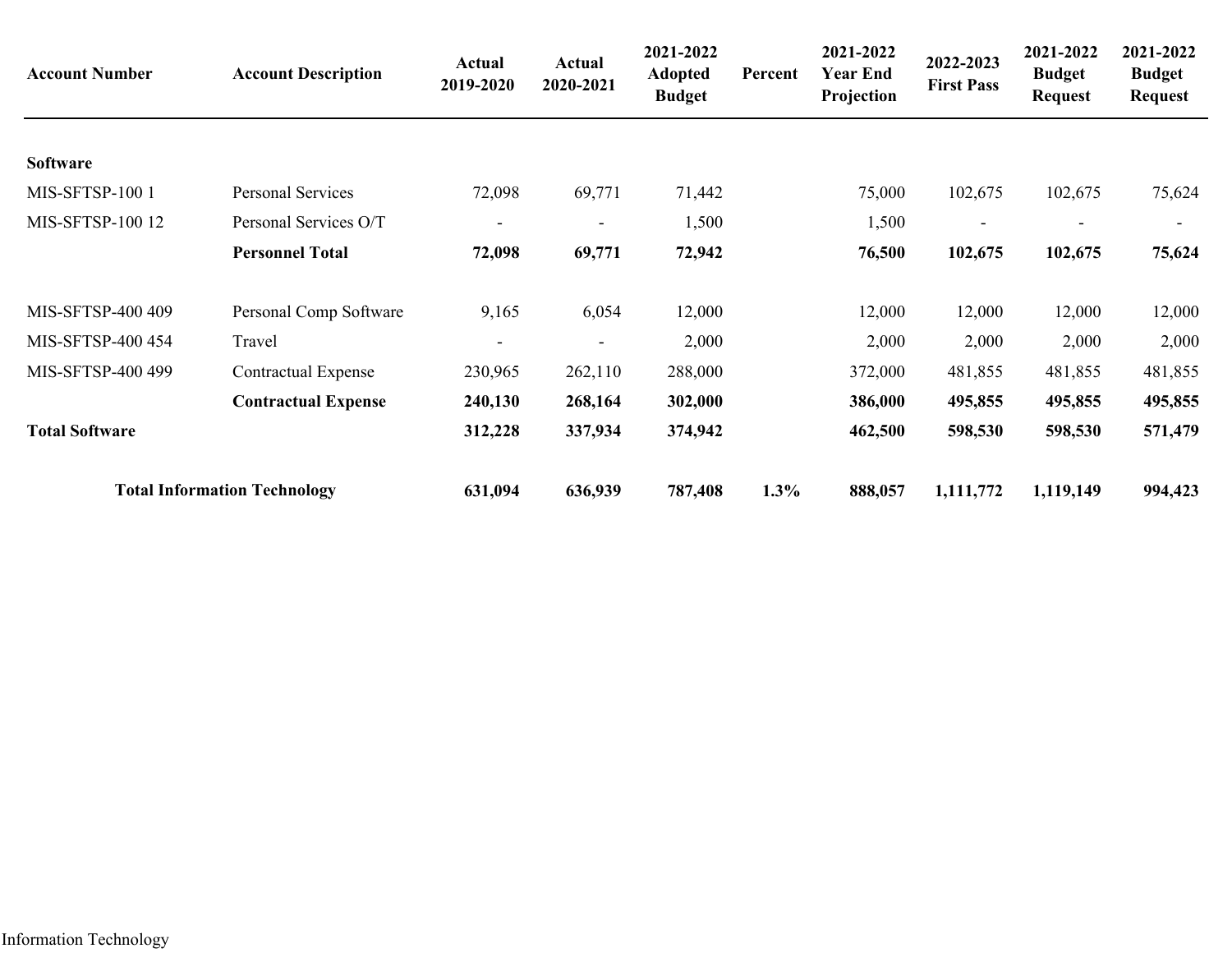| Account Number | Account Description | Actual 2019-2020 | Actual 2020-2021 | 2021-2022 Adopted Budget | Percent | 2021-2022 Year End Projection | 2022-2023 First Pass | 2021-2022 Budget Request | 2021-2022 Budget Request |
|---|---|---|---|---|---|---|---|---|---|
| **Software** | | | | | | | | | |
| MIS-SFTSP-100 1 | Personal Services | 72,098 | 69,771 | 71,442 | | 75,000 | 102,675 | 102,675 | 75,624 |
| MIS-SFTSP-100 12 | Personal Services O/T | - | - | 1,500 | | 1,500 | - | - | - |
| | **Personnel Total** | **72,098** | **69,771** | **72,942** | | **76,500** | **102,675** | **102,675** | **75,624** |
| MIS-SFTSP-400 409 | Personal Comp Software | 9,165 | 6,054 | 12,000 | | 12,000 | 12,000 | 12,000 | 12,000 |
| MIS-SFTSP-400 454 | Travel | - | - | 2,000 | | 2,000 | 2,000 | 2,000 | 2,000 |
| MIS-SFTSP-400 499 | Contractual Expense | 230,965 | 262,110 | 288,000 | | 372,000 | 481,855 | 481,855 | 481,855 |
| | **Contractual Expense** | **240,130** | **268,164** | **302,000** | | **386,000** | **495,855** | **495,855** | **495,855** |
| **Total Software** | | **312,228** | **337,934** | **374,942** | | **462,500** | **598,530** | **598,530** | **571,479** |
| **Total Information Technology** | | **631,094** | **636,939** | **787,408** | **1.3%** | **888,057** | **1,111,772** | **1,119,149** | **994,423** |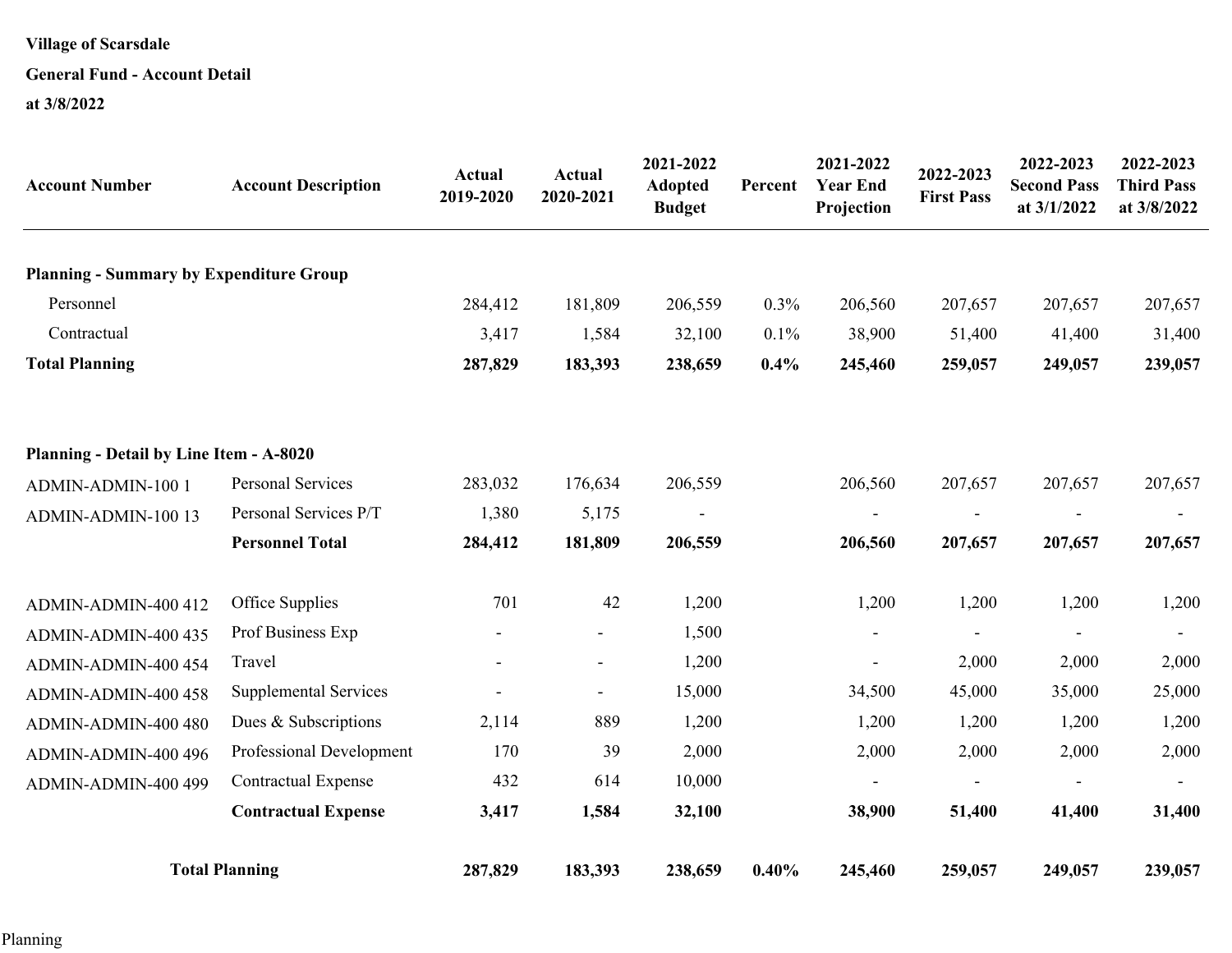**Village of Scarsdale**

**General Fund - Account Detail**

**at 3/8/2022**

| Account Number | Account Description | Actual 2019-2020 | Actual 2020-2021 | 2021-2022 Adopted Budget | Percent | 2021-2022 Year End Projection | 2022-2023 First Pass | 2022-2023 Second Pass at 3/1/2022 | 2022-2023 Third Pass at 3/8/2022 |
|---|---|---|---|---|---|---|---|---|---|
| **Planning - Summary by Expenditure Group** | | | | | | | | | |
| Personnel | | 284,412 | 181,809 | 206,559 | 0.3% | 206,560 | 207,657 | 207,657 | 207,657 |
| Contractual | | 3,417 | 1,584 | 32,100 | 0.1% | 38,900 | 51,400 | 41,400 | 31,400 |
| **Total Planning** | | **287,829** | **183,393** | **238,659** | **0.4%** | **245,460** | **259,057** | **249,057** | **239,057** |
| | | | | | | | | | |
| **Planning - Detail by Line Item - A-8020** | | | | | | | | | |
| ADMIN-ADMIN-100 1 | Personal Services | 283,032 | 176,634 | 206,559 | | 206,560 | 207,657 | 207,657 | 207,657 |
| ADMIN-ADMIN-100 13 | Personal Services P/T | 1,380 | 5,175 | - | | - | - | - | - |
| | **Personnel Total** | **284,412** | **181,809** | **206,559** | | **206,560** | **207,657** | **207,657** | **207,657** |
| | | | | | | | | | |
| ADMIN-ADMIN-400 412 | Office Supplies | 701 | 42 | 1,200 | | 1,200 | 1,200 | 1,200 | 1,200 |
| ADMIN-ADMIN-400 435 | Prof Business Exp | - | - | 1,500 | | - | - | - | - |
| ADMIN-ADMIN-400 454 | Travel | - | - | 1,200 | | - | 2,000 | 2,000 | 2,000 |
| ADMIN-ADMIN-400 458 | Supplemental Services | - | - | 15,000 | | 34,500 | 45,000 | 35,000 | 25,000 |
| ADMIN-ADMIN-400 480 | Dues & Subscriptions | 2,114 | 889 | 1,200 | | 1,200 | 1,200 | 1,200 | 1,200 |
| ADMIN-ADMIN-400 496 | Professional Development | 170 | 39 | 2,000 | | 2,000 | 2,000 | 2,000 | 2,000 |
| ADMIN-ADMIN-400 499 | Contractual Expense | 432 | 614 | 10,000 | | - | - | - | - |
| | **Contractual Expense** | **3,417** | **1,584** | **32,100** | | **38,900** | **51,400** | **41,400** | **31,400** |
| | | | | | | | | | |
| **Total Planning** | | **287,829** | **183,393** | **238,659** | **0.40%** | **245,460** | **259,057** | **249,057** | **239,057** |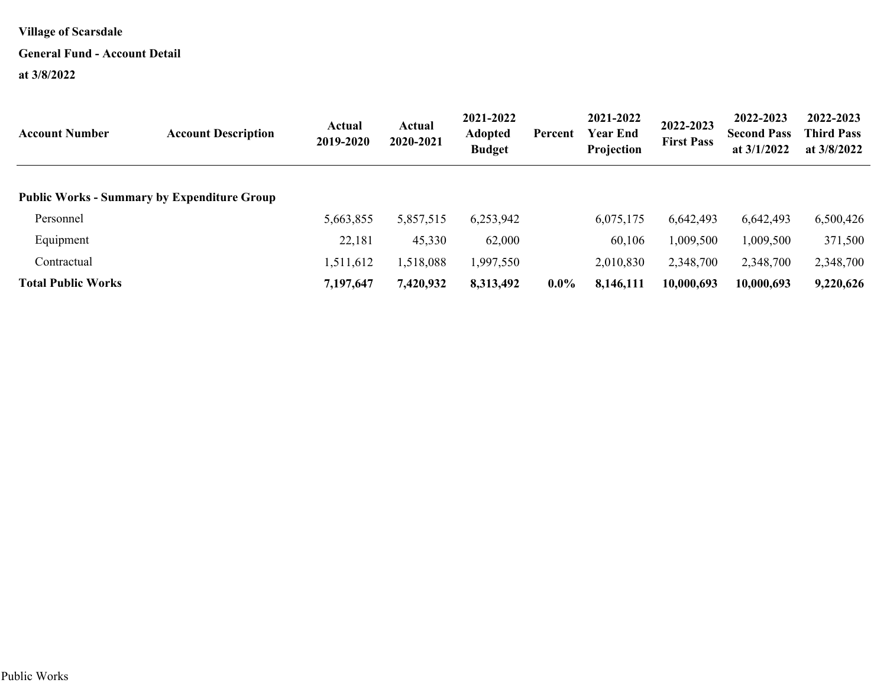**Village of Scarsdale**

**General Fund - Account Detail**

**at 3/8/2022**

| Account Number | Account Description | Actual 2019-2020 | Actual 2020-2021 | 2021-2022 Adopted Budget | Percent | 2021-2022 Year End Projection | 2022-2023 First Pass | 2022-2023 Second Pass at 3/1/2022 | 2022-2023 Third Pass at 3/8/2022 |
|---|---|---|---|---|---|---|---|---|---|
| **Public Works - Summary by Expenditure Group** | | | | | | | | | |
| Personnel | | 5,663,855 | 5,857,515 | 6,253,942 | | 6,075,175 | 6,642,493 | 6,642,493 | 6,500,426 |
| Equipment | | 22,181 | 45,330 | 62,000 | | 60,106 | 1,009,500 | 1,009,500 | 371,500 |
| Contractual | | 1,511,612 | 1,518,088 | 1,997,550 | | 2,010,830 | 2,348,700 | 2,348,700 | 2,348,700 |
| **Total Public Works** | | **7,197,647** | **7,420,932** | **8,313,492** | **0.0%** | **8,146,111** | **10,000,693** | **10,000,693** | **9,220,626** |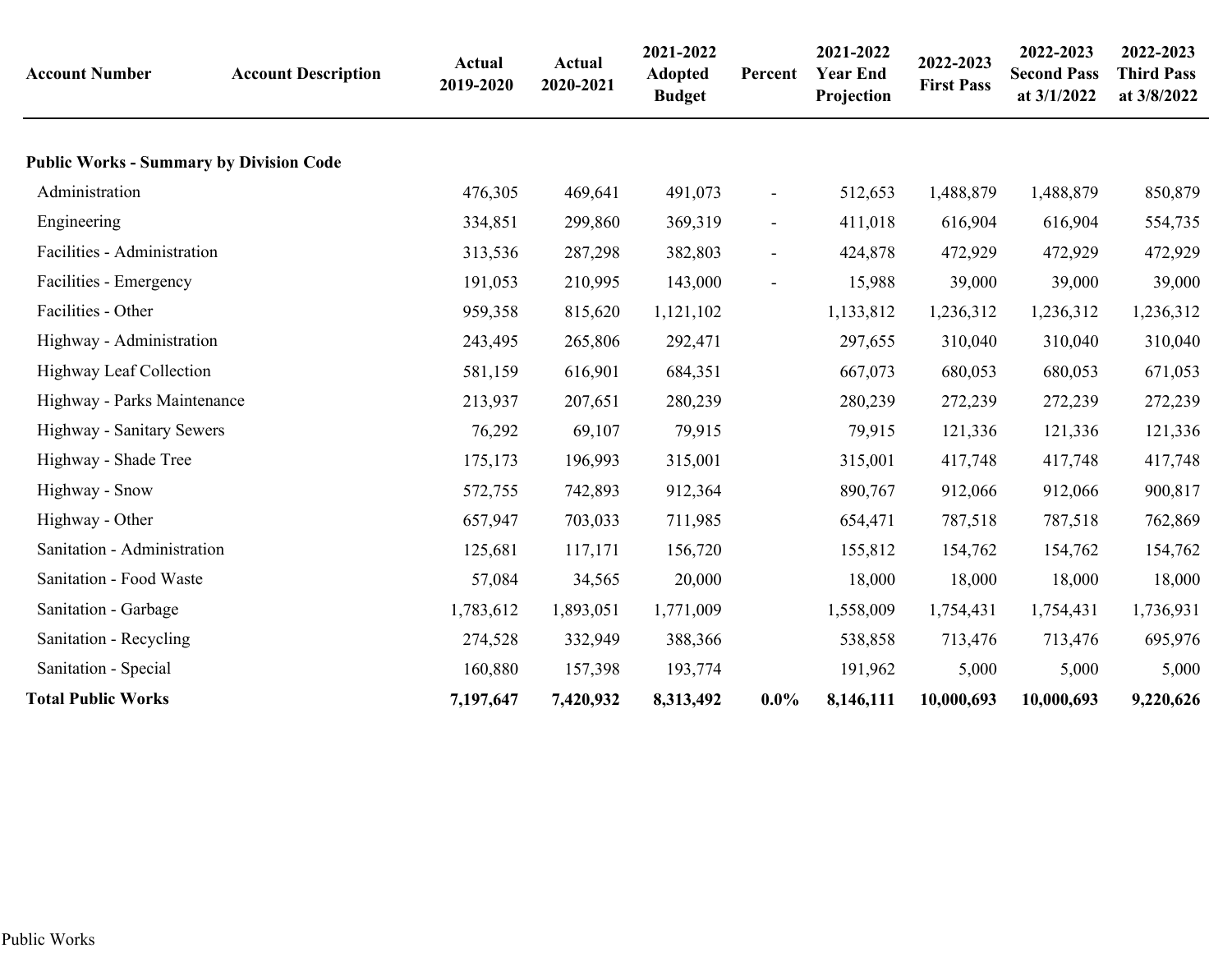| Account Number | Account Description | Actual 2019-2020 | Actual 2020-2021 | 2021-2022 Adopted Budget | Percent | 2021-2022 Year End Projection | 2022-2023 First Pass | 2022-2023 Second Pass at 3/1/2022 | 2022-2023 Third Pass at 3/8/2022 |
|---|---|---|---|---|---|---|---|---|---|
| **Public Works - Summary by Division Code** | | | | | | | | | |
| Administration | | 476,305 | 469,641 | 491,073 | - | 512,653 | 1,488,879 | 1,488,879 | 850,879 |
| Engineering | | 334,851 | 299,860 | 369,319 | - | 411,018 | 616,904 | 616,904 | 554,735 |
| Facilities - Administration | | 313,536 | 287,298 | 382,803 | - | 424,878 | 472,929 | 472,929 | 472,929 |
| Facilities - Emergency | | 191,053 | 210,995 | 143,000 | - | 15,988 | 39,000 | 39,000 | 39,000 |
| Facilities - Other | | 959,358 | 815,620 | 1,121,102 | | 1,133,812 | 1,236,312 | 1,236,312 | 1,236,312 |
| Highway - Administration | | 243,495 | 265,806 | 292,471 | | 297,655 | 310,040 | 310,040 | 310,040 |
| Highway Leaf Collection | | 581,159 | 616,901 | 684,351 | | 667,073 | 680,053 | 680,053 | 671,053 |
| Highway - Parks Maintenance | | 213,937 | 207,651 | 280,239 | | 280,239 | 272,239 | 272,239 | 272,239 |
| Highway - Sanitary Sewers | | 76,292 | 69,107 | 79,915 | | 79,915 | 121,336 | 121,336 | 121,336 |
| Highway - Shade Tree | | 175,173 | 196,993 | 315,001 | | 315,001 | 417,748 | 417,748 | 417,748 |
| Highway - Snow | | 572,755 | 742,893 | 912,364 | | 890,767 | 912,066 | 912,066 | 900,817 |
| Highway - Other | | 657,947 | 703,033 | 711,985 | | 654,471 | 787,518 | 787,518 | 762,869 |
| Sanitation - Administration | | 125,681 | 117,171 | 156,720 | | 155,812 | 154,762 | 154,762 | 154,762 |
| Sanitation - Food Waste | | 57,084 | 34,565 | 20,000 | | 18,000 | 18,000 | 18,000 | 18,000 |
| Sanitation - Garbage | | 1,783,612 | 1,893,051 | 1,771,009 | | 1,558,009 | 1,754,431 | 1,754,431 | 1,736,931 |
| Sanitation - Recycling | | 274,528 | 332,949 | 388,366 | | 538,858 | 713,476 | 713,476 | 695,976 |
| Sanitation - Special | | 160,880 | 157,398 | 193,774 | | 191,962 | 5,000 | 5,000 | 5,000 |
| **Total Public Works** | | **7,197,647** | **7,420,932** | **8,313,492** | **0.0%** | **8,146,111** | **10,000,693** | **10,000,693** | **9,220,626** |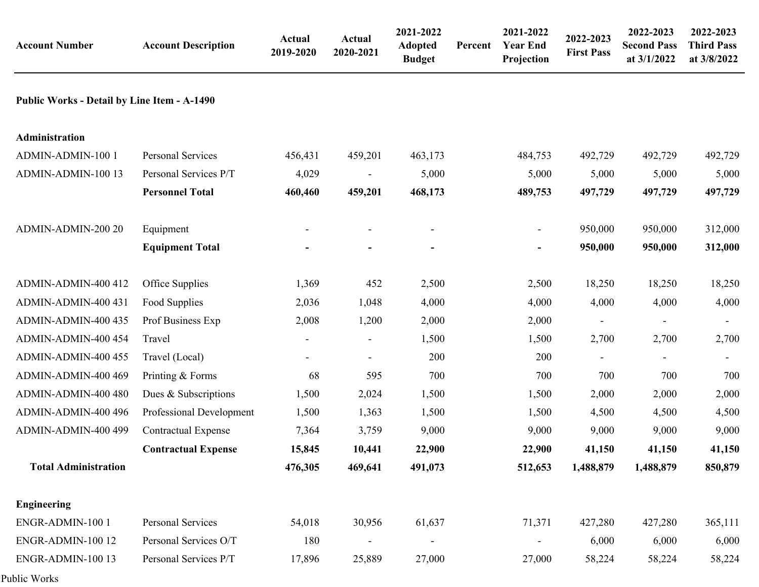| Account Number | Account Description | Actual 2019-2020 | Actual 2020-2021 | 2021-2022 Adopted Budget | Percent | 2021-2022 Year End Projection | 2022-2023 First Pass | 2022-2023 Second Pass at 3/1/2022 | 2022-2023 Third Pass at 3/8/2022 |
|---|---|---|---|---|---|---|---|---|---|
| **Public Works - Detail by Line Item - A-1490** | | | | | | | | | |
| **Administration** | | | | | | | | | |
| ADMIN-ADMIN-100 1 | Personal Services | 456,431 | 459,201 | 463,173 | | 484,753 | 492,729 | 492,729 | 492,729 |
| ADMIN-ADMIN-100 13 | Personal Services P/T | 4,029 | - | 5,000 | | 5,000 | 5,000 | 5,000 | 5,000 |
| | **Personnel Total** | **460,460** | **459,201** | **468,173** | | **489,753** | **497,729** | **497,729** | **497,729** |
| ADMIN-ADMIN-200 20 | Equipment | - | - | - | | - | 950,000 | 950,000 | 312,000 |
| | **Equipment Total** | **-** | **-** | **-** | | **-** | **950,000** | **950,000** | **312,000** |
| ADMIN-ADMIN-400 412 | Office Supplies | 1,369 | 452 | 2,500 | | 2,500 | 18,250 | 18,250 | 18,250 |
| ADMIN-ADMIN-400 431 | Food Supplies | 2,036 | 1,048 | 4,000 | | 4,000 | 4,000 | 4,000 | 4,000 |
| ADMIN-ADMIN-400 435 | Prof Business Exp | 2,008 | 1,200 | 2,000 | | 2,000 | - | - | - |
| ADMIN-ADMIN-400 454 | Travel | - | - | 1,500 | | 1,500 | 2,700 | 2,700 | 2,700 |
| ADMIN-ADMIN-400 455 | Travel (Local) | - | - | 200 | | 200 | - | - | - |
| ADMIN-ADMIN-400 469 | Printing & Forms | 68 | 595 | 700 | | 700 | 700 | 700 | 700 |
| ADMIN-ADMIN-400 480 | Dues & Subscriptions | 1,500 | 2,024 | 1,500 | | 1,500 | 2,000 | 2,000 | 2,000 |
| ADMIN-ADMIN-400 496 | Professional Development | 1,500 | 1,363 | 1,500 | | 1,500 | 4,500 | 4,500 | 4,500 |
| ADMIN-ADMIN-400 499 | Contractual Expense | 7,364 | 3,759 | 9,000 | | 9,000 | 9,000 | 9,000 | 9,000 |
| | **Contractual Expense** | **15,845** | **10,441** | **22,900** | | **22,900** | **41,150** | **41,150** | **41,150** |
| **Total Administration** | | **476,305** | **469,641** | **491,073** | | **512,653** | **1,488,879** | **1,488,879** | **850,879** |
| **Engineering** | | | | | | | | | |
| ENGR-ADMIN-100 1 | Personal Services | 54,018 | 30,956 | 61,637 | | 71,371 | 427,280 | 427,280 | 365,111 |
| ENGR-ADMIN-100 12 | Personal Services O/T | 180 | - | - | | - | 6,000 | 6,000 | 6,000 |
| ENGR-ADMIN-100 13 | Personal Services P/T | 17,896 | 25,889 | 27,000 | | 27,000 | 58,224 | 58,224 | 58,224 |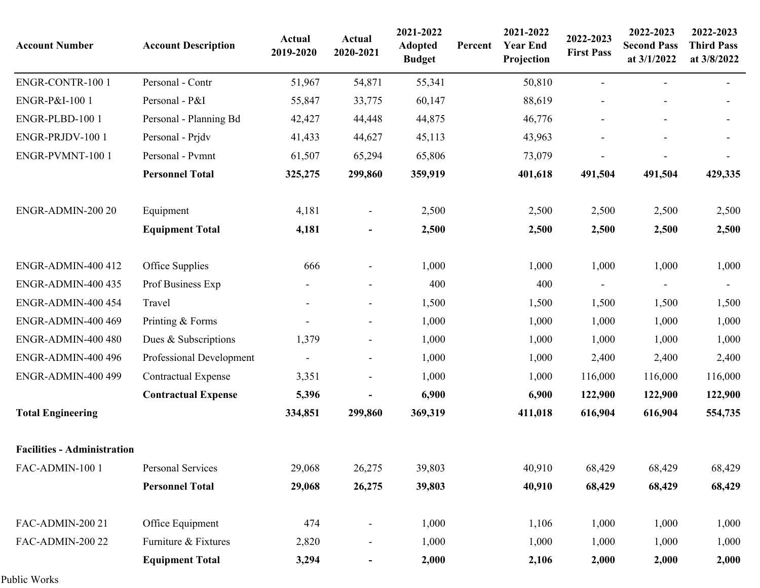| Account Number | Account Description | Actual 2019-2020 | Actual 2020-2021 | 2021-2022 Adopted Budget | Percent | 2021-2022 Year End Projection | 2022-2023 First Pass | 2022-2023 Second Pass at 3/1/2022 | 2022-2023 Third Pass at 3/8/2022 |
|---|---|---|---|---|---|---|---|---|---|
| ENGR-CONTR-100 1 | Personal - Contr | 51,967 | 54,871 | 55,341 | | 50,810 | - | - | - |
| ENGR-P&I-100 1 | Personal - P&I | 55,847 | 33,775 | 60,147 | | 88,619 | - | - | - |
| ENGR-PLBD-100 1 | Personal - Planning Bd | 42,427 | 44,448 | 44,875 | | 46,776 | - | - | - |
| ENGR-PRJDV-100 1 | Personal - Prjdv | 41,433 | 44,627 | 45,113 | | 43,963 | - | - | - |
| ENGR-PVMNT-100 1 | Personal - Pvmnt | 61,507 | 65,294 | 65,806 | | 73,079 | - | - | - |
| | **Personnel Total** | **325,275** | **299,860** | **359,919** | | **401,618** | **491,504** | **491,504** | **429,335** |
| | | | | | | | | | |
| ENGR-ADMIN-200 20 | Equipment | 4,181 | - | 2,500 | | 2,500 | 2,500 | 2,500 | 2,500 |
| | **Equipment Total** | **4,181** | **-** | **2,500** | | **2,500** | **2,500** | **2,500** | **2,500** |
| | | | | | | | | | |
| ENGR-ADMIN-400 412 | Office Supplies | 666 | - | 1,000 | | 1,000 | 1,000 | 1,000 | 1,000 |
| ENGR-ADMIN-400 435 | Prof Business Exp | - | - | 400 | | 400 | - | - | - |
| ENGR-ADMIN-400 454 | Travel | - | - | 1,500 | | 1,500 | 1,500 | 1,500 | 1,500 |
| ENGR-ADMIN-400 469 | Printing & Forms | - | - | 1,000 | | 1,000 | 1,000 | 1,000 | 1,000 |
| ENGR-ADMIN-400 480 | Dues & Subscriptions | 1,379 | - | 1,000 | | 1,000 | 1,000 | 1,000 | 1,000 |
| ENGR-ADMIN-400 496 | Professional Development | - | - | 1,000 | | 1,000 | 2,400 | 2,400 | 2,400 |
| ENGR-ADMIN-400 499 | Contractual Expense | 3,351 | - | 1,000 | | 1,000 | 116,000 | 116,000 | 116,000 |
| | **Contractual Expense** | **5,396** | **-** | **6,900** | | **6,900** | **122,900** | **122,900** | **122,900** |
| **Total Engineering** | | **334,851** | **299,860** | **369,319** | | **411,018** | **616,904** | **616,904** | **554,735** |
| | | | | | | | | | |
| **Facilities - Administration** | | | | | | | | | |
| FAC-ADMIN-100 1 | Personal Services | 29,068 | 26,275 | 39,803 | | 40,910 | 68,429 | 68,429 | 68,429 |
| | **Personnel Total** | **29,068** | **26,275** | **39,803** | | **40,910** | **68,429** | **68,429** | **68,429** |
| | | | | | | | | | |
| FAC-ADMIN-200 21 | Office Equipment | 474 | - | 1,000 | | 1,106 | 1,000 | 1,000 | 1,000 |
| FAC-ADMIN-200 22 | Furniture & Fixtures | 2,820 | - | 1,000 | | 1,000 | 1,000 | 1,000 | 1,000 |
| | **Equipment Total** | **3,294** | **-** | **2,000** | | **2,106** | **2,000** | **2,000** | **2,000** |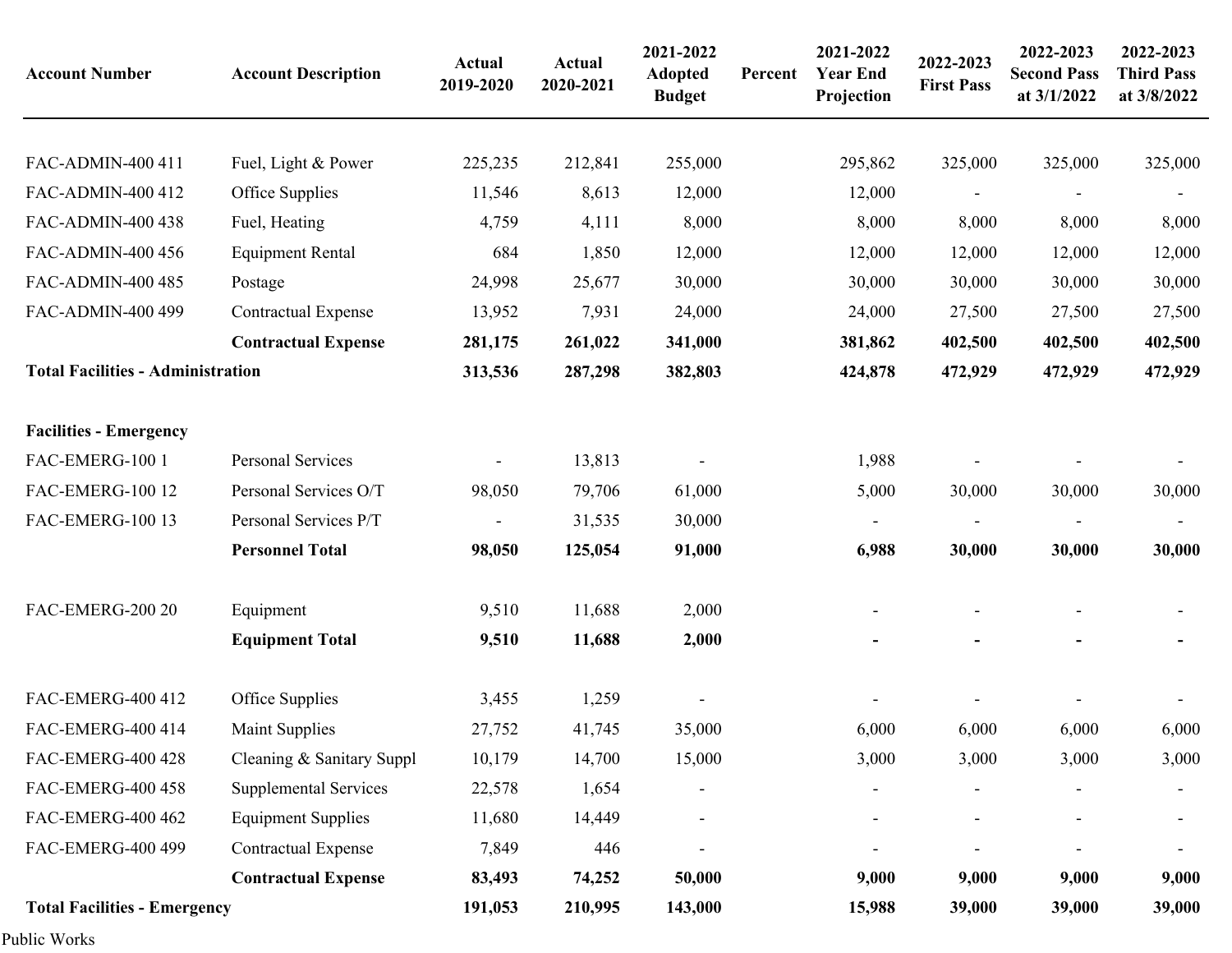| Account Number | Account Description | Actual 2019-2020 | Actual 2020-2021 | 2021-2022 Adopted Budget | Percent | 2021-2022 Year End Projection | 2022-2023 First Pass | 2022-2023 Second Pass at 3/1/2022 | 2022-2023 Third Pass at 3/8/2022 |
|---|---|---|---|---|---|---|---|---|---|
| FAC-ADMIN-400 411 | Fuel, Light & Power | 225,235 | 212,841 | 255,000 | | 295,862 | 325,000 | 325,000 | 325,000 |
| FAC-ADMIN-400 412 | Office Supplies | 11,546 | 8,613 | 12,000 | | 12,000 | - | - | - |
| FAC-ADMIN-400 438 | Fuel, Heating | 4,759 | 4,111 | 8,000 | | 8,000 | 8,000 | 8,000 | 8,000 |
| FAC-ADMIN-400 456 | Equipment Rental | 684 | 1,850 | 12,000 | | 12,000 | 12,000 | 12,000 | 12,000 |
| FAC-ADMIN-400 485 | Postage | 24,998 | 25,677 | 30,000 | | 30,000 | 30,000 | 30,000 | 30,000 |
| FAC-ADMIN-400 499 | Contractual Expense | 13,952 | 7,931 | 24,000 | | 24,000 | 27,500 | 27,500 | 27,500 |
| | **Contractual Expense** | **281,175** | **261,022** | **341,000** | | **381,862** | **402,500** | **402,500** | **402,500** |
| **Total Facilities - Administration** | | **313,536** | **287,298** | **382,803** | | **424,878** | **472,929** | **472,929** | **472,929** |
| | | | | | | | | | |
| **Facilities - Emergency** | | | | | | | | | |
| FAC-EMERG-100 1 | Personal Services | - | 13,813 | - | | 1,988 | - | - | - |
| FAC-EMERG-100 12 | Personal Services O/T | 98,050 | 79,706 | 61,000 | | 5,000 | 30,000 | 30,000 | 30,000 |
| FAC-EMERG-100 13 | Personal Services P/T | - | 31,535 | 30,000 | | - | - | - | - |
| | **Personnel Total** | **98,050** | **125,054** | **91,000** | | **6,988** | **30,000** | **30,000** | **30,000** |
| | | | | | | | | | |
| FAC-EMERG-200 20 | Equipment | 9,510 | 11,688 | 2,000 | | - | - | - | - |
| | **Equipment Total** | **9,510** | **11,688** | **2,000** | | **-** | **-** | **-** | **-** |
| | | | | | | | | | |
| FAC-EMERG-400 412 | Office Supplies | 3,455 | 1,259 | - | | - | - | - | - |
| FAC-EMERG-400 414 | Maint Supplies | 27,752 | 41,745 | 35,000 | | 6,000 | 6,000 | 6,000 | 6,000 |
| FAC-EMERG-400 428 | Cleaning & Sanitary Suppl | 10,179 | 14,700 | 15,000 | | 3,000 | 3,000 | 3,000 | 3,000 |
| FAC-EMERG-400 458 | Supplemental Services | 22,578 | 1,654 | - | | - | - | - | - |
| FAC-EMERG-400 462 | Equipment Supplies | 11,680 | 14,449 | - | | - | - | - | - |
| FAC-EMERG-400 499 | Contractual Expense | 7,849 | 446 | - | | - | - | - | - |
| | **Contractual Expense** | **83,493** | **74,252** | **50,000** | | **9,000** | **9,000** | **9,000** | **9,000** |
| **Total Facilities - Emergency** | | **191,053** | **210,995** | **143,000** | | **15,988** | **39,000** | **39,000** | **39,000** |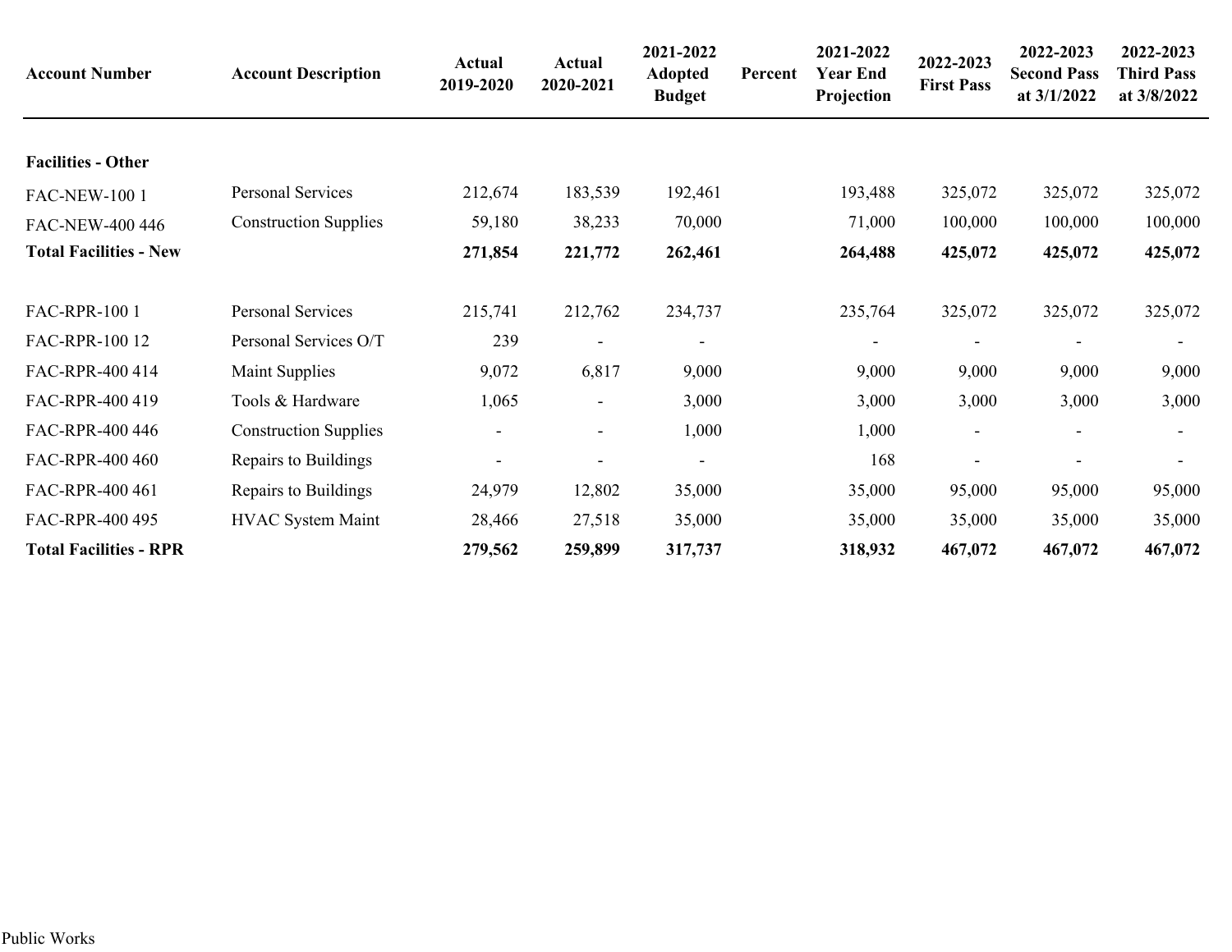| Account Number | Account Description | Actual 2019-2020 | Actual 2020-2021 | 2021-2022 Adopted Budget | Percent | 2021-2022 Year End Projection | 2022-2023 First Pass | 2022-2023 Second Pass at 3/1/2022 | 2022-2023 Third Pass at 3/8/2022 |
|---|---|---|---|---|---|---|---|---|---|
| **Facilities - Other** | | | | | | | | | |
| FAC-NEW-100 1 | Personal Services | 212,674 | 183,539 | 192,461 | | 193,488 | 325,072 | 325,072 | 325,072 |
| FAC-NEW-400 446 | Construction Supplies | 59,180 | 38,233 | 70,000 | | 71,000 | 100,000 | 100,000 | 100,000 |
| **Total Facilities - New** | | **271,854** | **221,772** | **262,461** | | **264,488** | **425,072** | **425,072** | **425,072** |
| | | | | | | | | | |
| FAC-RPR-100 1 | Personal Services | 215,741 | 212,762 | 234,737 | | 235,764 | 325,072 | 325,072 | 325,072 |
| FAC-RPR-100 12 | Personal Services O/T | 239 | - | - | | - | - | - | - |
| FAC-RPR-400 414 | Maint Supplies | 9,072 | 6,817 | 9,000 | | 9,000 | 9,000 | 9,000 | 9,000 |
| FAC-RPR-400 419 | Tools & Hardware | 1,065 | - | 3,000 | | 3,000 | 3,000 | 3,000 | 3,000 |
| FAC-RPR-400 446 | Construction Supplies | - | - | 1,000 | | 1,000 | - | - | - |
| FAC-RPR-400 460 | Repairs to Buildings | - | - | - | | 168 | - | - | - |
| FAC-RPR-400 461 | Repairs to Buildings | 24,979 | 12,802 | 35,000 | | 35,000 | 95,000 | 95,000 | 95,000 |
| FAC-RPR-400 495 | HVAC System Maint | 28,466 | 27,518 | 35,000 | | 35,000 | 35,000 | 35,000 | 35,000 |
| **Total Facilities - RPR** | | **279,562** | **259,899** | **317,737** | | **318,932** | **467,072** | **467,072** | **467,072** |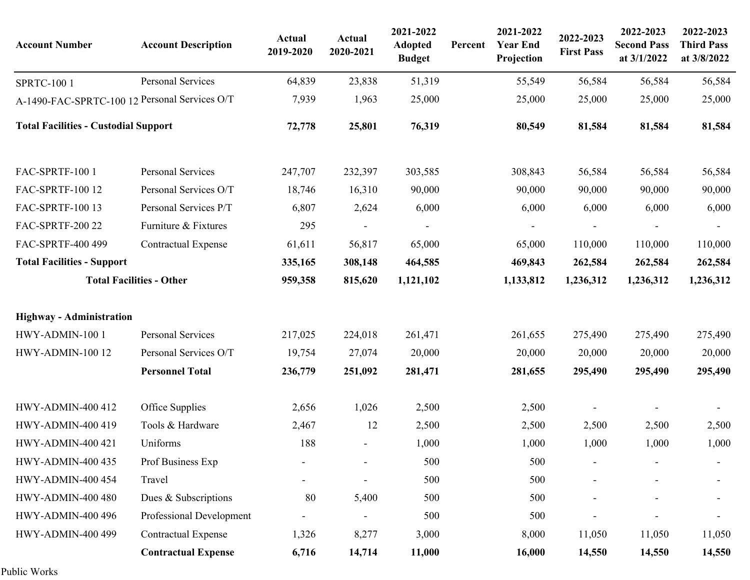| Account Number | Account Description | Actual 2019-2020 | Actual 2020-2021 | 2021-2022 Adopted Budget | Percent | 2021-2022 Year End Projection | 2022-2023 First Pass | 2022-2023 Second Pass at 3/1/2022 | 2022-2023 Third Pass at 3/8/2022 |
|---|---|---|---|---|---|---|---|---|---|
| SPRTC-100 1 | Personal Services | 64,839 | 23,838 | 51,319 | | 55,549 | 56,584 | 56,584 | 56,584 |
| A-1490-FAC-SPRTC-100 12 | Personal Services O/T | 7,939 | 1,963 | 25,000 | | 25,000 | 25,000 | 25,000 | 25,000 |
| **Total Facilities - Custodial Support** | | **72,778** | **25,801** | **76,319** | | **80,549** | **81,584** | **81,584** | **81,584** |
| | | | | | | | | | |
| FAC-SPRTF-100 1 | Personal Services | 247,707 | 232,397 | 303,585 | | 308,843 | 56,584 | 56,584 | 56,584 |
| FAC-SPRTF-100 12 | Personal Services O/T | 18,746 | 16,310 | 90,000 | | 90,000 | 90,000 | 90,000 | 90,000 |
| FAC-SPRTF-100 13 | Personal Services P/T | 6,807 | 2,624 | 6,000 | | 6,000 | 6,000 | 6,000 | 6,000 |
| FAC-SPRTF-200 22 | Furniture & Fixtures | 295 | - | - | | - | - | - | - |
| FAC-SPRTF-400 499 | Contractual Expense | 61,611 | 56,817 | 65,000 | | 65,000 | 110,000 | 110,000 | 110,000 |
| **Total Facilities - Support** | | **335,165** | **308,148** | **464,585** | | **469,843** | **262,584** | **262,584** | **262,584** |
| **Total Facilities - Other** | | **959,358** | **815,620** | **1,121,102** | | **1,133,812** | **1,236,312** | **1,236,312** | **1,236,312** |
| | | | | | | | | | |
| **Highway - Administration** | | | | | | | | | |
| HWY-ADMIN-100 1 | Personal Services | 217,025 | 224,018 | 261,471 | | 261,655 | 275,490 | 275,490 | 275,490 |
| HWY-ADMIN-100 12 | Personal Services O/T | 19,754 | 27,074 | 20,000 | | 20,000 | 20,000 | 20,000 | 20,000 |
| | **Personnel Total** | **236,779** | **251,092** | **281,471** | | **281,655** | **295,490** | **295,490** | **295,490** |
| | | | | | | | | | |
| HWY-ADMIN-400 412 | Office Supplies | 2,656 | 1,026 | 2,500 | | 2,500 | - | - | - |
| HWY-ADMIN-400 419 | Tools & Hardware | 2,467 | 12 | 2,500 | | 2,500 | 2,500 | 2,500 | 2,500 |
| HWY-ADMIN-400 421 | Uniforms | 188 | - | 1,000 | | 1,000 | 1,000 | 1,000 | 1,000 |
| HWY-ADMIN-400 435 | Prof Business Exp | - | - | 500 | | 500 | - | - | - |
| HWY-ADMIN-400 454 | Travel | - | - | 500 | | 500 | - | - | - |
| HWY-ADMIN-400 480 | Dues & Subscriptions | 80 | 5,400 | 500 | | 500 | - | - | - |
| HWY-ADMIN-400 496 | Professional Development | - | - | 500 | | 500 | - | - | - |
| HWY-ADMIN-400 499 | Contractual Expense | 1,326 | 8,277 | 3,000 | | 8,000 | 11,050 | 11,050 | 11,050 |
| | **Contractual Expense** | **6,716** | **14,714** | **11,000** | | **16,000** | **14,550** | **14,550** | **14,550** |

Public Works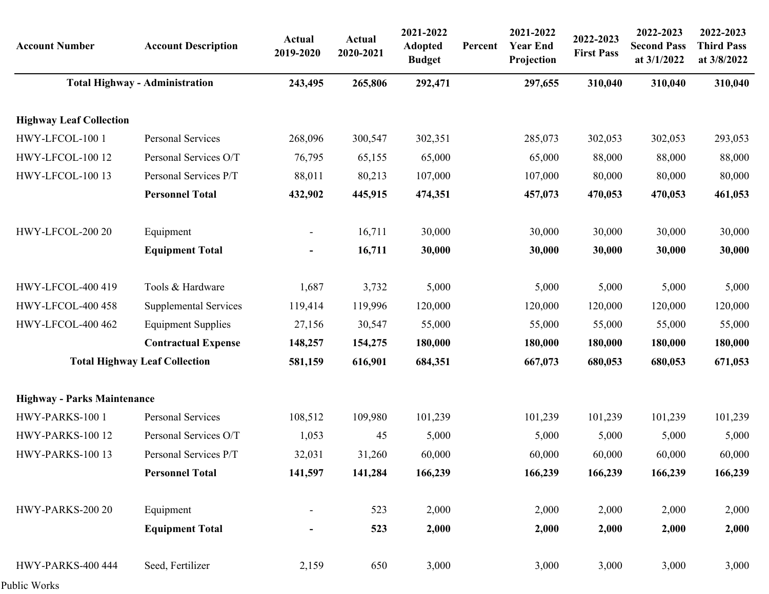| Account Number | Account Description | Actual 2019-2020 | Actual 2020-2021 | 2021-2022 Adopted Budget | Percent | 2021-2022 Year End Projection | 2022-2023 First Pass | 2022-2023 Second Pass at 3/1/2022 | 2022-2023 Third Pass at 3/8/2022 |
|---|---|---|---|---|---|---|---|---|---|
| **Total Highway - Administration** | | **243,495** | **265,806** | **292,471** | | **297,655** | **310,040** | **310,040** | **310,040** |
| | | | | | | | | | |
| **Highway Leaf Collection** | | | | | | | | | |
| HWY-LFCOL-100 1 | Personal Services | 268,096 | 300,547 | 302,351 | | 285,073 | 302,053 | 302,053 | 293,053 |
| HWY-LFCOL-100 12 | Personal Services O/T | 76,795 | 65,155 | 65,000 | | 65,000 | 88,000 | 88,000 | 88,000 |
| HWY-LFCOL-100 13 | Personal Services P/T | 88,011 | 80,213 | 107,000 | | 107,000 | 80,000 | 80,000 | 80,000 |
| | **Personnel Total** | **432,902** | **445,915** | **474,351** | | **457,073** | **470,053** | **470,053** | **461,053** |
| | | | | | | | | | |
| HWY-LFCOL-200 20 | Equipment | - | 16,711 | 30,000 | | 30,000 | 30,000 | 30,000 | 30,000 |
| | **Equipment Total** | **-** | **16,711** | **30,000** | | **30,000** | **30,000** | **30,000** | **30,000** |
| | | | | | | | | | |
| HWY-LFCOL-400 419 | Tools & Hardware | 1,687 | 3,732 | 5,000 | | 5,000 | 5,000 | 5,000 | 5,000 |
| HWY-LFCOL-400 458 | Supplemental Services | 119,414 | 119,996 | 120,000 | | 120,000 | 120,000 | 120,000 | 120,000 |
| HWY-LFCOL-400 462 | Equipment Supplies | 27,156 | 30,547 | 55,000 | | 55,000 | 55,000 | 55,000 | 55,000 |
| | **Contractual Expense** | **148,257** | **154,275** | **180,000** | | **180,000** | **180,000** | **180,000** | **180,000** |
| **Total Highway Leaf Collection** | | **581,159** | **616,901** | **684,351** | | **667,073** | **680,053** | **680,053** | **671,053** |
| | | | | | | | | | |
| **Highway - Parks Maintenance** | | | | | | | | | |
| HWY-PARKS-100 1 | Personal Services | 108,512 | 109,980 | 101,239 | | 101,239 | 101,239 | 101,239 | 101,239 |
| HWY-PARKS-100 12 | Personal Services O/T | 1,053 | 45 | 5,000 | | 5,000 | 5,000 | 5,000 | 5,000 |
| HWY-PARKS-100 13 | Personal Services P/T | 32,031 | 31,260 | 60,000 | | 60,000 | 60,000 | 60,000 | 60,000 |
| | **Personnel Total** | **141,597** | **141,284** | **166,239** | | **166,239** | **166,239** | **166,239** | **166,239** |
| | | | | | | | | | |
| HWY-PARKS-200 20 | Equipment | - | 523 | 2,000 | | 2,000 | 2,000 | 2,000 | 2,000 |
| | **Equipment Total** | **-** | **523** | **2,000** | | **2,000** | **2,000** | **2,000** | **2,000** |
| | | | | | | | | | |
| HWY-PARKS-400 444 | Seed, Fertilizer | 2,159 | 650 | 3,000 | | 3,000 | 3,000 | 3,000 | 3,000 |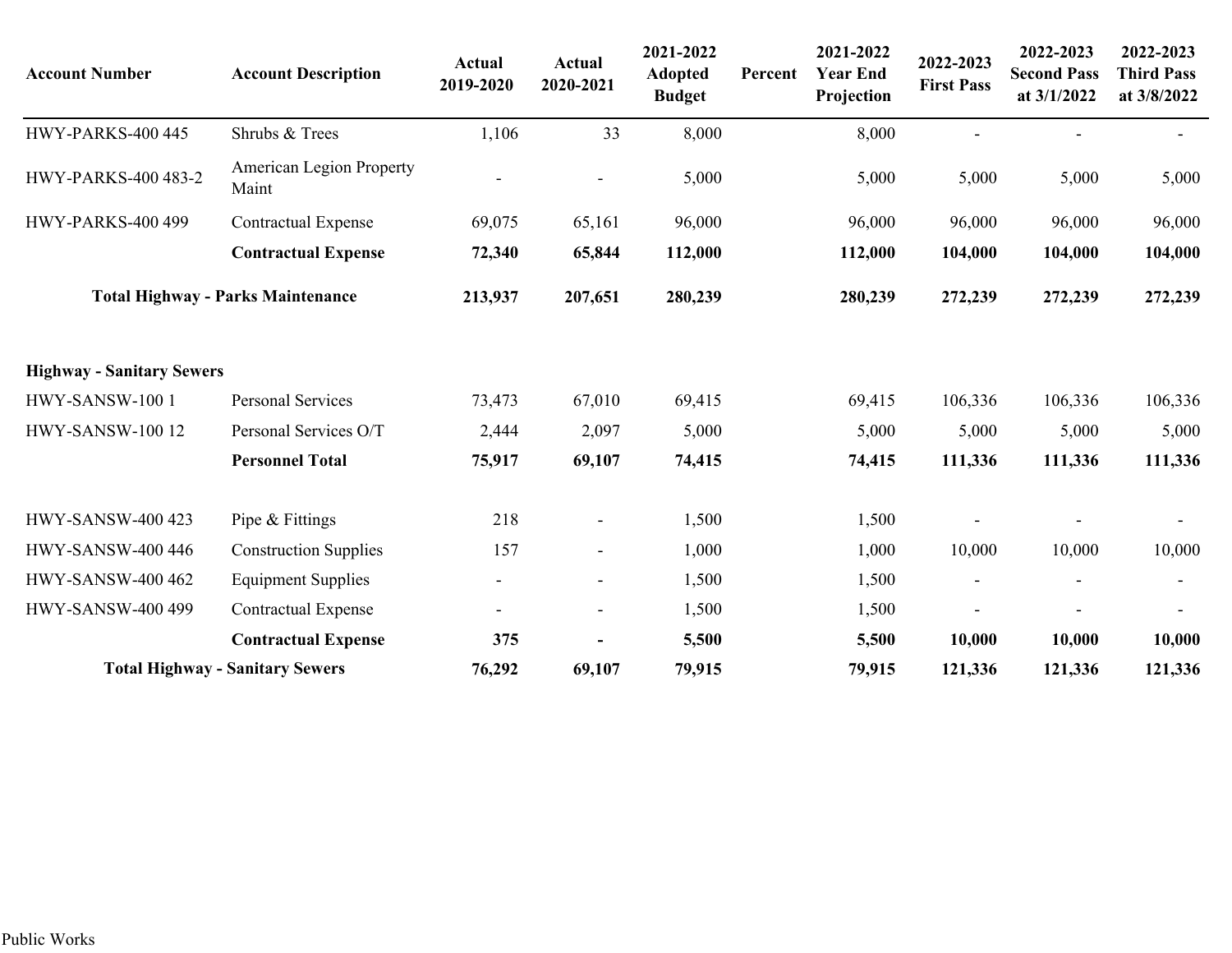| Account Number | Account Description | Actual 2019-2020 | Actual 2020-2021 | 2021-2022 Adopted Budget | Percent | 2021-2022 Year End Projection | 2022-2023 First Pass | 2022-2023 Second Pass at 3/1/2022 | 2022-2023 Third Pass at 3/8/2022 |
|---|---|---|---|---|---|---|---|---|---|
| HWY-PARKS-400 445 | Shrubs & Trees | 1,106 | 33 | 8,000 | | 8,000 | - | - | - |
| HWY-PARKS-400 483-2 | American Legion Property Maint | - | - | 5,000 | | 5,000 | 5,000 | 5,000 | 5,000 |
| HWY-PARKS-400 499 | Contractual Expense | 69,075 | 65,161 | 96,000 | | 96,000 | 96,000 | 96,000 | 96,000 |
| | **Contractual Expense** | **72,340** | **65,844** | **112,000** | | **112,000** | **104,000** | **104,000** | **104,000** |
| **Total Highway - Parks Maintenance** | | **213,937** | **207,651** | **280,239** | | **280,239** | **272,239** | **272,239** | **272,239** |
| **Highway - Sanitary Sewers** | | | | | | | | | |
| HWY-SANSW-100 1 | Personal Services | 73,473 | 67,010 | 69,415 | | 69,415 | 106,336 | 106,336 | 106,336 |
| HWY-SANSW-100 12 | Personal Services O/T | 2,444 | 2,097 | 5,000 | | 5,000 | 5,000 | 5,000 | 5,000 |
| | **Personnel Total** | **75,917** | **69,107** | **74,415** | | **74,415** | **111,336** | **111,336** | **111,336** |
| HWY-SANSW-400 423 | Pipe & Fittings | 218 | - | 1,500 | | 1,500 | - | - | - |
| HWY-SANSW-400 446 | Construction Supplies | 157 | - | 1,000 | | 1,000 | 10,000 | 10,000 | 10,000 |
| HWY-SANSW-400 462 | Equipment Supplies | - | - | 1,500 | | 1,500 | - | - | - |
| HWY-SANSW-400 499 | Contractual Expense | - | - | 1,500 | | 1,500 | - | - | - |
| | **Contractual Expense** | **375** | **-** | **5,500** | | **5,500** | **10,000** | **10,000** | **10,000** |
| **Total Highway - Sanitary Sewers** | | **76,292** | **69,107** | **79,915** | | **79,915** | **121,336** | **121,336** | **121,336** |

Public Works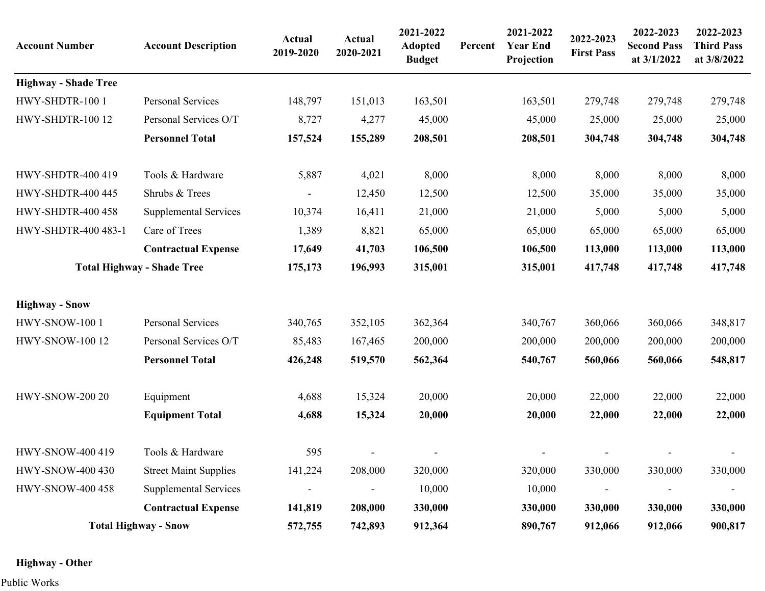| Account Number | Account Description | Actual 2019-2020 | Actual 2020-2021 | 2021-2022 Adopted Budget | Percent | 2021-2022 Year End Projection | 2022-2023 First Pass | 2022-2023 Second Pass at 3/1/2022 | 2022-2023 Third Pass at 3/8/2022 |
|---|---|---|---|---|---|---|---|---|---|
| **Highway - Shade Tree** | | | | | | | | | |
| HWY-SHDTR-100 1 | Personal Services | 148,797 | 151,013 | 163,501 | | 163,501 | 279,748 | 279,748 | 279,748 |
| HWY-SHDTR-100 12 | Personal Services O/T | 8,727 | 4,277 | 45,000 | | 45,000 | 25,000 | 25,000 | 25,000 |
| | **Personnel Total** | **157,524** | **155,289** | **208,501** | | **208,501** | **304,748** | **304,748** | **304,748** |
| | | | | | | | | | |
| HWY-SHDTR-400 419 | Tools & Hardware | 5,887 | 4,021 | 8,000 | | 8,000 | 8,000 | 8,000 | 8,000 |
| HWY-SHDTR-400 445 | Shrubs & Trees | - | 12,450 | 12,500 | | 12,500 | 35,000 | 35,000 | 35,000 |
| HWY-SHDTR-400 458 | Supplemental Services | 10,374 | 16,411 | 21,000 | | 21,000 | 5,000 | 5,000 | 5,000 |
| HWY-SHDTR-400 483-1 | Care of Trees | 1,389 | 8,821 | 65,000 | | 65,000 | 65,000 | 65,000 | 65,000 |
| | **Contractual Expense** | **17,649** | **41,703** | **106,500** | | **106,500** | **113,000** | **113,000** | **113,000** |
| | **Total Highway - Shade Tree** | **175,173** | **196,993** | **315,001** | | **315,001** | **417,748** | **417,748** | **417,748** |
| | | | | | | | | | |
| **Highway - Snow** | | | | | | | | | |
| HWY-SNOW-100 1 | Personal Services | 340,765 | 352,105 | 362,364 | | 340,767 | 360,066 | 360,066 | 348,817 |
| HWY-SNOW-100 12 | Personal Services O/T | 85,483 | 167,465 | 200,000 | | 200,000 | 200,000 | 200,000 | 200,000 |
| | **Personnel Total** | **426,248** | **519,570** | **562,364** | | **540,767** | **560,066** | **560,066** | **548,817** |
| | | | | | | | | | |
| HWY-SNOW-200 20 | Equipment | 4,688 | 15,324 | 20,000 | | 20,000 | 22,000 | 22,000 | 22,000 |
| | **Equipment Total** | **4,688** | **15,324** | **20,000** | | **20,000** | **22,000** | **22,000** | **22,000** |
| | | | | | | | | | |
| HWY-SNOW-400 419 | Tools & Hardware | 595 | - | - | | - | - | - | - |
| HWY-SNOW-400 430 | Street Maint Supplies | 141,224 | 208,000 | 320,000 | | 320,000 | 330,000 | 330,000 | 330,000 |
| HWY-SNOW-400 458 | Supplemental Services | - | - | 10,000 | | 10,000 | - | - | - |
| | **Contractual Expense** | **141,819** | **208,000** | **330,000** | | **330,000** | **330,000** | **330,000** | **330,000** |
| | **Total Highway - Snow** | **572,755** | **742,893** | **912,364** | | **890,767** | **912,066** | **912,066** | **900,817** |
| | | | | | | | | | |
| **Highway - Other** | | | | | | | | | |

Public Works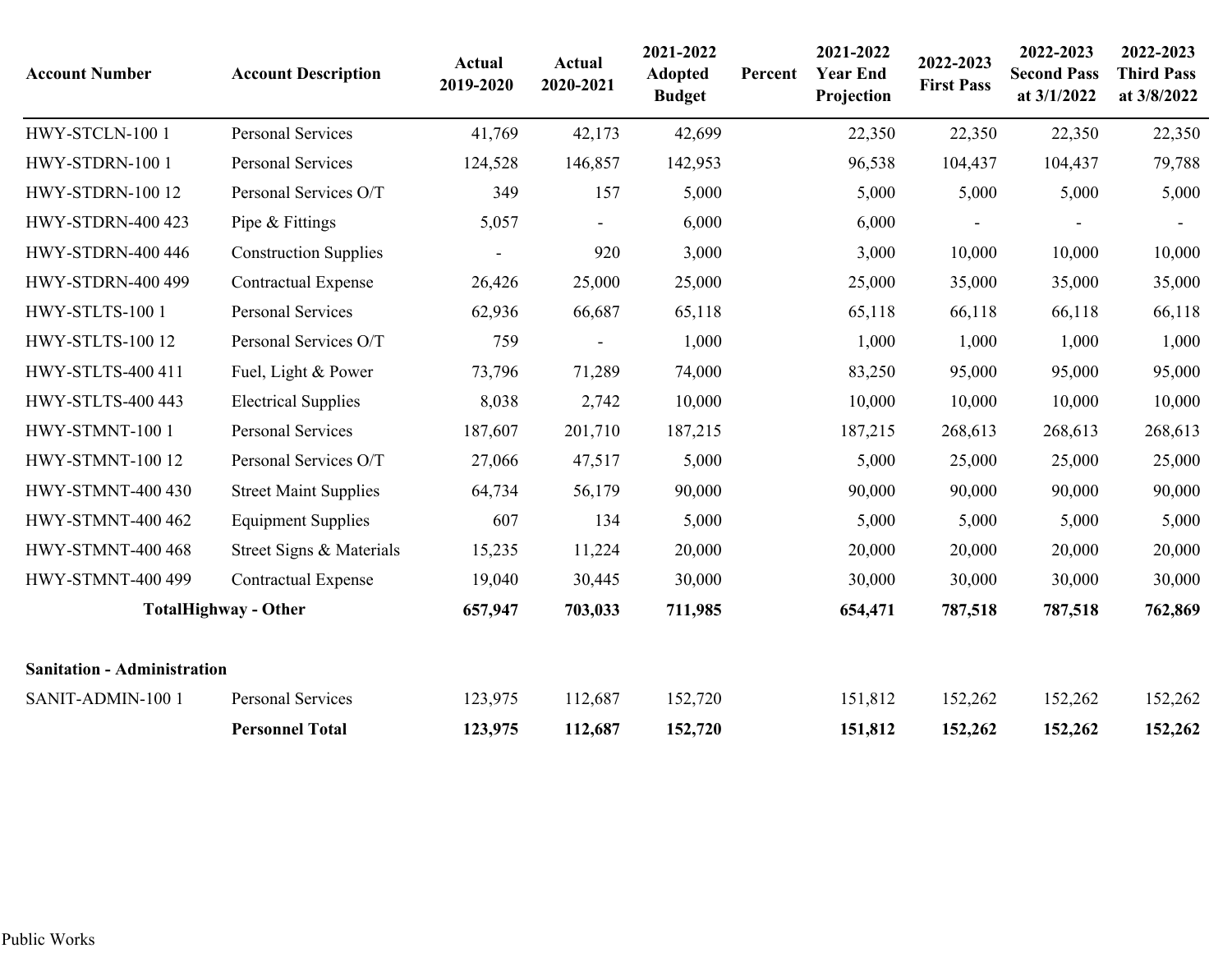| Account Number | Account Description | Actual 2019-2020 | Actual 2020-2021 | 2021-2022 Adopted Budget | Percent | 2021-2022 Year End Projection | 2022-2023 First Pass | 2022-2023 Second Pass at 3/1/2022 | 2022-2023 Third Pass at 3/8/2022 |
|---|---|---|---|---|---|---|---|---|---|
| HWY-STCLN-100 1 | Personal Services | 41,769 | 42,173 | 42,699 | | 22,350 | 22,350 | 22,350 | 22,350 |
| HWY-STDRN-100 1 | Personal Services | 124,528 | 146,857 | 142,953 | | 96,538 | 104,437 | 104,437 | 79,788 |
| HWY-STDRN-100 12 | Personal Services O/T | 349 | 157 | 5,000 | | 5,000 | 5,000 | 5,000 | 5,000 |
| HWY-STDRN-400 423 | Pipe & Fittings | 5,057 | - | 6,000 | | 6,000 | - | - | - |
| HWY-STDRN-400 446 | Construction Supplies | - | 920 | 3,000 | | 3,000 | 10,000 | 10,000 | 10,000 |
| HWY-STDRN-400 499 | Contractual Expense | 26,426 | 25,000 | 25,000 | | 25,000 | 35,000 | 35,000 | 35,000 |
| HWY-STLTS-100 1 | Personal Services | 62,936 | 66,687 | 65,118 | | 65,118 | 66,118 | 66,118 | 66,118 |
| HWY-STLTS-100 12 | Personal Services O/T | 759 | - | 1,000 | | 1,000 | 1,000 | 1,000 | 1,000 |
| HWY-STLTS-400 411 | Fuel, Light & Power | 73,796 | 71,289 | 74,000 | | 83,250 | 95,000 | 95,000 | 95,000 |
| HWY-STLTS-400 443 | Electrical Supplies | 8,038 | 2,742 | 10,000 | | 10,000 | 10,000 | 10,000 | 10,000 |
| HWY-STMNT-100 1 | Personal Services | 187,607 | 201,710 | 187,215 | | 187,215 | 268,613 | 268,613 | 268,613 |
| HWY-STMNT-100 12 | Personal Services O/T | 27,066 | 47,517 | 5,000 | | 5,000 | 25,000 | 25,000 | 25,000 |
| HWY-STMNT-400 430 | Street Maint Supplies | 64,734 | 56,179 | 90,000 | | 90,000 | 90,000 | 90,000 | 90,000 |
| HWY-STMNT-400 462 | Equipment Supplies | 607 | 134 | 5,000 | | 5,000 | 5,000 | 5,000 | 5,000 |
| HWY-STMNT-400 468 | Street Signs & Materials | 15,235 | 11,224 | 20,000 | | 20,000 | 20,000 | 20,000 | 20,000 |
| HWY-STMNT-400 499 | Contractual Expense | 19,040 | 30,445 | 30,000 | | 30,000 | 30,000 | 30,000 | 30,000 |
| **TotalHighway - Other** | | **657,947** | **703,033** | **711,985** | | **654,471** | **787,518** | **787,518** | **762,869** |
| | | | | | | | | | |
| **Sanitation - Administration** | | | | | | | | | |
| SANIT-ADMIN-100 1 | Personal Services | 123,975 | 112,687 | 152,720 | | 151,812 | 152,262 | 152,262 | 152,262 |
| | **Personnel Total** | **123,975** | **112,687** | **152,720** | | **151,812** | **152,262** | **152,262** | **152,262** |

Public Works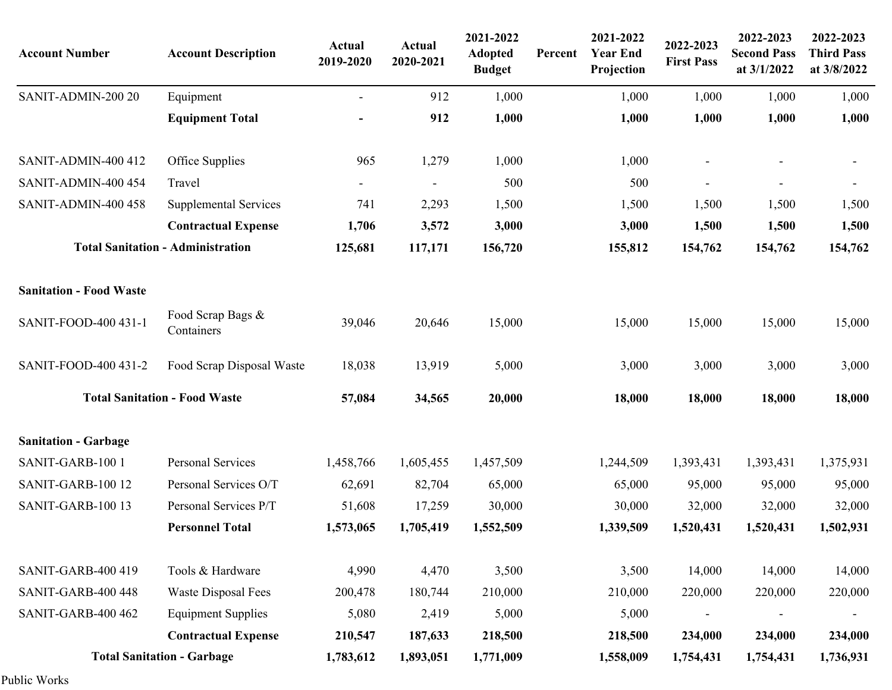| Account Number | Account Description | Actual 2019-2020 | Actual 2020-2021 | 2021-2022 Adopted Budget | Percent | 2021-2022 Year End Projection | 2022-2023 First Pass | 2022-2023 Second Pass at 3/1/2022 | 2022-2023 Third Pass at 3/8/2022 |
|---|---|---|---|---|---|---|---|---|---|
| SANIT-ADMIN-200 20 | Equipment | - | 912 | 1,000 | | 1,000 | 1,000 | 1,000 | 1,000 |
| | **Equipment Total** | **-** | **912** | **1,000** | | **1,000** | **1,000** | **1,000** | **1,000** |
| | | | | | | | | | |
| SANIT-ADMIN-400 412 | Office Supplies | 965 | 1,279 | 1,000 | | 1,000 | - | - | - |
| SANIT-ADMIN-400 454 | Travel | - | - | 500 | | 500 | - | - | - |
| SANIT-ADMIN-400 458 | Supplemental Services | 741 | 2,293 | 1,500 | | 1,500 | 1,500 | 1,500 | 1,500 |
| | **Contractual Expense** | **1,706** | **3,572** | **3,000** | | **3,000** | **1,500** | **1,500** | **1,500** |
| **Total Sanitation - Administration** | | **125,681** | **117,171** | **156,720** | | **155,812** | **154,762** | **154,762** | **154,762** |
| | | | | | | | | | |
| **Sanitation - Food Waste** | | | | | | | | | |
| SANIT-FOOD-400 431-1 | Food Scrap Bags & Containers | 39,046 | 20,646 | 15,000 | | 15,000 | 15,000 | 15,000 | 15,000 |
| SANIT-FOOD-400 431-2 | Food Scrap Disposal Waste | 18,038 | 13,919 | 5,000 | | 3,000 | 3,000 | 3,000 | 3,000 |
| **Total Sanitation - Food Waste** | | **57,084** | **34,565** | **20,000** | | **18,000** | **18,000** | **18,000** | **18,000** |
| | | | | | | | | | |
| **Sanitation - Garbage** | | | | | | | | | |
| SANIT-GARB-100 1 | Personal Services | 1,458,766 | 1,605,455 | 1,457,509 | | 1,244,509 | 1,393,431 | 1,393,431 | 1,375,931 |
| SANIT-GARB-100 12 | Personal Services O/T | 62,691 | 82,704 | 65,000 | | 65,000 | 95,000 | 95,000 | 95,000 |
| SANIT-GARB-100 13 | Personal Services P/T | 51,608 | 17,259 | 30,000 | | 30,000 | 32,000 | 32,000 | 32,000 |
| | **Personnel Total** | **1,573,065** | **1,705,419** | **1,552,509** | | **1,339,509** | **1,520,431** | **1,520,431** | **1,502,931** |
| | | | | | | | | | |
| SANIT-GARB-400 419 | Tools & Hardware | 4,990 | 4,470 | 3,500 | | 3,500 | 14,000 | 14,000 | 14,000 |
| SANIT-GARB-400 448 | Waste Disposal Fees | 200,478 | 180,744 | 210,000 | | 210,000 | 220,000 | 220,000 | 220,000 |
| SANIT-GARB-400 462 | Equipment Supplies | 5,080 | 2,419 | 5,000 | | 5,000 | - | - | - |
| | **Contractual Expense** | **210,547** | **187,633** | **218,500** | | **218,500** | **234,000** | **234,000** | **234,000** |
| **Total Sanitation - Garbage** | | **1,783,612** | **1,893,051** | **1,771,009** | | **1,558,009** | **1,754,431** | **1,754,431** | **1,736,931** |

Public Works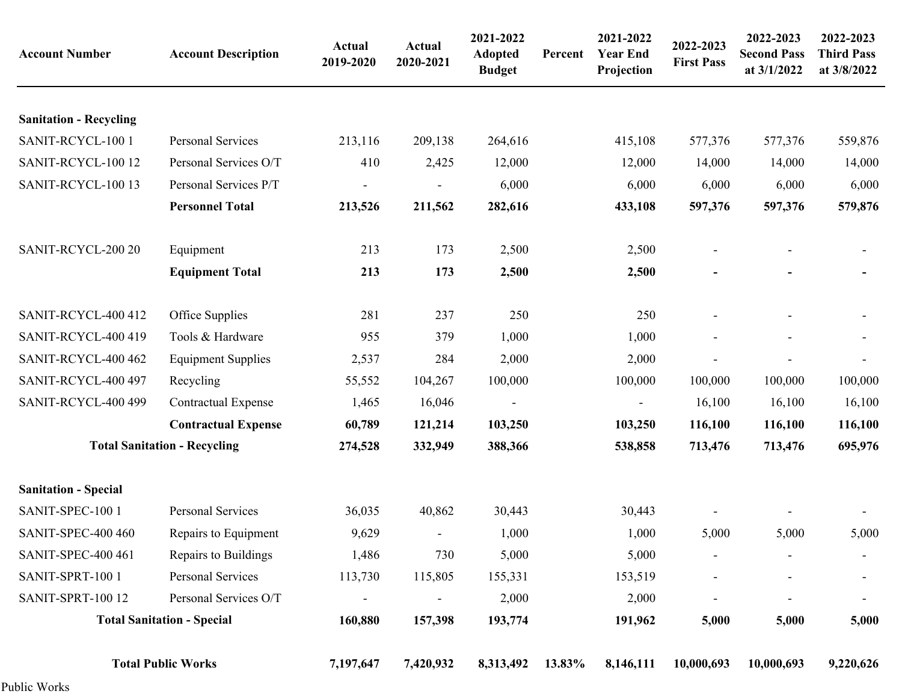| Account Number | Account Description | Actual 2019-2020 | Actual 2020-2021 | 2021-2022 Adopted Budget | Percent | 2021-2022 Year End Projection | 2022-2023 First Pass | 2022-2023 Second Pass at 3/1/2022 | 2022-2023 Third Pass at 3/8/2022 |
|---|---|---|---|---|---|---|---|---|---|
| **Sanitation - Recycling** | | | | | | | | | |
| SANIT-RCYCL-100 1 | Personal Services | 213,116 | 209,138 | 264,616 | | 415,108 | 577,376 | 577,376 | 559,876 |
| SANIT-RCYCL-100 12 | Personal Services O/T | 410 | 2,425 | 12,000 | | 12,000 | 14,000 | 14,000 | 14,000 |
| SANIT-RCYCL-100 13 | Personal Services P/T | - | - | 6,000 | | 6,000 | 6,000 | 6,000 | 6,000 |
| | **Personnel Total** | **213,526** | **211,562** | **282,616** | | **433,108** | **597,376** | **597,376** | **579,876** |
| SANIT-RCYCL-200 20 | Equipment | 213 | 173 | 2,500 | | 2,500 | - | - | - |
| | **Equipment Total** | **213** | **173** | **2,500** | | **2,500** | **-** | **-** | **-** |
| SANIT-RCYCL-400 412 | Office Supplies | 281 | 237 | 250 | | 250 | - | - | - |
| SANIT-RCYCL-400 419 | Tools & Hardware | 955 | 379 | 1,000 | | 1,000 | - | - | - |
| SANIT-RCYCL-400 462 | Equipment Supplies | 2,537 | 284 | 2,000 | | 2,000 | - | - | - |
| SANIT-RCYCL-400 497 | Recycling | 55,552 | 104,267 | 100,000 | | 100,000 | 100,000 | 100,000 | 100,000 |
| SANIT-RCYCL-400 499 | Contractual Expense | 1,465 | 16,046 | - | | - | 16,100 | 16,100 | 16,100 |
| | **Contractual Expense** | **60,789** | **121,214** | **103,250** | | **103,250** | **116,100** | **116,100** | **116,100** |
| **Total Sanitation - Recycling** | | **274,528** | **332,949** | **388,366** | | **538,858** | **713,476** | **713,476** | **695,976** |
| **Sanitation - Special** | | | | | | | | | |
| SANIT-SPEC-100 1 | Personal Services | 36,035 | 40,862 | 30,443 | | 30,443 | - | - | - |
| SANIT-SPEC-400 460 | Repairs to Equipment | 9,629 | - | 1,000 | | 1,000 | 5,000 | 5,000 | 5,000 |
| SANIT-SPEC-400 461 | Repairs to Buildings | 1,486 | 730 | 5,000 | | 5,000 | - | - | - |
| SANIT-SPRT-100 1 | Personal Services | 113,730 | 115,805 | 155,331 | | 153,519 | - | - | - |
| SANIT-SPRT-100 12 | Personal Services O/T | - | - | 2,000 | | 2,000 | - | - | - |
| **Total Sanitation - Special** | | **160,880** | **157,398** | **193,774** | | **191,962** | **5,000** | **5,000** | **5,000** |
| **Total Public Works** | | **7,197,647** | **7,420,932** | **8,313,492** | **13.83%** | **8,146,111** | **10,000,693** | **10,000,693** | **9,220,626** |

Public Works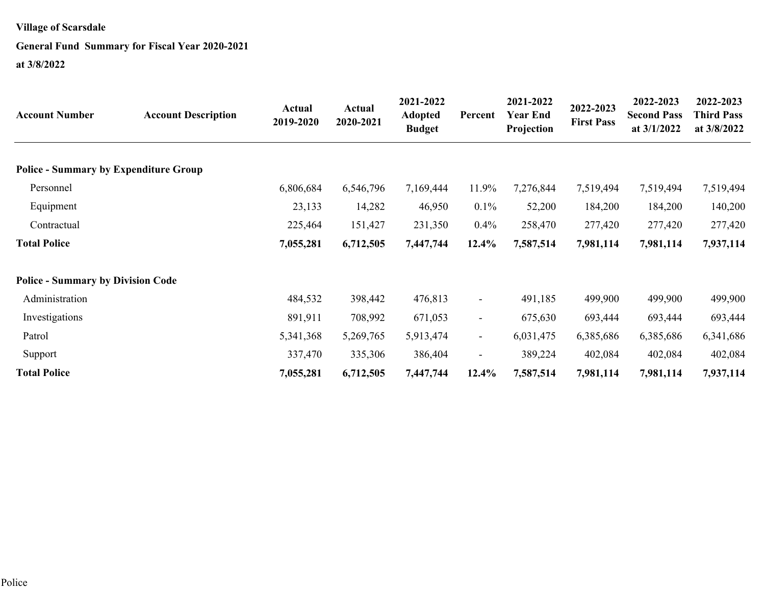**Village of Scarsdale**

**General Fund Summary for Fiscal Year 2020-2021**

**at 3/8/2022**

| Account Number | Account Description | Actual 2019-2020 | Actual 2020-2021 | 2021-2022 Adopted Budget | Percent | 2021-2022 Year End Projection | 2022-2023 First Pass | 2022-2023 Second Pass at 3/1/2022 | 2022-2023 Third Pass at 3/8/2022 |
|---|---|---|---|---|---|---|---|---|---|
| **Police - Summary by Expenditure Group** | | | | | | | | | |
| Personnel | | 6,806,684 | 6,546,796 | 7,169,444 | 11.9% | 7,276,844 | 7,519,494 | 7,519,494 | 7,519,494 |
| Equipment | | 23,133 | 14,282 | 46,950 | 0.1% | 52,200 | 184,200 | 184,200 | 140,200 |
| Contractual | | 225,464 | 151,427 | 231,350 | 0.4% | 258,470 | 277,420 | 277,420 | 277,420 |
| **Total Police** | | **7,055,281** | **6,712,505** | **7,447,744** | **12.4%** | **7,587,514** | **7,981,114** | **7,981,114** | **7,937,114** |
| **Police - Summary by Division Code** | | | | | | | | | |
| Administration | | 484,532 | 398,442 | 476,813 | - | 491,185 | 499,900 | 499,900 | 499,900 |
| Investigations | | 891,911 | 708,992 | 671,053 | - | 675,630 | 693,444 | 693,444 | 693,444 |
| Patrol | | 5,341,368 | 5,269,765 | 5,913,474 | - | 6,031,475 | 6,385,686 | 6,385,686 | 6,341,686 |
| Support | | 337,470 | 335,306 | 386,404 | - | 389,224 | 402,084 | 402,084 | 402,084 |
| **Total Police** | | **7,055,281** | **6,712,505** | **7,447,744** | **12.4%** | **7,587,514** | **7,981,114** | **7,981,114** | **7,937,114** |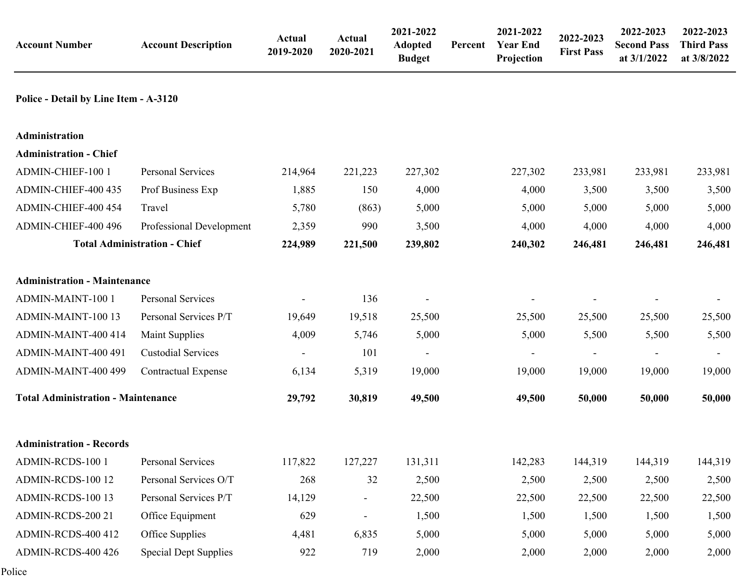| Account Number | Account Description | Actual 2019-2020 | Actual 2020-2021 | 2021-2022 Adopted Budget | Percent | 2021-2022 Year End Projection | 2022-2023 First Pass | 2022-2023 Second Pass at 3/1/2022 | 2022-2023 Third Pass at 3/8/2022 |
|---|---|---|---|---|---|---|---|---|---|
| **Police - Detail by Line Item - A-3120** | | | | | | | | | |
| **Administration** | | | | | | | | | |
| **Administration - Chief** | | | | | | | | | |
| ADMIN-CHIEF-100 1 | Personal Services | 214,964 | 221,223 | 227,302 | | 227,302 | 233,981 | 233,981 | 233,981 |
| ADMIN-CHIEF-400 435 | Prof Business Exp | 1,885 | 150 | 4,000 | | 4,000 | 3,500 | 3,500 | 3,500 |
| ADMIN-CHIEF-400 454 | Travel | 5,780 | (863) | 5,000 | | 5,000 | 5,000 | 5,000 | 5,000 |
| ADMIN-CHIEF-400 496 | Professional Development | 2,359 | 990 | 3,500 | | 4,000 | 4,000 | 4,000 | 4,000 |
| **Total Administration - Chief** | | **224,989** | **221,500** | **239,802** | | **240,302** | **246,481** | **246,481** | **246,481** |
| **Administration - Maintenance** | | | | | | | | | |
| ADMIN-MAINT-100 1 | Personal Services | - | 136 | - | | - | - | - | - |
| ADMIN-MAINT-100 13 | Personal Services P/T | 19,649 | 19,518 | 25,500 | | 25,500 | 25,500 | 25,500 | 25,500 |
| ADMIN-MAINT-400 414 | Maint Supplies | 4,009 | 5,746 | 5,000 | | 5,000 | 5,500 | 5,500 | 5,500 |
| ADMIN-MAINT-400 491 | Custodial Services | - | 101 | - | | - | - | - | - |
| ADMIN-MAINT-400 499 | Contractual Expense | 6,134 | 5,319 | 19,000 | | 19,000 | 19,000 | 19,000 | 19,000 |
| **Total Administration - Maintenance** | | **29,792** | **30,819** | **49,500** | | **49,500** | **50,000** | **50,000** | **50,000** |
| **Administration - Records** | | | | | | | | | |
| ADMIN-RCDS-100 1 | Personal Services | 117,822 | 127,227 | 131,311 | | 142,283 | 144,319 | 144,319 | 144,319 |
| ADMIN-RCDS-100 12 | Personal Services O/T | 268 | 32 | 2,500 | | 2,500 | 2,500 | 2,500 | 2,500 |
| ADMIN-RCDS-100 13 | Personal Services P/T | 14,129 | - | 22,500 | | 22,500 | 22,500 | 22,500 | 22,500 |
| ADMIN-RCDS-200 21 | Office Equipment | 629 | - | 1,500 | | 1,500 | 1,500 | 1,500 | 1,500 |
| ADMIN-RCDS-400 412 | Office Supplies | 4,481 | 6,835 | 5,000 | | 5,000 | 5,000 | 5,000 | 5,000 |
| ADMIN-RCDS-400 426 | Special Dept Supplies | 922 | 719 | 2,000 | | 2,000 | 2,000 | 2,000 | 2,000 |

Police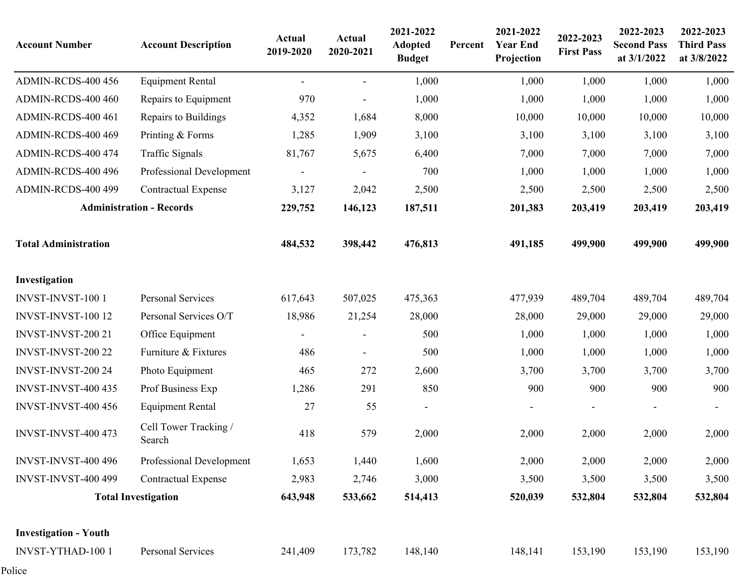| Account Number | Account Description | Actual 2019-2020 | Actual 2020-2021 | 2021-2022 Adopted Budget | Percent | 2021-2022 Year End Projection | 2022-2023 First Pass | 2022-2023 Second Pass at 3/1/2022 | 2022-2023 Third Pass at 3/8/2022 |
|---|---|---|---|---|---|---|---|---|---|
| ADMIN-RCDS-400 456 | Equipment Rental | - | - | 1,000 | | 1,000 | 1,000 | 1,000 | 1,000 |
| ADMIN-RCDS-400 460 | Repairs to Equipment | 970 | - | 1,000 | | 1,000 | 1,000 | 1,000 | 1,000 |
| ADMIN-RCDS-400 461 | Repairs to Buildings | 4,352 | 1,684 | 8,000 | | 10,000 | 10,000 | 10,000 | 10,000 |
| ADMIN-RCDS-400 469 | Printing & Forms | 1,285 | 1,909 | 3,100 | | 3,100 | 3,100 | 3,100 | 3,100 |
| ADMIN-RCDS-400 474 | Traffic Signals | 81,767 | 5,675 | 6,400 | | 7,000 | 7,000 | 7,000 | 7,000 |
| ADMIN-RCDS-400 496 | Professional Development | - | - | 700 | | 1,000 | 1,000 | 1,000 | 1,000 |
| ADMIN-RCDS-400 499 | Contractual Expense | 3,127 | 2,042 | 2,500 | | 2,500 | 2,500 | 2,500 | 2,500 |
| **Administration - Records** | | **229,752** | **146,123** | **187,511** | | **201,383** | **203,419** | **203,419** | **203,419** |
| | | | | | | | | | |
| **Total Administration** | | **484,532** | **398,442** | **476,813** | | **491,185** | **499,900** | **499,900** | **499,900** |
| | | | | | | | | | |
| **Investigation** | | | | | | | | | |
| INVST-INVST-100 1 | Personal Services | 617,643 | 507,025 | 475,363 | | 477,939 | 489,704 | 489,704 | 489,704 |
| INVST-INVST-100 12 | Personal Services O/T | 18,986 | 21,254 | 28,000 | | 28,000 | 29,000 | 29,000 | 29,000 |
| INVST-INVST-200 21 | Office Equipment | - | - | 500 | | 1,000 | 1,000 | 1,000 | 1,000 |
| INVST-INVST-200 22 | Furniture & Fixtures | 486 | - | 500 | | 1,000 | 1,000 | 1,000 | 1,000 |
| INVST-INVST-200 24 | Photo Equipment | 465 | 272 | 2,600 | | 3,700 | 3,700 | 3,700 | 3,700 |
| INVST-INVST-400 435 | Prof Business Exp | 1,286 | 291 | 850 | | 900 | 900 | 900 | 900 |
| INVST-INVST-400 456 | Equipment Rental | 27 | 55 | - | | - | - | - | - |
| INVST-INVST-400 473 | Cell Tower Tracking / Search | 418 | 579 | 2,000 | | 2,000 | 2,000 | 2,000 | 2,000 |
| INVST-INVST-400 496 | Professional Development | 1,653 | 1,440 | 1,600 | | 2,000 | 2,000 | 2,000 | 2,000 |
| INVST-INVST-400 499 | Contractual Expense | 2,983 | 2,746 | 3,000 | | 3,500 | 3,500 | 3,500 | 3,500 |
| **Total Investigation** | | **643,948** | **533,662** | **514,413** | | **520,039** | **532,804** | **532,804** | **532,804** |
| | | | | | | | | | |
| **Investigation - Youth** | | | | | | | | | |
| INVST-YTHAD-100 1 | Personal Services | 241,409 | 173,782 | 148,140 | | 148,141 | 153,190 | 153,190 | 153,190 |

Police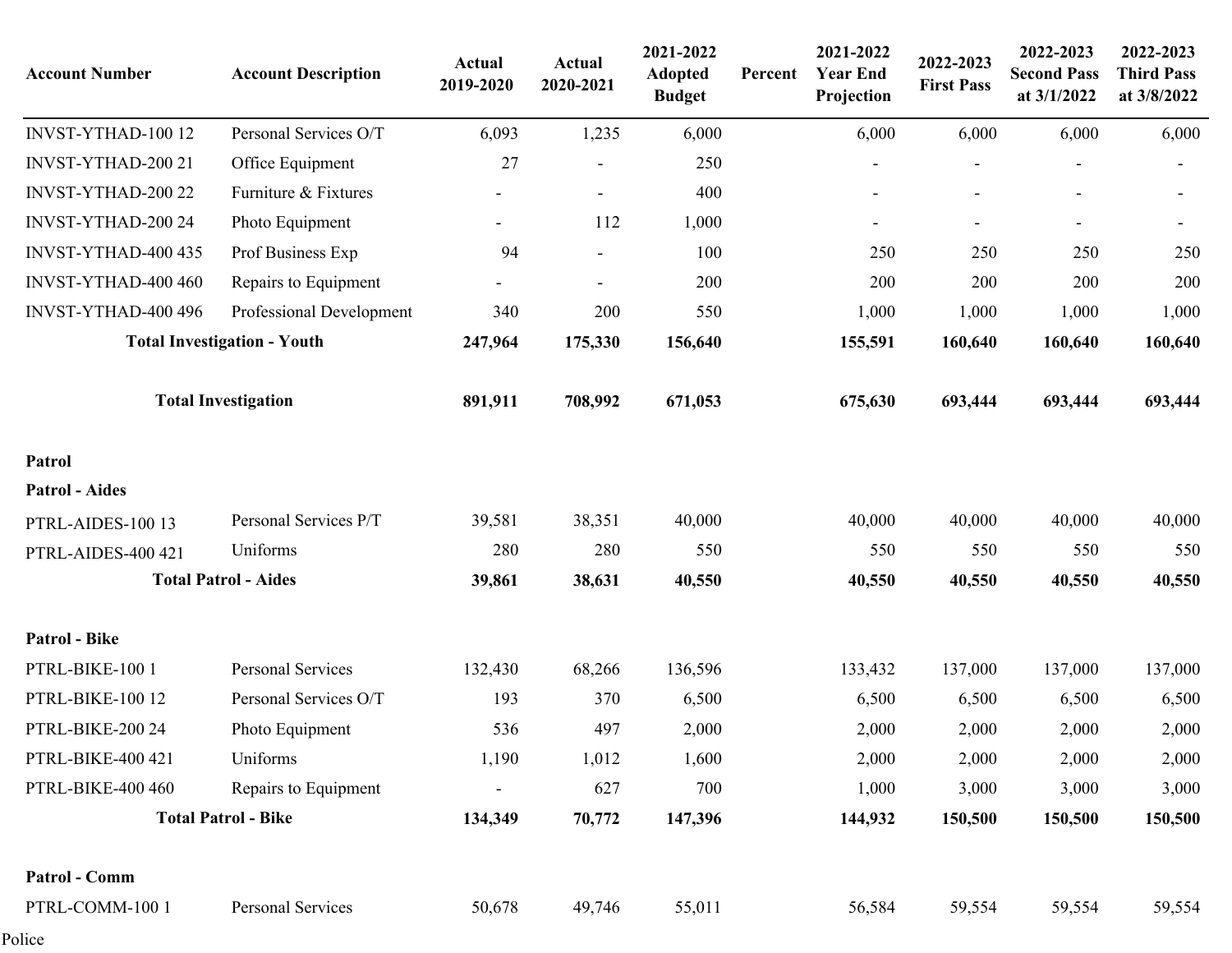| Account Number | Account Description | Actual 2019-2020 | Actual 2020-2021 | 2021-2022 Adopted Budget | Percent | 2021-2022 Year End Projection | 2022-2023 First Pass | 2022-2023 Second Pass at 3/1/2022 | 2022-2023 Third Pass at 3/8/2022 |
|---|---|---|---|---|---|---|---|---|---|
| INVST-YTHAD-100 12 | Personal Services O/T | 6,093 | 1,235 | 6,000 | | 6,000 | 6,000 | 6,000 | 6,000 |
| INVST-YTHAD-200 21 | Office Equipment | 27 | - | 250 | | - | - | - | - |
| INVST-YTHAD-200 22 | Furniture & Fixtures | - | - | 400 | | - | - | - | - |
| INVST-YTHAD-200 24 | Photo Equipment | - | 112 | 1,000 | | - | - | - | - |
| INVST-YTHAD-400 435 | Prof Business Exp | 94 | - | 100 | | 250 | 250 | 250 | 250 |
| INVST-YTHAD-400 460 | Repairs to Equipment | - | - | 200 | | 200 | 200 | 200 | 200 |
| INVST-YTHAD-400 496 | Professional Development | 340 | 200 | 550 | | 1,000 | 1,000 | 1,000 | 1,000 |
| **Total Investigation - Youth** | | **247,964** | **175,330** | **156,640** | | **155,591** | **160,640** | **160,640** | **160,640** |
| | | | | | | | | | |
| **Total Investigation** | | **891,911** | **708,992** | **671,053** | | **675,630** | **693,444** | **693,444** | **693,444** |
| | | | | | | | | | |
| **Patrol** | | | | | | | | | |
| **Patrol - Aides** | | | | | | | | | |
| PTRL-AIDES-100 13 | Personal Services P/T | 39,581 | 38,351 | 40,000 | | 40,000 | 40,000 | 40,000 | 40,000 |
| PTRL-AIDES-400 421 | Uniforms | 280 | 280 | 550 | | 550 | 550 | 550 | 550 |
| **Total Patrol - Aides** | | **39,861** | **38,631** | **40,550** | | **40,550** | **40,550** | **40,550** | **40,550** |
| | | | | | | | | | |
| **Patrol - Bike** | | | | | | | | | |
| PTRL-BIKE-100 1 | Personal Services | 132,430 | 68,266 | 136,596 | | 133,432 | 137,000 | 137,000 | 137,000 |
| PTRL-BIKE-100 12 | Personal Services O/T | 193 | 370 | 6,500 | | 6,500 | 6,500 | 6,500 | 6,500 |
| PTRL-BIKE-200 24 | Photo Equipment | 536 | 497 | 2,000 | | 2,000 | 2,000 | 2,000 | 2,000 |
| PTRL-BIKE-400 421 | Uniforms | 1,190 | 1,012 | 1,600 | | 2,000 | 2,000 | 2,000 | 2,000 |
| PTRL-BIKE-400 460 | Repairs to Equipment | - | 627 | 700 | | 1,000 | 3,000 | 3,000 | 3,000 |
| **Total Patrol - Bike** | | **134,349** | **70,772** | **147,396** | | **144,932** | **150,500** | **150,500** | **150,500** |
| | | | | | | | | | |
| **Patrol - Comm** | | | | | | | | | |
| PTRL-COMM-100 1 | Personal Services | 50,678 | 49,746 | 55,011 | | 56,584 | 59,554 | 59,554 | 59,554 |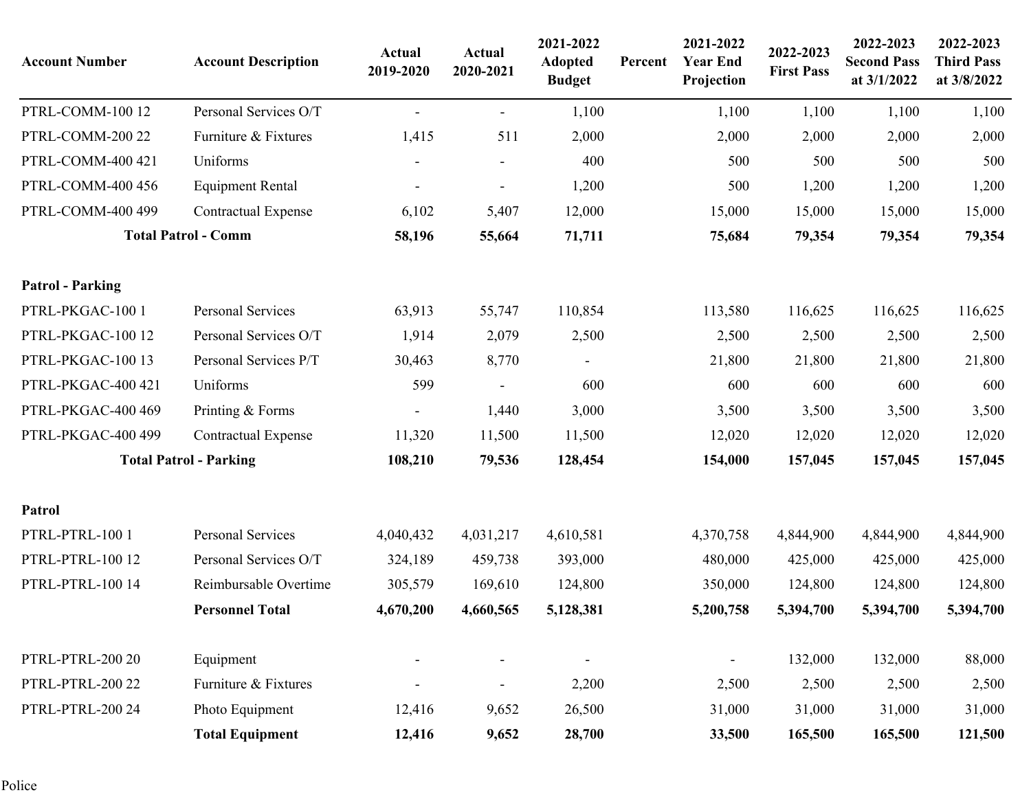| Account Number | Account Description | Actual 2019-2020 | Actual 2020-2021 | 2021-2022 Adopted Budget | Percent | 2021-2022 Year End Projection | 2022-2023 First Pass | 2022-2023 Second Pass at 3/1/2022 | 2022-2023 Third Pass at 3/8/2022 |
|---|---|---|---|---|---|---|---|---|---|
| PTRL-COMM-100 12 | Personal Services O/T | - | - | 1,100 | | 1,100 | 1,100 | 1,100 | 1,100 |
| PTRL-COMM-200 22 | Furniture & Fixtures | 1,415 | 511 | 2,000 | | 2,000 | 2,000 | 2,000 | 2,000 |
| PTRL-COMM-400 421 | Uniforms | - | - | 400 | | 500 | 500 | 500 | 500 |
| PTRL-COMM-400 456 | Equipment Rental | - | - | 1,200 | | 500 | 1,200 | 1,200 | 1,200 |
| PTRL-COMM-400 499 | Contractual Expense | 6,102 | 5,407 | 12,000 | | 15,000 | 15,000 | 15,000 | 15,000 |
| **Total Patrol - Comm** | | **58,196** | **55,664** | **71,711** | | **75,684** | **79,354** | **79,354** | **79,354** |
| | | | | | | | | | |
| **Patrol - Parking** | | | | | | | | | |
| PTRL-PKGAC-100 1 | Personal Services | 63,913 | 55,747 | 110,854 | | 113,580 | 116,625 | 116,625 | 116,625 |
| PTRL-PKGAC-100 12 | Personal Services O/T | 1,914 | 2,079 | 2,500 | | 2,500 | 2,500 | 2,500 | 2,500 |
| PTRL-PKGAC-100 13 | Personal Services P/T | 30,463 | 8,770 | - | | 21,800 | 21,800 | 21,800 | 21,800 |
| PTRL-PKGAC-400 421 | Uniforms | 599 | - | 600 | | 600 | 600 | 600 | 600 |
| PTRL-PKGAC-400 469 | Printing & Forms | - | 1,440 | 3,000 | | 3,500 | 3,500 | 3,500 | 3,500 |
| PTRL-PKGAC-400 499 | Contractual Expense | 11,320 | 11,500 | 11,500 | | 12,020 | 12,020 | 12,020 | 12,020 |
| **Total Patrol - Parking** | | **108,210** | **79,536** | **128,454** | | **154,000** | **157,045** | **157,045** | **157,045** |
| | | | | | | | | | |
| **Patrol** | | | | | | | | | |
| PTRL-PTRL-100 1 | Personal Services | 4,040,432 | 4,031,217 | 4,610,581 | | 4,370,758 | 4,844,900 | 4,844,900 | 4,844,900 |
| PTRL-PTRL-100 12 | Personal Services O/T | 324,189 | 459,738 | 393,000 | | 480,000 | 425,000 | 425,000 | 425,000 |
| PTRL-PTRL-100 14 | Reimbursable Overtime | 305,579 | 169,610 | 124,800 | | 350,000 | 124,800 | 124,800 | 124,800 |
| | **Personnel Total** | **4,670,200** | **4,660,565** | **5,128,381** | | **5,200,758** | **5,394,700** | **5,394,700** | **5,394,700** |
| | | | | | | | | | |
| PTRL-PTRL-200 20 | Equipment | - | - | - | | - | 132,000 | 132,000 | 88,000 |
| PTRL-PTRL-200 22 | Furniture & Fixtures | - | - | 2,200 | | 2,500 | 2,500 | 2,500 | 2,500 |
| PTRL-PTRL-200 24 | Photo Equipment | 12,416 | 9,652 | 26,500 | | 31,000 | 31,000 | 31,000 | 31,000 |
| | **Total Equipment** | **12,416** | **9,652** | **28,700** | | **33,500** | **165,500** | **165,500** | **121,500** |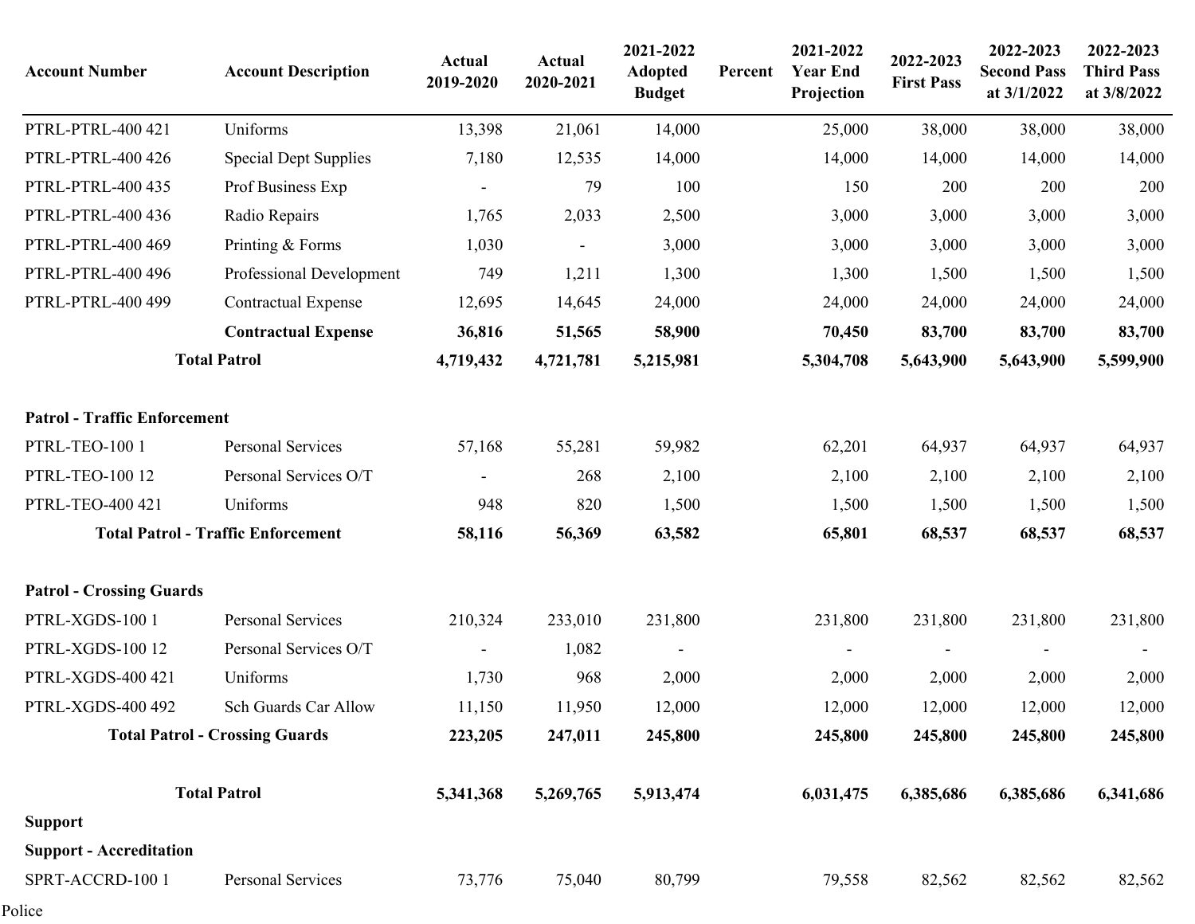| Account Number | Account Description | Actual 2019-2020 | Actual 2020-2021 | 2021-2022 Adopted Budget | Percent | 2021-2022 Year End Projection | 2022-2023 First Pass | 2022-2023 Second Pass at 3/1/2022 | 2022-2023 Third Pass at 3/8/2022 |
|---|---|---|---|---|---|---|---|---|---|
| PTRL-PTRL-400 421 | Uniforms | 13,398 | 21,061 | 14,000 | | 25,000 | 38,000 | 38,000 | 38,000 |
| PTRL-PTRL-400 426 | Special Dept Supplies | 7,180 | 12,535 | 14,000 | | 14,000 | 14,000 | 14,000 | 14,000 |
| PTRL-PTRL-400 435 | Prof Business Exp | - | 79 | 100 | | 150 | 200 | 200 | 200 |
| PTRL-PTRL-400 436 | Radio Repairs | 1,765 | 2,033 | 2,500 | | 3,000 | 3,000 | 3,000 | 3,000 |
| PTRL-PTRL-400 469 | Printing & Forms | 1,030 | - | 3,000 | | 3,000 | 3,000 | 3,000 | 3,000 |
| PTRL-PTRL-400 496 | Professional Development | 749 | 1,211 | 1,300 | | 1,300 | 1,500 | 1,500 | 1,500 |
| PTRL-PTRL-400 499 | Contractual Expense | 12,695 | 14,645 | 24,000 | | 24,000 | 24,000 | 24,000 | 24,000 |
| | **Contractual Expense** | **36,816** | **51,565** | **58,900** | | **70,450** | **83,700** | **83,700** | **83,700** |
| **Total Patrol** | | **4,719,432** | **4,721,781** | **5,215,981** | | **5,304,708** | **5,643,900** | **5,643,900** | **5,599,900** |
| | | | | | | | | | |
| **Patrol - Traffic Enforcement** | | | | | | | | | |
| PTRL-TEO-100 1 | Personal Services | 57,168 | 55,281 | 59,982 | | 62,201 | 64,937 | 64,937 | 64,937 |
| PTRL-TEO-100 12 | Personal Services O/T | - | 268 | 2,100 | | 2,100 | 2,100 | 2,100 | 2,100 |
| PTRL-TEO-400 421 | Uniforms | 948 | 820 | 1,500 | | 1,500 | 1,500 | 1,500 | 1,500 |
| **Total Patrol - Traffic Enforcement** | | **58,116** | **56,369** | **63,582** | | **65,801** | **68,537** | **68,537** | **68,537** |
| | | | | | | | | | |
| **Patrol - Crossing Guards** | | | | | | | | | |
| PTRL-XGDS-100 1 | Personal Services | 210,324 | 233,010 | 231,800 | | 231,800 | 231,800 | 231,800 | 231,800 |
| PTRL-XGDS-100 12 | Personal Services O/T | - | 1,082 | - | | - | - | - | - |
| PTRL-XGDS-400 421 | Uniforms | 1,730 | 968 | 2,000 | | 2,000 | 2,000 | 2,000 | 2,000 |
| PTRL-XGDS-400 492 | Sch Guards Car Allow | 11,150 | 11,950 | 12,000 | | 12,000 | 12,000 | 12,000 | 12,000 |
| **Total Patrol - Crossing Guards** | | **223,205** | **247,011** | **245,800** | | **245,800** | **245,800** | **245,800** | **245,800** |
| | | | | | | | | | |
| **Total Patrol** | | **5,341,368** | **5,269,765** | **5,913,474** | | **6,031,475** | **6,385,686** | **6,385,686** | **6,341,686** |
| **Support** | | | | | | | | | |
| **Support - Accreditation** | | | | | | | | | |
| SPRT-ACCRD-100 1 | Personal Services | 73,776 | 75,040 | 80,799 | | 79,558 | 82,562 | 82,562 | 82,562 |

Police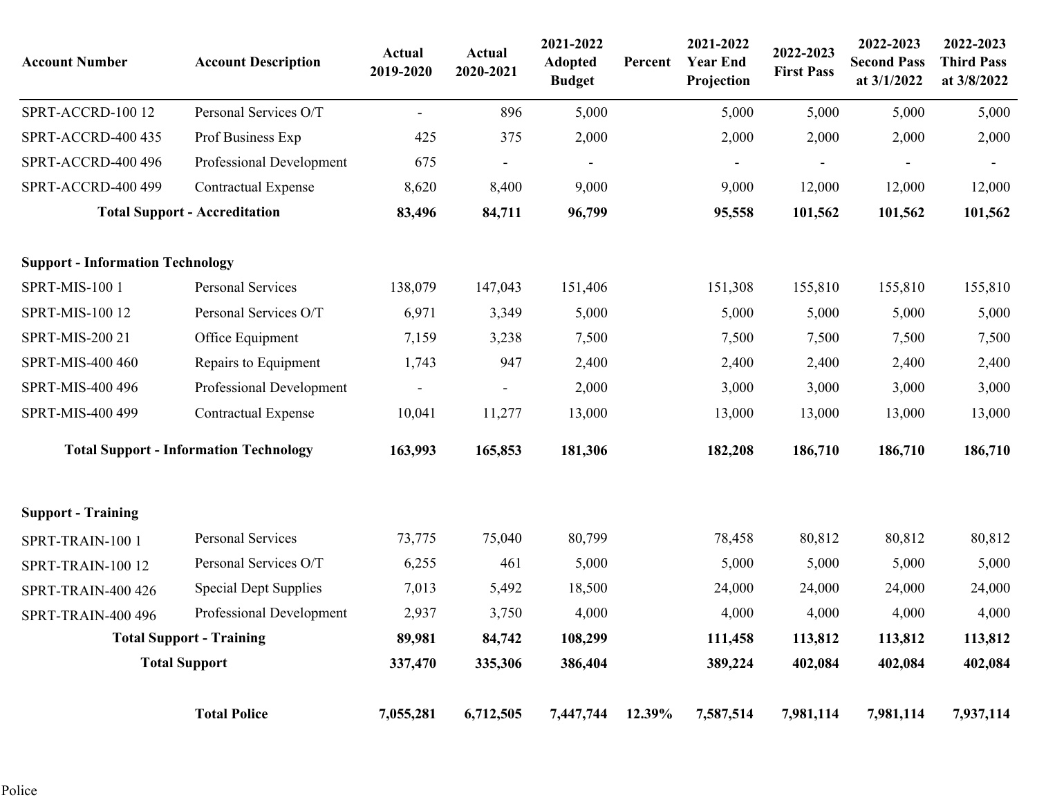| Account Number | Account Description | Actual 2019-2020 | Actual 2020-2021 | 2021-2022 Adopted Budget | Percent | 2021-2022 Year End Projection | 2022-2023 First Pass | 2022-2023 Second Pass at 3/1/2022 | 2022-2023 Third Pass at 3/8/2022 |
|---|---|---|---|---|---|---|---|---|---|
| SPRT-ACCRD-100 12 | Personal Services O/T | - | 896 | 5,000 | | 5,000 | 5,000 | 5,000 | 5,000 |
| SPRT-ACCRD-400 435 | Prof Business Exp | 425 | 375 | 2,000 | | 2,000 | 2,000 | 2,000 | 2,000 |
| SPRT-ACCRD-400 496 | Professional Development | 675 | - | - | | - | - | - | - |
| SPRT-ACCRD-400 499 | Contractual Expense | 8,620 | 8,400 | 9,000 | | 9,000 | 12,000 | 12,000 | 12,000 |
| **Total Support - Accreditation** | | **83,496** | **84,711** | **96,799** | | **95,558** | **101,562** | **101,562** | **101,562** |
| | | | | | | | | | |
| **Support - Information Technology** | | | | | | | | | |
| SPRT-MIS-100 1 | Personal Services | 138,079 | 147,043 | 151,406 | | 151,308 | 155,810 | 155,810 | 155,810 |
| SPRT-MIS-100 12 | Personal Services O/T | 6,971 | 3,349 | 5,000 | | 5,000 | 5,000 | 5,000 | 5,000 |
| SPRT-MIS-200 21 | Office Equipment | 7,159 | 3,238 | 7,500 | | 7,500 | 7,500 | 7,500 | 7,500 |
| SPRT-MIS-400 460 | Repairs to Equipment | 1,743 | 947 | 2,400 | | 2,400 | 2,400 | 2,400 | 2,400 |
| SPRT-MIS-400 496 | Professional Development | - | - | 2,000 | | 3,000 | 3,000 | 3,000 | 3,000 |
| SPRT-MIS-400 499 | Contractual Expense | 10,041 | 11,277 | 13,000 | | 13,000 | 13,000 | 13,000 | 13,000 |
| **Total Support - Information Technology** | | **163,993** | **165,853** | **181,306** | | **182,208** | **186,710** | **186,710** | **186,710** |
| | | | | | | | | | |
| **Support - Training** | | | | | | | | | |
| SPRT-TRAIN-100 1 | Personal Services | 73,775 | 75,040 | 80,799 | | 78,458 | 80,812 | 80,812 | 80,812 |
| SPRT-TRAIN-100 12 | Personal Services O/T | 6,255 | 461 | 5,000 | | 5,000 | 5,000 | 5,000 | 5,000 |
| SPRT-TRAIN-400 426 | Special Dept Supplies | 7,013 | 5,492 | 18,500 | | 24,000 | 24,000 | 24,000 | 24,000 |
| SPRT-TRAIN-400 496 | Professional Development | 2,937 | 3,750 | 4,000 | | 4,000 | 4,000 | 4,000 | 4,000 |
| **Total Support - Training** | | **89,981** | **84,742** | **108,299** | | **111,458** | **113,812** | **113,812** | **113,812** |
| **Total Support** | | **337,470** | **335,306** | **386,404** | | **389,224** | **402,084** | **402,084** | **402,084** |
| | | | | | | | | | |
| | **Total Police** | **7,055,281** | **6,712,505** | **7,447,744** | **12.39%** | **7,587,514** | **7,981,114** | **7,981,114** | **7,937,114** |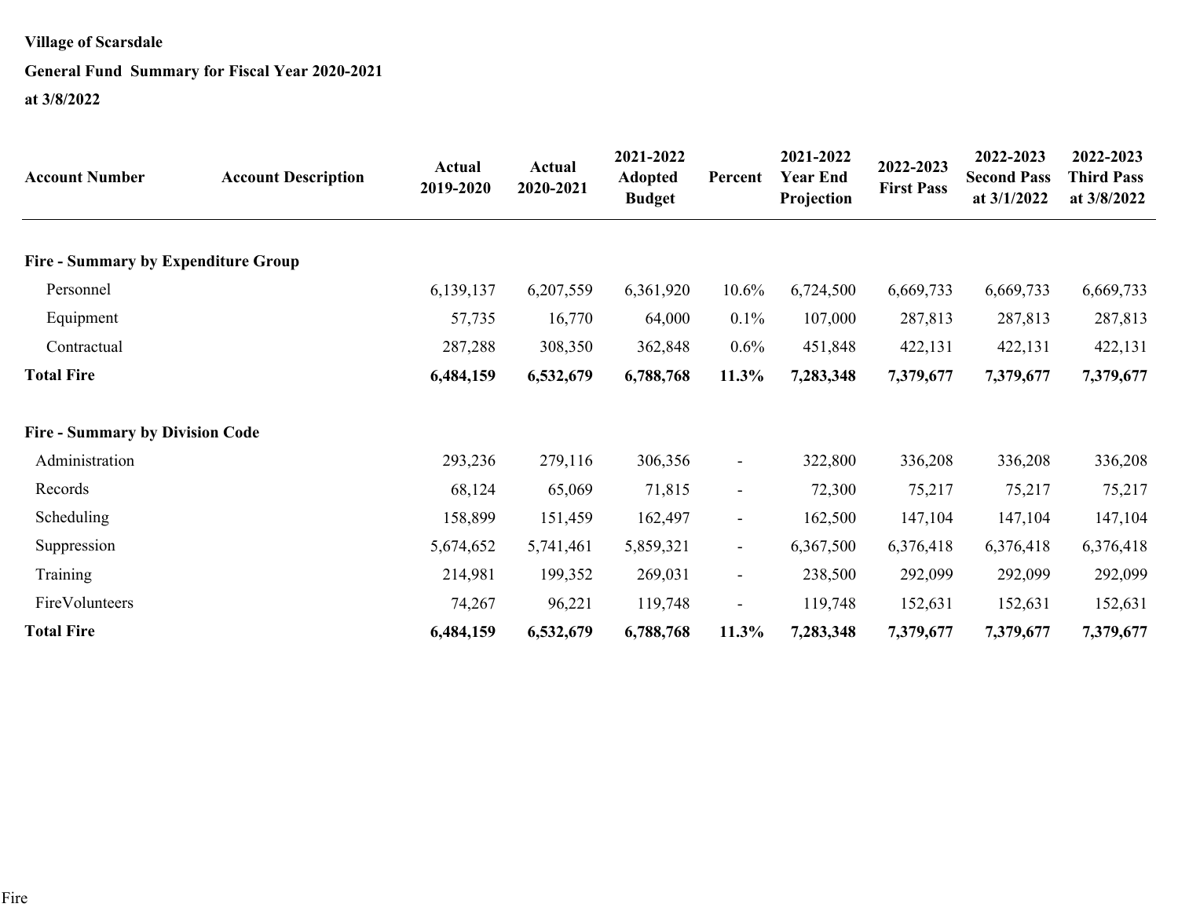**Village of Scarsdale**

**General Fund Summary for Fiscal Year 2020-2021**

**at 3/8/2022**

| Account Number | Account Description | Actual 2019-2020 | Actual 2020-2021 | 2021-2022 Adopted Budget | Percent | 2021-2022 Year End Projection | 2022-2023 First Pass | 2022-2023 Second Pass at 3/1/2022 | 2022-2023 Third Pass at 3/8/2022 |
|---|---|---|---|---|---|---|---|---|---|
| **Fire - Summary by Expenditure Group** | | | | | | | | | |
| Personnel | | 6,139,137 | 6,207,559 | 6,361,920 | 10.6% | 6,724,500 | 6,669,733 | 6,669,733 | 6,669,733 |
| Equipment | | 57,735 | 16,770 | 64,000 | 0.1% | 107,000 | 287,813 | 287,813 | 287,813 |
| Contractual | | 287,288 | 308,350 | 362,848 | 0.6% | 451,848 | 422,131 | 422,131 | 422,131 |
| **Total Fire** | | **6,484,159** | **6,532,679** | **6,788,768** | **11.3%** | **7,283,348** | **7,379,677** | **7,379,677** | **7,379,677** |
| **Fire - Summary by Division Code** | | | | | | | | | |
| Administration | | 293,236 | 279,116 | 306,356 | - | 322,800 | 336,208 | 336,208 | 336,208 |
| Records | | 68,124 | 65,069 | 71,815 | - | 72,300 | 75,217 | 75,217 | 75,217 |
| Scheduling | | 158,899 | 151,459 | 162,497 | - | 162,500 | 147,104 | 147,104 | 147,104 |
| Suppression | | 5,674,652 | 5,741,461 | 5,859,321 | - | 6,367,500 | 6,376,418 | 6,376,418 | 6,376,418 |
| Training | | 214,981 | 199,352 | 269,031 | - | 238,500 | 292,099 | 292,099 | 292,099 |
| FireVolunteers | | 74,267 | 96,221 | 119,748 | - | 119,748 | 152,631 | 152,631 | 152,631 |
| **Total Fire** | | **6,484,159** | **6,532,679** | **6,788,768** | **11.3%** | **7,283,348** | **7,379,677** | **7,379,677** | **7,379,677** |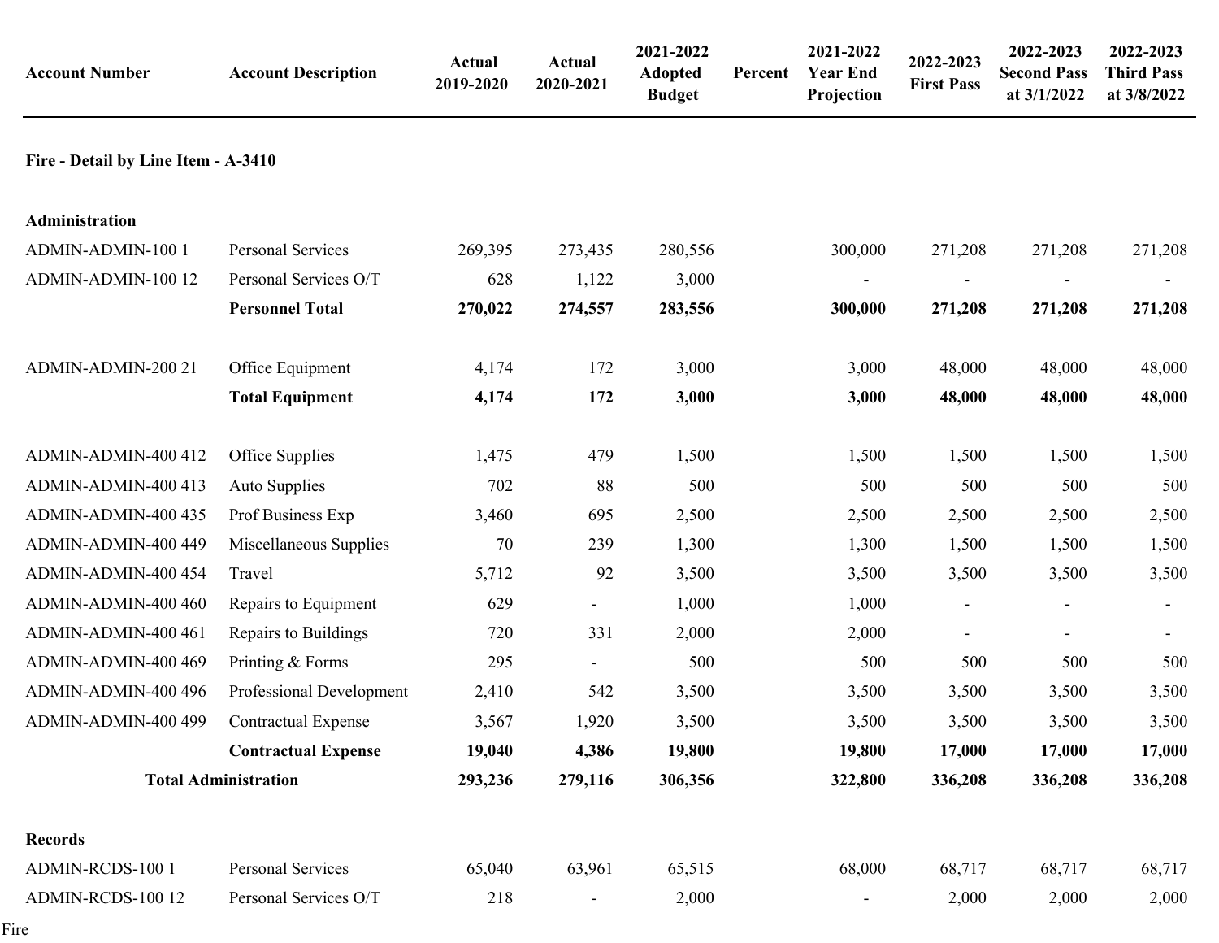| Account Number | Account Description | Actual 2019-2020 | Actual 2020-2021 | 2021-2022 Adopted Budget | Percent | 2021-2022 Year End Projection | 2022-2023 First Pass | 2022-2023 Second Pass at 3/1/2022 | 2022-2023 Third Pass at 3/8/2022 |
|---|---|---|---|---|---|---|---|---|---|
| **Fire - Detail by Line Item - A-3410** | | | | | | | | | |
| **Administration** | | | | | | | | | |
| ADMIN-ADMIN-100 1 | Personal Services | 269,395 | 273,435 | 280,556 | | 300,000 | 271,208 | 271,208 | 271,208 |
| ADMIN-ADMIN-100 12 | Personal Services O/T | 628 | 1,122 | 3,000 | | - | - | - | - |
| | **Personnel Total** | **270,022** | **274,557** | **283,556** | | **300,000** | **271,208** | **271,208** | **271,208** |
| ADMIN-ADMIN-200 21 | Office Equipment | 4,174 | 172 | 3,000 | | 3,000 | 48,000 | 48,000 | 48,000 |
| | **Total Equipment** | **4,174** | **172** | **3,000** | | **3,000** | **48,000** | **48,000** | **48,000** |
| ADMIN-ADMIN-400 412 | Office Supplies | 1,475 | 479 | 1,500 | | 1,500 | 1,500 | 1,500 | 1,500 |
| ADMIN-ADMIN-400 413 | Auto Supplies | 702 | 88 | 500 | | 500 | 500 | 500 | 500 |
| ADMIN-ADMIN-400 435 | Prof Business Exp | 3,460 | 695 | 2,500 | | 2,500 | 2,500 | 2,500 | 2,500 |
| ADMIN-ADMIN-400 449 | Miscellaneous Supplies | 70 | 239 | 1,300 | | 1,300 | 1,500 | 1,500 | 1,500 |
| ADMIN-ADMIN-400 454 | Travel | 5,712 | 92 | 3,500 | | 3,500 | 3,500 | 3,500 | 3,500 |
| ADMIN-ADMIN-400 460 | Repairs to Equipment | 629 | - | 1,000 | | 1,000 | - | - | - |
| ADMIN-ADMIN-400 461 | Repairs to Buildings | 720 | 331 | 2,000 | | 2,000 | - | - | - |
| ADMIN-ADMIN-400 469 | Printing & Forms | 295 | - | 500 | | 500 | 500 | 500 | 500 |
| ADMIN-ADMIN-400 496 | Professional Development | 2,410 | 542 | 3,500 | | 3,500 | 3,500 | 3,500 | 3,500 |
| ADMIN-ADMIN-400 499 | Contractual Expense | 3,567 | 1,920 | 3,500 | | 3,500 | 3,500 | 3,500 | 3,500 |
| | **Contractual Expense** | **19,040** | **4,386** | **19,800** | | **19,800** | **17,000** | **17,000** | **17,000** |
| **Total Administration** | | **293,236** | **279,116** | **306,356** | | **322,800** | **336,208** | **336,208** | **336,208** |
| **Records** | | | | | | | | | |
| ADMIN-RCDS-100 1 | Personal Services | 65,040 | 63,961 | 65,515 | | 68,000 | 68,717 | 68,717 | 68,717 |
| ADMIN-RCDS-100 12 | Personal Services O/T | 218 | - | 2,000 | | - | 2,000 | 2,000 | 2,000 |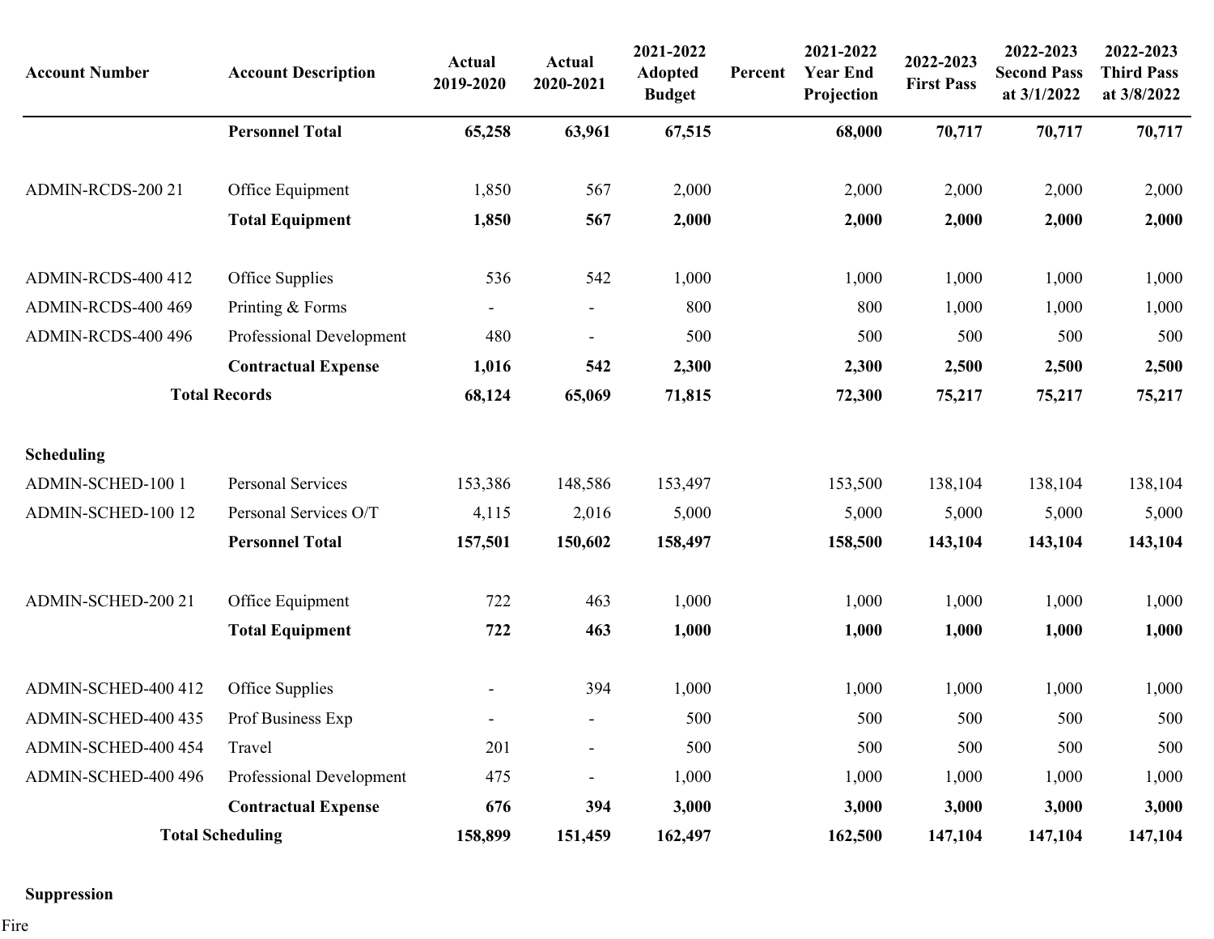| Account Number | Account Description | Actual 2019-2020 | Actual 2020-2021 | 2021-2022 Adopted Budget | Percent | 2021-2022 Year End Projection | 2022-2023 First Pass | 2022-2023 Second Pass at 3/1/2022 | 2022-2023 Third Pass at 3/8/2022 |
|---|---|---|---|---|---|---|---|---|---|
| | **Personnel Total** | **65,258** | **63,961** | **67,515** | | **68,000** | **70,717** | **70,717** | **70,717** |
| | | | | | | | | | |
| ADMIN-RCDS-200 21 | Office Equipment | 1,850 | 567 | 2,000 | | 2,000 | 2,000 | 2,000 | 2,000 |
| | **Total Equipment** | **1,850** | **567** | **2,000** | | **2,000** | **2,000** | **2,000** | **2,000** |
| | | | | | | | | | |
| ADMIN-RCDS-400 412 | Office Supplies | 536 | 542 | 1,000 | | 1,000 | 1,000 | 1,000 | 1,000 |
| ADMIN-RCDS-400 469 | Printing & Forms | - | - | 800 | | 800 | 1,000 | 1,000 | 1,000 |
| ADMIN-RCDS-400 496 | Professional Development | 480 | - | 500 | | 500 | 500 | 500 | 500 |
| | **Contractual Expense** | **1,016** | **542** | **2,300** | | **2,300** | **2,500** | **2,500** | **2,500** |
| **Total Records** | | **68,124** | **65,069** | **71,815** | | **72,300** | **75,217** | **75,217** | **75,217** |
| | | | | | | | | | |
| **Scheduling** | | | | | | | | | |
| ADMIN-SCHED-100 1 | Personal Services | 153,386 | 148,586 | 153,497 | | 153,500 | 138,104 | 138,104 | 138,104 |
| ADMIN-SCHED-100 12 | Personal Services O/T | 4,115 | 2,016 | 5,000 | | 5,000 | 5,000 | 5,000 | 5,000 |
| | **Personnel Total** | **157,501** | **150,602** | **158,497** | | **158,500** | **143,104** | **143,104** | **143,104** |
| | | | | | | | | | |
| ADMIN-SCHED-200 21 | Office Equipment | 722 | 463 | 1,000 | | 1,000 | 1,000 | 1,000 | 1,000 |
| | **Total Equipment** | **722** | **463** | **1,000** | | **1,000** | **1,000** | **1,000** | **1,000** |
| | | | | | | | | | |
| ADMIN-SCHED-400 412 | Office Supplies | - | 394 | 1,000 | | 1,000 | 1,000 | 1,000 | 1,000 |
| ADMIN-SCHED-400 435 | Prof Business Exp | - | - | 500 | | 500 | 500 | 500 | 500 |
| ADMIN-SCHED-400 454 | Travel | 201 | - | 500 | | 500 | 500 | 500 | 500 |
| ADMIN-SCHED-400 496 | Professional Development | 475 | - | 1,000 | | 1,000 | 1,000 | 1,000 | 1,000 |
| | **Contractual Expense** | **676** | **394** | **3,000** | | **3,000** | **3,000** | **3,000** | **3,000** |
| **Total Scheduling** | | **158,899** | **151,459** | **162,497** | | **162,500** | **147,104** | **147,104** | **147,104** |
| | | | | | | | | | |
| **Suppression** | | | | | | | | | |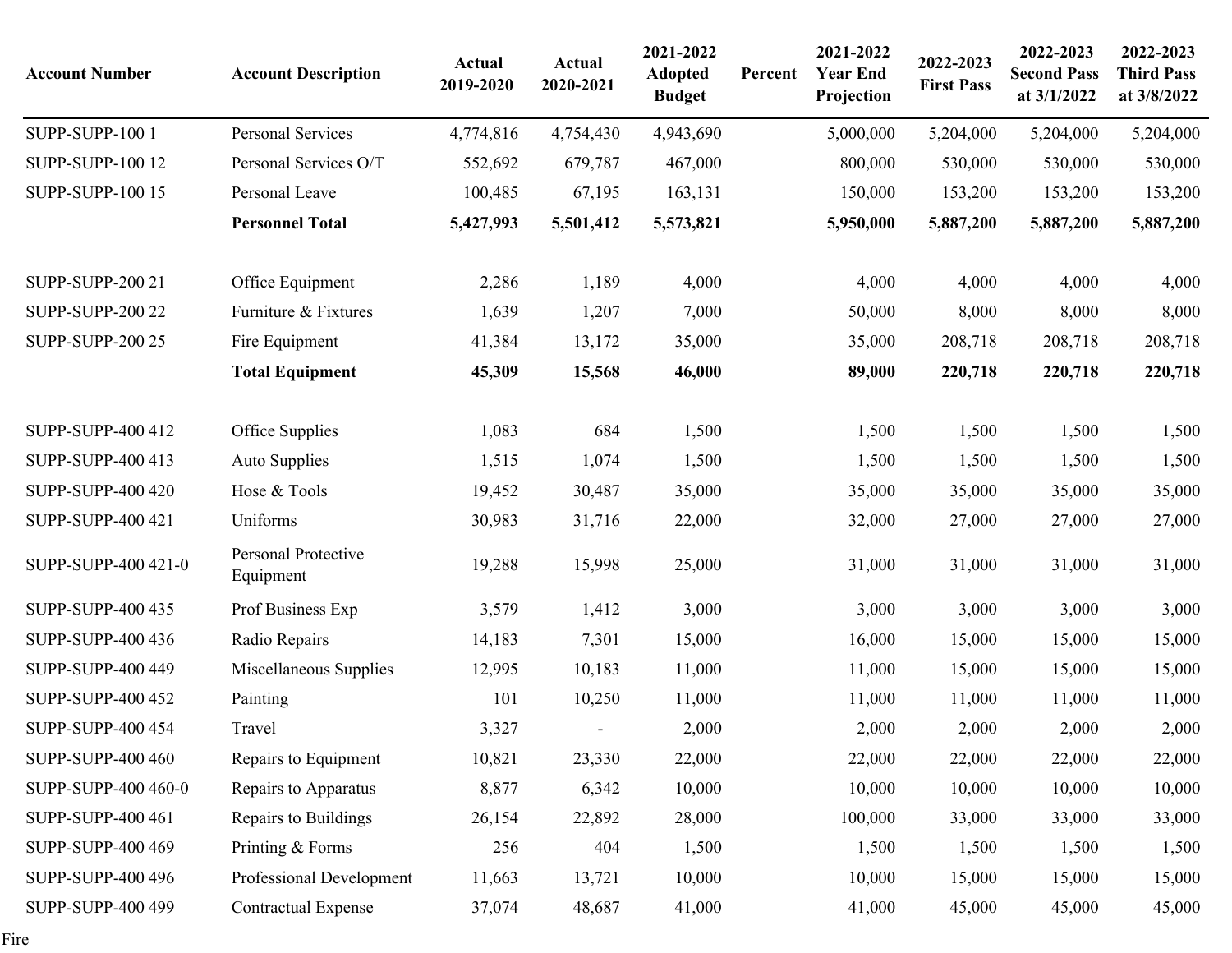| Account Number | Account Description | Actual 2019-2020 | Actual 2020-2021 | 2021-2022 Adopted Budget | Percent | 2021-2022 Year End Projection | 2022-2023 First Pass | 2022-2023 Second Pass at 3/1/2022 | 2022-2023 Third Pass at 3/8/2022 |
|---|---|---|---|---|---|---|---|---|---|
| SUPP-SUPP-100 1 | Personal Services | 4,774,816 | 4,754,430 | 4,943,690 | | 5,000,000 | 5,204,000 | 5,204,000 | 5,204,000 |
| SUPP-SUPP-100 12 | Personal Services O/T | 552,692 | 679,787 | 467,000 | | 800,000 | 530,000 | 530,000 | 530,000 |
| SUPP-SUPP-100 15 | Personal Leave | 100,485 | 67,195 | 163,131 | | 150,000 | 153,200 | 153,200 | 153,200 |
| | **Personnel Total** | **5,427,993** | **5,501,412** | **5,573,821** | | **5,950,000** | **5,887,200** | **5,887,200** | **5,887,200** |
| | | | | | | | | | |
| SUPP-SUPP-200 21 | Office Equipment | 2,286 | 1,189 | 4,000 | | 4,000 | 4,000 | 4,000 | 4,000 |
| SUPP-SUPP-200 22 | Furniture & Fixtures | 1,639 | 1,207 | 7,000 | | 50,000 | 8,000 | 8,000 | 8,000 |
| SUPP-SUPP-200 25 | Fire Equipment | 41,384 | 13,172 | 35,000 | | 35,000 | 208,718 | 208,718 | 208,718 |
| | **Total Equipment** | **45,309** | **15,568** | **46,000** | | **89,000** | **220,718** | **220,718** | **220,718** |
| | | | | | | | | | |
| SUPP-SUPP-400 412 | Office Supplies | 1,083 | 684 | 1,500 | | 1,500 | 1,500 | 1,500 | 1,500 |
| SUPP-SUPP-400 413 | Auto Supplies | 1,515 | 1,074 | 1,500 | | 1,500 | 1,500 | 1,500 | 1,500 |
| SUPP-SUPP-400 420 | Hose & Tools | 19,452 | 30,487 | 35,000 | | 35,000 | 35,000 | 35,000 | 35,000 |
| SUPP-SUPP-400 421 | Uniforms | 30,983 | 31,716 | 22,000 | | 32,000 | 27,000 | 27,000 | 27,000 |
| SUPP-SUPP-400 421-0 | Personal Protective Equipment | 19,288 | 15,998 | 25,000 | | 31,000 | 31,000 | 31,000 | 31,000 |
| SUPP-SUPP-400 435 | Prof Business Exp | 3,579 | 1,412 | 3,000 | | 3,000 | 3,000 | 3,000 | 3,000 |
| SUPP-SUPP-400 436 | Radio Repairs | 14,183 | 7,301 | 15,000 | | 16,000 | 15,000 | 15,000 | 15,000 |
| SUPP-SUPP-400 449 | Miscellaneous Supplies | 12,995 | 10,183 | 11,000 | | 11,000 | 15,000 | 15,000 | 15,000 |
| SUPP-SUPP-400 452 | Painting | 101 | 10,250 | 11,000 | | 11,000 | 11,000 | 11,000 | 11,000 |
| SUPP-SUPP-400 454 | Travel | 3,327 | - | 2,000 | | 2,000 | 2,000 | 2,000 | 2,000 |
| SUPP-SUPP-400 460 | Repairs to Equipment | 10,821 | 23,330 | 22,000 | | 22,000 | 22,000 | 22,000 | 22,000 |
| SUPP-SUPP-400 460-0 | Repairs to Apparatus | 8,877 | 6,342 | 10,000 | | 10,000 | 10,000 | 10,000 | 10,000 |
| SUPP-SUPP-400 461 | Repairs to Buildings | 26,154 | 22,892 | 28,000 | | 100,000 | 33,000 | 33,000 | 33,000 |
| SUPP-SUPP-400 469 | Printing & Forms | 256 | 404 | 1,500 | | 1,500 | 1,500 | 1,500 | 1,500 |
| SUPP-SUPP-400 496 | Professional Development | 11,663 | 13,721 | 10,000 | | 10,000 | 15,000 | 15,000 | 15,000 |
| SUPP-SUPP-400 499 | Contractual Expense | 37,074 | 48,687 | 41,000 | | 41,000 | 45,000 | 45,000 | 45,000 |

Fire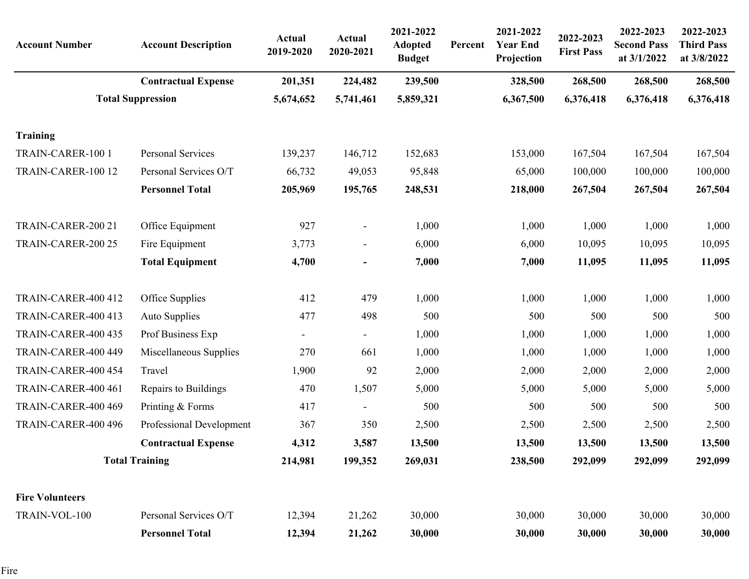| Account Number | Account Description | Actual 2019-2020 | Actual 2020-2021 | 2021-2022 Adopted Budget | Percent | 2021-2022 Year End Projection | 2022-2023 First Pass | 2022-2023 Second Pass at 3/1/2022 | 2022-2023 Third Pass at 3/8/2022 |
|---|---|---|---|---|---|---|---|---|---|
| | **Contractual Expense** | **201,351** | **224,482** | **239,500** | | **328,500** | **268,500** | **268,500** | **268,500** |
| **Total Suppression** | | **5,674,652** | **5,741,461** | **5,859,321** | | **6,367,500** | **6,376,418** | **6,376,418** | **6,376,418** |
| | | | | | | | | | |
| **Training** | | | | | | | | | |
| TRAIN-CARER-100 1 | Personal Services | 139,237 | 146,712 | 152,683 | | 153,000 | 167,504 | 167,504 | 167,504 |
| TRAIN-CARER-100 12 | Personal Services O/T | 66,732 | 49,053 | 95,848 | | 65,000 | 100,000 | 100,000 | 100,000 |
| | **Personnel Total** | **205,969** | **195,765** | **248,531** | | **218,000** | **267,504** | **267,504** | **267,504** |
| | | | | | | | | | |
| TRAIN-CARER-200 21 | Office Equipment | 927 | - | 1,000 | | 1,000 | 1,000 | 1,000 | 1,000 |
| TRAIN-CARER-200 25 | Fire Equipment | 3,773 | - | 6,000 | | 6,000 | 10,095 | 10,095 | 10,095 |
| | **Total Equipment** | **4,700** | **-** | **7,000** | | **7,000** | **11,095** | **11,095** | **11,095** |
| | | | | | | | | | |
| TRAIN-CARER-400 412 | Office Supplies | 412 | 479 | 1,000 | | 1,000 | 1,000 | 1,000 | 1,000 |
| TRAIN-CARER-400 413 | Auto Supplies | 477 | 498 | 500 | | 500 | 500 | 500 | 500 |
| TRAIN-CARER-400 435 | Prof Business Exp | - | - | 1,000 | | 1,000 | 1,000 | 1,000 | 1,000 |
| TRAIN-CARER-400 449 | Miscellaneous Supplies | 270 | 661 | 1,000 | | 1,000 | 1,000 | 1,000 | 1,000 |
| TRAIN-CARER-400 454 | Travel | 1,900 | 92 | 2,000 | | 2,000 | 2,000 | 2,000 | 2,000 |
| TRAIN-CARER-400 461 | Repairs to Buildings | 470 | 1,507 | 5,000 | | 5,000 | 5,000 | 5,000 | 5,000 |
| TRAIN-CARER-400 469 | Printing & Forms | 417 | - | 500 | | 500 | 500 | 500 | 500 |
| TRAIN-CARER-400 496 | Professional Development | 367 | 350 | 2,500 | | 2,500 | 2,500 | 2,500 | 2,500 |
| | **Contractual Expense** | **4,312** | **3,587** | **13,500** | | **13,500** | **13,500** | **13,500** | **13,500** |
| **Total Training** | | **214,981** | **199,352** | **269,031** | | **238,500** | **292,099** | **292,099** | **292,099** |
| | | | | | | | | | |
| **Fire Volunteers** | | | | | | | | | |
| TRAIN-VOL-100 | Personal Services O/T | 12,394 | 21,262 | 30,000 | | 30,000 | 30,000 | 30,000 | 30,000 |
| | **Personnel Total** | **12,394** | **21,262** | **30,000** | | **30,000** | **30,000** | **30,000** | **30,000** |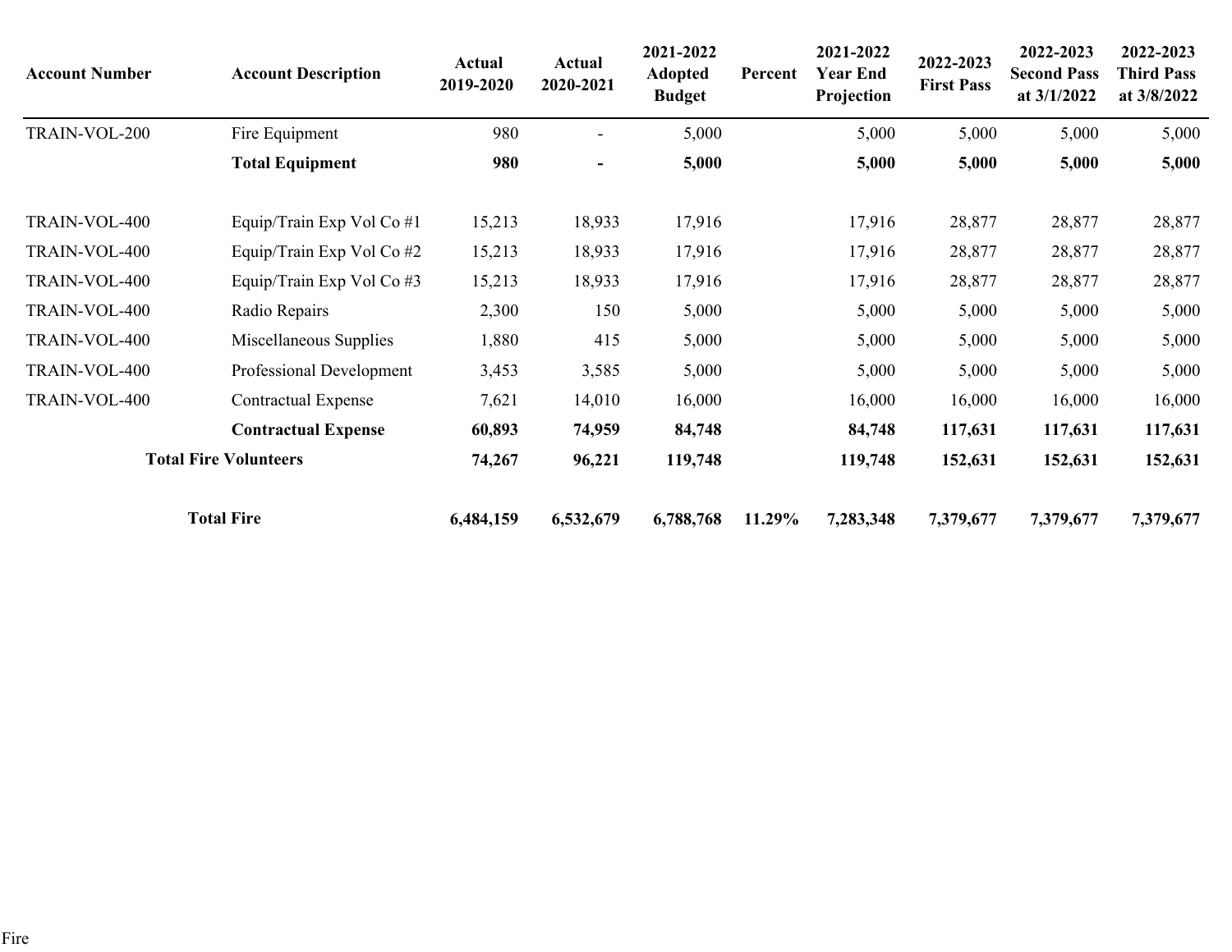| Account Number | Account Description | Actual 2019-2020 | Actual 2020-2021 | 2021-2022 Adopted Budget | Percent | 2021-2022 Year End Projection | 2022-2023 First Pass | 2022-2023 Second Pass at 3/1/2022 | 2022-2023 Third Pass at 3/8/2022 |
|---|---|---|---|---|---|---|---|---|---|
| TRAIN-VOL-200 | Fire Equipment | 980 | - | 5,000 | | 5,000 | 5,000 | 5,000 | 5,000 |
| | **Total Equipment** | **980** | **-** | **5,000** | | **5,000** | **5,000** | **5,000** | **5,000** |
| | | | | | | | | | |
| TRAIN-VOL-400 | Equip/Train Exp Vol Co #1 | 15,213 | 18,933 | 17,916 | | 17,916 | 28,877 | 28,877 | 28,877 |
| TRAIN-VOL-400 | Equip/Train Exp Vol Co #2 | 15,213 | 18,933 | 17,916 | | 17,916 | 28,877 | 28,877 | 28,877 |
| TRAIN-VOL-400 | Equip/Train Exp Vol Co #3 | 15,213 | 18,933 | 17,916 | | 17,916 | 28,877 | 28,877 | 28,877 |
| TRAIN-VOL-400 | Radio Repairs | 2,300 | 150 | 5,000 | | 5,000 | 5,000 | 5,000 | 5,000 |
| TRAIN-VOL-400 | Miscellaneous Supplies | 1,880 | 415 | 5,000 | | 5,000 | 5,000 | 5,000 | 5,000 |
| TRAIN-VOL-400 | Professional Development | 3,453 | 3,585 | 5,000 | | 5,000 | 5,000 | 5,000 | 5,000 |
| TRAIN-VOL-400 | Contractual Expense | 7,621 | 14,010 | 16,000 | | 16,000 | 16,000 | 16,000 | 16,000 |
| | **Contractual Expense** | **60,893** | **74,959** | **84,748** | | **84,748** | **117,631** | **117,631** | **117,631** |
| **Total Fire Volunteers** | | **74,267** | **96,221** | **119,748** | | **119,748** | **152,631** | **152,631** | **152,631** |
| | | | | | | | | | |
| **Total Fire** | | **6,484,159** | **6,532,679** | **6,788,768** | **11.29%** | **7,283,348** | **7,379,677** | **7,379,677** | **7,379,677** |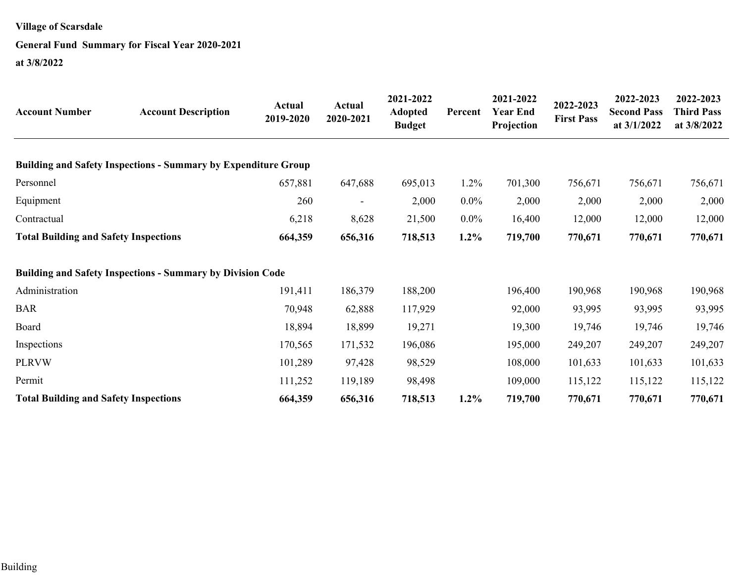**Village of Scarsdale**

**General Fund Summary for Fiscal Year 2020-2021**

**at 3/8/2022**

| Account Number | Account Description | Actual 2019-2020 | Actual 2020-2021 | 2021-2022 Adopted Budget | Percent | 2021-2022 Year End Projection | 2022-2023 First Pass | 2022-2023 Second Pass at 3/1/2022 | 2022-2023 Third Pass at 3/8/2022 |
|---|---|---|---|---|---|---|---|---|---|
| **Building and Safety Inspections - Summary by Expenditure Group** | | | | | | | | | |
| Personnel | | 657,881 | 647,688 | 695,013 | 1.2% | 701,300 | 756,671 | 756,671 | 756,671 |
| Equipment | | 260 | - | 2,000 | 0.0% | 2,000 | 2,000 | 2,000 | 2,000 |
| Contractual | | 6,218 | 8,628 | 21,500 | 0.0% | 16,400 | 12,000 | 12,000 | 12,000 |
| **Total Building and Safety Inspections** | | **664,359** | **656,316** | **718,513** | **1.2%** | **719,700** | **770,671** | **770,671** | **770,671** |
| **Building and Safety Inspections - Summary by Division Code** | | | | | | | | | |
| Administration | | 191,411 | 186,379 | 188,200 | | 196,400 | 190,968 | 190,968 | 190,968 |
| BAR | | 70,948 | 62,888 | 117,929 | | 92,000 | 93,995 | 93,995 | 93,995 |
| Board | | 18,894 | 18,899 | 19,271 | | 19,300 | 19,746 | 19,746 | 19,746 |
| Inspections | | 170,565 | 171,532 | 196,086 | | 195,000 | 249,207 | 249,207 | 249,207 |
| PLRVW | | 101,289 | 97,428 | 98,529 | | 108,000 | 101,633 | 101,633 | 101,633 |
| Permit | | 111,252 | 119,189 | 98,498 | | 109,000 | 115,122 | 115,122 | 115,122 |
| **Total Building and Safety Inspections** | | **664,359** | **656,316** | **718,513** | **1.2%** | **719,700** | **770,671** | **770,671** | **770,671** |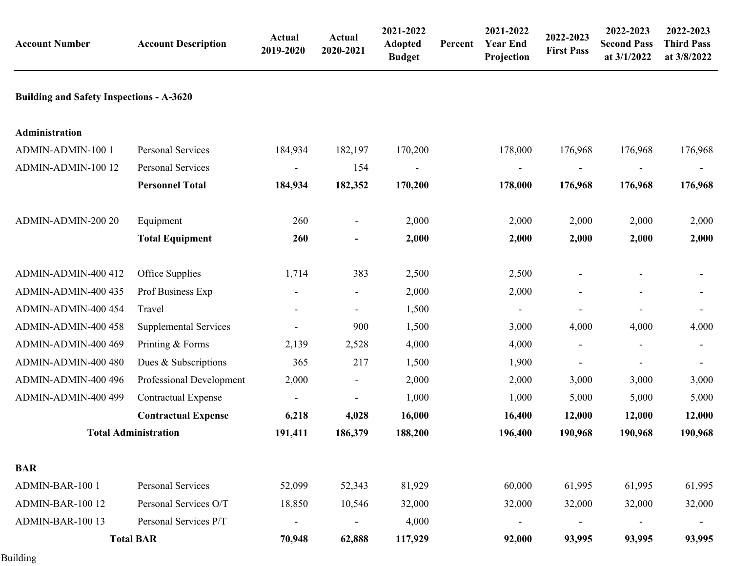| Account Number | Account Description | Actual 2019-2020 | Actual 2020-2021 | 2021-2022 Adopted Budget | Percent | 2021-2022 Year End Projection | 2022-2023 First Pass | 2022-2023 Second Pass at 3/1/2022 | 2022-2023 Third Pass at 3/8/2022 |
|---|---|---|---|---|---|---|---|---|---|
| **Building and Safety Inspections - A-3620** | | | | | | | | | |
| **Administration** | | | | | | | | | |
| ADMIN-ADMIN-100 1 | Personal Services | 184,934 | 182,197 | 170,200 | | 178,000 | 176,968 | 176,968 | 176,968 |
| ADMIN-ADMIN-100 12 | Personal Services | - | 154 | - | | - | - | - | - |
| | **Personnel Total** | **184,934** | **182,352** | **170,200** | | **178,000** | **176,968** | **176,968** | **176,968** |
| ADMIN-ADMIN-200 20 | Equipment | 260 | - | 2,000 | | 2,000 | 2,000 | 2,000 | 2,000 |
| | **Total Equipment** | **260** | **-** | **2,000** | | **2,000** | **2,000** | **2,000** | **2,000** |
| ADMIN-ADMIN-400 412 | Office Supplies | 1,714 | 383 | 2,500 | | 2,500 | - | - | - |
| ADMIN-ADMIN-400 435 | Prof Business Exp | - | - | 2,000 | | 2,000 | - | - | - |
| ADMIN-ADMIN-400 454 | Travel | - | - | 1,500 | | - | - | - | - |
| ADMIN-ADMIN-400 458 | Supplemental Services | - | 900 | 1,500 | | 3,000 | 4,000 | 4,000 | 4,000 |
| ADMIN-ADMIN-400 469 | Printing & Forms | 2,139 | 2,528 | 4,000 | | 4,000 | - | - | - |
| ADMIN-ADMIN-400 480 | Dues & Subscriptions | 365 | 217 | 1,500 | | 1,900 | - | - | - |
| ADMIN-ADMIN-400 496 | Professional Development | 2,000 | - | 2,000 | | 2,000 | 3,000 | 3,000 | 3,000 |
| ADMIN-ADMIN-400 499 | Contractual Expense | - | - | 1,000 | | 1,000 | 5,000 | 5,000 | 5,000 |
| | **Contractual Expense** | **6,218** | **4,028** | **16,000** | | **16,400** | **12,000** | **12,000** | **12,000** |
| **Total Administration** | | **191,411** | **186,379** | **188,200** | | **196,400** | **190,968** | **190,968** | **190,968** |
| **BAR** | | | | | | | | | |
| ADMIN-BAR-100 1 | Personal Services | 52,099 | 52,343 | 81,929 | | 60,000 | 61,995 | 61,995 | 61,995 |
| ADMIN-BAR-100 12 | Personal Services O/T | 18,850 | 10,546 | 32,000 | | 32,000 | 32,000 | 32,000 | 32,000 |
| ADMIN-BAR-100 13 | Personal Services P/T | - | - | 4,000 | | - | - | - | - |
| **Total BAR** | | **70,948** | **62,888** | **117,929** | | **92,000** | **93,995** | **93,995** | **93,995** |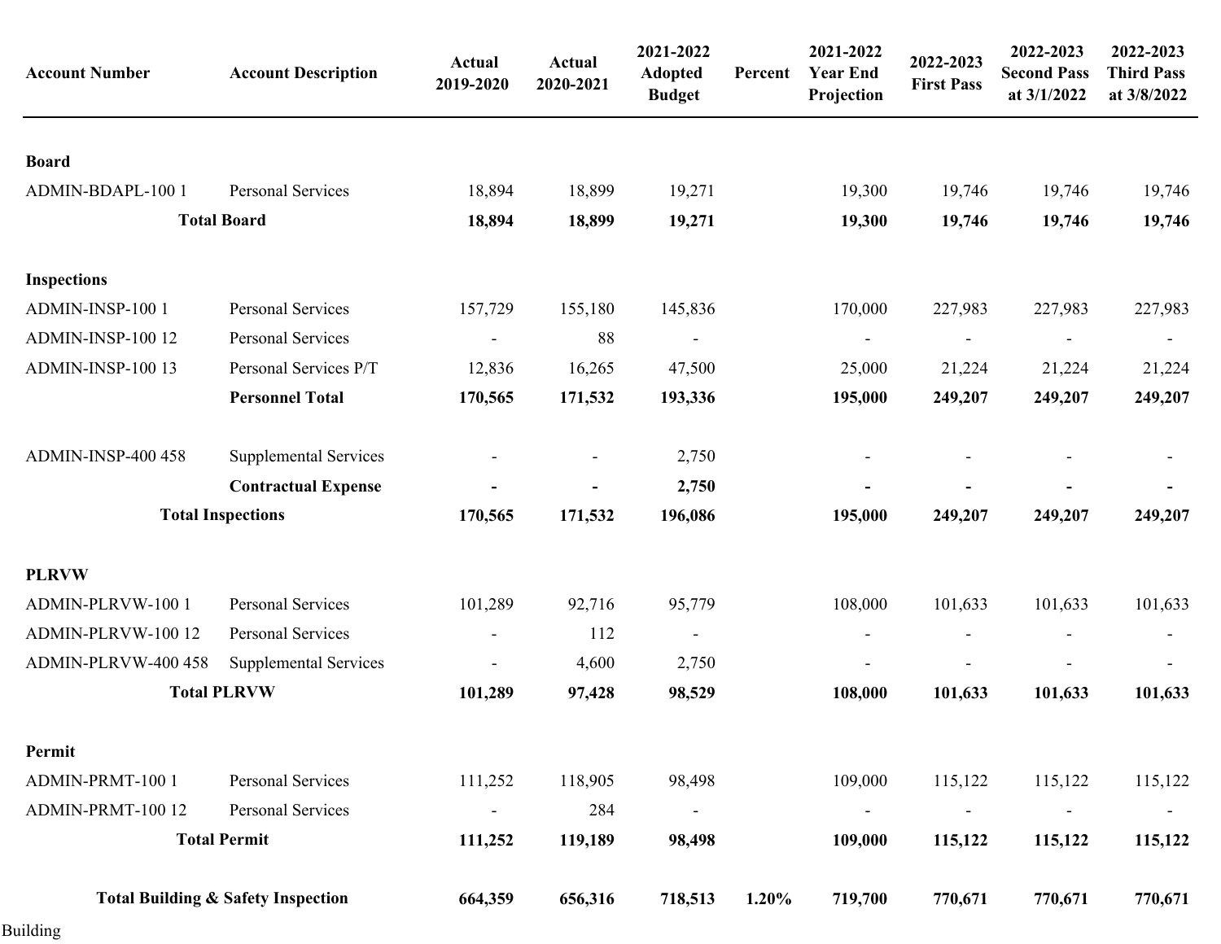| Account Number | Account Description | Actual 2019-2020 | Actual 2020-2021 | 2021-2022 Adopted Budget | Percent | 2021-2022 Year End Projection | 2022-2023 First Pass | 2022-2023 Second Pass at 3/1/2022 | 2022-2023 Third Pass at 3/8/2022 |
|---|---|---|---|---|---|---|---|---|---|
| **Board** | | | | | | | | | |
| ADMIN-BDAPL-100 1 | Personal Services | 18,894 | 18,899 | 19,271 | | 19,300 | 19,746 | 19,746 | 19,746 |
| **Total Board** | | **18,894** | **18,899** | **19,271** | | **19,300** | **19,746** | **19,746** | **19,746** |
| **Inspections** | | | | | | | | | |
| ADMIN-INSP-100 1 | Personal Services | 157,729 | 155,180 | 145,836 | | 170,000 | 227,983 | 227,983 | 227,983 |
| ADMIN-INSP-100 12 | Personal Services | - | 88 | - | | - | - | - | - |
| ADMIN-INSP-100 13 | Personal Services P/T | 12,836 | 16,265 | 47,500 | | 25,000 | 21,224 | 21,224 | 21,224 |
| | **Personnel Total** | **170,565** | **171,532** | **193,336** | | **195,000** | **249,207** | **249,207** | **249,207** |
| ADMIN-INSP-400 458 | Supplemental Services | - | - | 2,750 | | - | - | - | - |
| | **Contractual Expense** | **-** | **-** | **2,750** | | **-** | **-** | **-** | **-** |
| **Total Inspections** | | **170,565** | **171,532** | **196,086** | | **195,000** | **249,207** | **249,207** | **249,207** |
| **PLRVW** | | | | | | | | | |
| ADMIN-PLRVW-100 1 | Personal Services | 101,289 | 92,716 | 95,779 | | 108,000 | 101,633 | 101,633 | 101,633 |
| ADMIN-PLRVW-100 12 | Personal Services | - | 112 | - | | - | - | - | - |
| ADMIN-PLRVW-400 458 | Supplemental Services | - | 4,600 | 2,750 | | - | - | - | - |
| **Total PLRVW** | | **101,289** | **97,428** | **98,529** | | **108,000** | **101,633** | **101,633** | **101,633** |
| **Permit** | | | | | | | | | |
| ADMIN-PRMT-100 1 | Personal Services | 111,252 | 118,905 | 98,498 | | 109,000 | 115,122 | 115,122 | 115,122 |
| ADMIN-PRMT-100 12 | Personal Services | - | 284 | - | | - | - | - | - |
| **Total Permit** | | **111,252** | **119,189** | **98,498** | | **109,000** | **115,122** | **115,122** | **115,122** |
| **Total Building & Safety Inspection** | | **664,359** | **656,316** | **718,513** | **1.20%** | **719,700** | **770,671** | **770,671** | **770,671** |

Building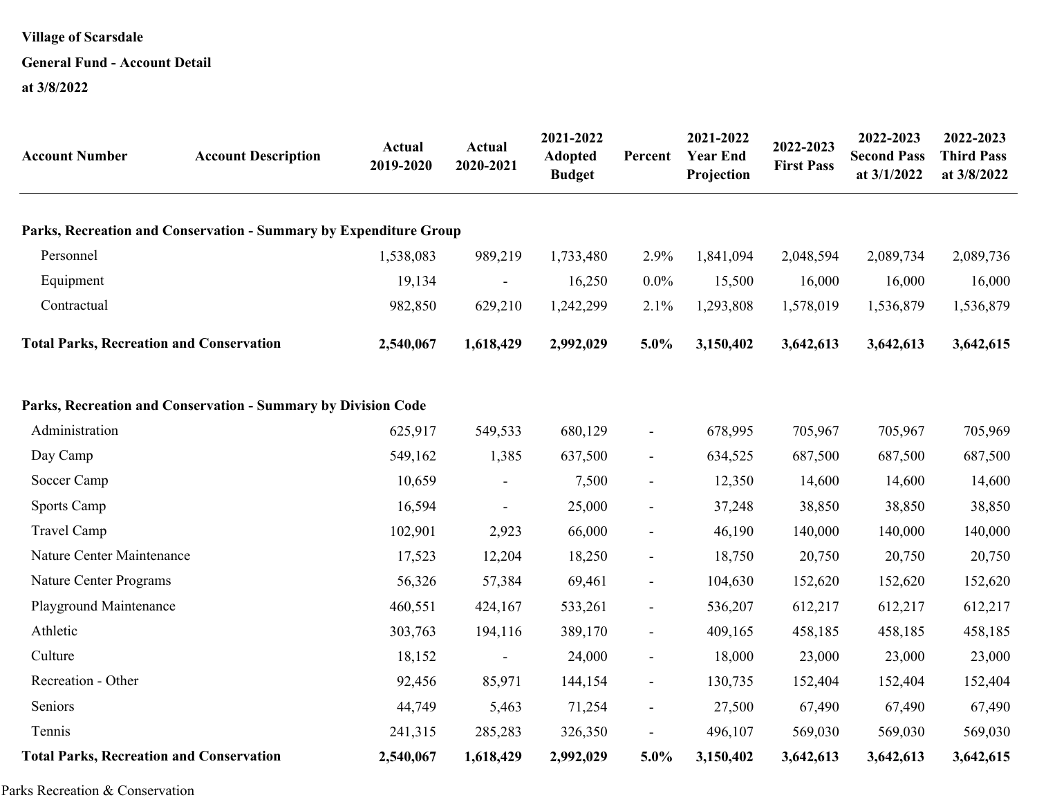**Village of Scarsdale**

**General Fund - Account Detail**

**at 3/8/2022**

| Account Number | Account Description | Actual 2019-2020 | Actual 2020-2021 | 2021-2022 Adopted Budget | Percent | 2021-2022 Year End Projection | 2022-2023 First Pass | 2022-2023 Second Pass at 3/1/2022 | 2022-2023 Third Pass at 3/8/2022 |
|---|---|---|---|---|---|---|---|---|---|
| **Parks, Recreation and Conservation - Summary by Expenditure Group** | | | | | | | | | |
| Personnel | | 1,538,083 | 989,219 | 1,733,480 | 2.9% | 1,841,094 | 2,048,594 | 2,089,734 | 2,089,736 |
| Equipment | | 19,134 | - | 16,250 | 0.0% | 15,500 | 16,000 | 16,000 | 16,000 |
| Contractual | | 982,850 | 629,210 | 1,242,299 | 2.1% | 1,293,808 | 1,578,019 | 1,536,879 | 1,536,879 |
| **Total Parks, Recreation and Conservation** | | **2,540,067** | **1,618,429** | **2,992,029** | **5.0%** | **3,150,402** | **3,642,613** | **3,642,613** | **3,642,615** |
| **Parks, Recreation and Conservation - Summary by Division Code** | | | | | | | | | |
| Administration | | 625,917 | 549,533 | 680,129 | - | 678,995 | 705,967 | 705,967 | 705,969 |
| Day Camp | | 549,162 | 1,385 | 637,500 | - | 634,525 | 687,500 | 687,500 | 687,500 |
| Soccer Camp | | 10,659 | - | 7,500 | - | 12,350 | 14,600 | 14,600 | 14,600 |
| Sports Camp | | 16,594 | - | 25,000 | - | 37,248 | 38,850 | 38,850 | 38,850 |
| Travel Camp | | 102,901 | 2,923 | 66,000 | - | 46,190 | 140,000 | 140,000 | 140,000 |
| Nature Center Maintenance | | 17,523 | 12,204 | 18,250 | - | 18,750 | 20,750 | 20,750 | 20,750 |
| Nature Center Programs | | 56,326 | 57,384 | 69,461 | - | 104,630 | 152,620 | 152,620 | 152,620 |
| Playground Maintenance | | 460,551 | 424,167 | 533,261 | - | 536,207 | 612,217 | 612,217 | 612,217 |
| Athletic | | 303,763 | 194,116 | 389,170 | - | 409,165 | 458,185 | 458,185 | 458,185 |
| Culture | | 18,152 | - | 24,000 | - | 18,000 | 23,000 | 23,000 | 23,000 |
| Recreation - Other | | 92,456 | 85,971 | 144,154 | - | 130,735 | 152,404 | 152,404 | 152,404 |
| Seniors | | 44,749 | 5,463 | 71,254 | - | 27,500 | 67,490 | 67,490 | 67,490 |
| Tennis | | 241,315 | 285,283 | 326,350 | - | 496,107 | 569,030 | 569,030 | 569,030 |
| **Total Parks, Recreation and Conservation** | | **2,540,067** | **1,618,429** | **2,992,029** | **5.0%** | **3,150,402** | **3,642,613** | **3,642,613** | **3,642,615** |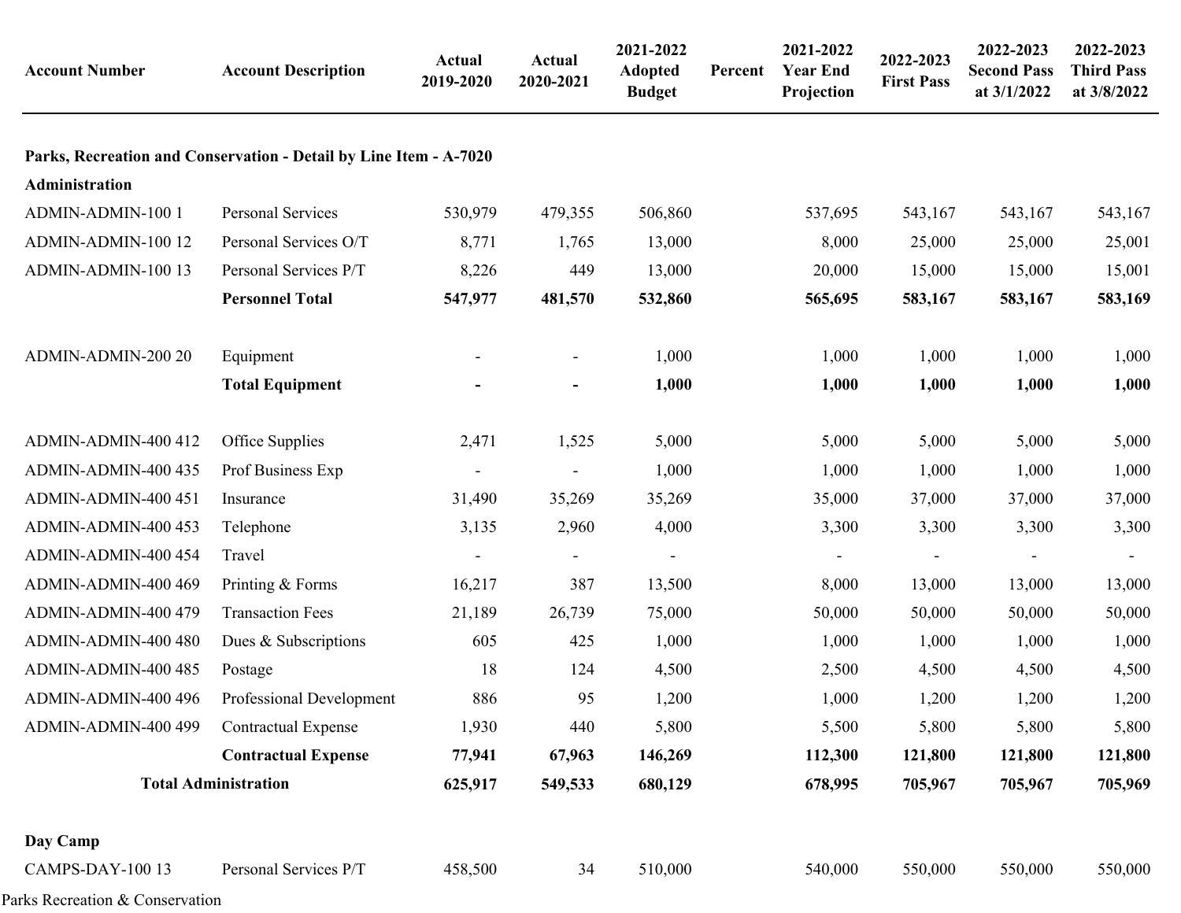| Account Number | Account Description | Actual 2019-2020 | Actual 2020-2021 | 2021-2022 Adopted Budget | Percent | 2021-2022 Year End Projection | 2022-2023 First Pass | 2022-2023 Second Pass at 3/1/2022 | 2022-2023 Third Pass at 3/8/2022 |
|---|---|---|---|---|---|---|---|---|---|
| **Parks, Recreation and Conservation - Detail by Line Item - A-7020** | | | | | | | | | |
| **Administration** | | | | | | | | | |
| ADMIN-ADMIN-100 1 | Personal Services | 530,979 | 479,355 | 506,860 | | 537,695 | 543,167 | 543,167 | 543,167 |
| ADMIN-ADMIN-100 12 | Personal Services O/T | 8,771 | 1,765 | 13,000 | | 8,000 | 25,000 | 25,000 | 25,001 |
| ADMIN-ADMIN-100 13 | Personal Services P/T | 8,226 | 449 | 13,000 | | 20,000 | 15,000 | 15,000 | 15,001 |
| | **Personnel Total** | **547,977** | **481,570** | **532,860** | | **565,695** | **583,167** | **583,167** | **583,169** |
| | | | | | | | | | |
| ADMIN-ADMIN-200 20 | Equipment | - | - | 1,000 | | 1,000 | 1,000 | 1,000 | 1,000 |
| | **Total Equipment** | **-** | **-** | **1,000** | | **1,000** | **1,000** | **1,000** | **1,000** |
| | | | | | | | | | |
| ADMIN-ADMIN-400 412 | Office Supplies | 2,471 | 1,525 | 5,000 | | 5,000 | 5,000 | 5,000 | 5,000 |
| ADMIN-ADMIN-400 435 | Prof Business Exp | - | - | 1,000 | | 1,000 | 1,000 | 1,000 | 1,000 |
| ADMIN-ADMIN-400 451 | Insurance | 31,490 | 35,269 | 35,269 | | 35,000 | 37,000 | 37,000 | 37,000 |
| ADMIN-ADMIN-400 453 | Telephone | 3,135 | 2,960 | 4,000 | | 3,300 | 3,300 | 3,300 | 3,300 |
| ADMIN-ADMIN-400 454 | Travel | - | - | - | | - | - | - | - |
| ADMIN-ADMIN-400 469 | Printing & Forms | 16,217 | 387 | 13,500 | | 8,000 | 13,000 | 13,000 | 13,000 |
| ADMIN-ADMIN-400 479 | Transaction Fees | 21,189 | 26,739 | 75,000 | | 50,000 | 50,000 | 50,000 | 50,000 |
| ADMIN-ADMIN-400 480 | Dues & Subscriptions | 605 | 425 | 1,000 | | 1,000 | 1,000 | 1,000 | 1,000 |
| ADMIN-ADMIN-400 485 | Postage | 18 | 124 | 4,500 | | 2,500 | 4,500 | 4,500 | 4,500 |
| ADMIN-ADMIN-400 496 | Professional Development | 886 | 95 | 1,200 | | 1,000 | 1,200 | 1,200 | 1,200 |
| ADMIN-ADMIN-400 499 | Contractual Expense | 1,930 | 440 | 5,800 | | 5,500 | 5,800 | 5,800 | 5,800 |
| | **Contractual Expense** | **77,941** | **67,963** | **146,269** | | **112,300** | **121,800** | **121,800** | **121,800** |
| **Total Administration** | | **625,917** | **549,533** | **680,129** | | **678,995** | **705,967** | **705,967** | **705,969** |
| | | | | | | | | | |
| **Day Camp** | | | | | | | | | |
| CAMPS-DAY-100 13 | Personal Services P/T | 458,500 | 34 | 510,000 | | 540,000 | 550,000 | 550,000 | 550,000 |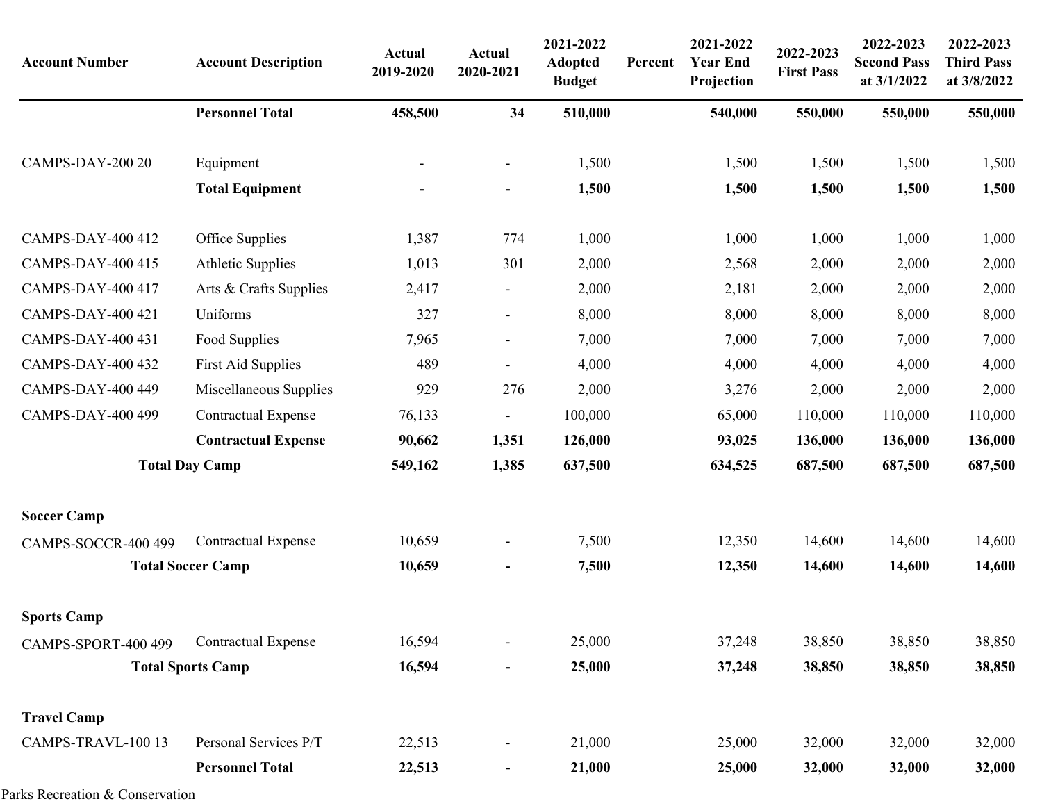| Account Number | Account Description | Actual 2019-2020 | Actual 2020-2021 | 2021-2022 Adopted Budget | Percent | 2021-2022 Year End Projection | 2022-2023 First Pass | 2022-2023 Second Pass at 3/1/2022 | 2022-2023 Third Pass at 3/8/2022 |
|---|---|---|---|---|---|---|---|---|---|
| | **Personnel Total** | **458,500** | **34** | **510,000** | | **540,000** | **550,000** | **550,000** | **550,000** |
| | | | | | | | | | |
| CAMPS-DAY-200 20 | Equipment | - | - | 1,500 | | 1,500 | 1,500 | 1,500 | 1,500 |
| | **Total Equipment** | **-** | **-** | **1,500** | | **1,500** | **1,500** | **1,500** | **1,500** |
| | | | | | | | | | |
| CAMPS-DAY-400 412 | Office Supplies | 1,387 | 774 | 1,000 | | 1,000 | 1,000 | 1,000 | 1,000 |
| CAMPS-DAY-400 415 | Athletic Supplies | 1,013 | 301 | 2,000 | | 2,568 | 2,000 | 2,000 | 2,000 |
| CAMPS-DAY-400 417 | Arts & Crafts Supplies | 2,417 | - | 2,000 | | 2,181 | 2,000 | 2,000 | 2,000 |
| CAMPS-DAY-400 421 | Uniforms | 327 | - | 8,000 | | 8,000 | 8,000 | 8,000 | 8,000 |
| CAMPS-DAY-400 431 | Food Supplies | 7,965 | - | 7,000 | | 7,000 | 7,000 | 7,000 | 7,000 |
| CAMPS-DAY-400 432 | First Aid Supplies | 489 | - | 4,000 | | 4,000 | 4,000 | 4,000 | 4,000 |
| CAMPS-DAY-400 449 | Miscellaneous Supplies | 929 | 276 | 2,000 | | 3,276 | 2,000 | 2,000 | 2,000 |
| CAMPS-DAY-400 499 | Contractual Expense | 76,133 | - | 100,000 | | 65,000 | 110,000 | 110,000 | 110,000 |
| | **Contractual Expense** | **90,662** | **1,351** | **126,000** | | **93,025** | **136,000** | **136,000** | **136,000** |
| **Total Day Camp** | | **549,162** | **1,385** | **637,500** | | **634,525** | **687,500** | **687,500** | **687,500** |
| | | | | | | | | | |
| **Soccer Camp** | | | | | | | | | |
| CAMPS-SOCCR-400 499 | Contractual Expense | 10,659 | - | 7,500 | | 12,350 | 14,600 | 14,600 | 14,600 |
| **Total Soccer Camp** | | **10,659** | **-** | **7,500** | | **12,350** | **14,600** | **14,600** | **14,600** |
| | | | | | | | | | |
| **Sports Camp** | | | | | | | | | |
| CAMPS-SPORT-400 499 | Contractual Expense | 16,594 | - | 25,000 | | 37,248 | 38,850 | 38,850 | 38,850 |
| **Total Sports Camp** | | **16,594** | **-** | **25,000** | | **37,248** | **38,850** | **38,850** | **38,850** |
| | | | | | | | | | |
| **Travel Camp** | | | | | | | | | |
| CAMPS-TRAVL-100 13 | Personal Services P/T | 22,513 | - | 21,000 | | 25,000 | 32,000 | 32,000 | 32,000 |
| | **Personnel Total** | **22,513** | **-** | **21,000** | | **25,000** | **32,000** | **32,000** | **32,000** |

Parks Recreation & Conservation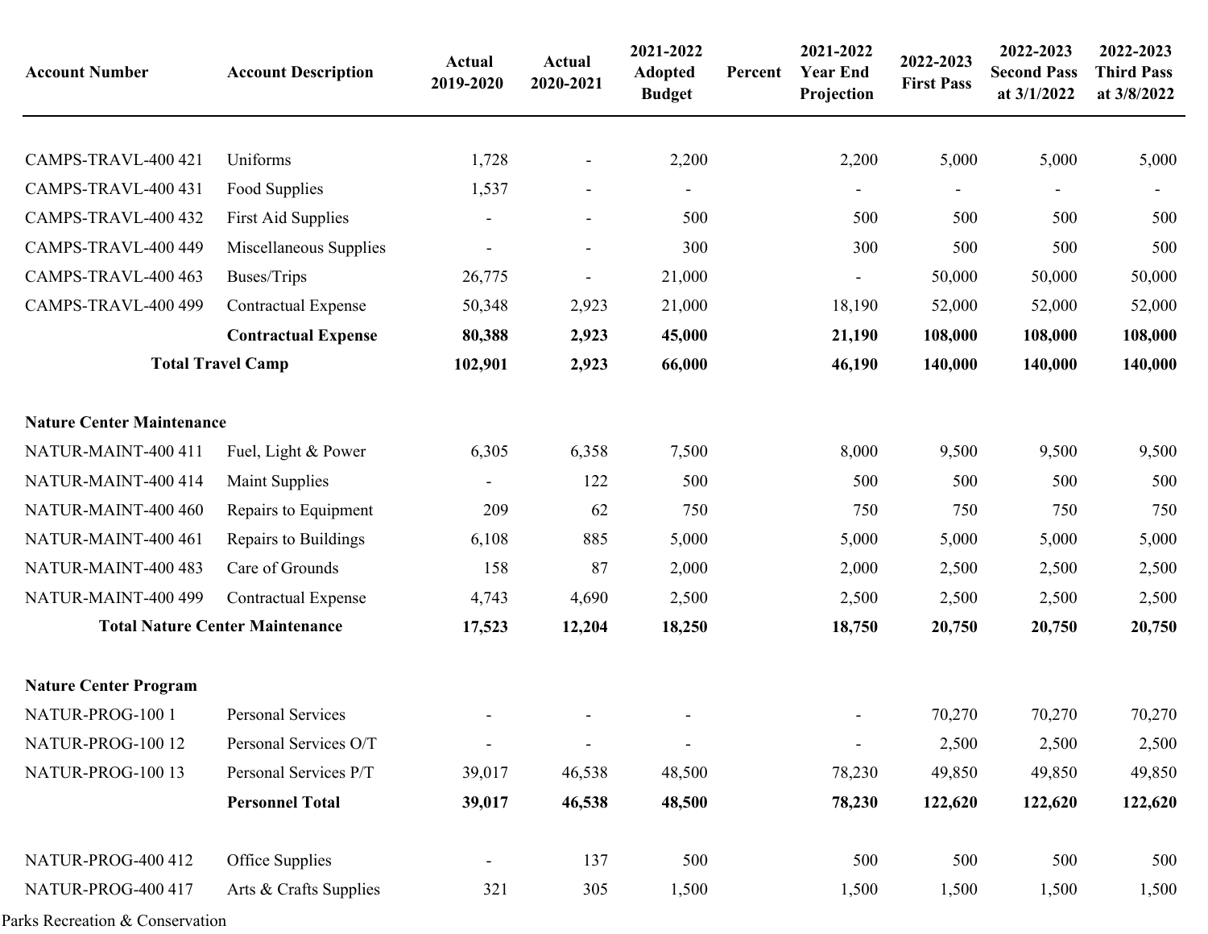| Account Number | Account Description | Actual 2019-2020 | Actual 2020-2021 | 2021-2022 Adopted Budget | Percent | 2021-2022 Year End Projection | 2022-2023 First Pass | 2022-2023 Second Pass at 3/1/2022 | 2022-2023 Third Pass at 3/8/2022 |
|---|---|---|---|---|---|---|---|---|---|
| CAMPS-TRAVL-400 421 | Uniforms | 1,728 | - | 2,200 | | 2,200 | 5,000 | 5,000 | 5,000 |
| CAMPS-TRAVL-400 431 | Food Supplies | 1,537 | - | - | | - | - | - | - |
| CAMPS-TRAVL-400 432 | First Aid Supplies | - | - | 500 | | 500 | 500 | 500 | 500 |
| CAMPS-TRAVL-400 449 | Miscellaneous Supplies | - | - | 300 | | 300 | 500 | 500 | 500 |
| CAMPS-TRAVL-400 463 | Buses/Trips | 26,775 | - | 21,000 | | - | 50,000 | 50,000 | 50,000 |
| CAMPS-TRAVL-400 499 | Contractual Expense | 50,348 | 2,923 | 21,000 | | 18,190 | 52,000 | 52,000 | 52,000 |
| | **Contractual Expense** | **80,388** | **2,923** | **45,000** | | **21,190** | **108,000** | **108,000** | **108,000** |
| **Total Travel Camp** | | **102,901** | **2,923** | **66,000** | | **46,190** | **140,000** | **140,000** | **140,000** |
| | | | | | | | | | |
| **Nature Center Maintenance** | | | | | | | | | |
| NATUR-MAINT-400 411 | Fuel, Light & Power | 6,305 | 6,358 | 7,500 | | 8,000 | 9,500 | 9,500 | 9,500 |
| NATUR-MAINT-400 414 | Maint Supplies | - | 122 | 500 | | 500 | 500 | 500 | 500 |
| NATUR-MAINT-400 460 | Repairs to Equipment | 209 | 62 | 750 | | 750 | 750 | 750 | 750 |
| NATUR-MAINT-400 461 | Repairs to Buildings | 6,108 | 885 | 5,000 | | 5,000 | 5,000 | 5,000 | 5,000 |
| NATUR-MAINT-400 483 | Care of Grounds | 158 | 87 | 2,000 | | 2,000 | 2,500 | 2,500 | 2,500 |
| NATUR-MAINT-400 499 | Contractual Expense | 4,743 | 4,690 | 2,500 | | 2,500 | 2,500 | 2,500 | 2,500 |
| **Total Nature Center Maintenance** | | **17,523** | **12,204** | **18,250** | | **18,750** | **20,750** | **20,750** | **20,750** |
| | | | | | | | | | |
| **Nature Center Program** | | | | | | | | | |
| NATUR-PROG-100 1 | Personal Services | - | - | - | | - | 70,270 | 70,270 | 70,270 |
| NATUR-PROG-100 12 | Personal Services O/T | - | - | - | | - | 2,500 | 2,500 | 2,500 |
| NATUR-PROG-100 13 | Personal Services P/T | 39,017 | 46,538 | 48,500 | | 78,230 | 49,850 | 49,850 | 49,850 |
| | **Personnel Total** | **39,017** | **46,538** | **48,500** | | **78,230** | **122,620** | **122,620** | **122,620** |
| | | | | | | | | | |
| NATUR-PROG-400 412 | Office Supplies | - | 137 | 500 | | 500 | 500 | 500 | 500 |
| NATUR-PROG-400 417 | Arts & Crafts Supplies | 321 | 305 | 1,500 | | 1,500 | 1,500 | 1,500 | 1,500 |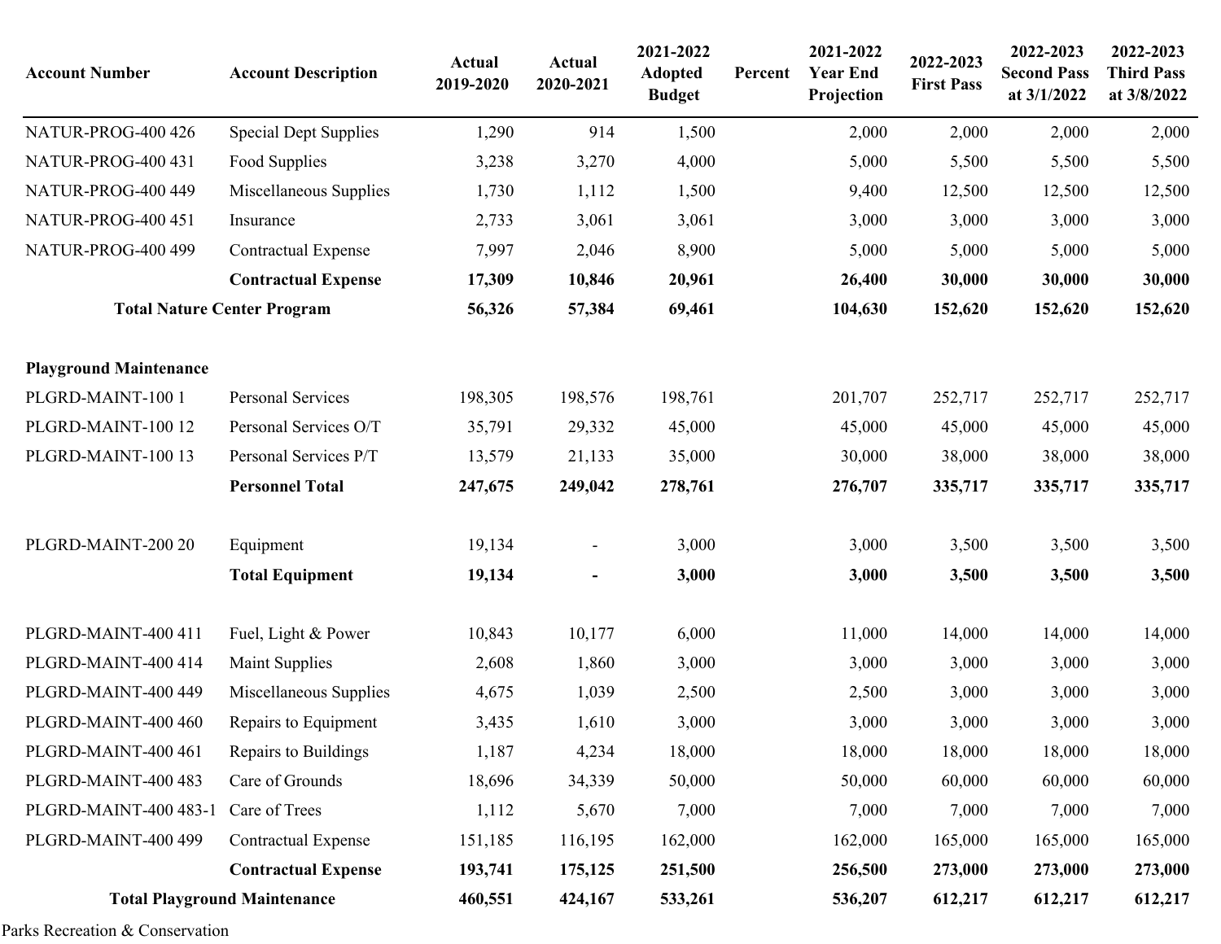| Account Number | Account Description | Actual 2019-2020 | Actual 2020-2021 | 2021-2022 Adopted Budget | Percent | 2021-2022 Year End Projection | 2022-2023 First Pass | 2022-2023 Second Pass at 3/1/2022 | 2022-2023 Third Pass at 3/8/2022 |
|---|---|---|---|---|---|---|---|---|---|
| NATUR-PROG-400 426 | Special Dept Supplies | 1,290 | 914 | 1,500 | | 2,000 | 2,000 | 2,000 | 2,000 |
| NATUR-PROG-400 431 | Food Supplies | 3,238 | 3,270 | 4,000 | | 5,000 | 5,500 | 5,500 | 5,500 |
| NATUR-PROG-400 449 | Miscellaneous Supplies | 1,730 | 1,112 | 1,500 | | 9,400 | 12,500 | 12,500 | 12,500 |
| NATUR-PROG-400 451 | Insurance | 2,733 | 3,061 | 3,061 | | 3,000 | 3,000 | 3,000 | 3,000 |
| NATUR-PROG-400 499 | Contractual Expense | 7,997 | 2,046 | 8,900 | | 5,000 | 5,000 | 5,000 | 5,000 |
| | **Contractual Expense** | **17,309** | **10,846** | **20,961** | | **26,400** | **30,000** | **30,000** | **30,000** |
| **Total Nature Center Program** | | **56,326** | **57,384** | **69,461** | | **104,630** | **152,620** | **152,620** | **152,620** |
| | | | | | | | | | |
| **Playground Maintenance** | | | | | | | | | |
| PLGRD-MAINT-100 1 | Personal Services | 198,305 | 198,576 | 198,761 | | 201,707 | 252,717 | 252,717 | 252,717 |
| PLGRD-MAINT-100 12 | Personal Services O/T | 35,791 | 29,332 | 45,000 | | 45,000 | 45,000 | 45,000 | 45,000 |
| PLGRD-MAINT-100 13 | Personal Services P/T | 13,579 | 21,133 | 35,000 | | 30,000 | 38,000 | 38,000 | 38,000 |
| | **Personnel Total** | **247,675** | **249,042** | **278,761** | | **276,707** | **335,717** | **335,717** | **335,717** |
| | | | | | | | | | |
| PLGRD-MAINT-200 20 | Equipment | 19,134 | - | 3,000 | | 3,000 | 3,500 | 3,500 | 3,500 |
| | **Total Equipment** | **19,134** | **-** | **3,000** | | **3,000** | **3,500** | **3,500** | **3,500** |
| | | | | | | | | | |
| PLGRD-MAINT-400 411 | Fuel, Light & Power | 10,843 | 10,177 | 6,000 | | 11,000 | 14,000 | 14,000 | 14,000 |
| PLGRD-MAINT-400 414 | Maint Supplies | 2,608 | 1,860 | 3,000 | | 3,000 | 3,000 | 3,000 | 3,000 |
| PLGRD-MAINT-400 449 | Miscellaneous Supplies | 4,675 | 1,039 | 2,500 | | 2,500 | 3,000 | 3,000 | 3,000 |
| PLGRD-MAINT-400 460 | Repairs to Equipment | 3,435 | 1,610 | 3,000 | | 3,000 | 3,000 | 3,000 | 3,000 |
| PLGRD-MAINT-400 461 | Repairs to Buildings | 1,187 | 4,234 | 18,000 | | 18,000 | 18,000 | 18,000 | 18,000 |
| PLGRD-MAINT-400 483 | Care of Grounds | 18,696 | 34,339 | 50,000 | | 50,000 | 60,000 | 60,000 | 60,000 |
| PLGRD-MAINT-400 483-1 | Care of Trees | 1,112 | 5,670 | 7,000 | | 7,000 | 7,000 | 7,000 | 7,000 |
| PLGRD-MAINT-400 499 | Contractual Expense | 151,185 | 116,195 | 162,000 | | 162,000 | 165,000 | 165,000 | 165,000 |
| | **Contractual Expense** | **193,741** | **175,125** | **251,500** | | **256,500** | **273,000** | **273,000** | **273,000** |
| **Total Playground Maintenance** | | **460,551** | **424,167** | **533,261** | | **536,207** | **612,217** | **612,217** | **612,217** |

Parks Recreation & Conservation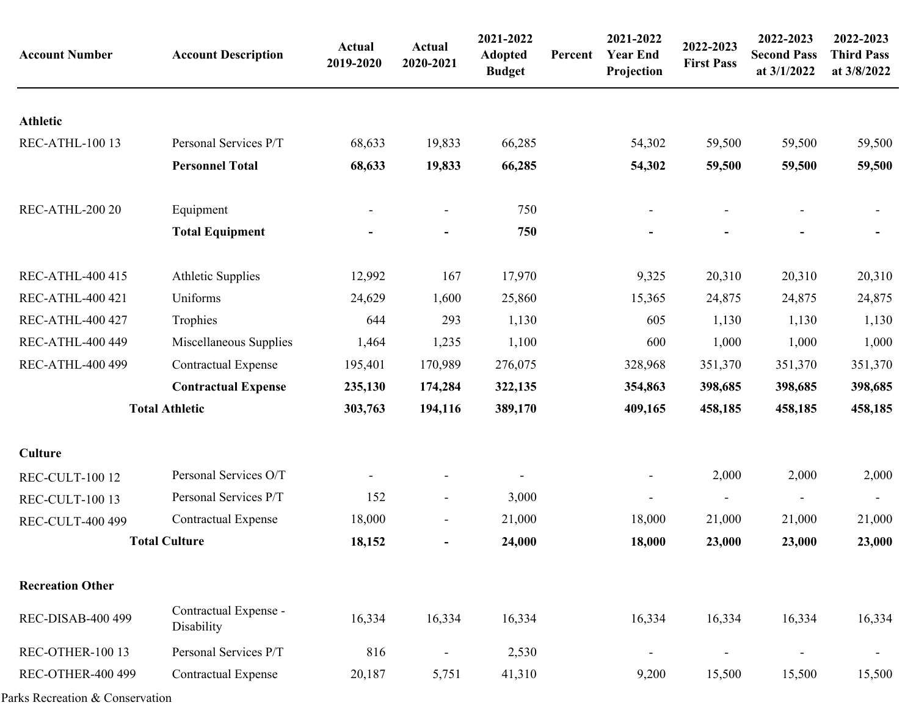| Account Number | Account Description | Actual 2019-2020 | Actual 2020-2021 | 2021-2022 Adopted Budget | Percent | 2021-2022 Year End Projection | 2022-2023 First Pass | 2022-2023 Second Pass at 3/1/2022 | 2022-2023 Third Pass at 3/8/2022 |
|---|---|---|---|---|---|---|---|---|---|
| **Athletic** | | | | | | | | | |
| REC-ATHL-100 13 | Personal Services P/T | 68,633 | 19,833 | 66,285 | | 54,302 | 59,500 | 59,500 | 59,500 |
| | **Personnel Total** | **68,633** | **19,833** | **66,285** | | **54,302** | **59,500** | **59,500** | **59,500** |
| REC-ATHL-200 20 | Equipment | - | - | 750 | | - | - | - | - |
| | **Total Equipment** | **-** | **-** | **750** | | **-** | **-** | **-** | **-** |
| REC-ATHL-400 415 | Athletic Supplies | 12,992 | 167 | 17,970 | | 9,325 | 20,310 | 20,310 | 20,310 |
| REC-ATHL-400 421 | Uniforms | 24,629 | 1,600 | 25,860 | | 15,365 | 24,875 | 24,875 | 24,875 |
| REC-ATHL-400 427 | Trophies | 644 | 293 | 1,130 | | 605 | 1,130 | 1,130 | 1,130 |
| REC-ATHL-400 449 | Miscellaneous Supplies | 1,464 | 1,235 | 1,100 | | 600 | 1,000 | 1,000 | 1,000 |
| REC-ATHL-400 499 | Contractual Expense | 195,401 | 170,989 | 276,075 | | 328,968 | 351,370 | 351,370 | 351,370 |
| | **Contractual Expense** | **235,130** | **174,284** | **322,135** | | **354,863** | **398,685** | **398,685** | **398,685** |
| | **Total Athletic** | **303,763** | **194,116** | **389,170** | | **409,165** | **458,185** | **458,185** | **458,185** |
| **Culture** | | | | | | | | | |
| REC-CULT-100 12 | Personal Services O/T | - | - | - | | - | 2,000 | 2,000 | 2,000 |
| REC-CULT-100 13 | Personal Services P/T | 152 | - | 3,000 | | - | - | - | - |
| REC-CULT-400 499 | Contractual Expense | 18,000 | - | 21,000 | | 18,000 | 21,000 | 21,000 | 21,000 |
| | **Total Culture** | **18,152** | **-** | **24,000** | | **18,000** | **23,000** | **23,000** | **23,000** |
| **Recreation Other** | | | | | | | | | |
| REC-DISAB-400 499 | Contractual Expense - Disability | 16,334 | 16,334 | 16,334 | | 16,334 | 16,334 | 16,334 | 16,334 |
| REC-OTHER-100 13 | Personal Services P/T | 816 | - | 2,530 | | - | - | - | - |
| REC-OTHER-400 499 | Contractual Expense | 20,187 | 5,751 | 41,310 | | 9,200 | 15,500 | 15,500 | 15,500 |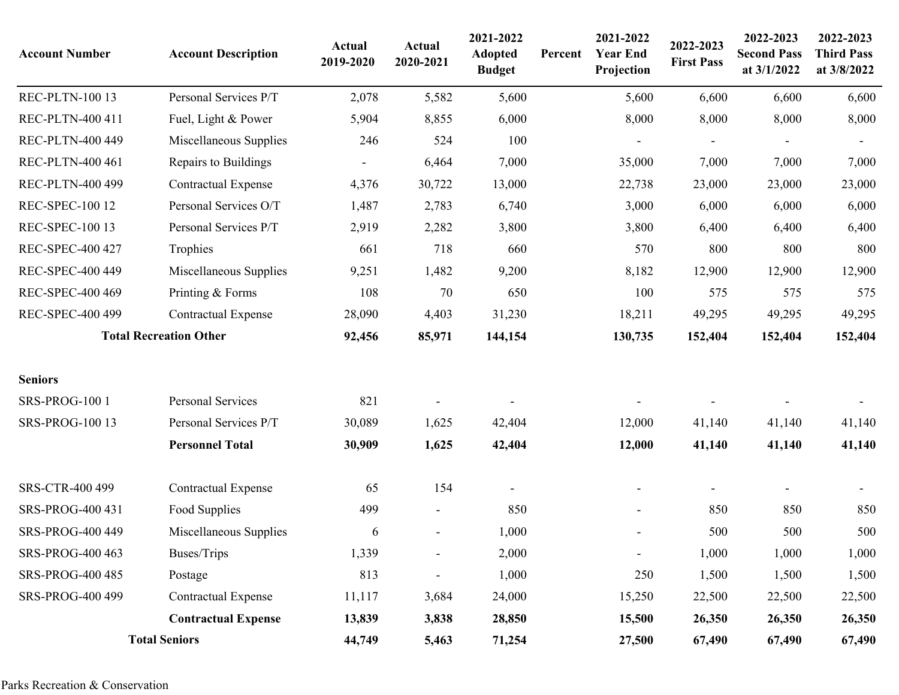| Account Number | Account Description | Actual 2019-2020 | Actual 2020-2021 | 2021-2022 Adopted Budget | Percent | 2021-2022 Year End Projection | 2022-2023 First Pass | 2022-2023 Second Pass at 3/1/2022 | 2022-2023 Third Pass at 3/8/2022 |
|---|---|---|---|---|---|---|---|---|---|
| REC-PLTN-100 13 | Personal Services P/T | 2,078 | 5,582 | 5,600 | | 5,600 | 6,600 | 6,600 | 6,600 |
| REC-PLTN-400 411 | Fuel, Light & Power | 5,904 | 8,855 | 6,000 | | 8,000 | 8,000 | 8,000 | 8,000 |
| REC-PLTN-400 449 | Miscellaneous Supplies | 246 | 524 | 100 | | - | - | - | - |
| REC-PLTN-400 461 | Repairs to Buildings | - | 6,464 | 7,000 | | 35,000 | 7,000 | 7,000 | 7,000 |
| REC-PLTN-400 499 | Contractual Expense | 4,376 | 30,722 | 13,000 | | 22,738 | 23,000 | 23,000 | 23,000 |
| REC-SPEC-100 12 | Personal Services O/T | 1,487 | 2,783 | 6,740 | | 3,000 | 6,000 | 6,000 | 6,000 |
| REC-SPEC-100 13 | Personal Services P/T | 2,919 | 2,282 | 3,800 | | 3,800 | 6,400 | 6,400 | 6,400 |
| REC-SPEC-400 427 | Trophies | 661 | 718 | 660 | | 570 | 800 | 800 | 800 |
| REC-SPEC-400 449 | Miscellaneous Supplies | 9,251 | 1,482 | 9,200 | | 8,182 | 12,900 | 12,900 | 12,900 |
| REC-SPEC-400 469 | Printing & Forms | 108 | 70 | 650 | | 100 | 575 | 575 | 575 |
| REC-SPEC-400 499 | Contractual Expense | 28,090 | 4,403 | 31,230 | | 18,211 | 49,295 | 49,295 | 49,295 |
| **Total Recreation Other** | | **92,456** | **85,971** | **144,154** | | **130,735** | **152,404** | **152,404** | **152,404** |
| | | | | | | | | | |
| **Seniors** | | | | | | | | | |
| SRS-PROG-100 1 | Personal Services | 821 | - | - | | - | - | - | - |
| SRS-PROG-100 13 | Personal Services P/T | 30,089 | 1,625 | 42,404 | | 12,000 | 41,140 | 41,140 | 41,140 |
| | **Personnel Total** | **30,909** | **1,625** | **42,404** | | **12,000** | **41,140** | **41,140** | **41,140** |
| | | | | | | | | | |
| SRS-CTR-400 499 | Contractual Expense | 65 | 154 | - | | - | - | - | - |
| SRS-PROG-400 431 | Food Supplies | 499 | - | 850 | | - | 850 | 850 | 850 |
| SRS-PROG-400 449 | Miscellaneous Supplies | 6 | - | 1,000 | | - | 500 | 500 | 500 |
| SRS-PROG-400 463 | Buses/Trips | 1,339 | - | 2,000 | | - | 1,000 | 1,000 | 1,000 |
| SRS-PROG-400 485 | Postage | 813 | - | 1,000 | | 250 | 1,500 | 1,500 | 1,500 |
| SRS-PROG-400 499 | Contractual Expense | 11,117 | 3,684 | 24,000 | | 15,250 | 22,500 | 22,500 | 22,500 |
| | **Contractual Expense** | **13,839** | **3,838** | **28,850** | | **15,500** | **26,350** | **26,350** | **26,350** |
| **Total Seniors** | | **44,749** | **5,463** | **71,254** | | **27,500** | **67,490** | **67,490** | **67,490** |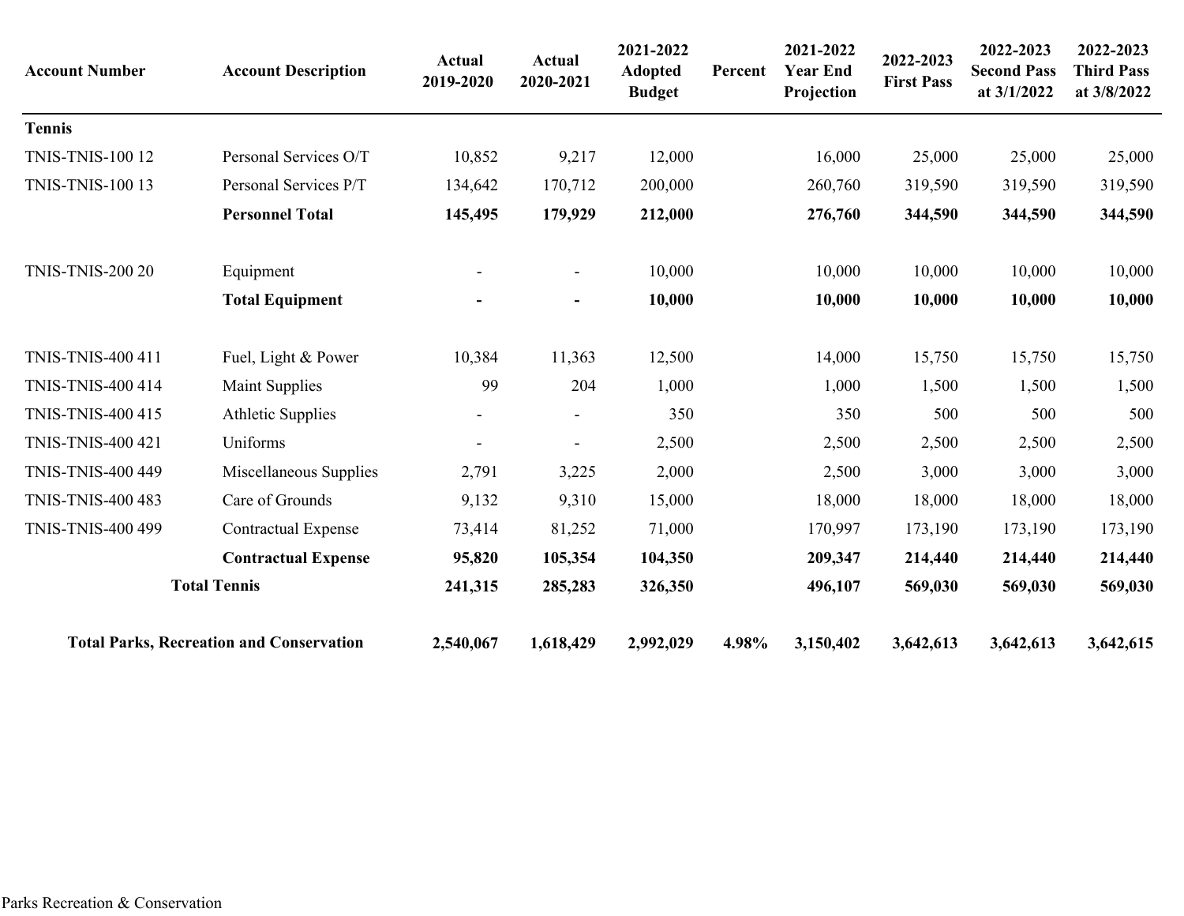| Account Number | Account Description | Actual 2019-2020 | Actual 2020-2021 | 2021-2022 Adopted Budget | Percent | 2021-2022 Year End Projection | 2022-2023 First Pass | 2022-2023 Second Pass at 3/1/2022 | 2022-2023 Third Pass at 3/8/2022 |
|---|---|---|---|---|---|---|---|---|---|
| **Tennis** | | | | | | | | | |
| TNIS-TNIS-100 12 | Personal Services O/T | 10,852 | 9,217 | 12,000 | | 16,000 | 25,000 | 25,000 | 25,000 |
| TNIS-TNIS-100 13 | Personal Services P/T | 134,642 | 170,712 | 200,000 | | 260,760 | 319,590 | 319,590 | 319,590 |
| | **Personnel Total** | **145,495** | **179,929** | **212,000** | | **276,760** | **344,590** | **344,590** | **344,590** |
| | | | | | | | | | |
| TNIS-TNIS-200 20 | Equipment | - | - | 10,000 | | 10,000 | 10,000 | 10,000 | 10,000 |
| | **Total Equipment** | **-** | **-** | **10,000** | | **10,000** | **10,000** | **10,000** | **10,000** |
| | | | | | | | | | |
| TNIS-TNIS-400 411 | Fuel, Light & Power | 10,384 | 11,363 | 12,500 | | 14,000 | 15,750 | 15,750 | 15,750 |
| TNIS-TNIS-400 414 | Maint Supplies | 99 | 204 | 1,000 | | 1,000 | 1,500 | 1,500 | 1,500 |
| TNIS-TNIS-400 415 | Athletic Supplies | - | - | 350 | | 350 | 500 | 500 | 500 |
| TNIS-TNIS-400 421 | Uniforms | - | - | 2,500 | | 2,500 | 2,500 | 2,500 | 2,500 |
| TNIS-TNIS-400 449 | Miscellaneous Supplies | 2,791 | 3,225 | 2,000 | | 2,500 | 3,000 | 3,000 | 3,000 |
| TNIS-TNIS-400 483 | Care of Grounds | 9,132 | 9,310 | 15,000 | | 18,000 | 18,000 | 18,000 | 18,000 |
| TNIS-TNIS-400 499 | Contractual Expense | 73,414 | 81,252 | 71,000 | | 170,997 | 173,190 | 173,190 | 173,190 |
| | **Contractual Expense** | **95,820** | **105,354** | **104,350** | | **209,347** | **214,440** | **214,440** | **214,440** |
| | **Total Tennis** | **241,315** | **285,283** | **326,350** | | **496,107** | **569,030** | **569,030** | **569,030** |
| | | | | | | | | | |
| **Total Parks, Recreation and Conservation** | | **2,540,067** | **1,618,429** | **2,992,029** | **4.98%** | **3,150,402** | **3,642,613** | **3,642,613** | **3,642,615** |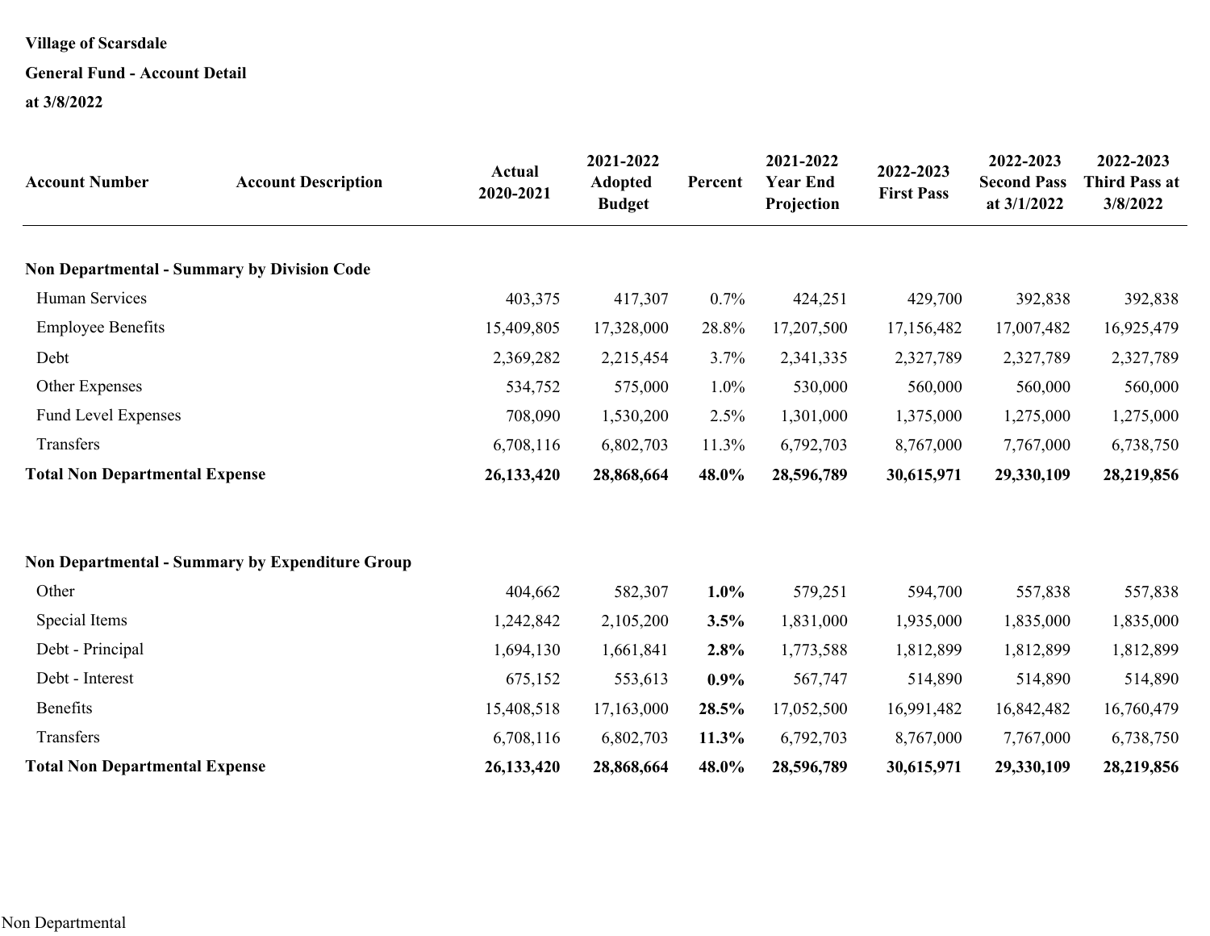**Village of Scarsdale**

**General Fund - Account Detail**

**at 3/8/2022**

| Account Number | Account Description | Actual 2020-2021 | 2021-2022 Adopted Budget | Percent | 2021-2022 Year End Projection | 2022-2023 First Pass | 2022-2023 Second Pass at 3/1/2022 | 2022-2023 Third Pass at 3/8/2022 |
|---|---|---|---|---|---|---|---|---|
| **Non Departmental - Summary by Division Code** | | | | | | | | |
| Human Services | | 403,375 | 417,307 | 0.7% | 424,251 | 429,700 | 392,838 | 392,838 |
| Employee Benefits | | 15,409,805 | 17,328,000 | 28.8% | 17,207,500 | 17,156,482 | 17,007,482 | 16,925,479 |
| Debt | | 2,369,282 | 2,215,454 | 3.7% | 2,341,335 | 2,327,789 | 2,327,789 | 2,327,789 |
| Other Expenses | | 534,752 | 575,000 | 1.0% | 530,000 | 560,000 | 560,000 | 560,000 |
| Fund Level Expenses | | 708,090 | 1,530,200 | 2.5% | 1,301,000 | 1,375,000 | 1,275,000 | 1,275,000 |
| Transfers | | 6,708,116 | 6,802,703 | 11.3% | 6,792,703 | 8,767,000 | 7,767,000 | 6,738,750 |
| **Total Non Departmental Expense** | | **26,133,420** | **28,868,664** | **48.0%** | **28,596,789** | **30,615,971** | **29,330,109** | **28,219,856** |
| **Non Departmental - Summary by Expenditure Group** | | | | | | | | |
| Other | | 404,662 | 582,307 | **1.0%** | 579,251 | 594,700 | 557,838 | 557,838 |
| Special Items | | 1,242,842 | 2,105,200 | **3.5%** | 1,831,000 | 1,935,000 | 1,835,000 | 1,835,000 |
| Debt - Principal | | 1,694,130 | 1,661,841 | **2.8%** | 1,773,588 | 1,812,899 | 1,812,899 | 1,812,899 |
| Debt - Interest | | 675,152 | 553,613 | **0.9%** | 567,747 | 514,890 | 514,890 | 514,890 |
| Benefits | | 15,408,518 | 17,163,000 | **28.5%** | 17,052,500 | 16,991,482 | 16,842,482 | 16,760,479 |
| Transfers | | 6,708,116 | 6,802,703 | **11.3%** | 6,792,703 | 8,767,000 | 7,767,000 | 6,738,750 |
| **Total Non Departmental Expense** | | **26,133,420** | **28,868,664** | **48.0%** | **28,596,789** | **30,615,971** | **29,330,109** | **28,219,856** |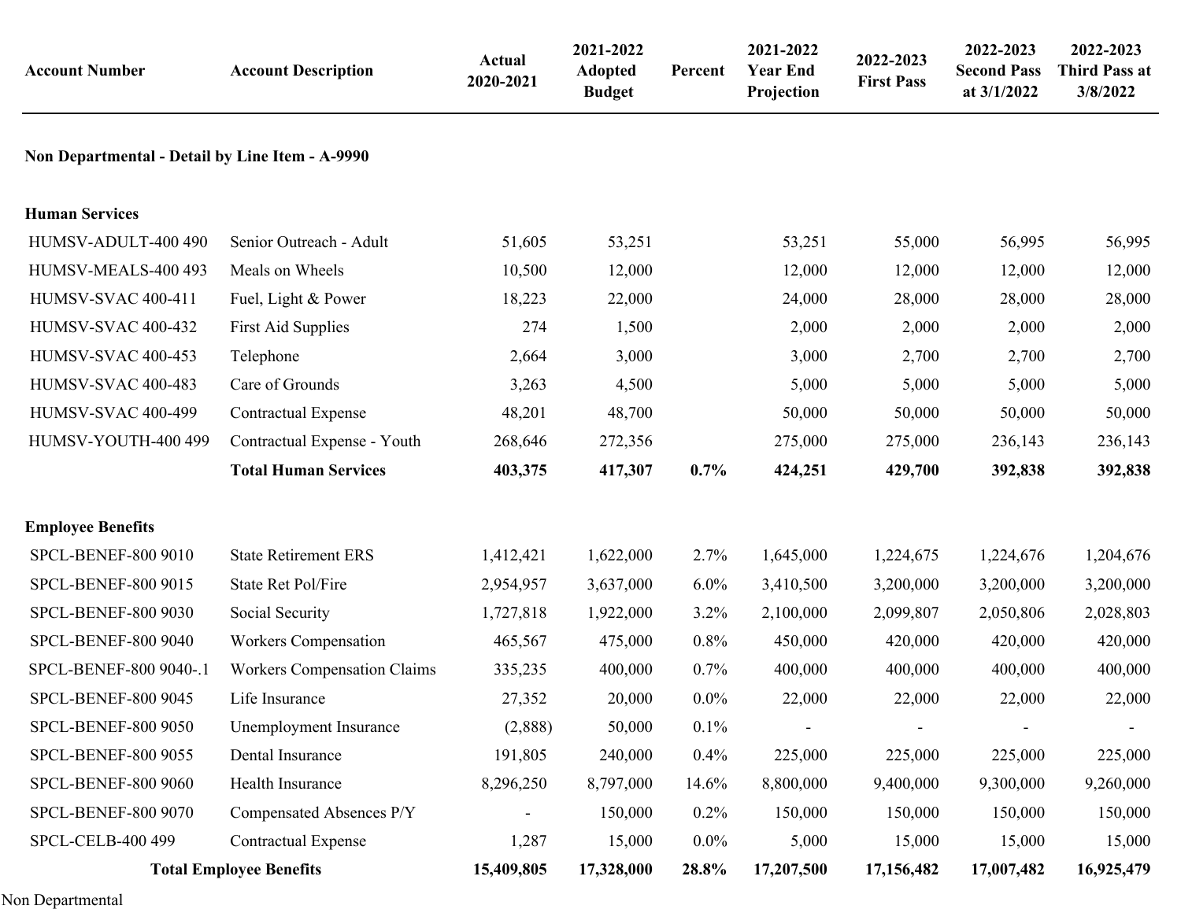| Account Number | Account Description | Actual 2020-2021 | 2021-2022 Adopted Budget | Percent | 2021-2022 Year End Projection | 2022-2023 First Pass | 2022-2023 Second Pass at 3/1/2022 | 2022-2023 Third Pass at 3/8/2022 |
|---|---|---|---|---|---|---|---|---|
| **Non Departmental - Detail by Line Item - A-9990** | | | | | | | | |
| **Human Services** | | | | | | | | |
| HUMSV-ADULT-400 490 | Senior Outreach - Adult | 51,605 | 53,251 | | 53,251 | 55,000 | 56,995 | 56,995 |
| HUMSV-MEALS-400 493 | Meals on Wheels | 10,500 | 12,000 | | 12,000 | 12,000 | 12,000 | 12,000 |
| HUMSV-SVAC 400-411 | Fuel, Light & Power | 18,223 | 22,000 | | 24,000 | 28,000 | 28,000 | 28,000 |
| HUMSV-SVAC 400-432 | First Aid Supplies | 274 | 1,500 | | 2,000 | 2,000 | 2,000 | 2,000 |
| HUMSV-SVAC 400-453 | Telephone | 2,664 | 3,000 | | 3,000 | 2,700 | 2,700 | 2,700 |
| HUMSV-SVAC 400-483 | Care of Grounds | 3,263 | 4,500 | | 5,000 | 5,000 | 5,000 | 5,000 |
| HUMSV-SVAC 400-499 | Contractual Expense | 48,201 | 48,700 | | 50,000 | 50,000 | 50,000 | 50,000 |
| HUMSV-YOUTH-400 499 | Contractual Expense - Youth | 268,646 | 272,356 | | 275,000 | 275,000 | 236,143 | 236,143 |
| | **Total Human Services** | **403,375** | **417,307** | **0.7%** | **424,251** | **429,700** | **392,838** | **392,838** |
| **Employee Benefits** | | | | | | | | |
| SPCL-BENEF-800 9010 | State Retirement ERS | 1,412,421 | 1,622,000 | 2.7% | 1,645,000 | 1,224,675 | 1,224,676 | 1,204,676 |
| SPCL-BENEF-800 9015 | State Ret Pol/Fire | 2,954,957 | 3,637,000 | 6.0% | 3,410,500 | 3,200,000 | 3,200,000 | 3,200,000 |
| SPCL-BENEF-800 9030 | Social Security | 1,727,818 | 1,922,000 | 3.2% | 2,100,000 | 2,099,807 | 2,050,806 | 2,028,803 |
| SPCL-BENEF-800 9040 | Workers Compensation | 465,567 | 475,000 | 0.8% | 450,000 | 420,000 | 420,000 | 420,000 |
| SPCL-BENEF-800 9040-.1 | Workers Compensation Claims | 335,235 | 400,000 | 0.7% | 400,000 | 400,000 | 400,000 | 400,000 |
| SPCL-BENEF-800 9045 | Life Insurance | 27,352 | 20,000 | 0.0% | 22,000 | 22,000 | 22,000 | 22,000 |
| SPCL-BENEF-800 9050 | Unemployment Insurance | (2,888) | 50,000 | 0.1% | - | - | - | - |
| SPCL-BENEF-800 9055 | Dental Insurance | 191,805 | 240,000 | 0.4% | 225,000 | 225,000 | 225,000 | 225,000 |
| SPCL-BENEF-800 9060 | Health Insurance | 8,296,250 | 8,797,000 | 14.6% | 8,800,000 | 9,400,000 | 9,300,000 | 9,260,000 |
| SPCL-BENEF-800 9070 | Compensated Absences P/Y | - | 150,000 | 0.2% | 150,000 | 150,000 | 150,000 | 150,000 |
| SPCL-CELB-400 499 | Contractual Expense | 1,287 | 15,000 | 0.0% | 5,000 | 15,000 | 15,000 | 15,000 |
| | **Total Employee Benefits** | **15,409,805** | **17,328,000** | **28.8%** | **17,207,500** | **17,156,482** | **17,007,482** | **16,925,479** |

Non Departmental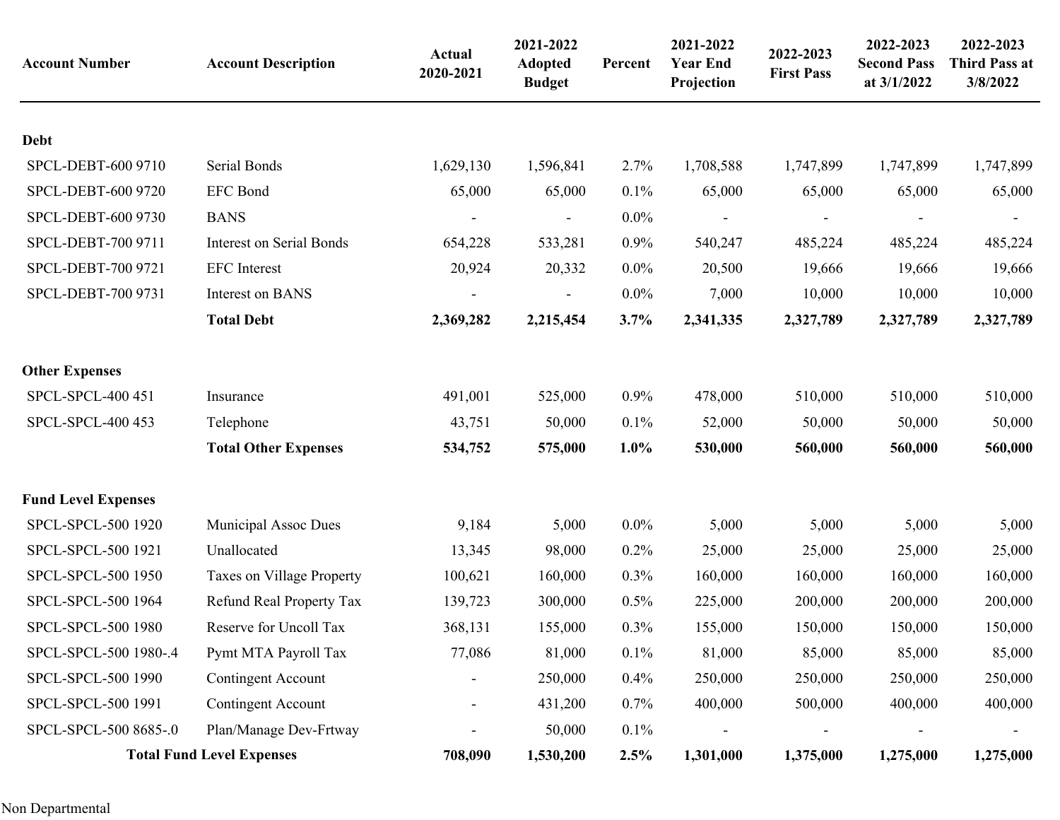| Account Number | Account Description | Actual 2020-2021 | 2021-2022 Adopted Budget | Percent | 2021-2022 Year End Projection | 2022-2023 First Pass | 2022-2023 Second Pass at 3/1/2022 | 2022-2023 Third Pass at 3/8/2022 |
|---|---|---|---|---|---|---|---|---|
| **Debt** | | | | | | | | |
| SPCL-DEBT-600 9710 | Serial Bonds | 1,629,130 | 1,596,841 | 2.7% | 1,708,588 | 1,747,899 | 1,747,899 | 1,747,899 |
| SPCL-DEBT-600 9720 | EFC Bond | 65,000 | 65,000 | 0.1% | 65,000 | 65,000 | 65,000 | 65,000 |
| SPCL-DEBT-600 9730 | BANS | - | - | 0.0% | - | - | - | - |
| SPCL-DEBT-700 9711 | Interest on Serial Bonds | 654,228 | 533,281 | 0.9% | 540,247 | 485,224 | 485,224 | 485,224 |
| SPCL-DEBT-700 9721 | EFC Interest | 20,924 | 20,332 | 0.0% | 20,500 | 19,666 | 19,666 | 19,666 |
| SPCL-DEBT-700 9731 | Interest on BANS | - | - | 0.0% | 7,000 | 10,000 | 10,000 | 10,000 |
| | **Total Debt** | **2,369,282** | **2,215,454** | **3.7%** | **2,341,335** | **2,327,789** | **2,327,789** | **2,327,789** |
| **Other Expenses** | | | | | | | | |
| SPCL-SPCL-400 451 | Insurance | 491,001 | 525,000 | 0.9% | 478,000 | 510,000 | 510,000 | 510,000 |
| SPCL-SPCL-400 453 | Telephone | 43,751 | 50,000 | 0.1% | 52,000 | 50,000 | 50,000 | 50,000 |
| | **Total Other Expenses** | **534,752** | **575,000** | **1.0%** | **530,000** | **560,000** | **560,000** | **560,000** |
| **Fund Level Expenses** | | | | | | | | |
| SPCL-SPCL-500 1920 | Municipal Assoc Dues | 9,184 | 5,000 | 0.0% | 5,000 | 5,000 | 5,000 | 5,000 |
| SPCL-SPCL-500 1921 | Unallocated | 13,345 | 98,000 | 0.2% | 25,000 | 25,000 | 25,000 | 25,000 |
| SPCL-SPCL-500 1950 | Taxes on Village Property | 100,621 | 160,000 | 0.3% | 160,000 | 160,000 | 160,000 | 160,000 |
| SPCL-SPCL-500 1964 | Refund Real Property Tax | 139,723 | 300,000 | 0.5% | 225,000 | 200,000 | 200,000 | 200,000 |
| SPCL-SPCL-500 1980 | Reserve for Uncoll Tax | 368,131 | 155,000 | 0.3% | 155,000 | 150,000 | 150,000 | 150,000 |
| SPCL-SPCL-500 1980-.4 | Pymt MTA Payroll Tax | 77,086 | 81,000 | 0.1% | 81,000 | 85,000 | 85,000 | 85,000 |
| SPCL-SPCL-500 1990 | Contingent Account | - | 250,000 | 0.4% | 250,000 | 250,000 | 250,000 | 250,000 |
| SPCL-SPCL-500 1991 | Contingent Account | - | 431,200 | 0.7% | 400,000 | 500,000 | 400,000 | 400,000 |
| SPCL-SPCL-500 8685-.0 | Plan/Manage Dev-Frtway | - | 50,000 | 0.1% | - | - | - | - |
| | **Total Fund Level Expenses** | **708,090** | **1,530,200** | **2.5%** | **1,301,000** | **1,375,000** | **1,275,000** | **1,275,000** |

Non Departmental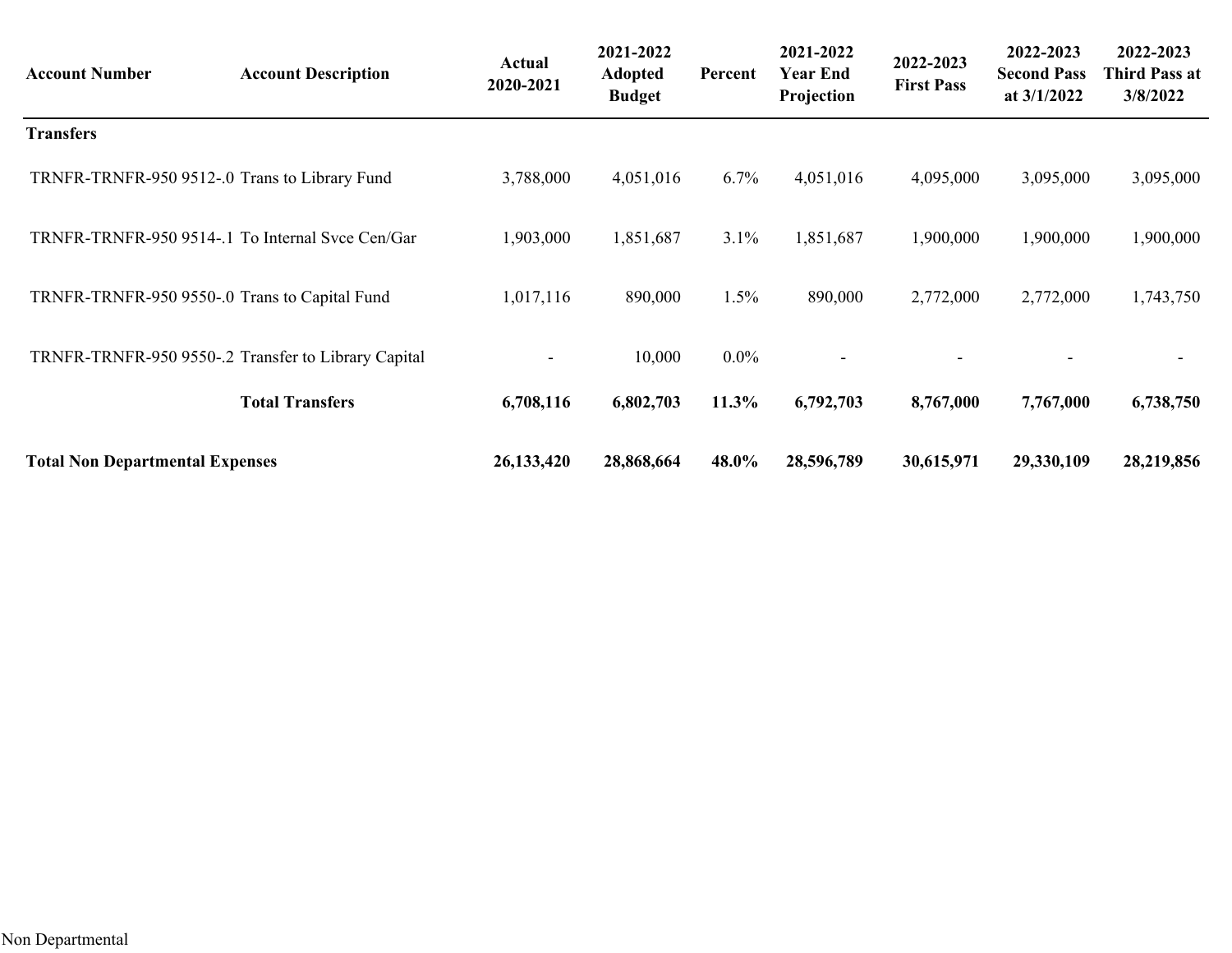| Account Number | Account Description | Actual 2020-2021 | 2021-2022 Adopted Budget | Percent | 2021-2022 Year End Projection | 2022-2023 First Pass | 2022-2023 Second Pass at 3/1/2022 | 2022-2023 Third Pass at 3/8/2022 |
|---|---|---|---|---|---|---|---|---|
| **Transfers** | | | | | | | | |
| TRNFR-TRNFR-950 9512-.0 | Trans to Library Fund | 3,788,000 | 4,051,016 | 6.7% | 4,051,016 | 4,095,000 | 3,095,000 | 3,095,000 |
| TRNFR-TRNFR-950 9514-.1 | To Internal Svce Cen/Gar | 1,903,000 | 1,851,687 | 3.1% | 1,851,687 | 1,900,000 | 1,900,000 | 1,900,000 |
| TRNFR-TRNFR-950 9550-.0 | Trans to Capital Fund | 1,017,116 | 890,000 | 1.5% | 890,000 | 2,772,000 | 2,772,000 | 1,743,750 |
| TRNFR-TRNFR-950 9550-.2 | Transfer to Library Capital | - | 10,000 | 0.0% | - | - | - | - |
| | **Total Transfers** | **6,708,116** | **6,802,703** | **11.3%** | **6,792,703** | **8,767,000** | **7,767,000** | **6,738,750** |
| **Total Non Departmental Expenses** | | **26,133,420** | **28,868,664** | **48.0%** | **28,596,789** | **30,615,971** | **29,330,109** | **28,219,856** |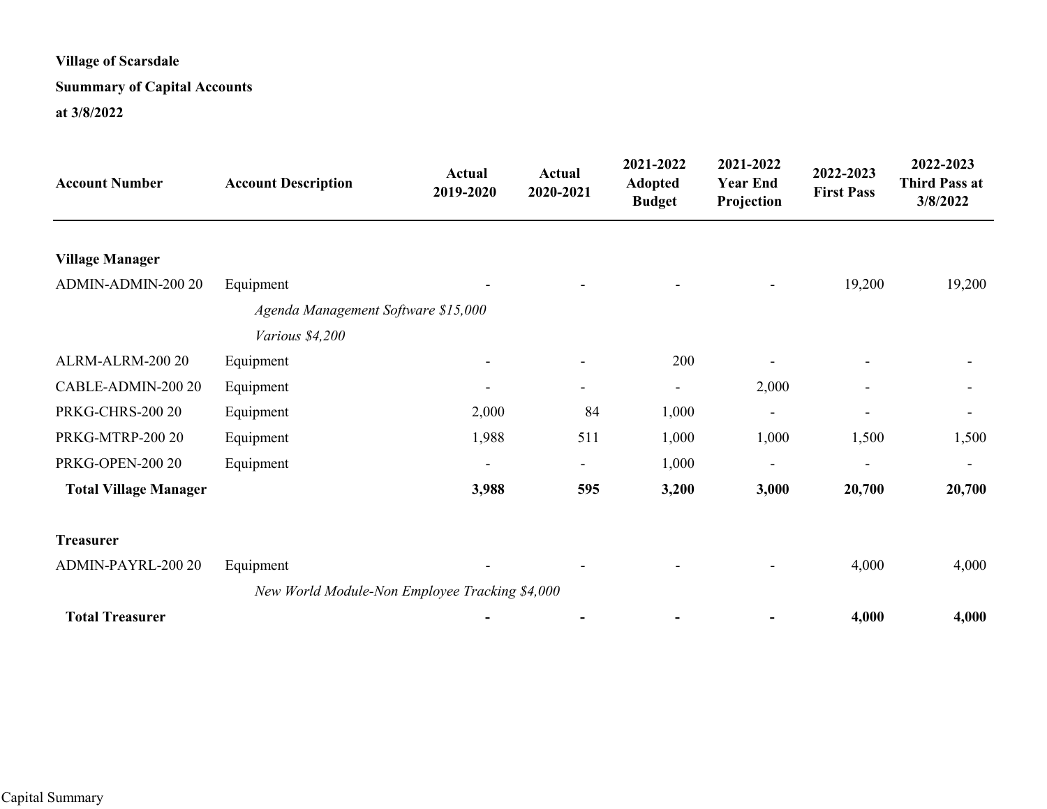**Village of Scarsdale**

**Suummary of Capital Accounts**

**at 3/8/2022**

| Account Number | Account Description | Actual 2019-2020 | Actual 2020-2021 | 2021-2022 Adopted Budget | 2021-2022 Year End Projection | 2022-2023 First Pass | 2022-2023 Third Pass at 3/8/2022 |
|---|---|---|---|---|---|---|---|
| **Village Manager** | | | | | | | |
| ADMIN-ADMIN-200 20 | Equipment | - | - | - | - | 19,200 | 19,200 |
| | *Agenda Management Software $15,000* | | | | | | |
| | *Various $4,200* | | | | | | |
| ALRM-ALRM-200 20 | Equipment | - | - | 200 | - | - | - |
| CABLE-ADMIN-200 20 | Equipment | - | - | - | 2,000 | - | - |
| PRKG-CHRS-200 20 | Equipment | 2,000 | 84 | 1,000 | - | - | - |
| PRKG-MTRP-200 20 | Equipment | 1,988 | 511 | 1,000 | 1,000 | 1,500 | 1,500 |
| PRKG-OPEN-200 20 | Equipment | - | - | 1,000 | - | - | - |
| **Total Village Manager** | | **3,988** | **595** | **3,200** | **3,000** | **20,700** | **20,700** |
| **Treasurer** | | | | | | | |
| ADMIN-PAYRL-200 20 | Equipment | - | - | - | - | 4,000 | 4,000 |
| | *New World Module-Non Employee Tracking $4,000* | | | | | | |
| **Total Treasurer** | | **-** | **-** | **-** | **-** | **4,000** | **4,000** |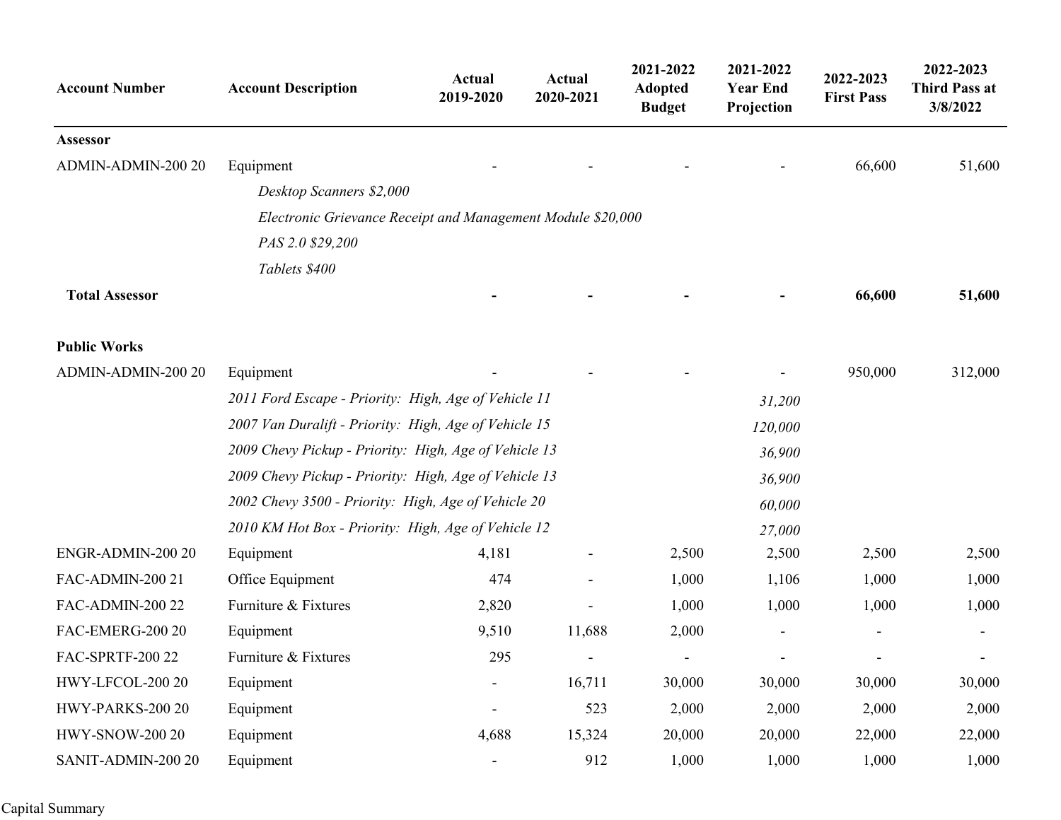| Account Number | Account Description | Actual 2019-2020 | Actual 2020-2021 | 2021-2022 Adopted Budget | 2021-2022 Year End Projection | 2022-2023 First Pass | 2022-2023 Third Pass at 3/8/2022 |
|---|---|---|---|---|---|---|---|
| **Assessor** | | | | | | | |
| ADMIN-ADMIN-200 20 | Equipment | - | - | - | - | 66,600 | 51,600 |
| | *Desktop Scanners $2,000* | | | | | | |
| | *Electronic Grievance Receipt and Management Module $20,000* | | | | | | |
| | *PAS 2.0 $29,200* | | | | | | |
| | *Tablets $400* | | | | | | |
| **Total Assessor** | | **-** | **-** | **-** | **-** | **66,600** | **51,600** |
| | | | | | | | |
| **Public Works** | | | | | | | |
| ADMIN-ADMIN-200 20 | Equipment | - | - | - | - | 950,000 | 312,000 |
| | *2011 Ford Escape - Priority: High, Age of Vehicle 11* | | | | *31,200* | | |
| | *2007 Van Duralift - Priority: High, Age of Vehicle 15* | | | | *120,000* | | |
| | *2009 Chevy Pickup - Priority: High, Age of Vehicle 13* | | | | *36,900* | | |
| | *2009 Chevy Pickup - Priority: High, Age of Vehicle 13* | | | | *36,900* | | |
| | *2002 Chevy 3500 - Priority: High, Age of Vehicle 20* | | | | *60,000* | | |
| | *2010 KM Hot Box - Priority: High, Age of Vehicle 12* | | | | *27,000* | | |
| ENGR-ADMIN-200 20 | Equipment | 4,181 | - | 2,500 | 2,500 | 2,500 | 2,500 |
| FAC-ADMIN-200 21 | Office Equipment | 474 | - | 1,000 | 1,106 | 1,000 | 1,000 |
| FAC-ADMIN-200 22 | Furniture & Fixtures | 2,820 | - | 1,000 | 1,000 | 1,000 | 1,000 |
| FAC-EMERG-200 20 | Equipment | 9,510 | 11,688 | 2,000 | - | - | - |
| FAC-SPRTF-200 22 | Furniture & Fixtures | 295 | - | - | - | - | - |
| HWY-LFCOL-200 20 | Equipment | - | 16,711 | 30,000 | 30,000 | 30,000 | 30,000 |
| HWY-PARKS-200 20 | Equipment | - | 523 | 2,000 | 2,000 | 2,000 | 2,000 |
| HWY-SNOW-200 20 | Equipment | 4,688 | 15,324 | 20,000 | 20,000 | 22,000 | 22,000 |
| SANIT-ADMIN-200 20 | Equipment | - | 912 | 1,000 | 1,000 | 1,000 | 1,000 |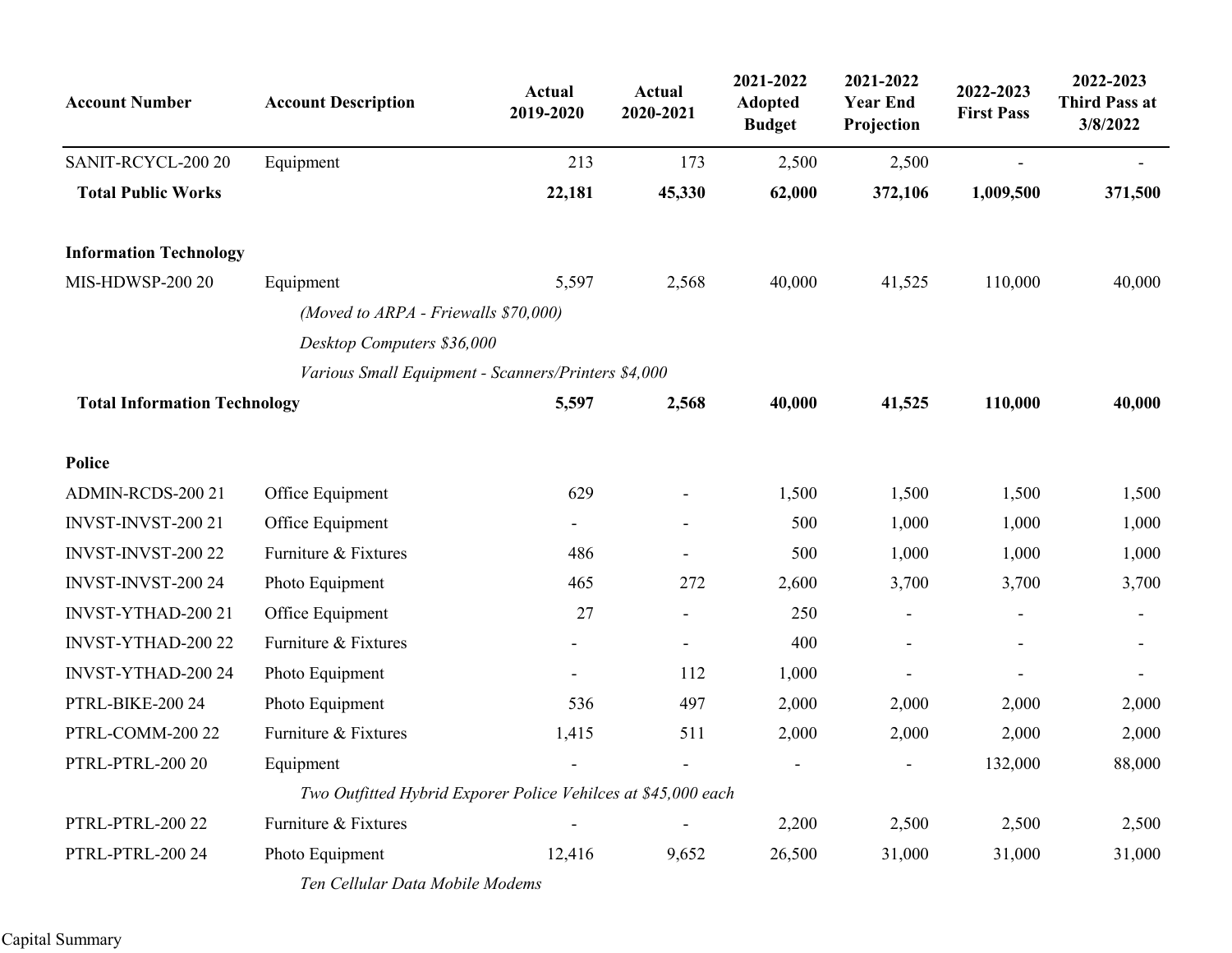| Account Number | Account Description | Actual 2019-2020 | Actual 2020-2021 | 2021-2022 Adopted Budget | 2021-2022 Year End Projection | 2022-2023 First Pass | 2022-2023 Third Pass at 3/8/2022 |
|---|---|---|---|---|---|---|---|
| SANIT-RCYCL-200 20 | Equipment | 213 | 173 | 2,500 | 2,500 | - | - |
| **Total Public Works** | | **22,181** | **45,330** | **62,000** | **372,106** | **1,009,500** | **371,500** |
| | | | | | | | |
| **Information Technology** | | | | | | | |
| MIS-HDWSP-200 20 | Equipment | 5,597 | 2,568 | 40,000 | 41,525 | 110,000 | 40,000 |
| | *(Moved to ARPA - Friewalls $70,000)* | | | | | | |
| | *Desktop Computers $36,000* | | | | | | |
| | *Various Small Equipment - Scanners/Printers $4,000* | | | | | | |
| **Total Information Technology** | | **5,597** | **2,568** | **40,000** | **41,525** | **110,000** | **40,000** |
| | | | | | | | |
| **Police** | | | | | | | |
| ADMIN-RCDS-200 21 | Office Equipment | 629 | - | 1,500 | 1,500 | 1,500 | 1,500 |
| INVST-INVST-200 21 | Office Equipment | - | - | 500 | 1,000 | 1,000 | 1,000 |
| INVST-INVST-200 22 | Furniture & Fixtures | 486 | - | 500 | 1,000 | 1,000 | 1,000 |
| INVST-INVST-200 24 | Photo Equipment | 465 | 272 | 2,600 | 3,700 | 3,700 | 3,700 |
| INVST-YTHAD-200 21 | Office Equipment | 27 | - | 250 | - | - | - |
| INVST-YTHAD-200 22 | Furniture & Fixtures | - | - | 400 | - | - | - |
| INVST-YTHAD-200 24 | Photo Equipment | - | 112 | 1,000 | - | - | - |
| PTRL-BIKE-200 24 | Photo Equipment | 536 | 497 | 2,000 | 2,000 | 2,000 | 2,000 |
| PTRL-COMM-200 22 | Furniture & Fixtures | 1,415 | 511 | 2,000 | 2,000 | 2,000 | 2,000 |
| PTRL-PTRL-200 20 | Equipment | - | - | - | - | 132,000 | 88,000 |
| | *Two Outfitted Hybrid Exporer Police Vehilces at $45,000 each* | | | | | | |
| PTRL-PTRL-200 22 | Furniture & Fixtures | - | - | 2,200 | 2,500 | 2,500 | 2,500 |
| PTRL-PTRL-200 24 | Photo Equipment | 12,416 | 9,652 | 26,500 | 31,000 | 31,000 | 31,000 |
| | *Ten Cellular Data Mobile Modems* | | | | | | |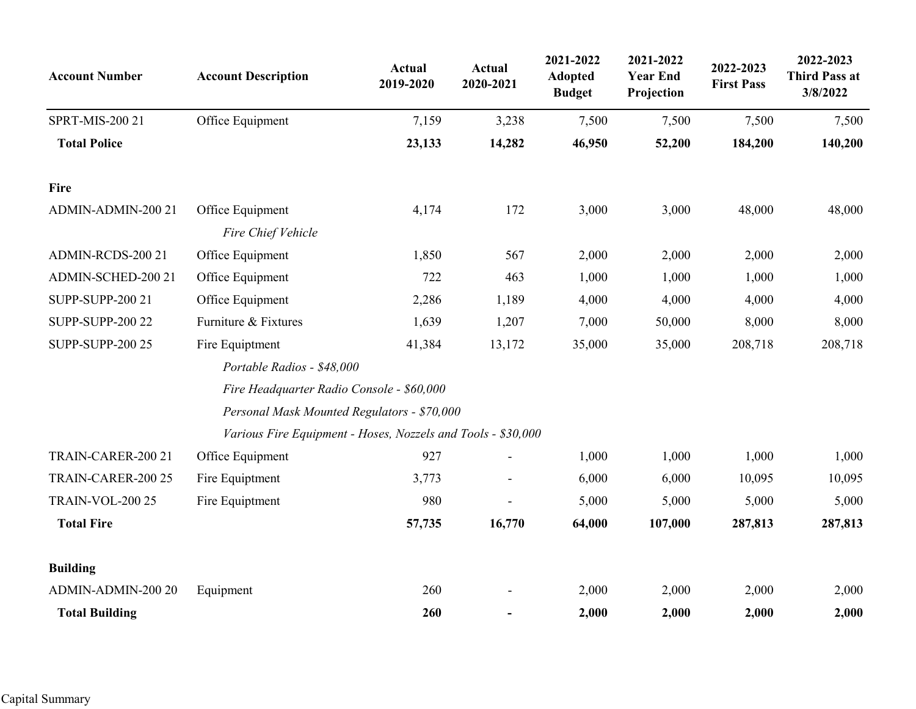| Account Number | Account Description | Actual 2019-2020 | Actual 2020-2021 | 2021-2022 Adopted Budget | 2021-2022 Year End Projection | 2022-2023 First Pass | 2022-2023 Third Pass at 3/8/2022 |
|---|---|---|---|---|---|---|---|
| SPRT-MIS-200 21 | Office Equipment | 7,159 | 3,238 | 7,500 | 7,500 | 7,500 | 7,500 |
| **Total Police** | | **23,133** | **14,282** | **46,950** | **52,200** | **184,200** | **140,200** |
| | | | | | | | |
| **Fire** | | | | | | | |
| ADMIN-ADMIN-200 21 | Office Equipment | 4,174 | 172 | 3,000 | 3,000 | 48,000 | 48,000 |
| | *Fire Chief Vehicle* | | | | | | |
| ADMIN-RCDS-200 21 | Office Equipment | 1,850 | 567 | 2,000 | 2,000 | 2,000 | 2,000 |
| ADMIN-SCHED-200 21 | Office Equipment | 722 | 463 | 1,000 | 1,000 | 1,000 | 1,000 |
| SUPP-SUPP-200 21 | Office Equipment | 2,286 | 1,189 | 4,000 | 4,000 | 4,000 | 4,000 |
| SUPP-SUPP-200 22 | Furniture & Fixtures | 1,639 | 1,207 | 7,000 | 50,000 | 8,000 | 8,000 |
| SUPP-SUPP-200 25 | Fire Equiptment | 41,384 | 13,172 | 35,000 | 35,000 | 208,718 | 208,718 |
| | *Portable Radios - $48,000* | | | | | | |
| | *Fire Headquarter Radio Console - $60,000* | | | | | | |
| | *Personal Mask Mounted Regulators - $70,000* | | | | | | |
| | *Various Fire Equipment - Hoses, Nozzels and Tools - $30,000* | | | | | | |
| TRAIN-CARER-200 21 | Office Equipment | 927 | - | 1,000 | 1,000 | 1,000 | 1,000 |
| TRAIN-CARER-200 25 | Fire Equiptment | 3,773 | - | 6,000 | 6,000 | 10,095 | 10,095 |
| TRAIN-VOL-200 25 | Fire Equiptment | 980 | - | 5,000 | 5,000 | 5,000 | 5,000 |
| **Total Fire** | | **57,735** | **16,770** | **64,000** | **107,000** | **287,813** | **287,813** |
| | | | | | | | |
| **Building** | | | | | | | |
| ADMIN-ADMIN-200 20 | Equipment | 260 | - | 2,000 | 2,000 | 2,000 | 2,000 |
| **Total Building** | | **260** | **-** | **2,000** | **2,000** | **2,000** | **2,000** |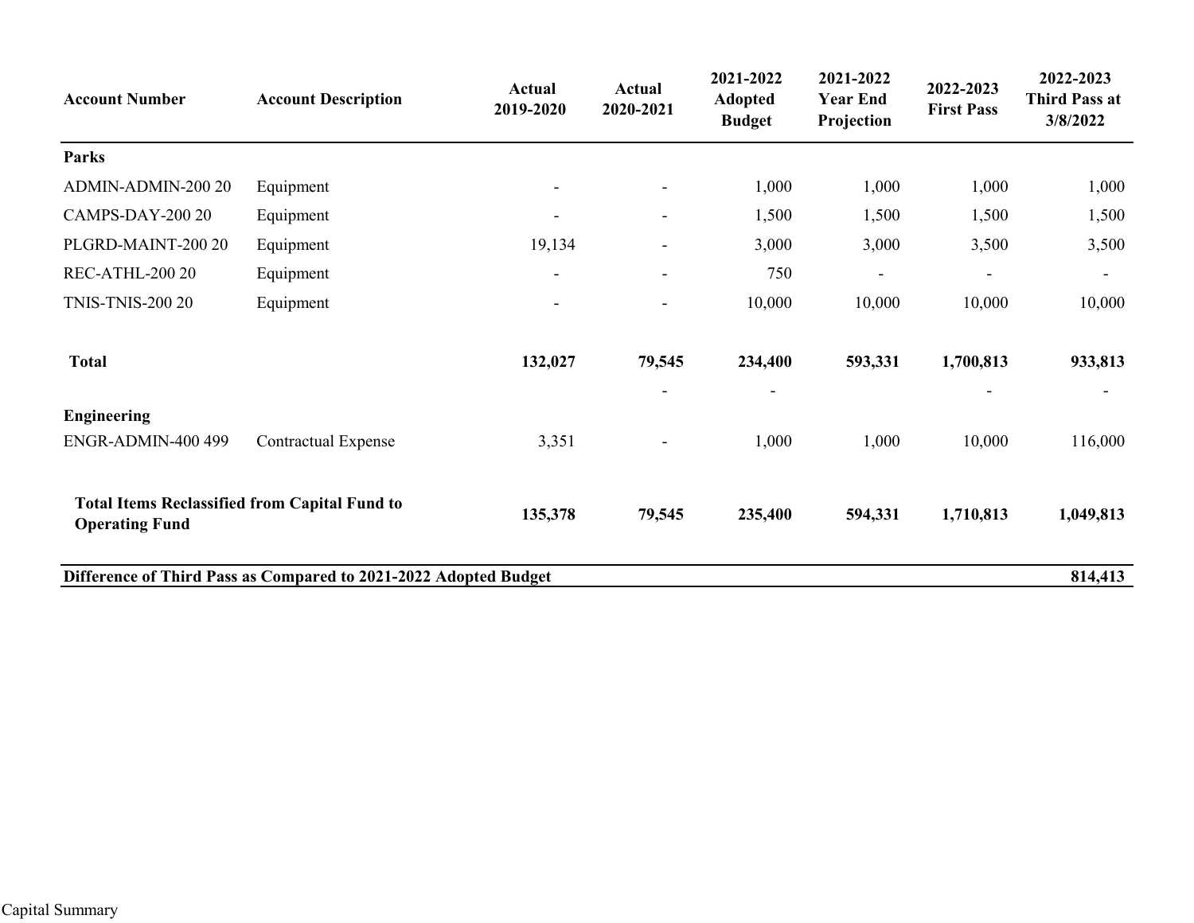| Account Number | Account Description | Actual 2019-2020 | Actual 2020-2021 | 2021-2022 Adopted Budget | 2021-2022 Year End Projection | 2022-2023 First Pass | 2022-2023 Third Pass at 3/8/2022 |
|---|---|---|---|---|---|---|---|
| **Parks** | | | | | | | |
| ADMIN-ADMIN-200 20 | Equipment | - | - | 1,000 | 1,000 | 1,000 | 1,000 |
| CAMPS-DAY-200 20 | Equipment | - | - | 1,500 | 1,500 | 1,500 | 1,500 |
| PLGRD-MAINT-200 20 | Equipment | 19,134 | - | 3,000 | 3,000 | 3,500 | 3,500 |
| REC-ATHL-200 20 | Equipment | - | - | 750 | - | - | - |
| TNIS-TNIS-200 20 | Equipment | - | - | 10,000 | 10,000 | 10,000 | 10,000 |
| **Total** | | **132,027** | **79,545** | **234,400** | **593,331** | **1,700,813** | **933,813** |
| | | | - | - | | - | - |
| **Engineering** | | | | | | | |
| ENGR-ADMIN-400 499 | Contractual Expense | 3,351 | - | 1,000 | 1,000 | 10,000 | 116,000 |
| **Total Items Reclassified from Capital Fund to Operating Fund** | | **135,378** | **79,545** | **235,400** | **594,331** | **1,710,813** | **1,049,813** |
| **Difference of Third Pass as Compared to 2021-2022 Adopted Budget** | | | | | | | **814,413** |

Capital Summary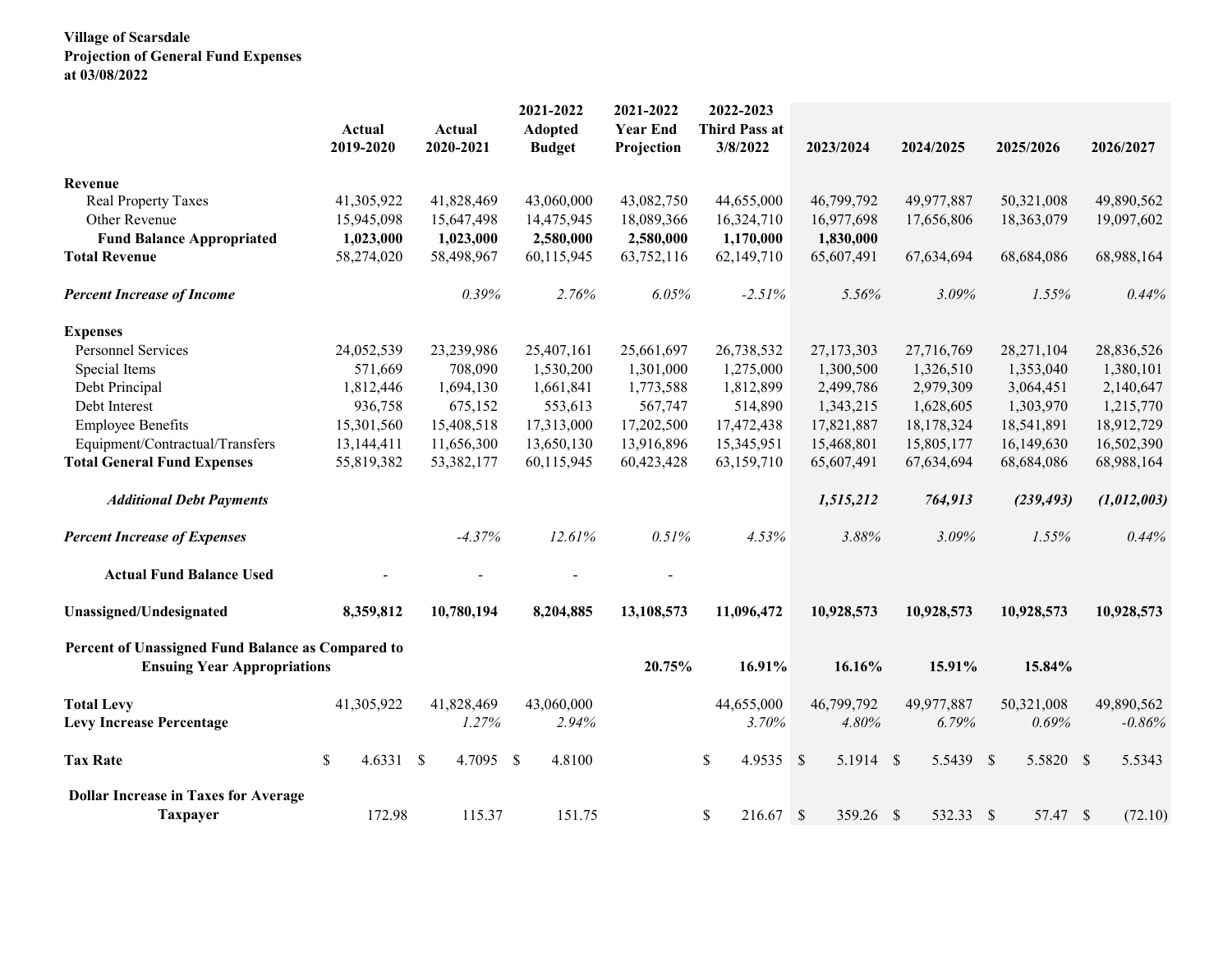**Village of Scarsdale**
**Projection of General Fund Expenses**
**at 03/08/2022**

| | Actual 2019-2020 | Actual 2020-2021 | 2021-2022 Adopted Budget | 2021-2022 Year End Projection | 2022-2023 Third Pass at 3/8/2022 | 2023/2024 | 2024/2025 | 2025/2026 | 2026/2027 |
|---|---|---|---|---|---|---|---|---|---|
| **Revenue** | | | | | | | | | |
| Real Property Taxes | 41,305,922 | 41,828,469 | 43,060,000 | 43,082,750 | 44,655,000 | 46,799,792 | 49,977,887 | 50,321,008 | 49,890,562 |
| Other Revenue | 15,945,098 | 15,647,498 | 14,475,945 | 18,089,366 | 16,324,710 | 16,977,698 | 17,656,806 | 18,363,079 | 19,097,602 |
| **Fund Balance Appropriated** | **1,023,000** | **1,023,000** | **2,580,000** | **2,580,000** | **1,170,000** | **1,830,000** | | | |
| **Total Revenue** | 58,274,020 | 58,498,967 | 60,115,945 | 63,752,116 | 62,149,710 | 65,607,491 | 67,634,694 | 68,684,086 | 68,988,164 |
| ***Percent Increase of Income*** | | *0.39%* | *2.76%* | *6.05%* | *-2.51%* | *5.56%* | *3.09%* | *1.55%* | *0.44%* |
| **Expenses** | | | | | | | | | |
| Personnel Services | 24,052,539 | 23,239,986 | 25,407,161 | 25,661,697 | 26,738,532 | 27,173,303 | 27,716,769 | 28,271,104 | 28,836,526 |
| Special Items | 571,669 | 708,090 | 1,530,200 | 1,301,000 | 1,275,000 | 1,300,500 | 1,326,510 | 1,353,040 | 1,380,101 |
| Debt Principal | 1,812,446 | 1,694,130 | 1,661,841 | 1,773,588 | 1,812,899 | 2,499,786 | 2,979,309 | 3,064,451 | 2,140,647 |
| Debt Interest | 936,758 | 675,152 | 553,613 | 567,747 | 514,890 | 1,343,215 | 1,628,605 | 1,303,970 | 1,215,770 |
| Employee Benefits | 15,301,560 | 15,408,518 | 17,313,000 | 17,202,500 | 17,472,438 | 17,821,887 | 18,178,324 | 18,541,891 | 18,912,729 |
| Equipment/Contractual/Transfers | 13,144,411 | 11,656,300 | 13,650,130 | 13,916,896 | 15,345,951 | 15,468,801 | 15,805,177 | 16,149,630 | 16,502,390 |
| **Total General Fund Expenses** | 55,819,382 | 53,382,177 | 60,115,945 | 60,423,428 | 63,159,710 | 65,607,491 | 67,634,694 | 68,684,086 | 68,988,164 |
| ***Additional Debt Payments*** | | | | | | ***1,515,212*** | ***764,913*** | ***(239,493)*** | ***(1,012,003)*** |
| ***Percent Increase of Expenses*** | | *-4.37%* | *12.61%* | *0.51%* | *4.53%* | *3.88%* | *3.09%* | *1.55%* | *0.44%* |
| **Actual Fund Balance Used** | - | - | - | - | | | | | |
| **Unassigned/Undesignated** | **8,359,812** | **10,780,194** | **8,204,885** | **13,108,573** | **11,096,472** | **10,928,573** | **10,928,573** | **10,928,573** | **10,928,573** |
| **Percent of Unassigned Fund Balance as Compared to Ensuing Year Appropriations** | | | | **20.75%** | **16.91%** | **16.16%** | **15.91%** | **15.84%** | |
| **Total Levy** | 41,305,922 | 41,828,469 | 43,060,000 | | 44,655,000 | 46,799,792 | 49,977,887 | 50,321,008 | 49,890,562 |
| **Levy Increase Percentage** | | *1.27%* | *2.94%* | | *3.70%* | *4.80%* | *6.79%* | *0.69%* | *-0.86%* |
| **Tax Rate** | $ 4.6331 | $ 4.7095 | $ 4.8100 | | $ 4.9535 | $ 5.1914 | $ 5.5439 | $ 5.5820 | $ 5.5343 |
| **Dollar Increase in Taxes for Average Taxpayer** | 172.98 | 115.37 | 151.75 | | $ 216.67 | $ 359.26 | $ 532.33 | $ 57.47 | $ (72.10) |